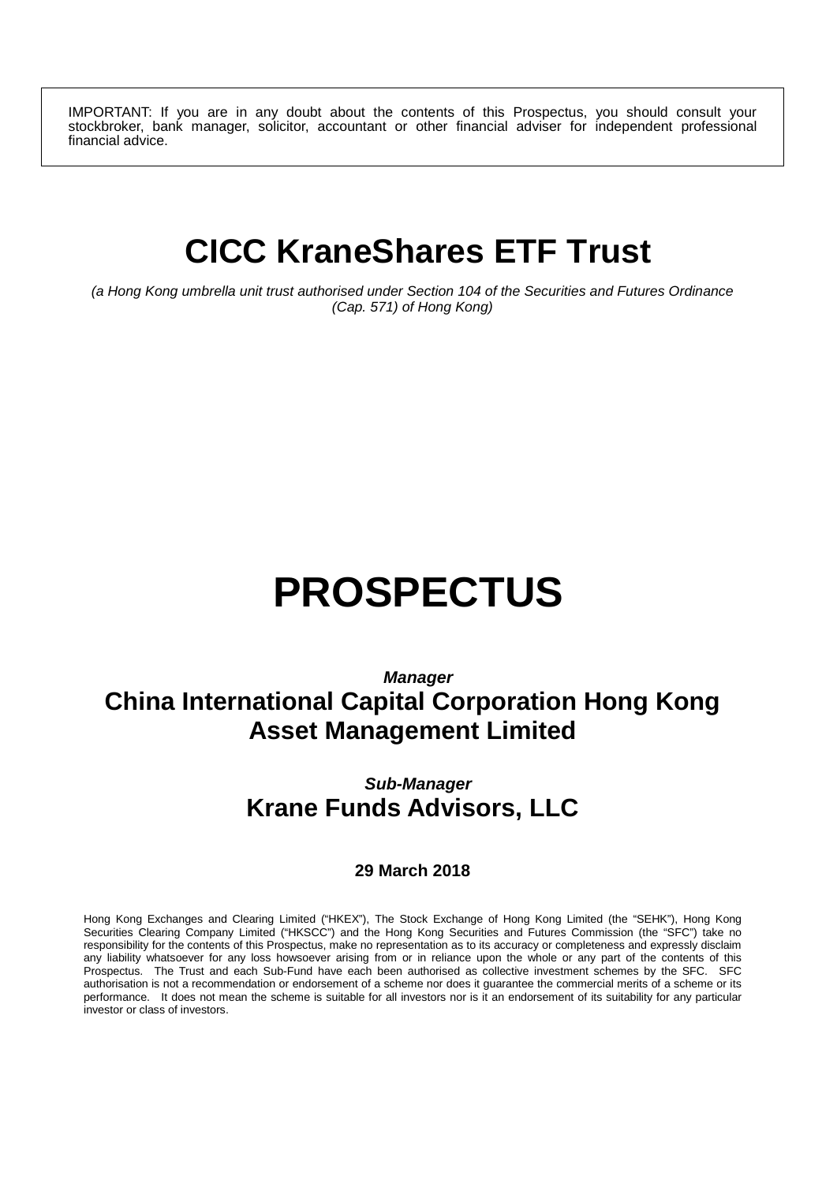IMPORTANT: If you are in any doubt about the contents of this Prospectus, you should consult your stockbroker, bank manager, solicitor, accountant or other financial adviser for independent professional financial advice.

# CICC KraneShares ETF Trust

*(a Hong Kong umbrella unit trust authorised under Section 104 of the Securities and Futures Ordinance (Cap. 571) of Hong Kong)*

# PROSPECTUS

***Manager***

**China International Capital Corporation Hong Kong Asset Management Limited**

***Sub-Manager***

**Krane Funds Advisors, LLC**

**29 March 2018**

Hong Kong Exchanges and Clearing Limited ("HKEX"), The Stock Exchange of Hong Kong Limited (the "SEHK"), Hong Kong Securities Clearing Company Limited ("HKSCC") and the Hong Kong Securities and Futures Commission (the "SFC") take no responsibility for the contents of this Prospectus, make no representation as to its accuracy or completeness and expressly disclaim any liability whatsoever for any loss howsoever arising from or in reliance upon the whole or any part of the contents of this Prospectus. The Trust and each Sub-Fund have each been authorised as collective investment schemes by the SFC. SFC authorisation is not a recommendation or endorsement of a scheme nor does it guarantee the commercial merits of a scheme or its performance. It does not mean the scheme is suitable for all investors nor is it an endorsement of its suitability for any particular investor or class of investors.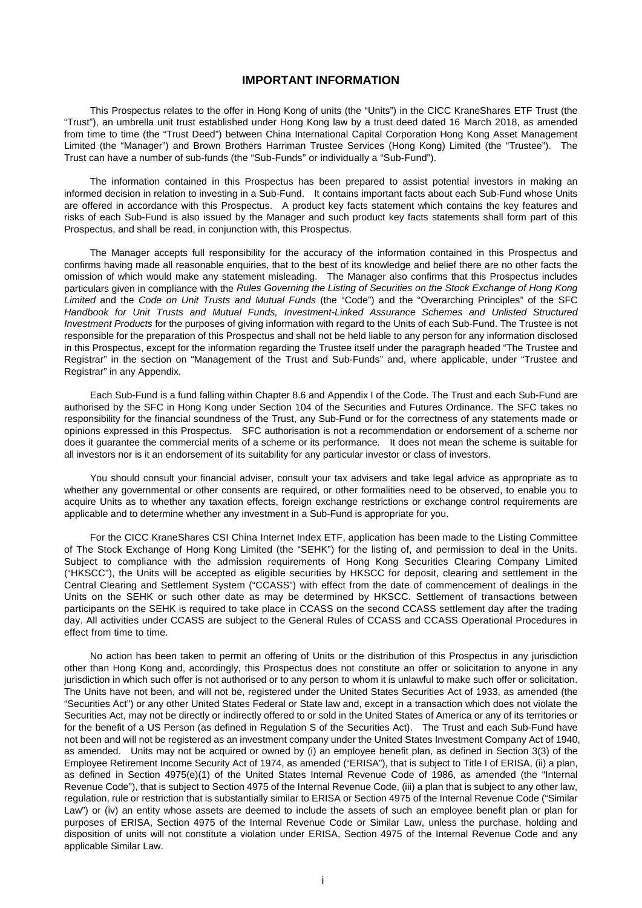# IMPORTANT INFORMATION

This Prospectus relates to the offer in Hong Kong of units (the "Units") in the CICC KraneShares ETF Trust (the "Trust"), an umbrella unit trust established under Hong Kong law by a trust deed dated 16 March 2018, as amended from time to time (the "Trust Deed") between China International Capital Corporation Hong Kong Asset Management Limited (the "Manager") and Brown Brothers Harriman Trustee Services (Hong Kong) Limited (the "Trustee"). The Trust can have a number of sub-funds (the "Sub-Funds" or individually a "Sub-Fund").

The information contained in this Prospectus has been prepared to assist potential investors in making an informed decision in relation to investing in a Sub-Fund. It contains important facts about each Sub-Fund whose Units are offered in accordance with this Prospectus. A product key facts statement which contains the key features and risks of each Sub-Fund is also issued by the Manager and such product key facts statements shall form part of this Prospectus, and shall be read, in conjunction with, this Prospectus.

The Manager accepts full responsibility for the accuracy of the information contained in this Prospectus and confirms having made all reasonable enquiries, that to the best of its knowledge and belief there are no other facts the omission of which would make any statement misleading. The Manager also confirms that this Prospectus includes particulars given in compliance with the *Rules Governing the Listing of Securities on the Stock Exchange of Hong Kong Limited* and the *Code on Unit Trusts and Mutual Funds* (the "Code") and the "Overarching Principles" of the SFC *Handbook for Unit Trusts and Mutual Funds, Investment-Linked Assurance Schemes and Unlisted Structured Investment Products* for the purposes of giving information with regard to the Units of each Sub-Fund. The Trustee is not responsible for the preparation of this Prospectus and shall not be held liable to any person for any information disclosed in this Prospectus, except for the information regarding the Trustee itself under the paragraph headed "The Trustee and Registrar" in the section on "Management of the Trust and Sub-Funds" and, where applicable, under "Trustee and Registrar" in any Appendix.

Each Sub-Fund is a fund falling within Chapter 8.6 and Appendix I of the Code. The Trust and each Sub-Fund are authorised by the SFC in Hong Kong under Section 104 of the Securities and Futures Ordinance. The SFC takes no responsibility for the financial soundness of the Trust, any Sub-Fund or for the correctness of any statements made or opinions expressed in this Prospectus. SFC authorisation is not a recommendation or endorsement of a scheme nor does it guarantee the commercial merits of a scheme or its performance. It does not mean the scheme is suitable for all investors nor is it an endorsement of its suitability for any particular investor or class of investors.

You should consult your financial adviser, consult your tax advisers and take legal advice as appropriate as to whether any governmental or other consents are required, or other formalities need to be observed, to enable you to acquire Units as to whether any taxation effects, foreign exchange restrictions or exchange control requirements are applicable and to determine whether any investment in a Sub-Fund is appropriate for you.

For the CICC KraneShares CSI China Internet Index ETF, application has been made to the Listing Committee of The Stock Exchange of Hong Kong Limited (the "SEHK") for the listing of, and permission to deal in the Units. Subject to compliance with the admission requirements of Hong Kong Securities Clearing Company Limited ("HKSCC"), the Units will be accepted as eligible securities by HKSCC for deposit, clearing and settlement in the Central Clearing and Settlement System ("CCASS") with effect from the date of commencement of dealings in the Units on the SEHK or such other date as may be determined by HKSCC. Settlement of transactions between participants on the SEHK is required to take place in CCASS on the second CCASS settlement day after the trading day. All activities under CCASS are subject to the General Rules of CCASS and CCASS Operational Procedures in effect from time to time.

No action has been taken to permit an offering of Units or the distribution of this Prospectus in any jurisdiction other than Hong Kong and, accordingly, this Prospectus does not constitute an offer or solicitation to anyone in any jurisdiction in which such offer is not authorised or to any person to whom it is unlawful to make such offer or solicitation. The Units have not been, and will not be, registered under the United States Securities Act of 1933, as amended (the "Securities Act") or any other United States Federal or State law and, except in a transaction which does not violate the Securities Act, may not be directly or indirectly offered to or sold in the United States of America or any of its territories or for the benefit of a US Person (as defined in Regulation S of the Securities Act). The Trust and each Sub-Fund have not been and will not be registered as an investment company under the United States Investment Company Act of 1940, as amended. Units may not be acquired or owned by (i) an employee benefit plan, as defined in Section 3(3) of the Employee Retirement Income Security Act of 1974, as amended ("ERISA"), that is subject to Title I of ERISA, (ii) a plan, as defined in Section 4975(e)(1) of the United States Internal Revenue Code of 1986, as amended (the "Internal Revenue Code"), that is subject to Section 4975 of the Internal Revenue Code, (iii) a plan that is subject to any other law, regulation, rule or restriction that is substantially similar to ERISA or Section 4975 of the Internal Revenue Code ("Similar Law") or (iv) an entity whose assets are deemed to include the assets of such an employee benefit plan or plan for purposes of ERISA, Section 4975 of the Internal Revenue Code or Similar Law, unless the purchase, holding and disposition of units will not constitute a violation under ERISA, Section 4975 of the Internal Revenue Code and any applicable Similar Law.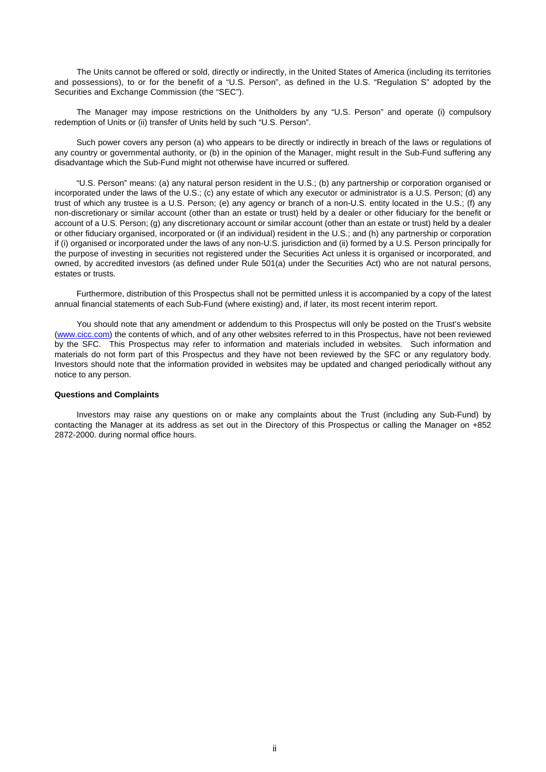The Units cannot be offered or sold, directly or indirectly, in the United States of America (including its territories and possessions), to or for the benefit of a "U.S. Person", as defined in the U.S. "Regulation S" adopted by the Securities and Exchange Commission (the "SEC").

The Manager may impose restrictions on the Unitholders by any "U.S. Person" and operate (i) compulsory redemption of Units or (ii) transfer of Units held by such "U.S. Person".

Such power covers any person (a) who appears to be directly or indirectly in breach of the laws or regulations of any country or governmental authority, or (b) in the opinion of the Manager, might result in the Sub-Fund suffering any disadvantage which the Sub-Fund might not otherwise have incurred or suffered.

"U.S. Person" means: (a) any natural person resident in the U.S.; (b) any partnership or corporation organised or incorporated under the laws of the U.S.; (c) any estate of which any executor or administrator is a U.S. Person; (d) any trust of which any trustee is a U.S. Person; (e) any agency or branch of a non-U.S. entity located in the U.S.; (f) any non-discretionary or similar account (other than an estate or trust) held by a dealer or other fiduciary for the benefit or account of a U.S. Person; (g) any discretionary account or similar account (other than an estate or trust) held by a dealer or other fiduciary organised, incorporated or (if an individual) resident in the U.S.; and (h) any partnership or corporation if (i) organised or incorporated under the laws of any non-U.S. jurisdiction and (ii) formed by a U.S. Person principally for the purpose of investing in securities not registered under the Securities Act unless it is organised or incorporated, and owned, by accredited investors (as defined under Rule 501(a) under the Securities Act) who are not natural persons, estates or trusts.

Furthermore, distribution of this Prospectus shall not be permitted unless it is accompanied by a copy of the latest annual financial statements of each Sub-Fund (where existing) and, if later, its most recent interim report.

You should note that any amendment or addendum to this Prospectus will only be posted on the Trust's website (www.cicc.com) the contents of which, and of any other websites referred to in this Prospectus, have not been reviewed by the SFC. This Prospectus may refer to information and materials included in websites. Such information and materials do not form part of this Prospectus and they have not been reviewed by the SFC or any regulatory body. Investors should note that the information provided in websites may be updated and changed periodically without any notice to any person.

**Questions and Complaints**

Investors may raise any questions on or make any complaints about the Trust (including any Sub-Fund) by contacting the Manager at its address as set out in the Directory of this Prospectus or calling the Manager on +852 2872-2000. during normal office hours.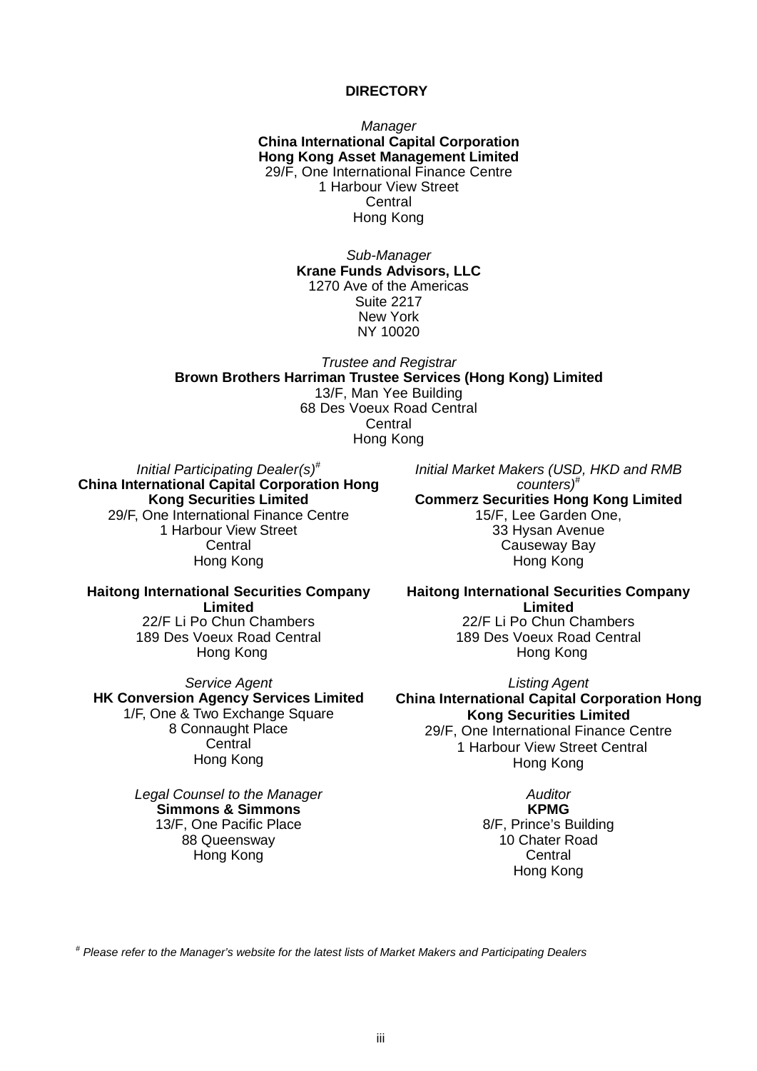# DIRECTORY

*Manager*
**China International Capital Corporation Hong Kong Asset Management Limited**
29/F, One International Finance Centre
1 Harbour View Street
Central
Hong Kong

*Sub-Manager*
**Krane Funds Advisors, LLC**
1270 Ave of the Americas
Suite 2217
New York
NY 10020

*Trustee and Registrar*
**Brown Brothers Harriman Trustee Services (Hong Kong) Limited**
13/F, Man Yee Building
68 Des Voeux Road Central
Central
Hong Kong

*Initial Participating Dealer(s)*#
**China International Capital Corporation Hong Kong Securities Limited**
29/F, One International Finance Centre
1 Harbour View Street
Central
Hong Kong

**Haitong International Securities Company Limited**
22/F Li Po Chun Chambers
189 Des Voeux Road Central
Hong Kong

*Initial Market Makers (USD, HKD and RMB counters)*#
**Commerz Securities Hong Kong Limited**
15/F, Lee Garden One,
33 Hysan Avenue
Causeway Bay
Hong Kong

**Haitong International Securities Company Limited**
22/F Li Po Chun Chambers
189 Des Voeux Road Central
Hong Kong

*Service Agent*
**HK Conversion Agency Services Limited**
1/F, One & Two Exchange Square
8 Connaught Place
Central
Hong Kong

*Listing Agent*
**China International Capital Corporation Hong Kong Securities Limited**
29/F, One International Finance Centre
1 Harbour View Street Central
Hong Kong

*Legal Counsel to the Manager*
**Simmons & Simmons**
13/F, One Pacific Place
88 Queensway
Hong Kong

*Auditor*
**KPMG**
8/F, Prince's Building
10 Chater Road
Central
Hong Kong

# *Please refer to the Manager's website for the latest lists of Market Makers and Participating Dealers*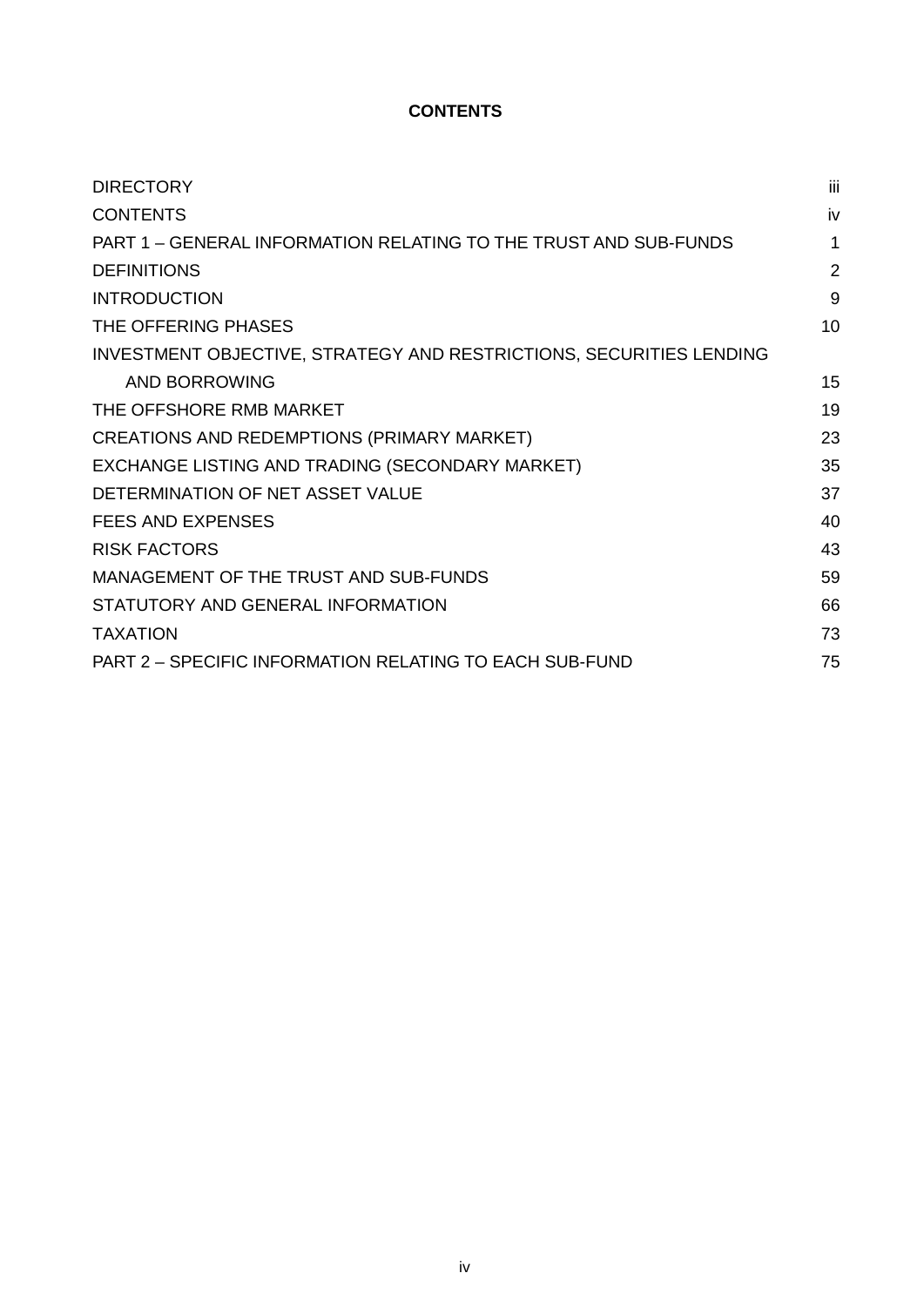# CONTENTS

| | |
|---|---|
| DIRECTORY | iii |
| CONTENTS | iv |
| PART 1 – GENERAL INFORMATION RELATING TO THE TRUST AND SUB-FUNDS | 1 |
| DEFINITIONS | 2 |
| INTRODUCTION | 9 |
| THE OFFERING PHASES | 10 |
| INVESTMENT OBJECTIVE, STRATEGY AND RESTRICTIONS, SECURITIES LENDING AND BORROWING | 15 |
| THE OFFSHORE RMB MARKET | 19 |
| CREATIONS AND REDEMPTIONS (PRIMARY MARKET) | 23 |
| EXCHANGE LISTING AND TRADING (SECONDARY MARKET) | 35 |
| DETERMINATION OF NET ASSET VALUE | 37 |
| FEES AND EXPENSES | 40 |
| RISK FACTORS | 43 |
| MANAGEMENT OF THE TRUST AND SUB-FUNDS | 59 |
| STATUTORY AND GENERAL INFORMATION | 66 |
| TAXATION | 73 |
| PART 2 – SPECIFIC INFORMATION RELATING TO EACH SUB-FUND | 75 |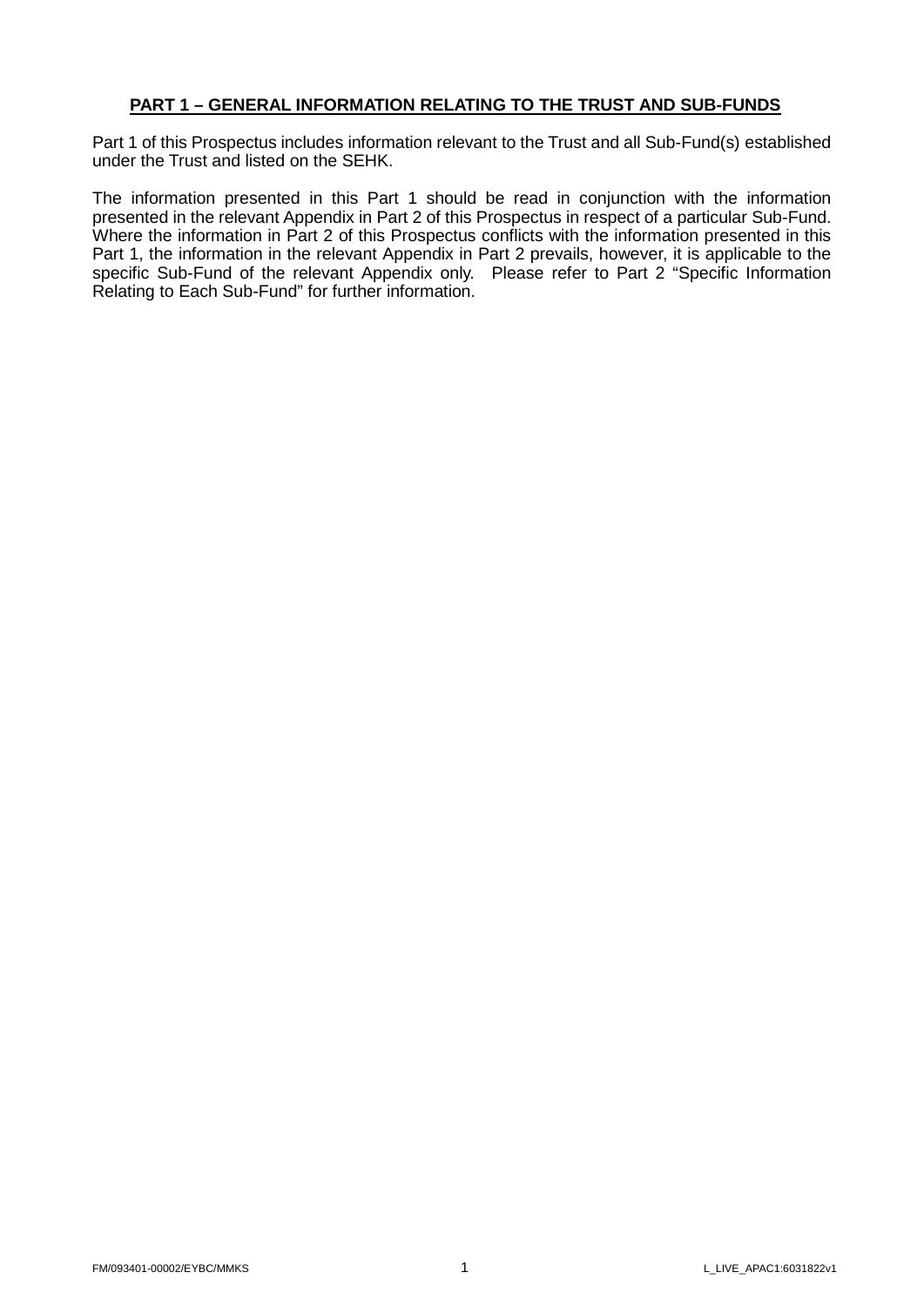## PART 1 – GENERAL INFORMATION RELATING TO THE TRUST AND SUB-FUNDS

Part 1 of this Prospectus includes information relevant to the Trust and all Sub-Fund(s) established under the Trust and listed on the SEHK.

The information presented in this Part 1 should be read in conjunction with the information presented in the relevant Appendix in Part 2 of this Prospectus in respect of a particular Sub-Fund. Where the information in Part 2 of this Prospectus conflicts with the information presented in this Part 1, the information in the relevant Appendix in Part 2 prevails, however, it is applicable to the specific Sub-Fund of the relevant Appendix only. Please refer to Part 2 "Specific Information Relating to Each Sub-Fund" for further information.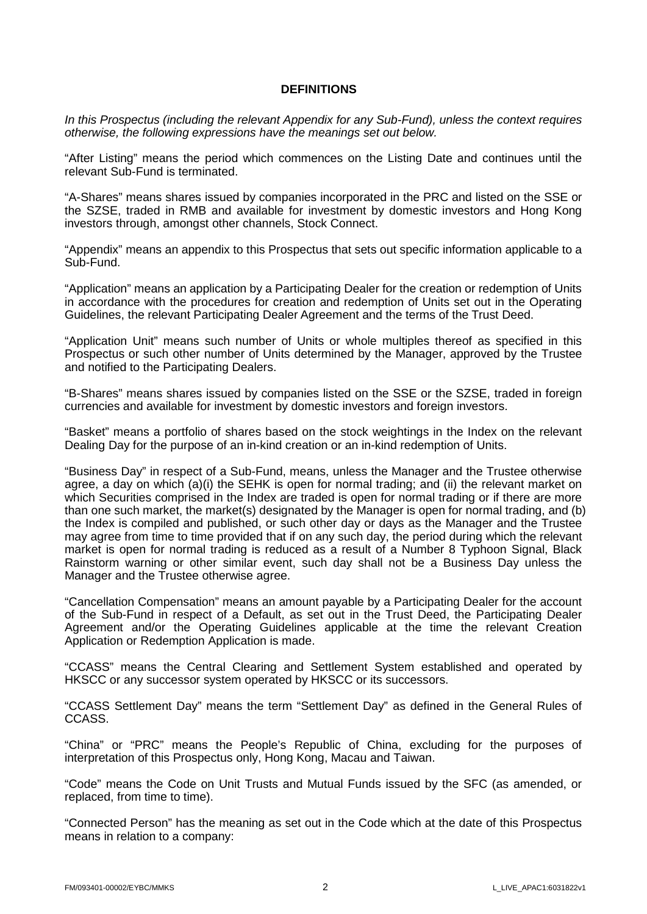## DEFINITIONS

*In this Prospectus (including the relevant Appendix for any Sub-Fund), unless the context requires otherwise, the following expressions have the meanings set out below.*

"After Listing" means the period which commences on the Listing Date and continues until the relevant Sub-Fund is terminated.

"A-Shares" means shares issued by companies incorporated in the PRC and listed on the SSE or the SZSE, traded in RMB and available for investment by domestic investors and Hong Kong investors through, amongst other channels, Stock Connect.

"Appendix" means an appendix to this Prospectus that sets out specific information applicable to a Sub-Fund.

"Application" means an application by a Participating Dealer for the creation or redemption of Units in accordance with the procedures for creation and redemption of Units set out in the Operating Guidelines, the relevant Participating Dealer Agreement and the terms of the Trust Deed.

"Application Unit" means such number of Units or whole multiples thereof as specified in this Prospectus or such other number of Units determined by the Manager, approved by the Trustee and notified to the Participating Dealers.

"B-Shares" means shares issued by companies listed on the SSE or the SZSE, traded in foreign currencies and available for investment by domestic investors and foreign investors.

"Basket" means a portfolio of shares based on the stock weightings in the Index on the relevant Dealing Day for the purpose of an in-kind creation or an in-kind redemption of Units.

"Business Day" in respect of a Sub-Fund, means, unless the Manager and the Trustee otherwise agree, a day on which (a)(i) the SEHK is open for normal trading; and (ii) the relevant market on which Securities comprised in the Index are traded is open for normal trading or if there are more than one such market, the market(s) designated by the Manager is open for normal trading, and (b) the Index is compiled and published, or such other day or days as the Manager and the Trustee may agree from time to time provided that if on any such day, the period during which the relevant market is open for normal trading is reduced as a result of a Number 8 Typhoon Signal, Black Rainstorm warning or other similar event, such day shall not be a Business Day unless the Manager and the Trustee otherwise agree.

"Cancellation Compensation" means an amount payable by a Participating Dealer for the account of the Sub-Fund in respect of a Default, as set out in the Trust Deed, the Participating Dealer Agreement and/or the Operating Guidelines applicable at the time the relevant Creation Application or Redemption Application is made.

"CCASS" means the Central Clearing and Settlement System established and operated by HKSCC or any successor system operated by HKSCC or its successors.

"CCASS Settlement Day" means the term "Settlement Day" as defined in the General Rules of CCASS.

"China" or "PRC" means the People's Republic of China, excluding for the purposes of interpretation of this Prospectus only, Hong Kong, Macau and Taiwan.

"Code" means the Code on Unit Trusts and Mutual Funds issued by the SFC (as amended, or replaced, from time to time).

"Connected Person" has the meaning as set out in the Code which at the date of this Prospectus means in relation to a company: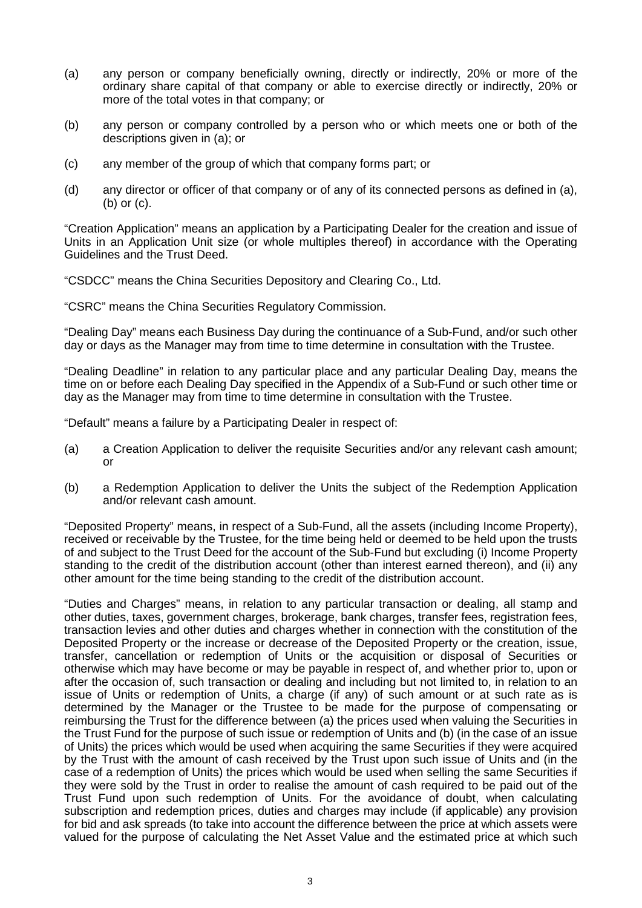(a) any person or company beneficially owning, directly or indirectly, 20% or more of the ordinary share capital of that company or able to exercise directly or indirectly, 20% or more of the total votes in that company; or

(b) any person or company controlled by a person who or which meets one or both of the descriptions given in (a); or

(c) any member of the group of which that company forms part; or

(d) any director or officer of that company or of any of its connected persons as defined in (a), (b) or (c).

"Creation Application" means an application by a Participating Dealer for the creation and issue of Units in an Application Unit size (or whole multiples thereof) in accordance with the Operating Guidelines and the Trust Deed.

"CSDCC" means the China Securities Depository and Clearing Co., Ltd.

"CSRC" means the China Securities Regulatory Commission.

"Dealing Day" means each Business Day during the continuance of a Sub-Fund, and/or such other day or days as the Manager may from time to time determine in consultation with the Trustee.

"Dealing Deadline" in relation to any particular place and any particular Dealing Day, means the time on or before each Dealing Day specified in the Appendix of a Sub-Fund or such other time or day as the Manager may from time to time determine in consultation with the Trustee.

"Default" means a failure by a Participating Dealer in respect of:

(a) a Creation Application to deliver the requisite Securities and/or any relevant cash amount; or

(b) a Redemption Application to deliver the Units the subject of the Redemption Application and/or relevant cash amount.

"Deposited Property" means, in respect of a Sub-Fund, all the assets (including Income Property), received or receivable by the Trustee, for the time being held or deemed to be held upon the trusts of and subject to the Trust Deed for the account of the Sub-Fund but excluding (i) Income Property standing to the credit of the distribution account (other than interest earned thereon), and (ii) any other amount for the time being standing to the credit of the distribution account.

"Duties and Charges" means, in relation to any particular transaction or dealing, all stamp and other duties, taxes, government charges, brokerage, bank charges, transfer fees, registration fees, transaction levies and other duties and charges whether in connection with the constitution of the Deposited Property or the increase or decrease of the Deposited Property or the creation, issue, transfer, cancellation or redemption of Units or the acquisition or disposal of Securities or otherwise which may have become or may be payable in respect of, and whether prior to, upon or after the occasion of, such transaction or dealing and including but not limited to, in relation to an issue of Units or redemption of Units, a charge (if any) of such amount or at such rate as is determined by the Manager or the Trustee to be made for the purpose of compensating or reimbursing the Trust for the difference between (a) the prices used when valuing the Securities in the Trust Fund for the purpose of such issue or redemption of Units and (b) (in the case of an issue of Units) the prices which would be used when acquiring the same Securities if they were acquired by the Trust with the amount of cash received by the Trust upon such issue of Units and (in the case of a redemption of Units) the prices which would be used when selling the same Securities if they were sold by the Trust in order to realise the amount of cash required to be paid out of the Trust Fund upon such redemption of Units. For the avoidance of doubt, when calculating subscription and redemption prices, duties and charges may include (if applicable) any provision for bid and ask spreads (to take into account the difference between the price at which assets were valued for the purpose of calculating the Net Asset Value and the estimated price at which such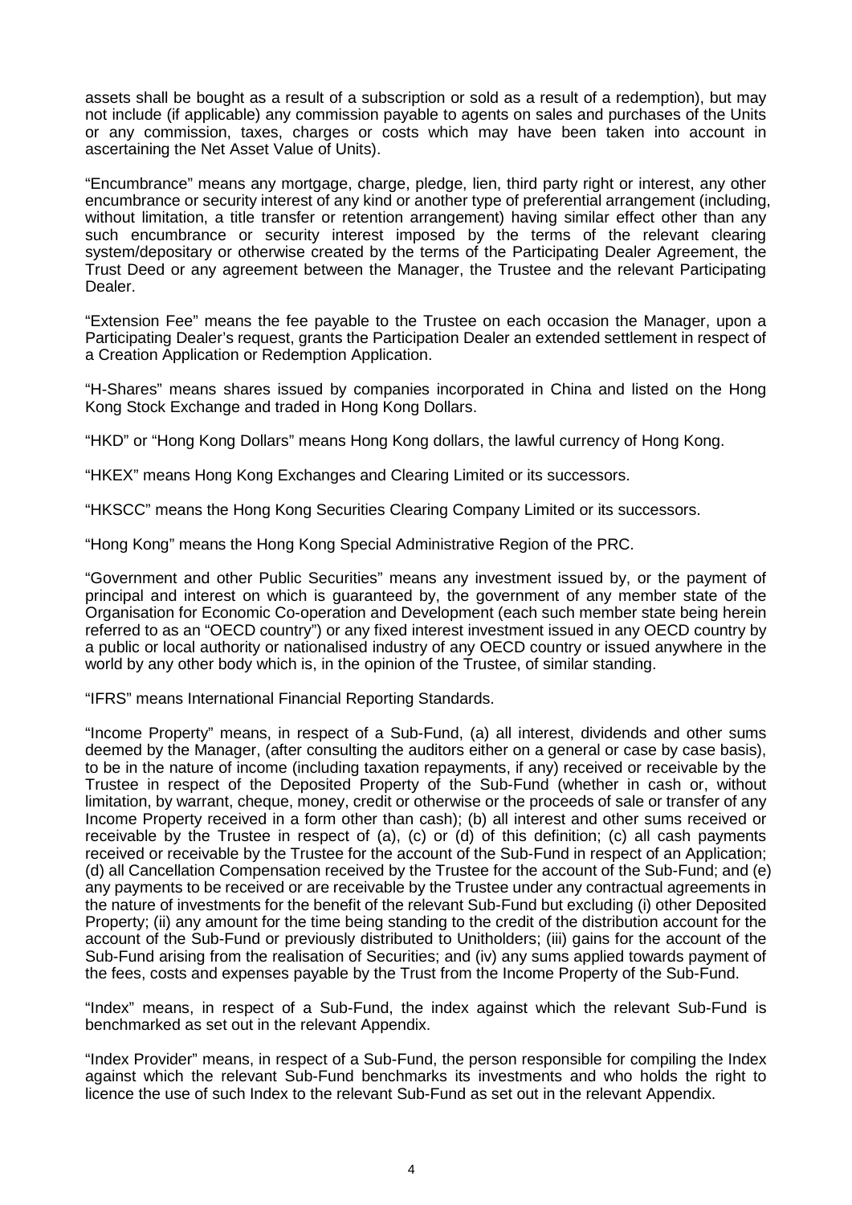assets shall be bought as a result of a subscription or sold as a result of a redemption), but may not include (if applicable) any commission payable to agents on sales and purchases of the Units or any commission, taxes, charges or costs which may have been taken into account in ascertaining the Net Asset Value of Units).

"Encumbrance" means any mortgage, charge, pledge, lien, third party right or interest, any other encumbrance or security interest of any kind or another type of preferential arrangement (including, without limitation, a title transfer or retention arrangement) having similar effect other than any such encumbrance or security interest imposed by the terms of the relevant clearing system/depositary or otherwise created by the terms of the Participating Dealer Agreement, the Trust Deed or any agreement between the Manager, the Trustee and the relevant Participating Dealer.

"Extension Fee" means the fee payable to the Trustee on each occasion the Manager, upon a Participating Dealer's request, grants the Participation Dealer an extended settlement in respect of a Creation Application or Redemption Application.

"H-Shares" means shares issued by companies incorporated in China and listed on the Hong Kong Stock Exchange and traded in Hong Kong Dollars.

"HKD" or "Hong Kong Dollars" means Hong Kong dollars, the lawful currency of Hong Kong.

"HKEX" means Hong Kong Exchanges and Clearing Limited or its successors.

"HKSCC" means the Hong Kong Securities Clearing Company Limited or its successors.

"Hong Kong" means the Hong Kong Special Administrative Region of the PRC.

"Government and other Public Securities" means any investment issued by, or the payment of principal and interest on which is guaranteed by, the government of any member state of the Organisation for Economic Co-operation and Development (each such member state being herein referred to as an "OECD country") or any fixed interest investment issued in any OECD country by a public or local authority or nationalised industry of any OECD country or issued anywhere in the world by any other body which is, in the opinion of the Trustee, of similar standing.

"IFRS" means International Financial Reporting Standards.

"Income Property" means, in respect of a Sub-Fund, (a) all interest, dividends and other sums deemed by the Manager, (after consulting the auditors either on a general or case by case basis), to be in the nature of income (including taxation repayments, if any) received or receivable by the Trustee in respect of the Deposited Property of the Sub-Fund (whether in cash or, without limitation, by warrant, cheque, money, credit or otherwise or the proceeds of sale or transfer of any Income Property received in a form other than cash); (b) all interest and other sums received or receivable by the Trustee in respect of (a), (c) or (d) of this definition; (c) all cash payments received or receivable by the Trustee for the account of the Sub-Fund in respect of an Application; (d) all Cancellation Compensation received by the Trustee for the account of the Sub-Fund; and (e) any payments to be received or are receivable by the Trustee under any contractual agreements in the nature of investments for the benefit of the relevant Sub-Fund but excluding (i) other Deposited Property; (ii) any amount for the time being standing to the credit of the distribution account for the account of the Sub-Fund or previously distributed to Unitholders; (iii) gains for the account of the Sub-Fund arising from the realisation of Securities; and (iv) any sums applied towards payment of the fees, costs and expenses payable by the Trust from the Income Property of the Sub-Fund.

"Index" means, in respect of a Sub-Fund, the index against which the relevant Sub-Fund is benchmarked as set out in the relevant Appendix.

"Index Provider" means, in respect of a Sub-Fund, the person responsible for compiling the Index against which the relevant Sub-Fund benchmarks its investments and who holds the right to licence the use of such Index to the relevant Sub-Fund as set out in the relevant Appendix.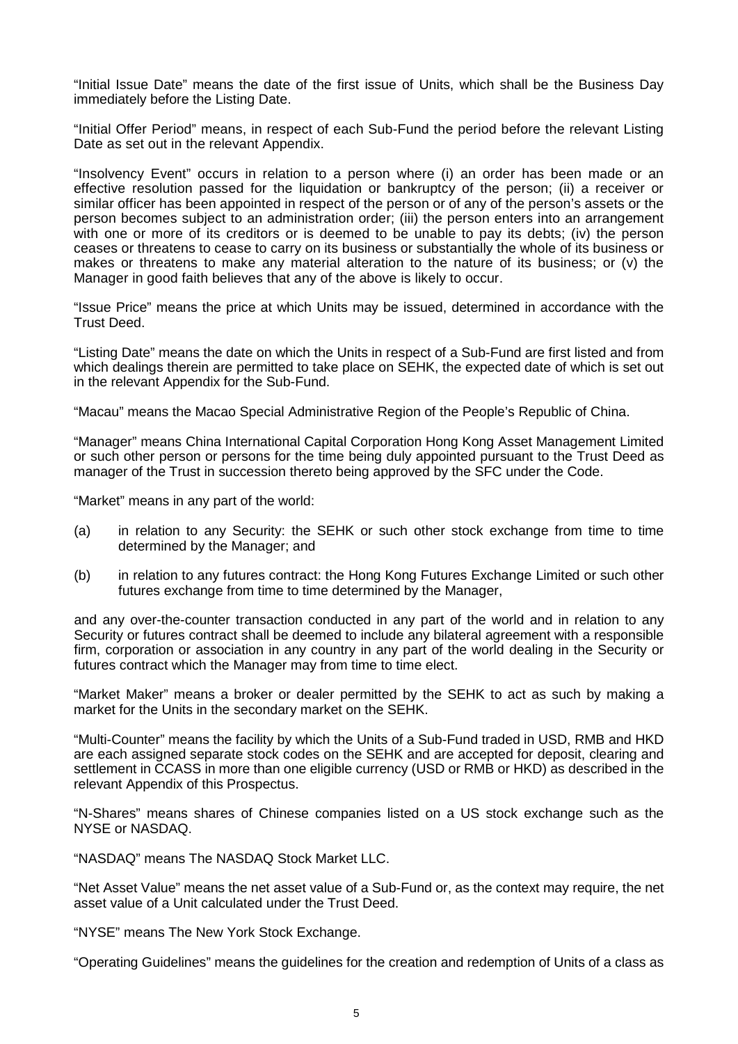"Initial Issue Date" means the date of the first issue of Units, which shall be the Business Day immediately before the Listing Date.

"Initial Offer Period" means, in respect of each Sub-Fund the period before the relevant Listing Date as set out in the relevant Appendix.

"Insolvency Event" occurs in relation to a person where (i) an order has been made or an effective resolution passed for the liquidation or bankruptcy of the person; (ii) a receiver or similar officer has been appointed in respect of the person or of any of the person's assets or the person becomes subject to an administration order; (iii) the person enters into an arrangement with one or more of its creditors or is deemed to be unable to pay its debts; (iv) the person ceases or threatens to cease to carry on its business or substantially the whole of its business or makes or threatens to make any material alteration to the nature of its business; or (v) the Manager in good faith believes that any of the above is likely to occur.

"Issue Price" means the price at which Units may be issued, determined in accordance with the Trust Deed.

"Listing Date" means the date on which the Units in respect of a Sub-Fund are first listed and from which dealings therein are permitted to take place on SEHK, the expected date of which is set out in the relevant Appendix for the Sub-Fund.

"Macau" means the Macao Special Administrative Region of the People's Republic of China.

"Manager" means China International Capital Corporation Hong Kong Asset Management Limited or such other person or persons for the time being duly appointed pursuant to the Trust Deed as manager of the Trust in succession thereto being approved by the SFC under the Code.

"Market" means in any part of the world:

(a) in relation to any Security: the SEHK or such other stock exchange from time to time determined by the Manager; and

(b) in relation to any futures contract: the Hong Kong Futures Exchange Limited or such other futures exchange from time to time determined by the Manager,

and any over-the-counter transaction conducted in any part of the world and in relation to any Security or futures contract shall be deemed to include any bilateral agreement with a responsible firm, corporation or association in any country in any part of the world dealing in the Security or futures contract which the Manager may from time to time elect.

"Market Maker" means a broker or dealer permitted by the SEHK to act as such by making a market for the Units in the secondary market on the SEHK.

"Multi-Counter" means the facility by which the Units of a Sub-Fund traded in USD, RMB and HKD are each assigned separate stock codes on the SEHK and are accepted for deposit, clearing and settlement in CCASS in more than one eligible currency (USD or RMB or HKD) as described in the relevant Appendix of this Prospectus.

"N-Shares" means shares of Chinese companies listed on a US stock exchange such as the NYSE or NASDAQ.

"NASDAQ" means The NASDAQ Stock Market LLC.

"Net Asset Value" means the net asset value of a Sub-Fund or, as the context may require, the net asset value of a Unit calculated under the Trust Deed.

"NYSE" means The New York Stock Exchange.

"Operating Guidelines" means the guidelines for the creation and redemption of Units of a class as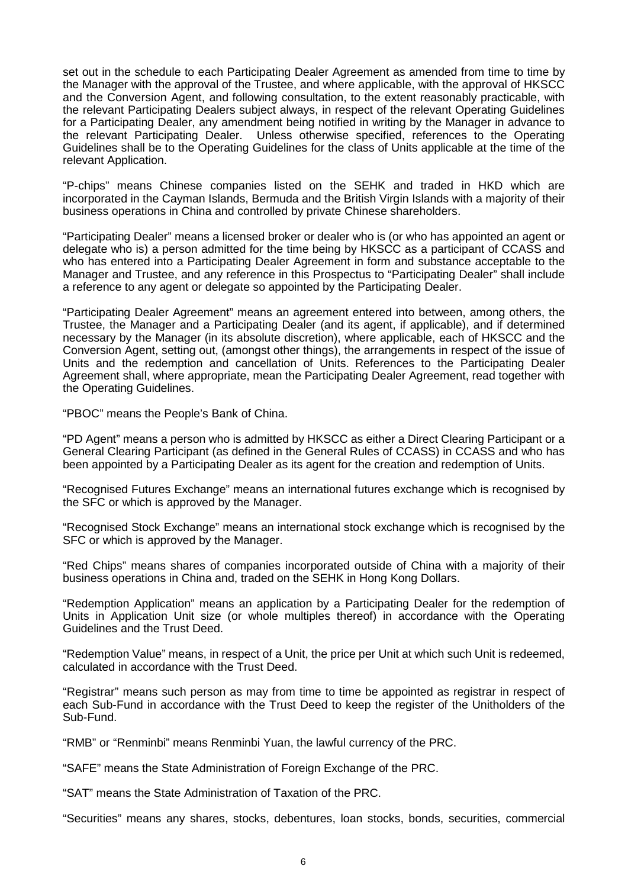set out in the schedule to each Participating Dealer Agreement as amended from time to time by the Manager with the approval of the Trustee, and where applicable, with the approval of HKSCC and the Conversion Agent, and following consultation, to the extent reasonably practicable, with the relevant Participating Dealers subject always, in respect of the relevant Operating Guidelines for a Participating Dealer, any amendment being notified in writing by the Manager in advance to the relevant Participating Dealer. Unless otherwise specified, references to the Operating Guidelines shall be to the Operating Guidelines for the class of Units applicable at the time of the relevant Application.

"P-chips" means Chinese companies listed on the SEHK and traded in HKD which are incorporated in the Cayman Islands, Bermuda and the British Virgin Islands with a majority of their business operations in China and controlled by private Chinese shareholders.

"Participating Dealer" means a licensed broker or dealer who is (or who has appointed an agent or delegate who is) a person admitted for the time being by HKSCC as a participant of CCASS and who has entered into a Participating Dealer Agreement in form and substance acceptable to the Manager and Trustee, and any reference in this Prospectus to "Participating Dealer" shall include a reference to any agent or delegate so appointed by the Participating Dealer.

"Participating Dealer Agreement" means an agreement entered into between, among others, the Trustee, the Manager and a Participating Dealer (and its agent, if applicable), and if determined necessary by the Manager (in its absolute discretion), where applicable, each of HKSCC and the Conversion Agent, setting out, (amongst other things), the arrangements in respect of the issue of Units and the redemption and cancellation of Units. References to the Participating Dealer Agreement shall, where appropriate, mean the Participating Dealer Agreement, read together with the Operating Guidelines.

"PBOC" means the People's Bank of China.

"PD Agent" means a person who is admitted by HKSCC as either a Direct Clearing Participant or a General Clearing Participant (as defined in the General Rules of CCASS) in CCASS and who has been appointed by a Participating Dealer as its agent for the creation and redemption of Units.

"Recognised Futures Exchange" means an international futures exchange which is recognised by the SFC or which is approved by the Manager.

"Recognised Stock Exchange" means an international stock exchange which is recognised by the SFC or which is approved by the Manager.

"Red Chips" means shares of companies incorporated outside of China with a majority of their business operations in China and, traded on the SEHK in Hong Kong Dollars.

"Redemption Application" means an application by a Participating Dealer for the redemption of Units in Application Unit size (or whole multiples thereof) in accordance with the Operating Guidelines and the Trust Deed.

"Redemption Value" means, in respect of a Unit, the price per Unit at which such Unit is redeemed, calculated in accordance with the Trust Deed.

"Registrar" means such person as may from time to time be appointed as registrar in respect of each Sub-Fund in accordance with the Trust Deed to keep the register of the Unitholders of the Sub-Fund.

"RMB" or "Renminbi" means Renminbi Yuan, the lawful currency of the PRC.

"SAFE" means the State Administration of Foreign Exchange of the PRC.

"SAT" means the State Administration of Taxation of the PRC.

"Securities" means any shares, stocks, debentures, loan stocks, bonds, securities, commercial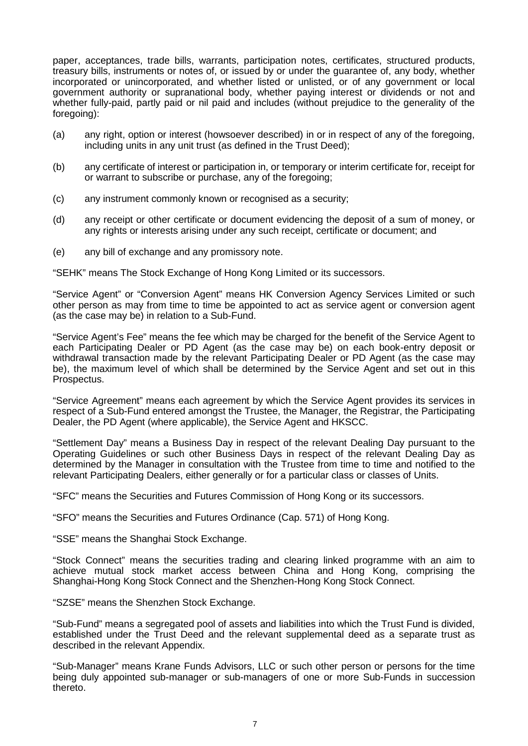paper, acceptances, trade bills, warrants, participation notes, certificates, structured products, treasury bills, instruments or notes of, or issued by or under the guarantee of, any body, whether incorporated or unincorporated, and whether listed or unlisted, or of any government or local government authority or supranational body, whether paying interest or dividends or not and whether fully-paid, partly paid or nil paid and includes (without prejudice to the generality of the foregoing):

(a) any right, option or interest (howsoever described) in or in respect of any of the foregoing, including units in any unit trust (as defined in the Trust Deed);

(b) any certificate of interest or participation in, or temporary or interim certificate for, receipt for or warrant to subscribe or purchase, any of the foregoing;

(c) any instrument commonly known or recognised as a security;

(d) any receipt or other certificate or document evidencing the deposit of a sum of money, or any rights or interests arising under any such receipt, certificate or document; and

(e) any bill of exchange and any promissory note.

"SEHK" means The Stock Exchange of Hong Kong Limited or its successors.

"Service Agent" or "Conversion Agent" means HK Conversion Agency Services Limited or such other person as may from time to time be appointed to act as service agent or conversion agent (as the case may be) in relation to a Sub-Fund.

"Service Agent's Fee" means the fee which may be charged for the benefit of the Service Agent to each Participating Dealer or PD Agent (as the case may be) on each book-entry deposit or withdrawal transaction made by the relevant Participating Dealer or PD Agent (as the case may be), the maximum level of which shall be determined by the Service Agent and set out in this Prospectus.

"Service Agreement" means each agreement by which the Service Agent provides its services in respect of a Sub-Fund entered amongst the Trustee, the Manager, the Registrar, the Participating Dealer, the PD Agent (where applicable), the Service Agent and HKSCC.

"Settlement Day" means a Business Day in respect of the relevant Dealing Day pursuant to the Operating Guidelines or such other Business Days in respect of the relevant Dealing Day as determined by the Manager in consultation with the Trustee from time to time and notified to the relevant Participating Dealers, either generally or for a particular class or classes of Units.

"SFC" means the Securities and Futures Commission of Hong Kong or its successors.

"SFO" means the Securities and Futures Ordinance (Cap. 571) of Hong Kong.

"SSE" means the Shanghai Stock Exchange.

"Stock Connect" means the securities trading and clearing linked programme with an aim to achieve mutual stock market access between China and Hong Kong, comprising the Shanghai-Hong Kong Stock Connect and the Shenzhen-Hong Kong Stock Connect.

"SZSE" means the Shenzhen Stock Exchange.

"Sub-Fund" means a segregated pool of assets and liabilities into which the Trust Fund is divided, established under the Trust Deed and the relevant supplemental deed as a separate trust as described in the relevant Appendix.

"Sub-Manager" means Krane Funds Advisors, LLC or such other person or persons for the time being duly appointed sub-manager or sub-managers of one or more Sub-Funds in succession thereto.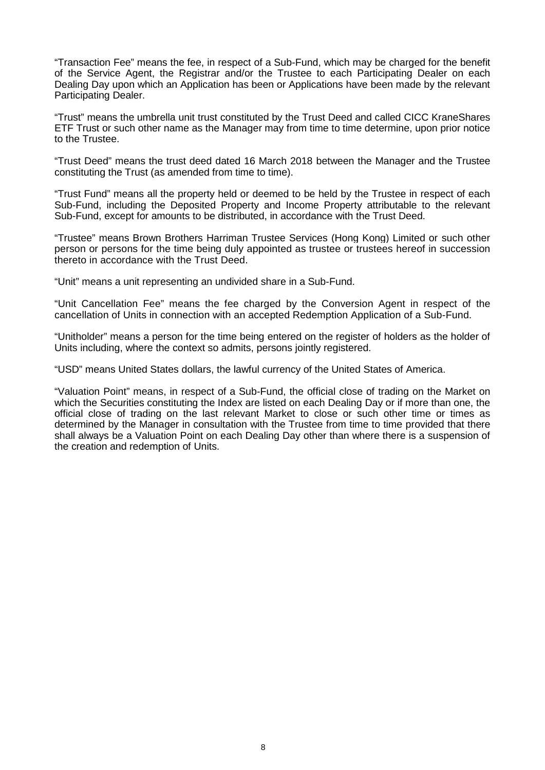"Transaction Fee" means the fee, in respect of a Sub-Fund, which may be charged for the benefit of the Service Agent, the Registrar and/or the Trustee to each Participating Dealer on each Dealing Day upon which an Application has been or Applications have been made by the relevant Participating Dealer.

"Trust" means the umbrella unit trust constituted by the Trust Deed and called CICC KraneShares ETF Trust or such other name as the Manager may from time to time determine, upon prior notice to the Trustee.

"Trust Deed" means the trust deed dated 16 March 2018 between the Manager and the Trustee constituting the Trust (as amended from time to time).

"Trust Fund" means all the property held or deemed to be held by the Trustee in respect of each Sub-Fund, including the Deposited Property and Income Property attributable to the relevant Sub-Fund, except for amounts to be distributed, in accordance with the Trust Deed.

"Trustee" means Brown Brothers Harriman Trustee Services (Hong Kong) Limited or such other person or persons for the time being duly appointed as trustee or trustees hereof in succession thereto in accordance with the Trust Deed.

"Unit" means a unit representing an undivided share in a Sub-Fund.

"Unit Cancellation Fee" means the fee charged by the Conversion Agent in respect of the cancellation of Units in connection with an accepted Redemption Application of a Sub-Fund.

"Unitholder" means a person for the time being entered on the register of holders as the holder of Units including, where the context so admits, persons jointly registered.

"USD" means United States dollars, the lawful currency of the United States of America.

"Valuation Point" means, in respect of a Sub-Fund, the official close of trading on the Market on which the Securities constituting the Index are listed on each Dealing Day or if more than one, the official close of trading on the last relevant Market to close or such other time or times as determined by the Manager in consultation with the Trustee from time to time provided that there shall always be a Valuation Point on each Dealing Day other than where there is a suspension of the creation and redemption of Units.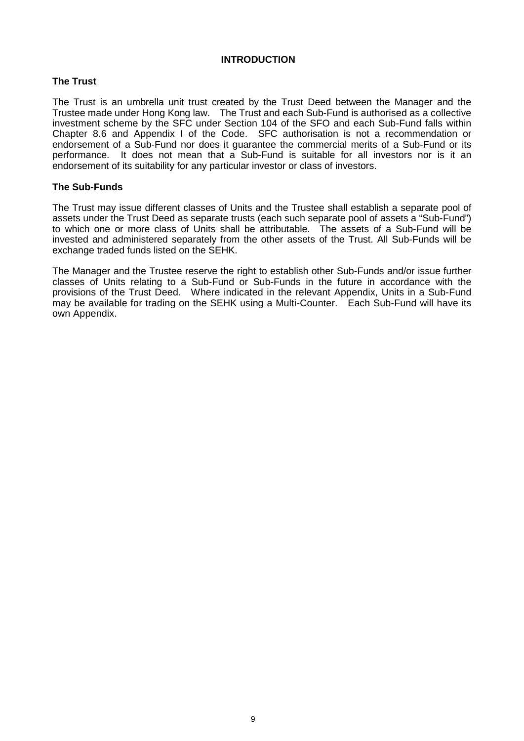# INTRODUCTION

## The Trust

The Trust is an umbrella unit trust created by the Trust Deed between the Manager and the Trustee made under Hong Kong law. The Trust and each Sub-Fund is authorised as a collective investment scheme by the SFC under Section 104 of the SFO and each Sub-Fund falls within Chapter 8.6 and Appendix I of the Code. SFC authorisation is not a recommendation or endorsement of a Sub-Fund nor does it guarantee the commercial merits of a Sub-Fund or its performance. It does not mean that a Sub-Fund is suitable for all investors nor is it an endorsement of its suitability for any particular investor or class of investors.

## The Sub-Funds

The Trust may issue different classes of Units and the Trustee shall establish a separate pool of assets under the Trust Deed as separate trusts (each such separate pool of assets a "Sub-Fund") to which one or more class of Units shall be attributable. The assets of a Sub-Fund will be invested and administered separately from the other assets of the Trust. All Sub-Funds will be exchange traded funds listed on the SEHK.

The Manager and the Trustee reserve the right to establish other Sub-Funds and/or issue further classes of Units relating to a Sub-Fund or Sub-Funds in the future in accordance with the provisions of the Trust Deed. Where indicated in the relevant Appendix, Units in a Sub-Fund may be available for trading on the SEHK using a Multi-Counter. Each Sub-Fund will have its own Appendix.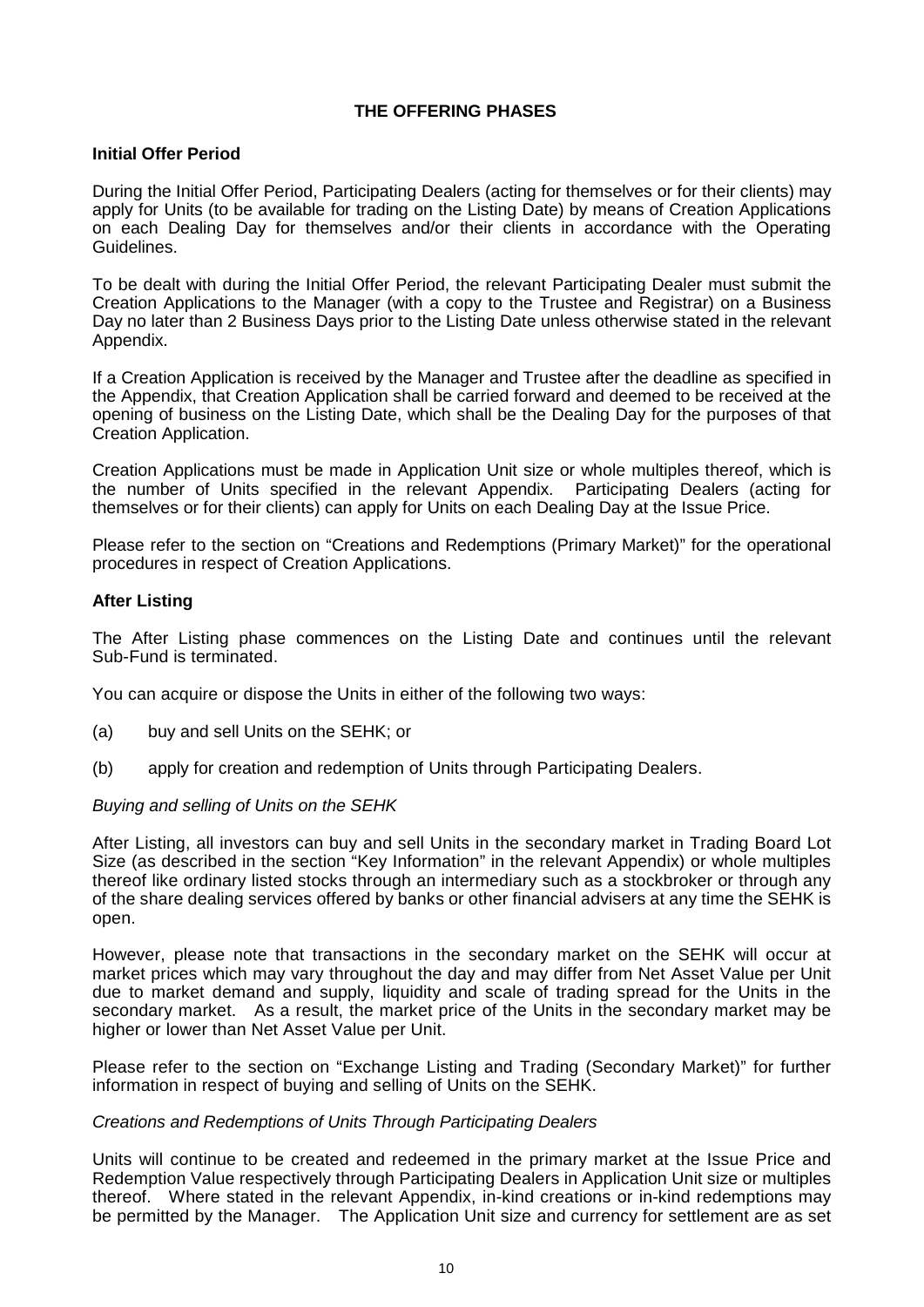# THE OFFERING PHASES

## Initial Offer Period

During the Initial Offer Period, Participating Dealers (acting for themselves or for their clients) may apply for Units (to be available for trading on the Listing Date) by means of Creation Applications on each Dealing Day for themselves and/or their clients in accordance with the Operating Guidelines.

To be dealt with during the Initial Offer Period, the relevant Participating Dealer must submit the Creation Applications to the Manager (with a copy to the Trustee and Registrar) on a Business Day no later than 2 Business Days prior to the Listing Date unless otherwise stated in the relevant Appendix.

If a Creation Application is received by the Manager and Trustee after the deadline as specified in the Appendix, that Creation Application shall be carried forward and deemed to be received at the opening of business on the Listing Date, which shall be the Dealing Day for the purposes of that Creation Application.

Creation Applications must be made in Application Unit size or whole multiples thereof, which is the number of Units specified in the relevant Appendix. Participating Dealers (acting for themselves or for their clients) can apply for Units on each Dealing Day at the Issue Price.

Please refer to the section on "Creations and Redemptions (Primary Market)" for the operational procedures in respect of Creation Applications.

## After Listing

The After Listing phase commences on the Listing Date and continues until the relevant Sub-Fund is terminated.

You can acquire or dispose the Units in either of the following two ways:

(a) buy and sell Units on the SEHK; or

(b) apply for creation and redemption of Units through Participating Dealers.

*Buying and selling of Units on the SEHK*

After Listing, all investors can buy and sell Units in the secondary market in Trading Board Lot Size (as described in the section "Key Information" in the relevant Appendix) or whole multiples thereof like ordinary listed stocks through an intermediary such as a stockbroker or through any of the share dealing services offered by banks or other financial advisers at any time the SEHK is open.

However, please note that transactions in the secondary market on the SEHK will occur at market prices which may vary throughout the day and may differ from Net Asset Value per Unit due to market demand and supply, liquidity and scale of trading spread for the Units in the secondary market. As a result, the market price of the Units in the secondary market may be higher or lower than Net Asset Value per Unit.

Please refer to the section on "Exchange Listing and Trading (Secondary Market)" for further information in respect of buying and selling of Units on the SEHK.

*Creations and Redemptions of Units Through Participating Dealers*

Units will continue to be created and redeemed in the primary market at the Issue Price and Redemption Value respectively through Participating Dealers in Application Unit size or multiples thereof. Where stated in the relevant Appendix, in-kind creations or in-kind redemptions may be permitted by the Manager. The Application Unit size and currency for settlement are as set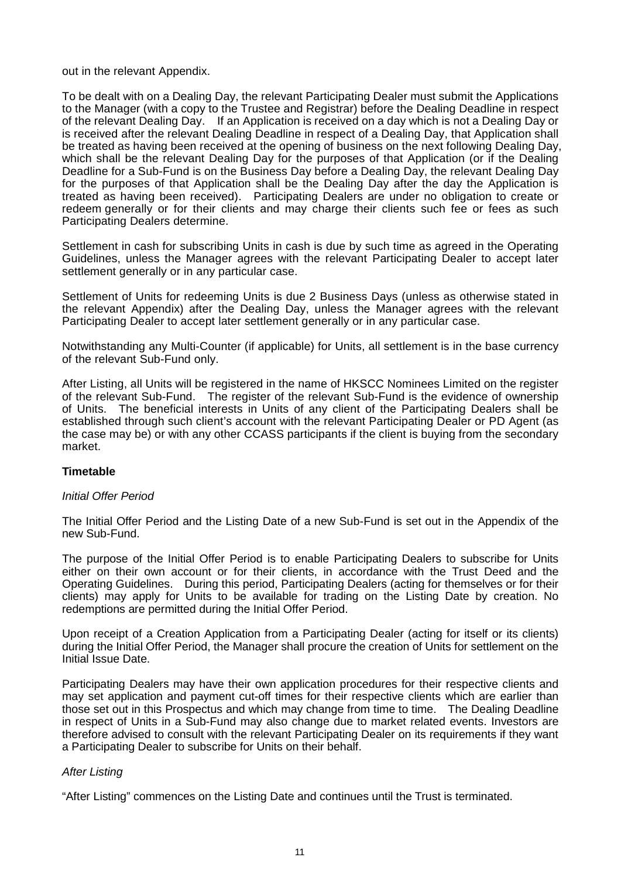out in the relevant Appendix.

To be dealt with on a Dealing Day, the relevant Participating Dealer must submit the Applications to the Manager (with a copy to the Trustee and Registrar) before the Dealing Deadline in respect of the relevant Dealing Day. If an Application is received on a day which is not a Dealing Day or is received after the relevant Dealing Deadline in respect of a Dealing Day, that Application shall be treated as having been received at the opening of business on the next following Dealing Day, which shall be the relevant Dealing Day for the purposes of that Application (or if the Dealing Deadline for a Sub-Fund is on the Business Day before a Dealing Day, the relevant Dealing Day for the purposes of that Application shall be the Dealing Day after the day the Application is treated as having been received). Participating Dealers are under no obligation to create or redeem generally or for their clients and may charge their clients such fee or fees as such Participating Dealers determine.

Settlement in cash for subscribing Units in cash is due by such time as agreed in the Operating Guidelines, unless the Manager agrees with the relevant Participating Dealer to accept later settlement generally or in any particular case.

Settlement of Units for redeeming Units is due 2 Business Days (unless as otherwise stated in the relevant Appendix) after the Dealing Day, unless the Manager agrees with the relevant Participating Dealer to accept later settlement generally or in any particular case.

Notwithstanding any Multi-Counter (if applicable) for Units, all settlement is in the base currency of the relevant Sub-Fund only.

After Listing, all Units will be registered in the name of HKSCC Nominees Limited on the register of the relevant Sub-Fund. The register of the relevant Sub-Fund is the evidence of ownership of Units. The beneficial interests in Units of any client of the Participating Dealers shall be established through such client's account with the relevant Participating Dealer or PD Agent (as the case may be) or with any other CCASS participants if the client is buying from the secondary market.

**Timetable**

*Initial Offer Period*

The Initial Offer Period and the Listing Date of a new Sub-Fund is set out in the Appendix of the new Sub-Fund.

The purpose of the Initial Offer Period is to enable Participating Dealers to subscribe for Units either on their own account or for their clients, in accordance with the Trust Deed and the Operating Guidelines. During this period, Participating Dealers (acting for themselves or for their clients) may apply for Units to be available for trading on the Listing Date by creation. No redemptions are permitted during the Initial Offer Period.

Upon receipt of a Creation Application from a Participating Dealer (acting for itself or its clients) during the Initial Offer Period, the Manager shall procure the creation of Units for settlement on the Initial Issue Date.

Participating Dealers may have their own application procedures for their respective clients and may set application and payment cut-off times for their respective clients which are earlier than those set out in this Prospectus and which may change from time to time. The Dealing Deadline in respect of Units in a Sub-Fund may also change due to market related events. Investors are therefore advised to consult with the relevant Participating Dealer on its requirements if they want a Participating Dealer to subscribe for Units on their behalf.

*After Listing*

"After Listing" commences on the Listing Date and continues until the Trust is terminated.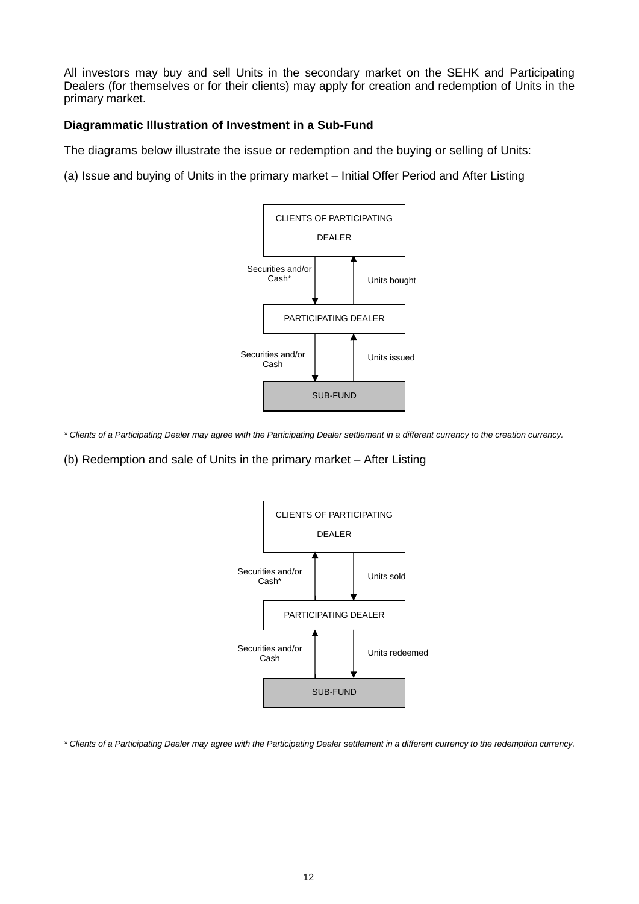All investors may buy and sell Units in the secondary market on the SEHK and Participating Dealers (for themselves or for their clients) may apply for creation and redemption of Units in the primary market.

**Diagrammatic Illustration of Investment in a Sub-Fund**

The diagrams below illustrate the issue or redemption and the buying or selling of Units:

(a) Issue and buying of Units in the primary market – Initial Offer Period and After Listing

CLIENTS OF PARTICIPATING DEALER

Securities and/or Cash* ↓ ↑ Units bought

PARTICIPATING DEALER

Securities and/or Cash ↓ ↑ Units issued

SUB-FUND

*\* Clients of a Participating Dealer may agree with the Participating Dealer settlement in a different currency to the creation currency.*

(b) Redemption and sale of Units in the primary market – After Listing

CLIENTS OF PARTICIPATING DEALER

Securities and/or Cash* ↑ ↓ Units sold

PARTICIPATING DEALER

Securities and/or Cash ↑ ↓ Units redeemed

SUB-FUND

*\* Clients of a Participating Dealer may agree with the Participating Dealer settlement in a different currency to the redemption currency.*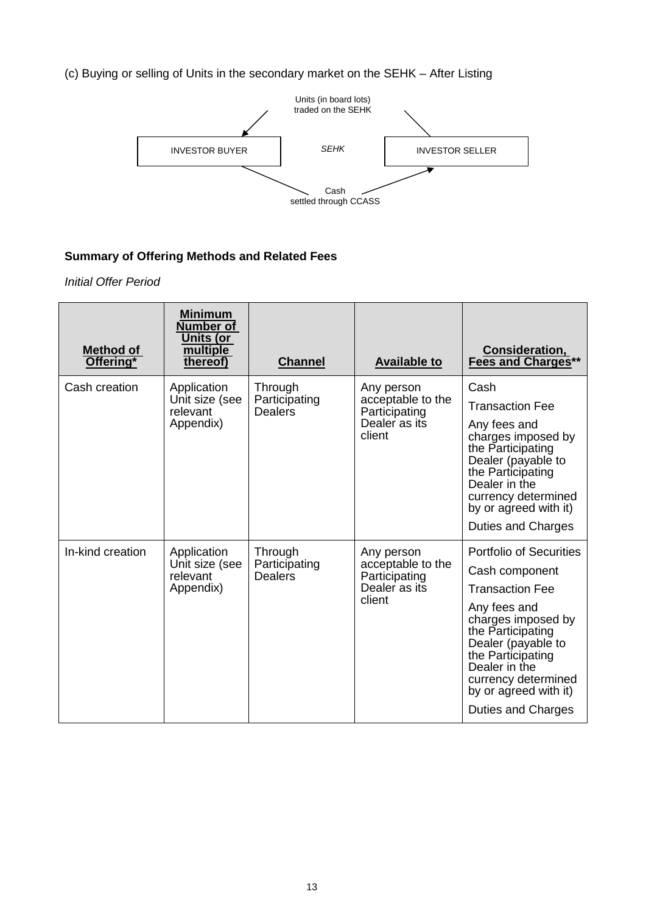(c) Buying or selling of Units in the secondary market on the SEHK – After Listing

Units (in board lots) traded on the SEHK

INVESTOR BUYER — *SEHK* — INVESTOR SELLER

Cash settled through CCASS

**Summary of Offering Methods and Related Fees**

*Initial Offer Period*

| Method of Offering* | Minimum Number of Units (or multiple thereof) | Channel | Available to | Consideration, Fees and Charges** |
|---|---|---|---|---|
| Cash creation | Application Unit size (see relevant Appendix) | Through Participating Dealers | Any person acceptable to the Participating Dealer as its client | Cash<br>Transaction Fee<br>Any fees and charges imposed by the Participating Dealer (payable to the Participating Dealer in the currency determined by or agreed with it)<br>Duties and Charges |
| In-kind creation | Application Unit size (see relevant Appendix) | Through Participating Dealers | Any person acceptable to the Participating Dealer as its client | Portfolio of Securities<br>Cash component<br>Transaction Fee<br>Any fees and charges imposed by the Participating Dealer (payable to the Participating Dealer in the currency determined by or agreed with it)<br>Duties and Charges |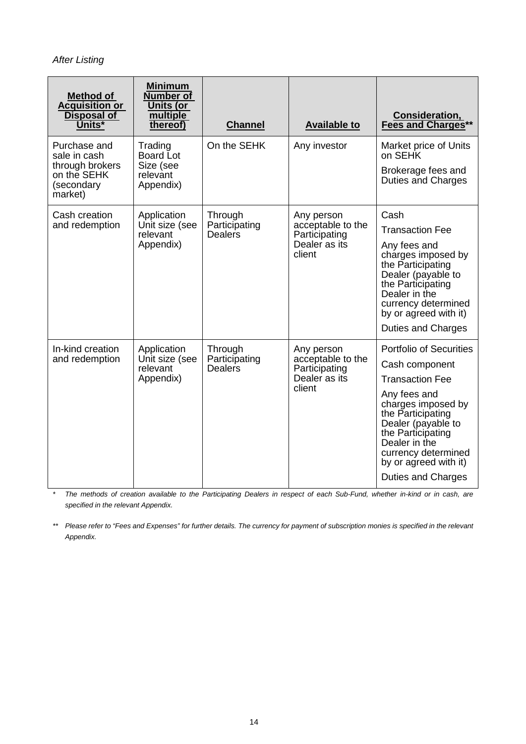*After Listing*

| Method of Acquisition or Disposal of Units* | Minimum Number of Units (or multiple thereof) | Channel | Available to | Consideration, Fees and Charges** |
|---|---|---|---|---|
| Purchase and sale in cash through brokers on the SEHK (secondary market) | Trading Board Lot Size (see relevant Appendix) | On the SEHK | Any investor | Market price of Units on SEHK<br><br>Brokerage fees and Duties and Charges |
| Cash creation and redemption | Application Unit size (see relevant Appendix) | Through Participating Dealers | Any person acceptable to the Participating Dealer as its client | Cash<br><br>Transaction Fee<br><br>Any fees and charges imposed by the Participating Dealer (payable to the Participating Dealer in the currency determined by or agreed with it)<br><br>Duties and Charges |
| In-kind creation and redemption | Application Unit size (see relevant Appendix) | Through Participating Dealers | Any person acceptable to the Participating Dealer as its client | Portfolio of Securities<br><br>Cash component<br><br>Transaction Fee<br><br>Any fees and charges imposed by the Participating Dealer (payable to the Participating Dealer in the currency determined by or agreed with it)<br><br>Duties and Charges |

\* *The methods of creation available to the Participating Dealers in respect of each Sub-Fund, whether in-kind or in cash, are specified in the relevant Appendix.*

\*\* *Please refer to "Fees and Expenses" for further details. The currency for payment of subscription monies is specified in the relevant Appendix.*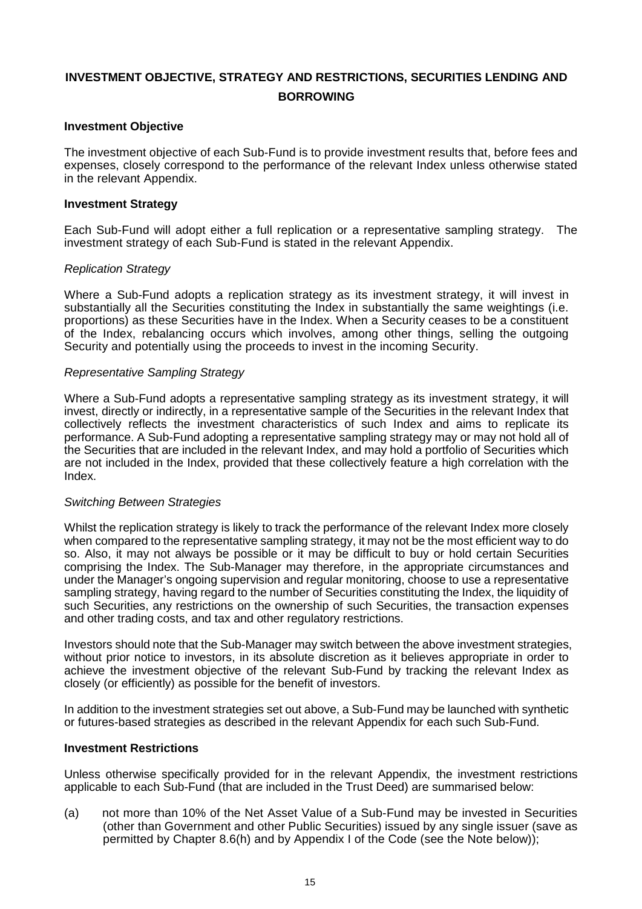# INVESTMENT OBJECTIVE, STRATEGY AND RESTRICTIONS, SECURITIES LENDING AND BORROWING

## Investment Objective

The investment objective of each Sub-Fund is to provide investment results that, before fees and expenses, closely correspond to the performance of the relevant Index unless otherwise stated in the relevant Appendix.

## Investment Strategy

Each Sub-Fund will adopt either a full replication or a representative sampling strategy. The investment strategy of each Sub-Fund is stated in the relevant Appendix.

*Replication Strategy*

Where a Sub-Fund adopts a replication strategy as its investment strategy, it will invest in substantially all the Securities constituting the Index in substantially the same weightings (i.e. proportions) as these Securities have in the Index. When a Security ceases to be a constituent of the Index, rebalancing occurs which involves, among other things, selling the outgoing Security and potentially using the proceeds to invest in the incoming Security.

*Representative Sampling Strategy*

Where a Sub-Fund adopts a representative sampling strategy as its investment strategy, it will invest, directly or indirectly, in a representative sample of the Securities in the relevant Index that collectively reflects the investment characteristics of such Index and aims to replicate its performance. A Sub-Fund adopting a representative sampling strategy may or may not hold all of the Securities that are included in the relevant Index, and may hold a portfolio of Securities which are not included in the Index, provided that these collectively feature a high correlation with the Index.

*Switching Between Strategies*

Whilst the replication strategy is likely to track the performance of the relevant Index more closely when compared to the representative sampling strategy, it may not be the most efficient way to do so. Also, it may not always be possible or it may be difficult to buy or hold certain Securities comprising the Index. The Sub-Manager may therefore, in the appropriate circumstances and under the Manager's ongoing supervision and regular monitoring, choose to use a representative sampling strategy, having regard to the number of Securities constituting the Index, the liquidity of such Securities, any restrictions on the ownership of such Securities, the transaction expenses and other trading costs, and tax and other regulatory restrictions.

Investors should note that the Sub-Manager may switch between the above investment strategies, without prior notice to investors, in its absolute discretion as it believes appropriate in order to achieve the investment objective of the relevant Sub-Fund by tracking the relevant Index as closely (or efficiently) as possible for the benefit of investors.

In addition to the investment strategies set out above, a Sub-Fund may be launched with synthetic or futures-based strategies as described in the relevant Appendix for each such Sub-Fund.

## Investment Restrictions

Unless otherwise specifically provided for in the relevant Appendix, the investment restrictions applicable to each Sub-Fund (that are included in the Trust Deed) are summarised below:

(a) not more than 10% of the Net Asset Value of a Sub-Fund may be invested in Securities (other than Government and other Public Securities) issued by any single issuer (save as permitted by Chapter 8.6(h) and by Appendix I of the Code (see the Note below));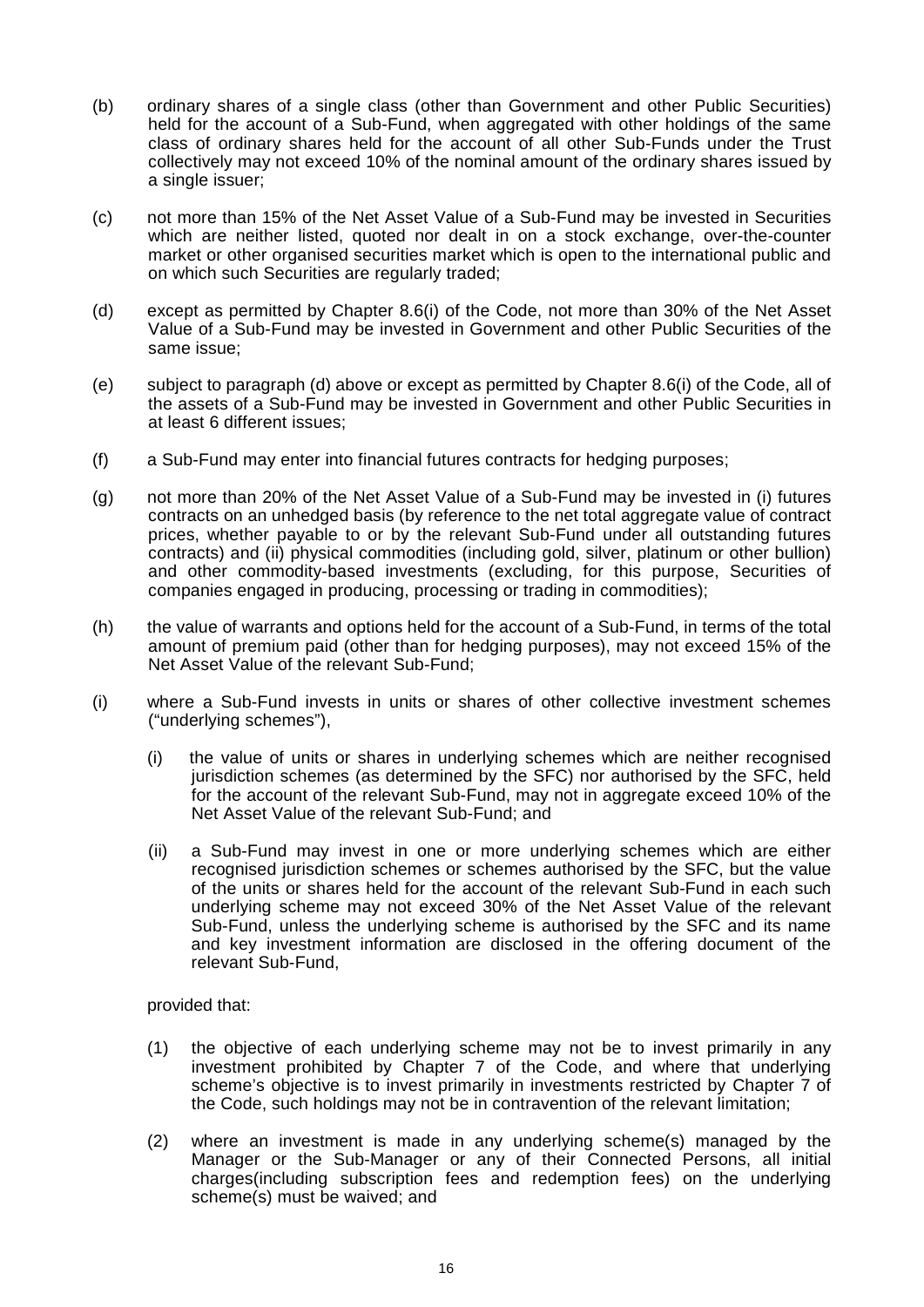(b) ordinary shares of a single class (other than Government and other Public Securities) held for the account of a Sub-Fund, when aggregated with other holdings of the same class of ordinary shares held for the account of all other Sub-Funds under the Trust collectively may not exceed 10% of the nominal amount of the ordinary shares issued by a single issuer;

(c) not more than 15% of the Net Asset Value of a Sub-Fund may be invested in Securities which are neither listed, quoted nor dealt in on a stock exchange, over-the-counter market or other organised securities market which is open to the international public and on which such Securities are regularly traded;

(d) except as permitted by Chapter 8.6(i) of the Code, not more than 30% of the Net Asset Value of a Sub-Fund may be invested in Government and other Public Securities of the same issue;

(e) subject to paragraph (d) above or except as permitted by Chapter 8.6(i) of the Code, all of the assets of a Sub-Fund may be invested in Government and other Public Securities in at least 6 different issues;

(f) a Sub-Fund may enter into financial futures contracts for hedging purposes;

(g) not more than 20% of the Net Asset Value of a Sub-Fund may be invested in (i) futures contracts on an unhedged basis (by reference to the net total aggregate value of contract prices, whether payable to or by the relevant Sub-Fund under all outstanding futures contracts) and (ii) physical commodities (including gold, silver, platinum or other bullion) and other commodity-based investments (excluding, for this purpose, Securities of companies engaged in producing, processing or trading in commodities);

(h) the value of warrants and options held for the account of a Sub-Fund, in terms of the total amount of premium paid (other than for hedging purposes), may not exceed 15% of the Net Asset Value of the relevant Sub-Fund;

(i) where a Sub-Fund invests in units or shares of other collective investment schemes ("underlying schemes"),

   (i) the value of units or shares in underlying schemes which are neither recognised jurisdiction schemes (as determined by the SFC) nor authorised by the SFC, held for the account of the relevant Sub-Fund, may not in aggregate exceed 10% of the Net Asset Value of the relevant Sub-Fund; and

   (ii) a Sub-Fund may invest in one or more underlying schemes which are either recognised jurisdiction schemes or schemes authorised by the SFC, but the value of the units or shares held for the account of the relevant Sub-Fund in each such underlying scheme may not exceed 30% of the Net Asset Value of the relevant Sub-Fund, unless the underlying scheme is authorised by the SFC and its name and key investment information are disclosed in the offering document of the relevant Sub-Fund,

   provided that:

   (1) the objective of each underlying scheme may not be to invest primarily in any investment prohibited by Chapter 7 of the Code, and where that underlying scheme's objective is to invest primarily in investments restricted by Chapter 7 of the Code, such holdings may not be in contravention of the relevant limitation;

   (2) where an investment is made in any underlying scheme(s) managed by the Manager or the Sub-Manager or any of their Connected Persons, all initial charges(including subscription fees and redemption fees) on the underlying scheme(s) must be waived; and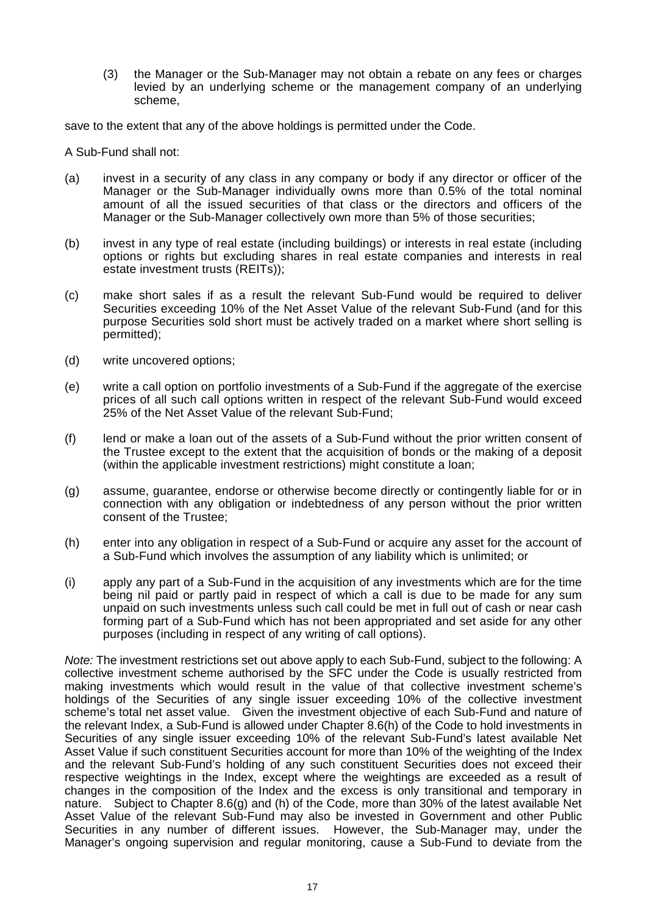(3) the Manager or the Sub-Manager may not obtain a rebate on any fees or charges levied by an underlying scheme or the management company of an underlying scheme,

save to the extent that any of the above holdings is permitted under the Code.

A Sub-Fund shall not:

(a) invest in a security of any class in any company or body if any director or officer of the Manager or the Sub-Manager individually owns more than 0.5% of the total nominal amount of all the issued securities of that class or the directors and officers of the Manager or the Sub-Manager collectively own more than 5% of those securities;

(b) invest in any type of real estate (including buildings) or interests in real estate (including options or rights but excluding shares in real estate companies and interests in real estate investment trusts (REITs));

(c) make short sales if as a result the relevant Sub-Fund would be required to deliver Securities exceeding 10% of the Net Asset Value of the relevant Sub-Fund (and for this purpose Securities sold short must be actively traded on a market where short selling is permitted);

(d) write uncovered options;

(e) write a call option on portfolio investments of a Sub-Fund if the aggregate of the exercise prices of all such call options written in respect of the relevant Sub-Fund would exceed 25% of the Net Asset Value of the relevant Sub-Fund;

(f) lend or make a loan out of the assets of a Sub-Fund without the prior written consent of the Trustee except to the extent that the acquisition of bonds or the making of a deposit (within the applicable investment restrictions) might constitute a loan;

(g) assume, guarantee, endorse or otherwise become directly or contingently liable for or in connection with any obligation or indebtedness of any person without the prior written consent of the Trustee;

(h) enter into any obligation in respect of a Sub-Fund or acquire any asset for the account of a Sub-Fund which involves the assumption of any liability which is unlimited; or

(i) apply any part of a Sub-Fund in the acquisition of any investments which are for the time being nil paid or partly paid in respect of which a call is due to be made for any sum unpaid on such investments unless such call could be met in full out of cash or near cash forming part of a Sub-Fund which has not been appropriated and set aside for any other purposes (including in respect of any writing of call options).

*Note:* The investment restrictions set out above apply to each Sub-Fund, subject to the following: A collective investment scheme authorised by the SFC under the Code is usually restricted from making investments which would result in the value of that collective investment scheme's holdings of the Securities of any single issuer exceeding 10% of the collective investment scheme's total net asset value. Given the investment objective of each Sub-Fund and nature of the relevant Index, a Sub-Fund is allowed under Chapter 8.6(h) of the Code to hold investments in Securities of any single issuer exceeding 10% of the relevant Sub-Fund's latest available Net Asset Value if such constituent Securities account for more than 10% of the weighting of the Index and the relevant Sub-Fund's holding of any such constituent Securities does not exceed their respective weightings in the Index, except where the weightings are exceeded as a result of changes in the composition of the Index and the excess is only transitional and temporary in nature. Subject to Chapter 8.6(g) and (h) of the Code, more than 30% of the latest available Net Asset Value of the relevant Sub-Fund may also be invested in Government and other Public Securities in any number of different issues. However, the Sub-Manager may, under the Manager's ongoing supervision and regular monitoring, cause a Sub-Fund to deviate from the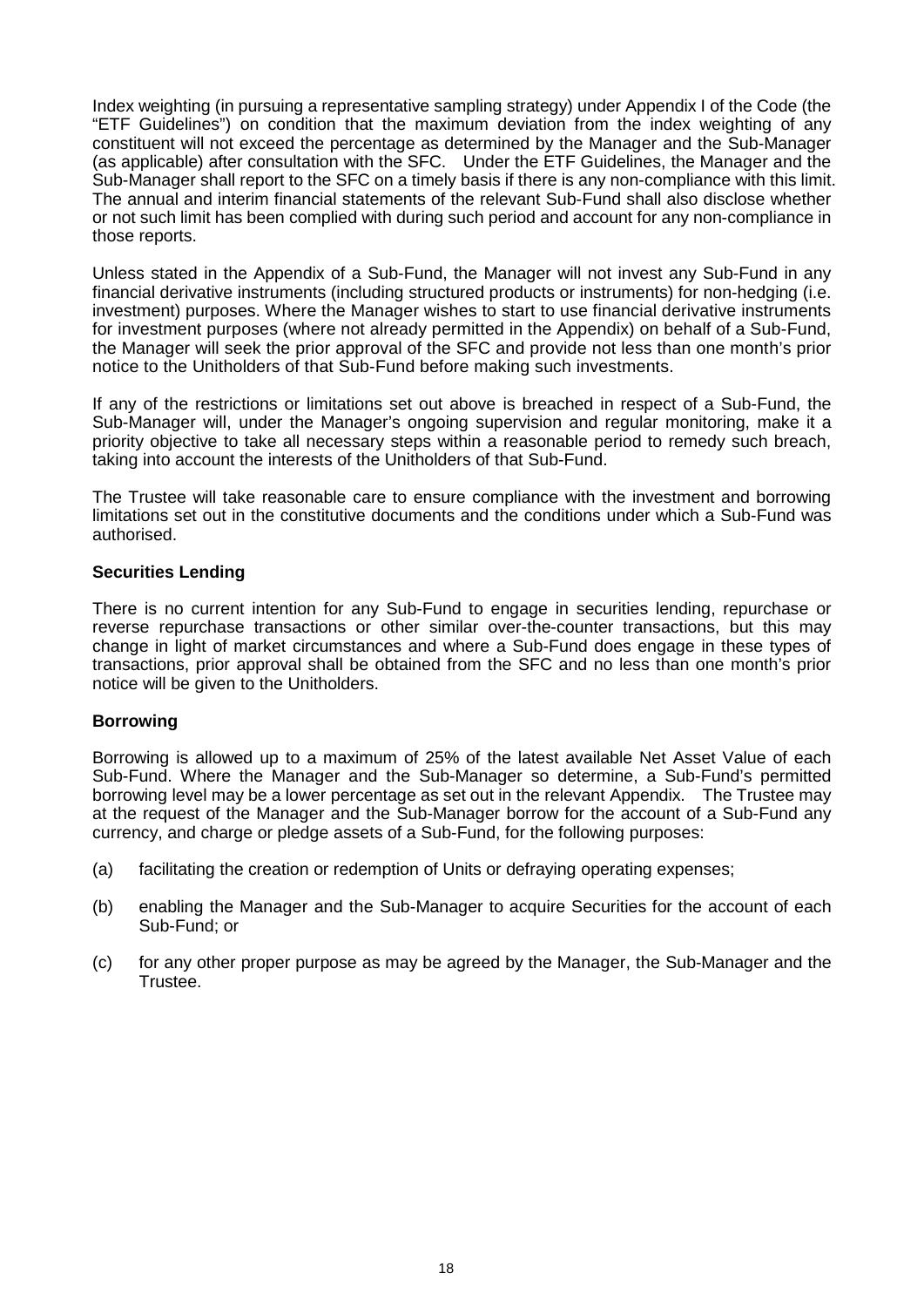Index weighting (in pursuing a representative sampling strategy) under Appendix I of the Code (the "ETF Guidelines") on condition that the maximum deviation from the index weighting of any constituent will not exceed the percentage as determined by the Manager and the Sub-Manager (as applicable) after consultation with the SFC. Under the ETF Guidelines, the Manager and the Sub-Manager shall report to the SFC on a timely basis if there is any non-compliance with this limit. The annual and interim financial statements of the relevant Sub-Fund shall also disclose whether or not such limit has been complied with during such period and account for any non-compliance in those reports.

Unless stated in the Appendix of a Sub-Fund, the Manager will not invest any Sub-Fund in any financial derivative instruments (including structured products or instruments) for non-hedging (i.e. investment) purposes. Where the Manager wishes to start to use financial derivative instruments for investment purposes (where not already permitted in the Appendix) on behalf of a Sub-Fund, the Manager will seek the prior approval of the SFC and provide not less than one month's prior notice to the Unitholders of that Sub-Fund before making such investments.

If any of the restrictions or limitations set out above is breached in respect of a Sub-Fund, the Sub-Manager will, under the Manager's ongoing supervision and regular monitoring, make it a priority objective to take all necessary steps within a reasonable period to remedy such breach, taking into account the interests of the Unitholders of that Sub-Fund.

The Trustee will take reasonable care to ensure compliance with the investment and borrowing limitations set out in the constitutive documents and the conditions under which a Sub-Fund was authorised.

**Securities Lending**

There is no current intention for any Sub-Fund to engage in securities lending, repurchase or reverse repurchase transactions or other similar over-the-counter transactions, but this may change in light of market circumstances and where a Sub-Fund does engage in these types of transactions, prior approval shall be obtained from the SFC and no less than one month's prior notice will be given to the Unitholders.

**Borrowing**

Borrowing is allowed up to a maximum of 25% of the latest available Net Asset Value of each Sub-Fund. Where the Manager and the Sub-Manager so determine, a Sub-Fund's permitted borrowing level may be a lower percentage as set out in the relevant Appendix. The Trustee may at the request of the Manager and the Sub-Manager borrow for the account of a Sub-Fund any currency, and charge or pledge assets of a Sub-Fund, for the following purposes:

(a) facilitating the creation or redemption of Units or defraying operating expenses;

(b) enabling the Manager and the Sub-Manager to acquire Securities for the account of each Sub-Fund; or

(c) for any other proper purpose as may be agreed by the Manager, the Sub-Manager and the Trustee.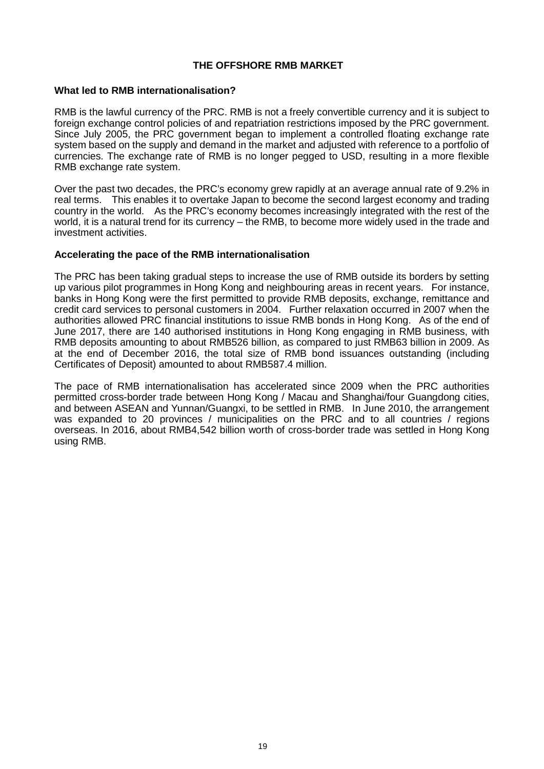# THE OFFSHORE RMB MARKET

## What led to RMB internationalisation?

RMB is the lawful currency of the PRC. RMB is not a freely convertible currency and it is subject to foreign exchange control policies of and repatriation restrictions imposed by the PRC government. Since July 2005, the PRC government began to implement a controlled floating exchange rate system based on the supply and demand in the market and adjusted with reference to a portfolio of currencies. The exchange rate of RMB is no longer pegged to USD, resulting in a more flexible RMB exchange rate system.

Over the past two decades, the PRC's economy grew rapidly at an average annual rate of 9.2% in real terms. This enables it to overtake Japan to become the second largest economy and trading country in the world. As the PRC's economy becomes increasingly integrated with the rest of the world, it is a natural trend for its currency – the RMB, to become more widely used in the trade and investment activities.

## Accelerating the pace of the RMB internationalisation

The PRC has been taking gradual steps to increase the use of RMB outside its borders by setting up various pilot programmes in Hong Kong and neighbouring areas in recent years. For instance, banks in Hong Kong were the first permitted to provide RMB deposits, exchange, remittance and credit card services to personal customers in 2004. Further relaxation occurred in 2007 when the authorities allowed PRC financial institutions to issue RMB bonds in Hong Kong. As of the end of June 2017, there are 140 authorised institutions in Hong Kong engaging in RMB business, with RMB deposits amounting to about RMB526 billion, as compared to just RMB63 billion in 2009. As at the end of December 2016, the total size of RMB bond issuances outstanding (including Certificates of Deposit) amounted to about RMB587.4 million.

The pace of RMB internationalisation has accelerated since 2009 when the PRC authorities permitted cross-border trade between Hong Kong / Macau and Shanghai/four Guangdong cities, and between ASEAN and Yunnan/Guangxi, to be settled in RMB. In June 2010, the arrangement was expanded to 20 provinces / municipalities on the PRC and to all countries / regions overseas. In 2016, about RMB4,542 billion worth of cross-border trade was settled in Hong Kong using RMB.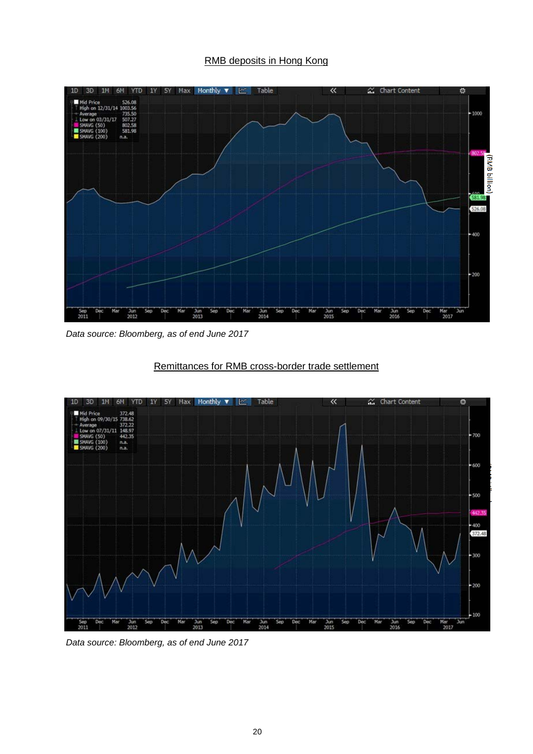RMB deposits in Hong Kong

*Data source: Bloomberg, as of end June 2017*

Remittances for RMB cross-border trade settlement

*Data source: Bloomberg, as of end June 2017*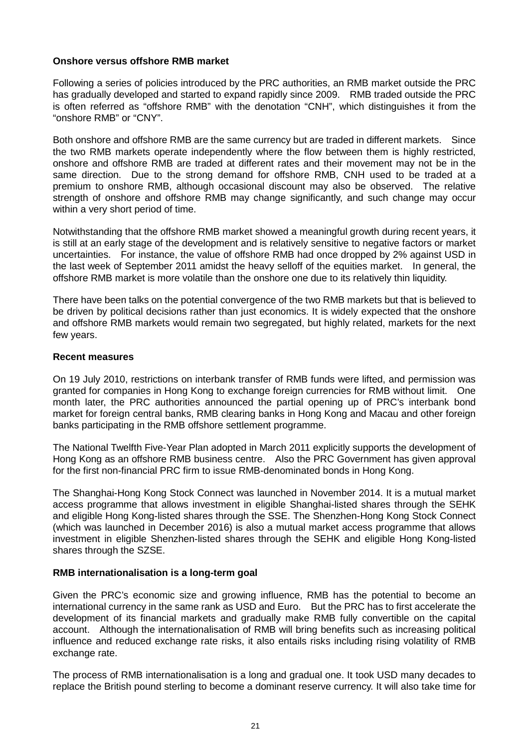**Onshore versus offshore RMB market**

Following a series of policies introduced by the PRC authorities, an RMB market outside the PRC has gradually developed and started to expand rapidly since 2009. RMB traded outside the PRC is often referred as "offshore RMB" with the denotation "CNH", which distinguishes it from the "onshore RMB" or "CNY".

Both onshore and offshore RMB are the same currency but are traded in different markets. Since the two RMB markets operate independently where the flow between them is highly restricted, onshore and offshore RMB are traded at different rates and their movement may not be in the same direction. Due to the strong demand for offshore RMB, CNH used to be traded at a premium to onshore RMB, although occasional discount may also be observed. The relative strength of onshore and offshore RMB may change significantly, and such change may occur within a very short period of time.

Notwithstanding that the offshore RMB market showed a meaningful growth during recent years, it is still at an early stage of the development and is relatively sensitive to negative factors or market uncertainties. For instance, the value of offshore RMB had once dropped by 2% against USD in the last week of September 2011 amidst the heavy selloff of the equities market. In general, the offshore RMB market is more volatile than the onshore one due to its relatively thin liquidity.

There have been talks on the potential convergence of the two RMB markets but that is believed to be driven by political decisions rather than just economics. It is widely expected that the onshore and offshore RMB markets would remain two segregated, but highly related, markets for the next few years.

**Recent measures**

On 19 July 2010, restrictions on interbank transfer of RMB funds were lifted, and permission was granted for companies in Hong Kong to exchange foreign currencies for RMB without limit. One month later, the PRC authorities announced the partial opening up of PRC's interbank bond market for foreign central banks, RMB clearing banks in Hong Kong and Macau and other foreign banks participating in the RMB offshore settlement programme.

The National Twelfth Five-Year Plan adopted in March 2011 explicitly supports the development of Hong Kong as an offshore RMB business centre. Also the PRC Government has given approval for the first non-financial PRC firm to issue RMB-denominated bonds in Hong Kong.

The Shanghai-Hong Kong Stock Connect was launched in November 2014. It is a mutual market access programme that allows investment in eligible Shanghai-listed shares through the SEHK and eligible Hong Kong-listed shares through the SSE. The Shenzhen-Hong Kong Stock Connect (which was launched in December 2016) is also a mutual market access programme that allows investment in eligible Shenzhen-listed shares through the SEHK and eligible Hong Kong-listed shares through the SZSE.

**RMB internationalisation is a long-term goal**

Given the PRC's economic size and growing influence, RMB has the potential to become an international currency in the same rank as USD and Euro. But the PRC has to first accelerate the development of its financial markets and gradually make RMB fully convertible on the capital account. Although the internationalisation of RMB will bring benefits such as increasing political influence and reduced exchange rate risks, it also entails risks including rising volatility of RMB exchange rate.

The process of RMB internationalisation is a long and gradual one. It took USD many decades to replace the British pound sterling to become a dominant reserve currency. It will also take time for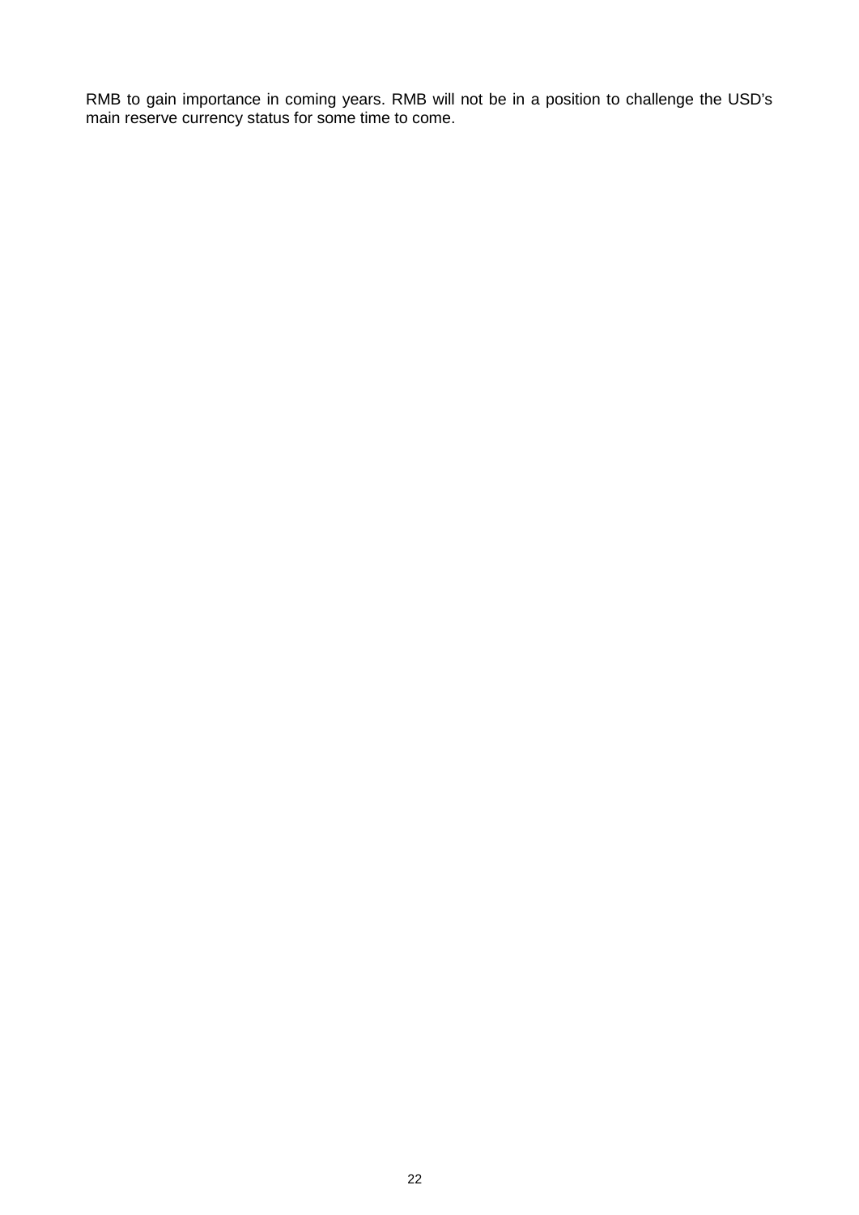RMB to gain importance in coming years. RMB will not be in a position to challenge the USD's main reserve currency status for some time to come.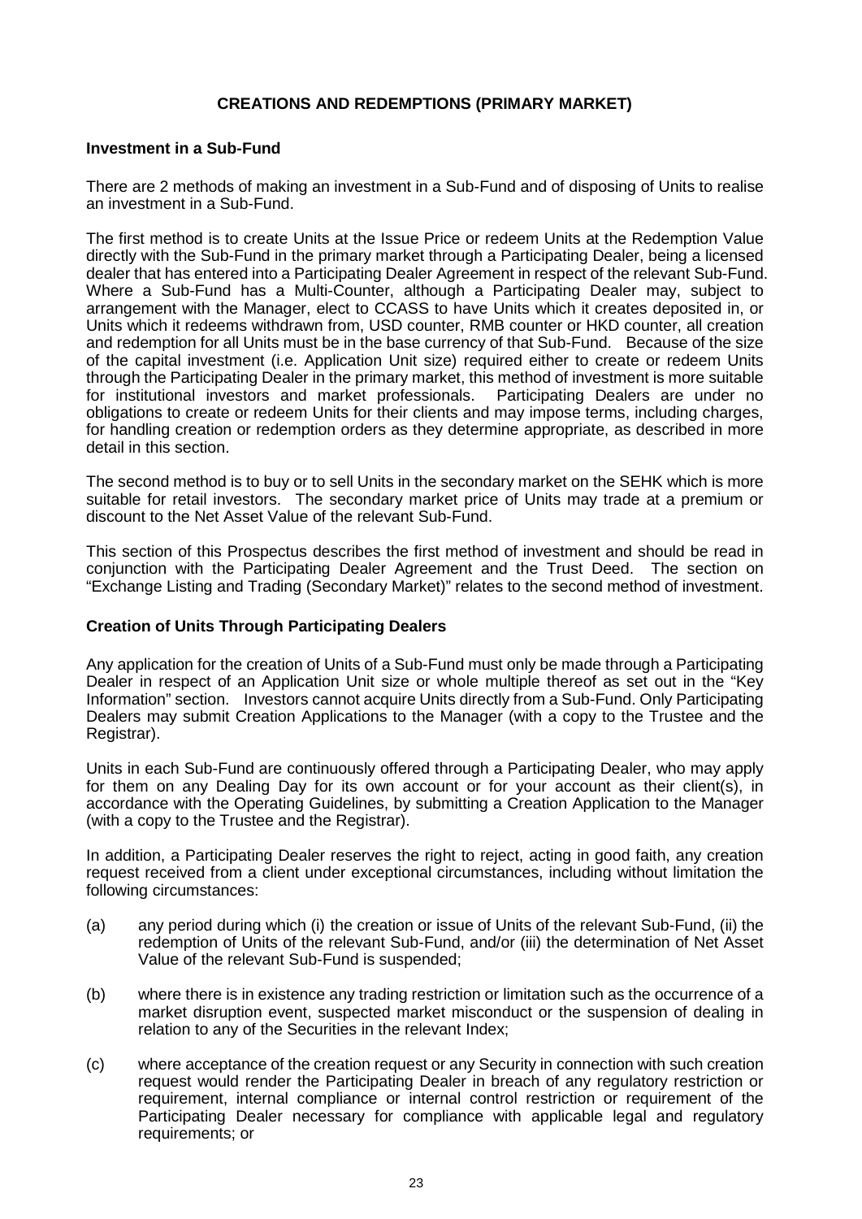## CREATIONS AND REDEMPTIONS (PRIMARY MARKET)

### Investment in a Sub-Fund

There are 2 methods of making an investment in a Sub-Fund and of disposing of Units to realise an investment in a Sub-Fund.

The first method is to create Units at the Issue Price or redeem Units at the Redemption Value directly with the Sub-Fund in the primary market through a Participating Dealer, being a licensed dealer that has entered into a Participating Dealer Agreement in respect of the relevant Sub-Fund. Where a Sub-Fund has a Multi-Counter, although a Participating Dealer may, subject to arrangement with the Manager, elect to CCASS to have Units which it creates deposited in, or Units which it redeems withdrawn from, USD counter, RMB counter or HKD counter, all creation and redemption for all Units must be in the base currency of that Sub-Fund. Because of the size of the capital investment (i.e. Application Unit size) required either to create or redeem Units through the Participating Dealer in the primary market, this method of investment is more suitable for institutional investors and market professionals. Participating Dealers are under no obligations to create or redeem Units for their clients and may impose terms, including charges, for handling creation or redemption orders as they determine appropriate, as described in more detail in this section.

The second method is to buy or to sell Units in the secondary market on the SEHK which is more suitable for retail investors. The secondary market price of Units may trade at a premium or discount to the Net Asset Value of the relevant Sub-Fund.

This section of this Prospectus describes the first method of investment and should be read in conjunction with the Participating Dealer Agreement and the Trust Deed. The section on "Exchange Listing and Trading (Secondary Market)" relates to the second method of investment.

### Creation of Units Through Participating Dealers

Any application for the creation of Units of a Sub-Fund must only be made through a Participating Dealer in respect of an Application Unit size or whole multiple thereof as set out in the "Key Information" section. Investors cannot acquire Units directly from a Sub-Fund. Only Participating Dealers may submit Creation Applications to the Manager (with a copy to the Trustee and the Registrar).

Units in each Sub-Fund are continuously offered through a Participating Dealer, who may apply for them on any Dealing Day for its own account or for your account as their client(s), in accordance with the Operating Guidelines, by submitting a Creation Application to the Manager (with a copy to the Trustee and the Registrar).

In addition, a Participating Dealer reserves the right to reject, acting in good faith, any creation request received from a client under exceptional circumstances, including without limitation the following circumstances:

(a) any period during which (i) the creation or issue of Units of the relevant Sub-Fund, (ii) the redemption of Units of the relevant Sub-Fund, and/or (iii) the determination of Net Asset Value of the relevant Sub-Fund is suspended;

(b) where there is in existence any trading restriction or limitation such as the occurrence of a market disruption event, suspected market misconduct or the suspension of dealing in relation to any of the Securities in the relevant Index;

(c) where acceptance of the creation request or any Security in connection with such creation request would render the Participating Dealer in breach of any regulatory restriction or requirement, internal compliance or internal control restriction or requirement of the Participating Dealer necessary for compliance with applicable legal and regulatory requirements; or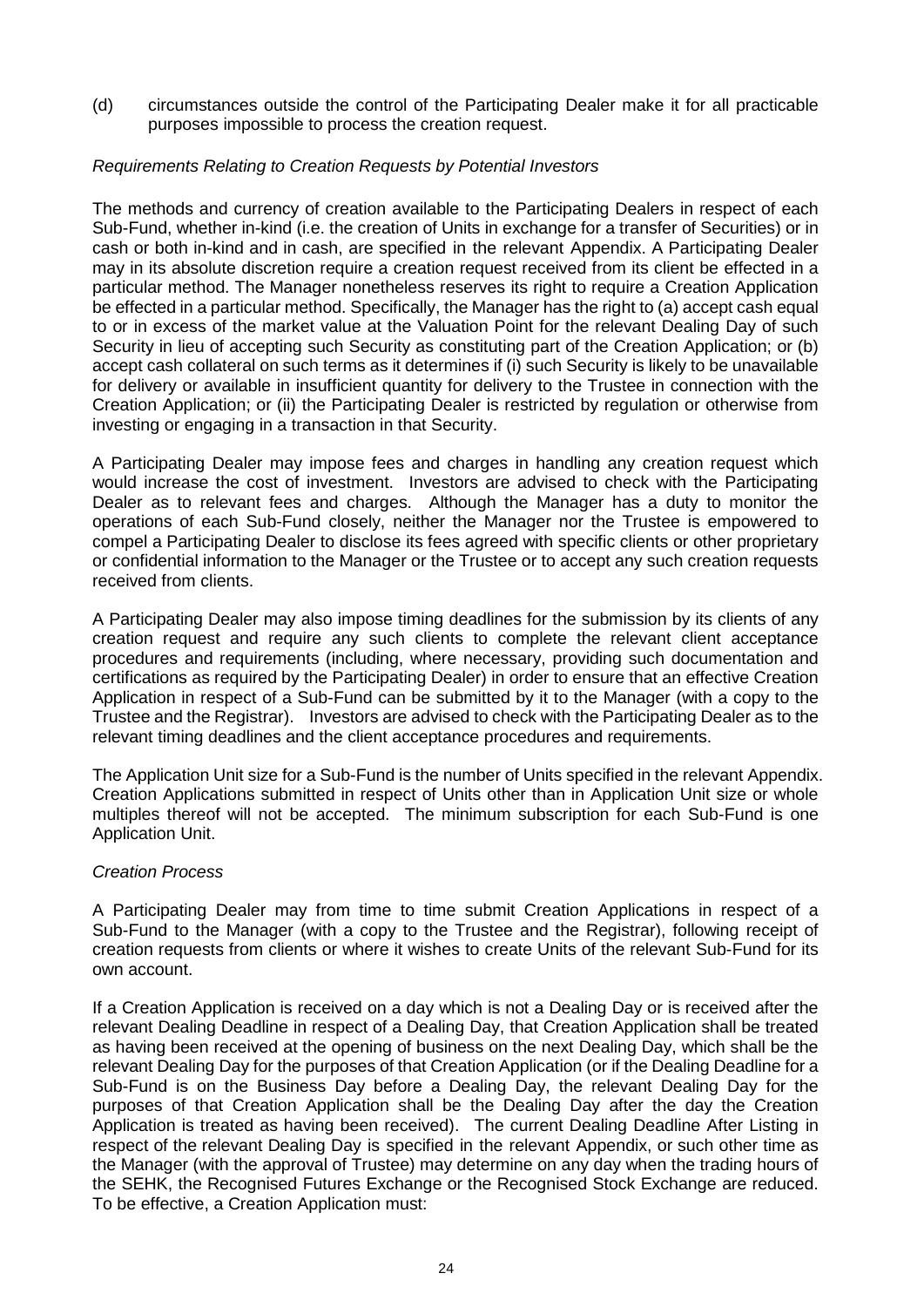(d) circumstances outside the control of the Participating Dealer make it for all practicable purposes impossible to process the creation request.

*Requirements Relating to Creation Requests by Potential Investors*

The methods and currency of creation available to the Participating Dealers in respect of each Sub-Fund, whether in-kind (i.e. the creation of Units in exchange for a transfer of Securities) or in cash or both in-kind and in cash, are specified in the relevant Appendix. A Participating Dealer may in its absolute discretion require a creation request received from its client be effected in a particular method. The Manager nonetheless reserves its right to require a Creation Application be effected in a particular method. Specifically, the Manager has the right to (a) accept cash equal to or in excess of the market value at the Valuation Point for the relevant Dealing Day of such Security in lieu of accepting such Security as constituting part of the Creation Application; or (b) accept cash collateral on such terms as it determines if (i) such Security is likely to be unavailable for delivery or available in insufficient quantity for delivery to the Trustee in connection with the Creation Application; or (ii) the Participating Dealer is restricted by regulation or otherwise from investing or engaging in a transaction in that Security.

A Participating Dealer may impose fees and charges in handling any creation request which would increase the cost of investment. Investors are advised to check with the Participating Dealer as to relevant fees and charges. Although the Manager has a duty to monitor the operations of each Sub-Fund closely, neither the Manager nor the Trustee is empowered to compel a Participating Dealer to disclose its fees agreed with specific clients or other proprietary or confidential information to the Manager or the Trustee or to accept any such creation requests received from clients.

A Participating Dealer may also impose timing deadlines for the submission by its clients of any creation request and require any such clients to complete the relevant client acceptance procedures and requirements (including, where necessary, providing such documentation and certifications as required by the Participating Dealer) in order to ensure that an effective Creation Application in respect of a Sub-Fund can be submitted by it to the Manager (with a copy to the Trustee and the Registrar). Investors are advised to check with the Participating Dealer as to the relevant timing deadlines and the client acceptance procedures and requirements.

The Application Unit size for a Sub-Fund is the number of Units specified in the relevant Appendix. Creation Applications submitted in respect of Units other than in Application Unit size or whole multiples thereof will not be accepted. The minimum subscription for each Sub-Fund is one Application Unit.

*Creation Process*

A Participating Dealer may from time to time submit Creation Applications in respect of a Sub-Fund to the Manager (with a copy to the Trustee and the Registrar), following receipt of creation requests from clients or where it wishes to create Units of the relevant Sub-Fund for its own account.

If a Creation Application is received on a day which is not a Dealing Day or is received after the relevant Dealing Deadline in respect of a Dealing Day, that Creation Application shall be treated as having been received at the opening of business on the next Dealing Day, which shall be the relevant Dealing Day for the purposes of that Creation Application (or if the Dealing Deadline for a Sub-Fund is on the Business Day before a Dealing Day, the relevant Dealing Day for the purposes of that Creation Application shall be the Dealing Day after the day the Creation Application is treated as having been received). The current Dealing Deadline After Listing in respect of the relevant Dealing Day is specified in the relevant Appendix, or such other time as the Manager (with the approval of Trustee) may determine on any day when the trading hours of the SEHK, the Recognised Futures Exchange or the Recognised Stock Exchange are reduced. To be effective, a Creation Application must: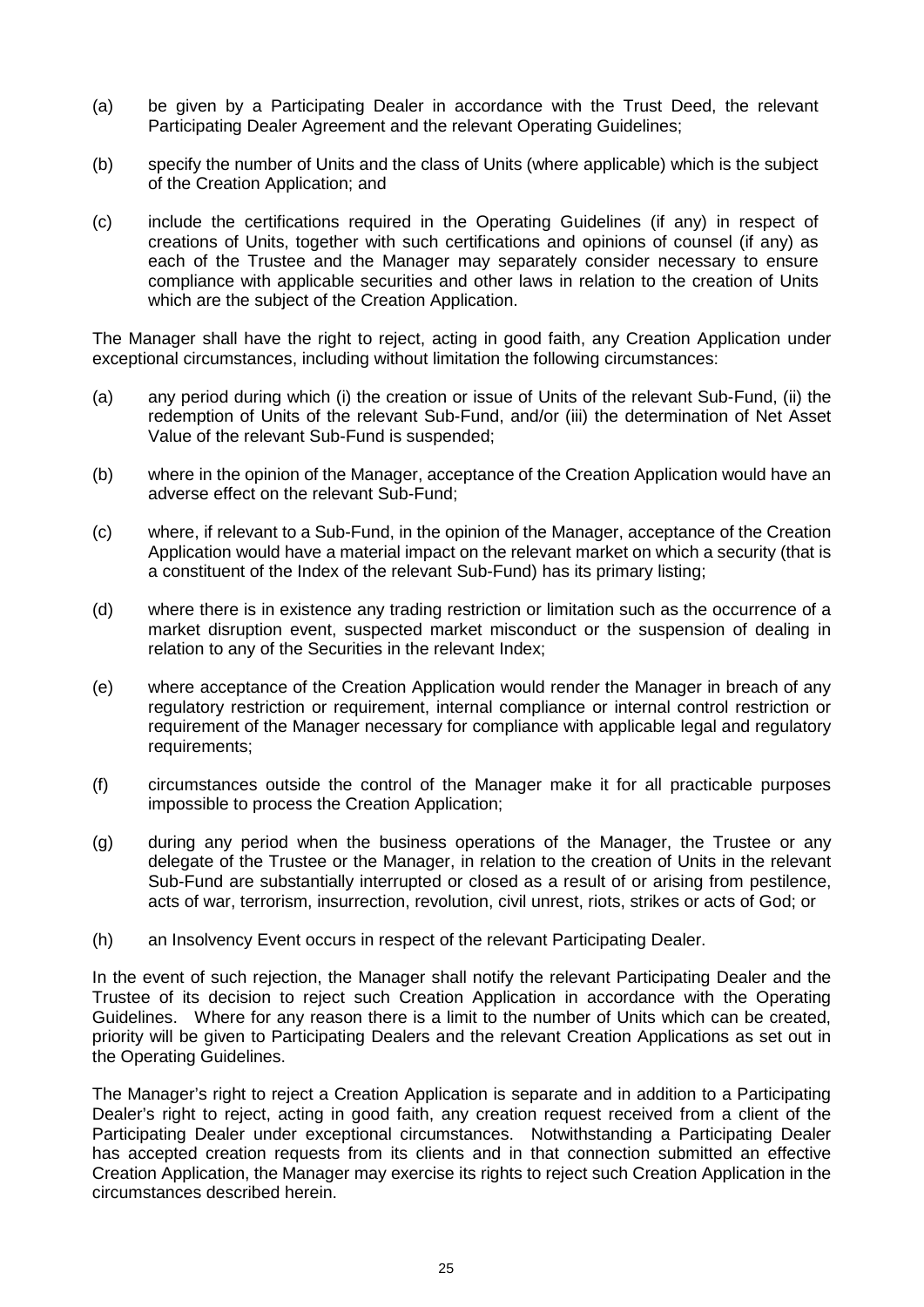(a) be given by a Participating Dealer in accordance with the Trust Deed, the relevant Participating Dealer Agreement and the relevant Operating Guidelines;

(b) specify the number of Units and the class of Units (where applicable) which is the subject of the Creation Application; and

(c) include the certifications required in the Operating Guidelines (if any) in respect of creations of Units, together with such certifications and opinions of counsel (if any) as each of the Trustee and the Manager may separately consider necessary to ensure compliance with applicable securities and other laws in relation to the creation of Units which are the subject of the Creation Application.

The Manager shall have the right to reject, acting in good faith, any Creation Application under exceptional circumstances, including without limitation the following circumstances:

(a) any period during which (i) the creation or issue of Units of the relevant Sub-Fund, (ii) the redemption of Units of the relevant Sub-Fund, and/or (iii) the determination of Net Asset Value of the relevant Sub-Fund is suspended;

(b) where in the opinion of the Manager, acceptance of the Creation Application would have an adverse effect on the relevant Sub-Fund;

(c) where, if relevant to a Sub-Fund, in the opinion of the Manager, acceptance of the Creation Application would have a material impact on the relevant market on which a security (that is a constituent of the Index of the relevant Sub-Fund) has its primary listing;

(d) where there is in existence any trading restriction or limitation such as the occurrence of a market disruption event, suspected market misconduct or the suspension of dealing in relation to any of the Securities in the relevant Index;

(e) where acceptance of the Creation Application would render the Manager in breach of any regulatory restriction or requirement, internal compliance or internal control restriction or requirement of the Manager necessary for compliance with applicable legal and regulatory requirements;

(f) circumstances outside the control of the Manager make it for all practicable purposes impossible to process the Creation Application;

(g) during any period when the business operations of the Manager, the Trustee or any delegate of the Trustee or the Manager, in relation to the creation of Units in the relevant Sub-Fund are substantially interrupted or closed as a result of or arising from pestilence, acts of war, terrorism, insurrection, revolution, civil unrest, riots, strikes or acts of God; or

(h) an Insolvency Event occurs in respect of the relevant Participating Dealer.

In the event of such rejection, the Manager shall notify the relevant Participating Dealer and the Trustee of its decision to reject such Creation Application in accordance with the Operating Guidelines. Where for any reason there is a limit to the number of Units which can be created, priority will be given to Participating Dealers and the relevant Creation Applications as set out in the Operating Guidelines.

The Manager's right to reject a Creation Application is separate and in addition to a Participating Dealer's right to reject, acting in good faith, any creation request received from a client of the Participating Dealer under exceptional circumstances. Notwithstanding a Participating Dealer has accepted creation requests from its clients and in that connection submitted an effective Creation Application, the Manager may exercise its rights to reject such Creation Application in the circumstances described herein.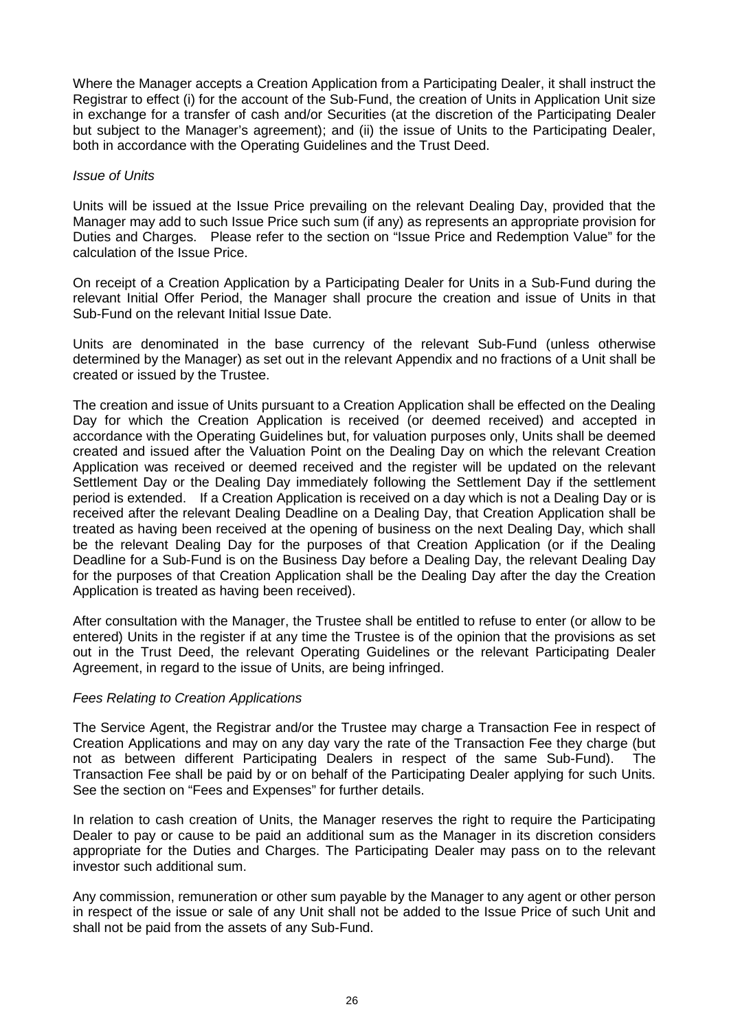Where the Manager accepts a Creation Application from a Participating Dealer, it shall instruct the Registrar to effect (i) for the account of the Sub-Fund, the creation of Units in Application Unit size in exchange for a transfer of cash and/or Securities (at the discretion of the Participating Dealer but subject to the Manager's agreement); and (ii) the issue of Units to the Participating Dealer, both in accordance with the Operating Guidelines and the Trust Deed.

*Issue of Units*

Units will be issued at the Issue Price prevailing on the relevant Dealing Day, provided that the Manager may add to such Issue Price such sum (if any) as represents an appropriate provision for Duties and Charges. Please refer to the section on "Issue Price and Redemption Value" for the calculation of the Issue Price.

On receipt of a Creation Application by a Participating Dealer for Units in a Sub-Fund during the relevant Initial Offer Period, the Manager shall procure the creation and issue of Units in that Sub-Fund on the relevant Initial Issue Date.

Units are denominated in the base currency of the relevant Sub-Fund (unless otherwise determined by the Manager) as set out in the relevant Appendix and no fractions of a Unit shall be created or issued by the Trustee.

The creation and issue of Units pursuant to a Creation Application shall be effected on the Dealing Day for which the Creation Application is received (or deemed received) and accepted in accordance with the Operating Guidelines but, for valuation purposes only, Units shall be deemed created and issued after the Valuation Point on the Dealing Day on which the relevant Creation Application was received or deemed received and the register will be updated on the relevant Settlement Day or the Dealing Day immediately following the Settlement Day if the settlement period is extended. If a Creation Application is received on a day which is not a Dealing Day or is received after the relevant Dealing Deadline on a Dealing Day, that Creation Application shall be treated as having been received at the opening of business on the next Dealing Day, which shall be the relevant Dealing Day for the purposes of that Creation Application (or if the Dealing Deadline for a Sub-Fund is on the Business Day before a Dealing Day, the relevant Dealing Day for the purposes of that Creation Application shall be the Dealing Day after the day the Creation Application is treated as having been received).

After consultation with the Manager, the Trustee shall be entitled to refuse to enter (or allow to be entered) Units in the register if at any time the Trustee is of the opinion that the provisions as set out in the Trust Deed, the relevant Operating Guidelines or the relevant Participating Dealer Agreement, in regard to the issue of Units, are being infringed.

*Fees Relating to Creation Applications*

The Service Agent, the Registrar and/or the Trustee may charge a Transaction Fee in respect of Creation Applications and may on any day vary the rate of the Transaction Fee they charge (but not as between different Participating Dealers in respect of the same Sub-Fund). The Transaction Fee shall be paid by or on behalf of the Participating Dealer applying for such Units. See the section on "Fees and Expenses" for further details.

In relation to cash creation of Units, the Manager reserves the right to require the Participating Dealer to pay or cause to be paid an additional sum as the Manager in its discretion considers appropriate for the Duties and Charges. The Participating Dealer may pass on to the relevant investor such additional sum.

Any commission, remuneration or other sum payable by the Manager to any agent or other person in respect of the issue or sale of any Unit shall not be added to the Issue Price of such Unit and shall not be paid from the assets of any Sub-Fund.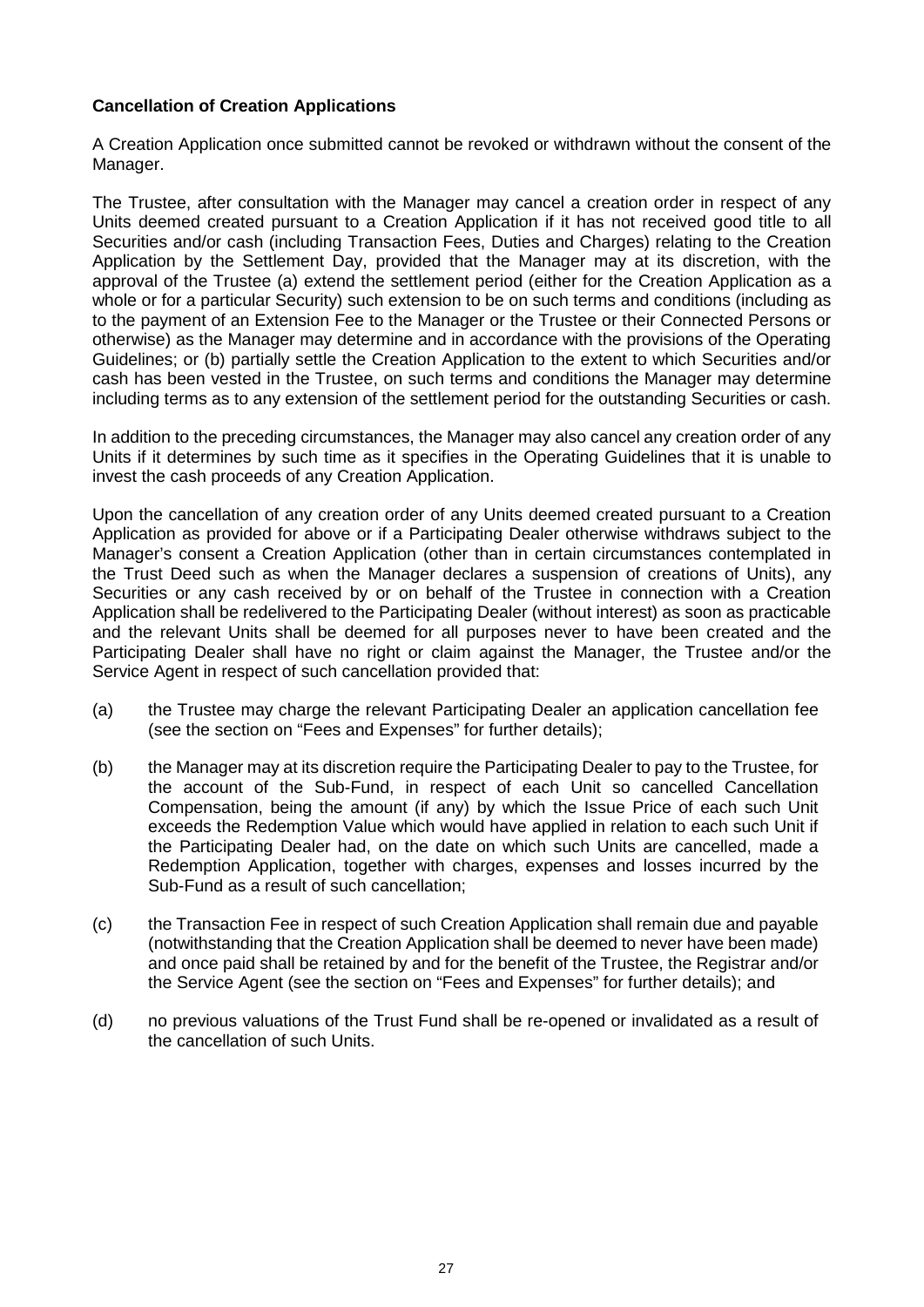**Cancellation of Creation Applications**

A Creation Application once submitted cannot be revoked or withdrawn without the consent of the Manager.

The Trustee, after consultation with the Manager may cancel a creation order in respect of any Units deemed created pursuant to a Creation Application if it has not received good title to all Securities and/or cash (including Transaction Fees, Duties and Charges) relating to the Creation Application by the Settlement Day, provided that the Manager may at its discretion, with the approval of the Trustee (a) extend the settlement period (either for the Creation Application as a whole or for a particular Security) such extension to be on such terms and conditions (including as to the payment of an Extension Fee to the Manager or the Trustee or their Connected Persons or otherwise) as the Manager may determine and in accordance with the provisions of the Operating Guidelines; or (b) partially settle the Creation Application to the extent to which Securities and/or cash has been vested in the Trustee, on such terms and conditions the Manager may determine including terms as to any extension of the settlement period for the outstanding Securities or cash.

In addition to the preceding circumstances, the Manager may also cancel any creation order of any Units if it determines by such time as it specifies in the Operating Guidelines that it is unable to invest the cash proceeds of any Creation Application.

Upon the cancellation of any creation order of any Units deemed created pursuant to a Creation Application as provided for above or if a Participating Dealer otherwise withdraws subject to the Manager's consent a Creation Application (other than in certain circumstances contemplated in the Trust Deed such as when the Manager declares a suspension of creations of Units), any Securities or any cash received by or on behalf of the Trustee in connection with a Creation Application shall be redelivered to the Participating Dealer (without interest) as soon as practicable and the relevant Units shall be deemed for all purposes never to have been created and the Participating Dealer shall have no right or claim against the Manager, the Trustee and/or the Service Agent in respect of such cancellation provided that:

(a) the Trustee may charge the relevant Participating Dealer an application cancellation fee (see the section on "Fees and Expenses" for further details);

(b) the Manager may at its discretion require the Participating Dealer to pay to the Trustee, for the account of the Sub-Fund, in respect of each Unit so cancelled Cancellation Compensation, being the amount (if any) by which the Issue Price of each such Unit exceeds the Redemption Value which would have applied in relation to each such Unit if the Participating Dealer had, on the date on which such Units are cancelled, made a Redemption Application, together with charges, expenses and losses incurred by the Sub-Fund as a result of such cancellation;

(c) the Transaction Fee in respect of such Creation Application shall remain due and payable (notwithstanding that the Creation Application shall be deemed to never have been made) and once paid shall be retained by and for the benefit of the Trustee, the Registrar and/or the Service Agent (see the section on "Fees and Expenses" for further details); and

(d) no previous valuations of the Trust Fund shall be re-opened or invalidated as a result of the cancellation of such Units.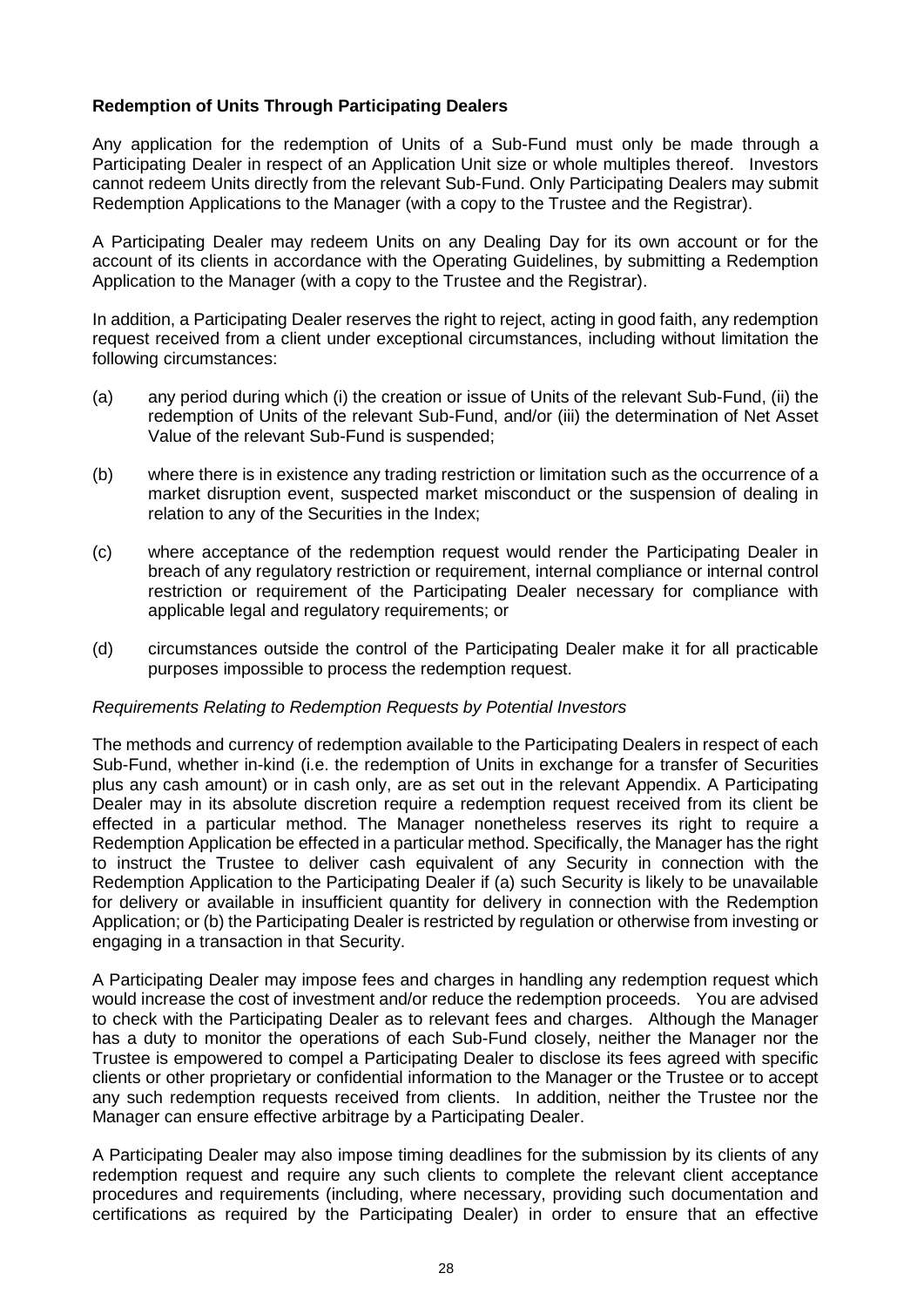**Redemption of Units Through Participating Dealers**

Any application for the redemption of Units of a Sub-Fund must only be made through a Participating Dealer in respect of an Application Unit size or whole multiples thereof. Investors cannot redeem Units directly from the relevant Sub-Fund. Only Participating Dealers may submit Redemption Applications to the Manager (with a copy to the Trustee and the Registrar).

A Participating Dealer may redeem Units on any Dealing Day for its own account or for the account of its clients in accordance with the Operating Guidelines, by submitting a Redemption Application to the Manager (with a copy to the Trustee and the Registrar).

In addition, a Participating Dealer reserves the right to reject, acting in good faith, any redemption request received from a client under exceptional circumstances, including without limitation the following circumstances:

(a) any period during which (i) the creation or issue of Units of the relevant Sub-Fund, (ii) the redemption of Units of the relevant Sub-Fund, and/or (iii) the determination of Net Asset Value of the relevant Sub-Fund is suspended;

(b) where there is in existence any trading restriction or limitation such as the occurrence of a market disruption event, suspected market misconduct or the suspension of dealing in relation to any of the Securities in the Index;

(c) where acceptance of the redemption request would render the Participating Dealer in breach of any regulatory restriction or requirement, internal compliance or internal control restriction or requirement of the Participating Dealer necessary for compliance with applicable legal and regulatory requirements; or

(d) circumstances outside the control of the Participating Dealer make it for all practicable purposes impossible to process the redemption request.

*Requirements Relating to Redemption Requests by Potential Investors*

The methods and currency of redemption available to the Participating Dealers in respect of each Sub-Fund, whether in-kind (i.e. the redemption of Units in exchange for a transfer of Securities plus any cash amount) or in cash only, are as set out in the relevant Appendix. A Participating Dealer may in its absolute discretion require a redemption request received from its client be effected in a particular method. The Manager nonetheless reserves its right to require a Redemption Application be effected in a particular method. Specifically, the Manager has the right to instruct the Trustee to deliver cash equivalent of any Security in connection with the Redemption Application to the Participating Dealer if (a) such Security is likely to be unavailable for delivery or available in insufficient quantity for delivery in connection with the Redemption Application; or (b) the Participating Dealer is restricted by regulation or otherwise from investing or engaging in a transaction in that Security.

A Participating Dealer may impose fees and charges in handling any redemption request which would increase the cost of investment and/or reduce the redemption proceeds. You are advised to check with the Participating Dealer as to relevant fees and charges. Although the Manager has a duty to monitor the operations of each Sub-Fund closely, neither the Manager nor the Trustee is empowered to compel a Participating Dealer to disclose its fees agreed with specific clients or other proprietary or confidential information to the Manager or the Trustee or to accept any such redemption requests received from clients. In addition, neither the Trustee nor the Manager can ensure effective arbitrage by a Participating Dealer.

A Participating Dealer may also impose timing deadlines for the submission by its clients of any redemption request and require any such clients to complete the relevant client acceptance procedures and requirements (including, where necessary, providing such documentation and certifications as required by the Participating Dealer) in order to ensure that an effective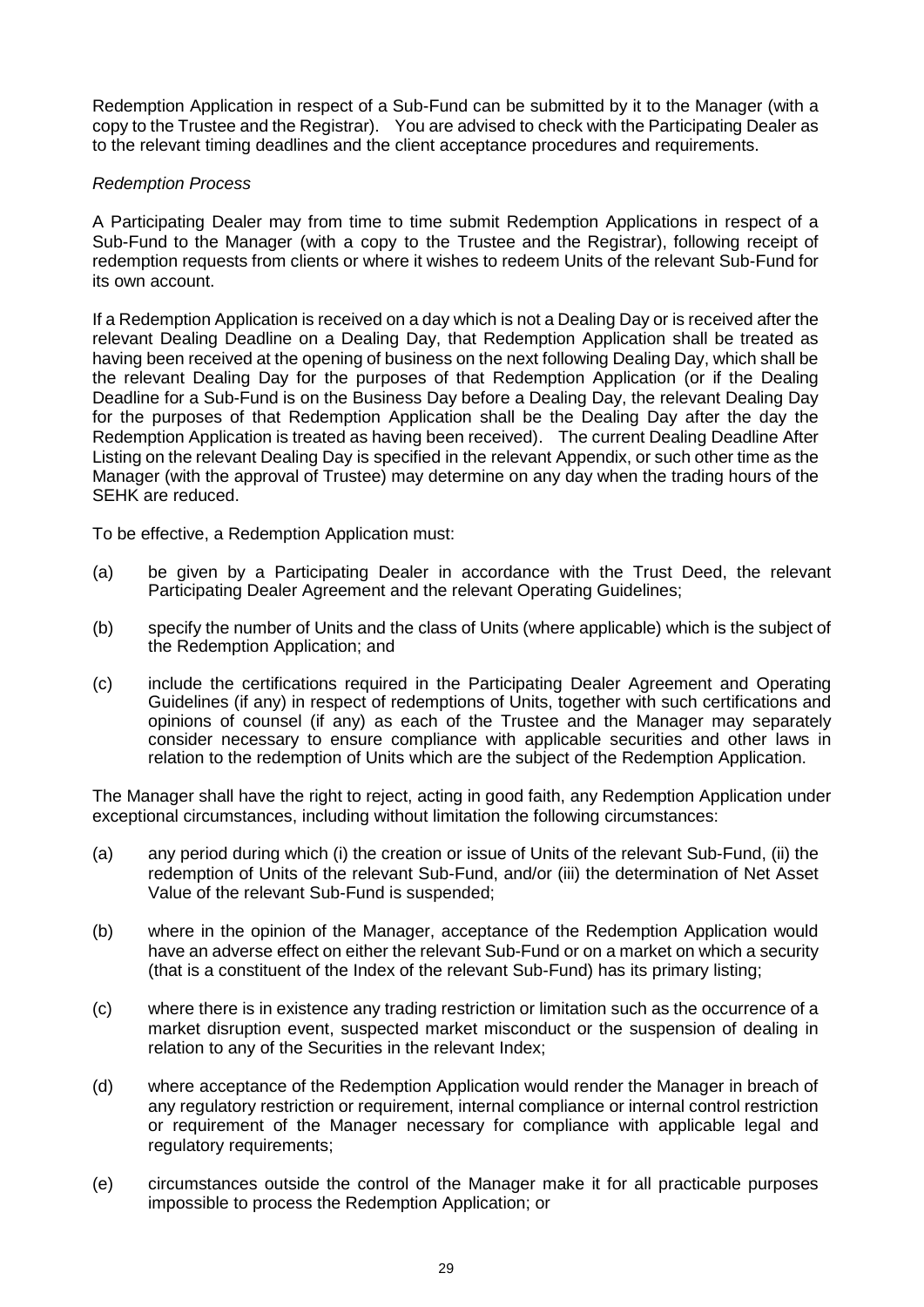Redemption Application in respect of a Sub-Fund can be submitted by it to the Manager (with a copy to the Trustee and the Registrar). You are advised to check with the Participating Dealer as to the relevant timing deadlines and the client acceptance procedures and requirements.

*Redemption Process*

A Participating Dealer may from time to time submit Redemption Applications in respect of a Sub-Fund to the Manager (with a copy to the Trustee and the Registrar), following receipt of redemption requests from clients or where it wishes to redeem Units of the relevant Sub-Fund for its own account.

If a Redemption Application is received on a day which is not a Dealing Day or is received after the relevant Dealing Deadline on a Dealing Day, that Redemption Application shall be treated as having been received at the opening of business on the next following Dealing Day, which shall be the relevant Dealing Day for the purposes of that Redemption Application (or if the Dealing Deadline for a Sub-Fund is on the Business Day before a Dealing Day, the relevant Dealing Day for the purposes of that Redemption Application shall be the Dealing Day after the day the Redemption Application is treated as having been received). The current Dealing Deadline After Listing on the relevant Dealing Day is specified in the relevant Appendix, or such other time as the Manager (with the approval of Trustee) may determine on any day when the trading hours of the SEHK are reduced.

To be effective, a Redemption Application must:

(a) be given by a Participating Dealer in accordance with the Trust Deed, the relevant Participating Dealer Agreement and the relevant Operating Guidelines;

(b) specify the number of Units and the class of Units (where applicable) which is the subject of the Redemption Application; and

(c) include the certifications required in the Participating Dealer Agreement and Operating Guidelines (if any) in respect of redemptions of Units, together with such certifications and opinions of counsel (if any) as each of the Trustee and the Manager may separately consider necessary to ensure compliance with applicable securities and other laws in relation to the redemption of Units which are the subject of the Redemption Application.

The Manager shall have the right to reject, acting in good faith, any Redemption Application under exceptional circumstances, including without limitation the following circumstances:

(a) any period during which (i) the creation or issue of Units of the relevant Sub-Fund, (ii) the redemption of Units of the relevant Sub-Fund, and/or (iii) the determination of Net Asset Value of the relevant Sub-Fund is suspended;

(b) where in the opinion of the Manager, acceptance of the Redemption Application would have an adverse effect on either the relevant Sub-Fund or on a market on which a security (that is a constituent of the Index of the relevant Sub-Fund) has its primary listing;

(c) where there is in existence any trading restriction or limitation such as the occurrence of a market disruption event, suspected market misconduct or the suspension of dealing in relation to any of the Securities in the relevant Index;

(d) where acceptance of the Redemption Application would render the Manager in breach of any regulatory restriction or requirement, internal compliance or internal control restriction or requirement of the Manager necessary for compliance with applicable legal and regulatory requirements;

(e) circumstances outside the control of the Manager make it for all practicable purposes impossible to process the Redemption Application; or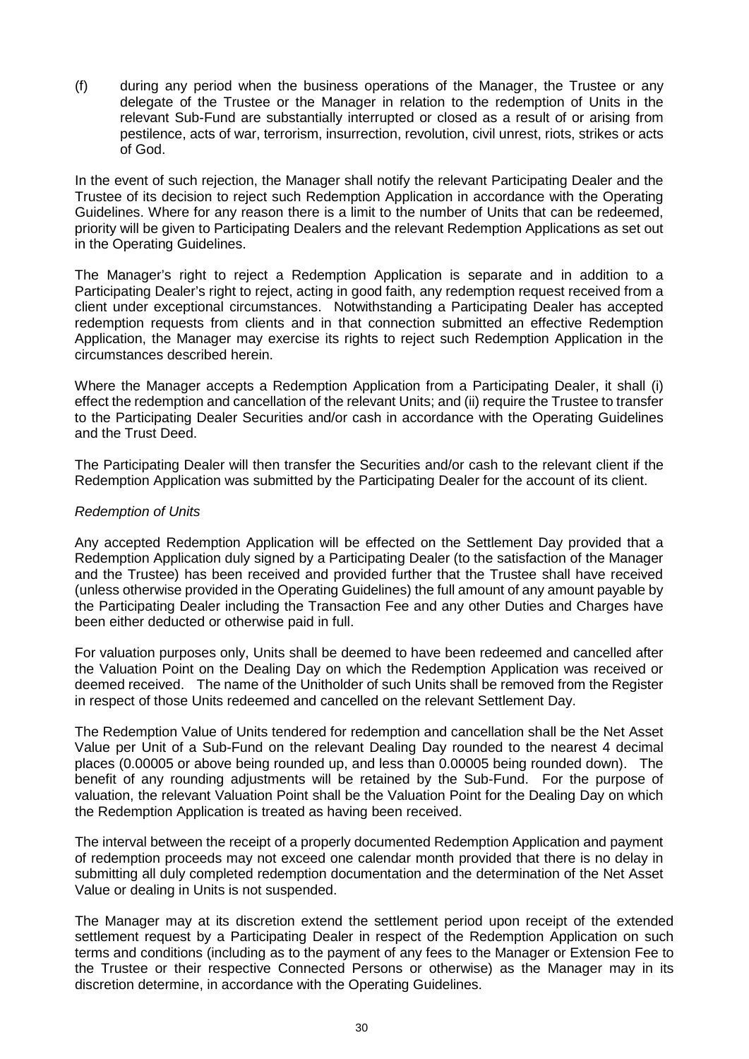(f) during any period when the business operations of the Manager, the Trustee or any delegate of the Trustee or the Manager in relation to the redemption of Units in the relevant Sub-Fund are substantially interrupted or closed as a result of or arising from pestilence, acts of war, terrorism, insurrection, revolution, civil unrest, riots, strikes or acts of God.

In the event of such rejection, the Manager shall notify the relevant Participating Dealer and the Trustee of its decision to reject such Redemption Application in accordance with the Operating Guidelines. Where for any reason there is a limit to the number of Units that can be redeemed, priority will be given to Participating Dealers and the relevant Redemption Applications as set out in the Operating Guidelines.

The Manager's right to reject a Redemption Application is separate and in addition to a Participating Dealer's right to reject, acting in good faith, any redemption request received from a client under exceptional circumstances. Notwithstanding a Participating Dealer has accepted redemption requests from clients and in that connection submitted an effective Redemption Application, the Manager may exercise its rights to reject such Redemption Application in the circumstances described herein.

Where the Manager accepts a Redemption Application from a Participating Dealer, it shall (i) effect the redemption and cancellation of the relevant Units; and (ii) require the Trustee to transfer to the Participating Dealer Securities and/or cash in accordance with the Operating Guidelines and the Trust Deed.

The Participating Dealer will then transfer the Securities and/or cash to the relevant client if the Redemption Application was submitted by the Participating Dealer for the account of its client.

*Redemption of Units*

Any accepted Redemption Application will be effected on the Settlement Day provided that a Redemption Application duly signed by a Participating Dealer (to the satisfaction of the Manager and the Trustee) has been received and provided further that the Trustee shall have received (unless otherwise provided in the Operating Guidelines) the full amount of any amount payable by the Participating Dealer including the Transaction Fee and any other Duties and Charges have been either deducted or otherwise paid in full.

For valuation purposes only, Units shall be deemed to have been redeemed and cancelled after the Valuation Point on the Dealing Day on which the Redemption Application was received or deemed received. The name of the Unitholder of such Units shall be removed from the Register in respect of those Units redeemed and cancelled on the relevant Settlement Day.

The Redemption Value of Units tendered for redemption and cancellation shall be the Net Asset Value per Unit of a Sub-Fund on the relevant Dealing Day rounded to the nearest 4 decimal places (0.00005 or above being rounded up, and less than 0.00005 being rounded down). The benefit of any rounding adjustments will be retained by the Sub-Fund. For the purpose of valuation, the relevant Valuation Point shall be the Valuation Point for the Dealing Day on which the Redemption Application is treated as having been received.

The interval between the receipt of a properly documented Redemption Application and payment of redemption proceeds may not exceed one calendar month provided that there is no delay in submitting all duly completed redemption documentation and the determination of the Net Asset Value or dealing in Units is not suspended.

The Manager may at its discretion extend the settlement period upon receipt of the extended settlement request by a Participating Dealer in respect of the Redemption Application on such terms and conditions (including as to the payment of any fees to the Manager or Extension Fee to the Trustee or their respective Connected Persons or otherwise) as the Manager may in its discretion determine, in accordance with the Operating Guidelines.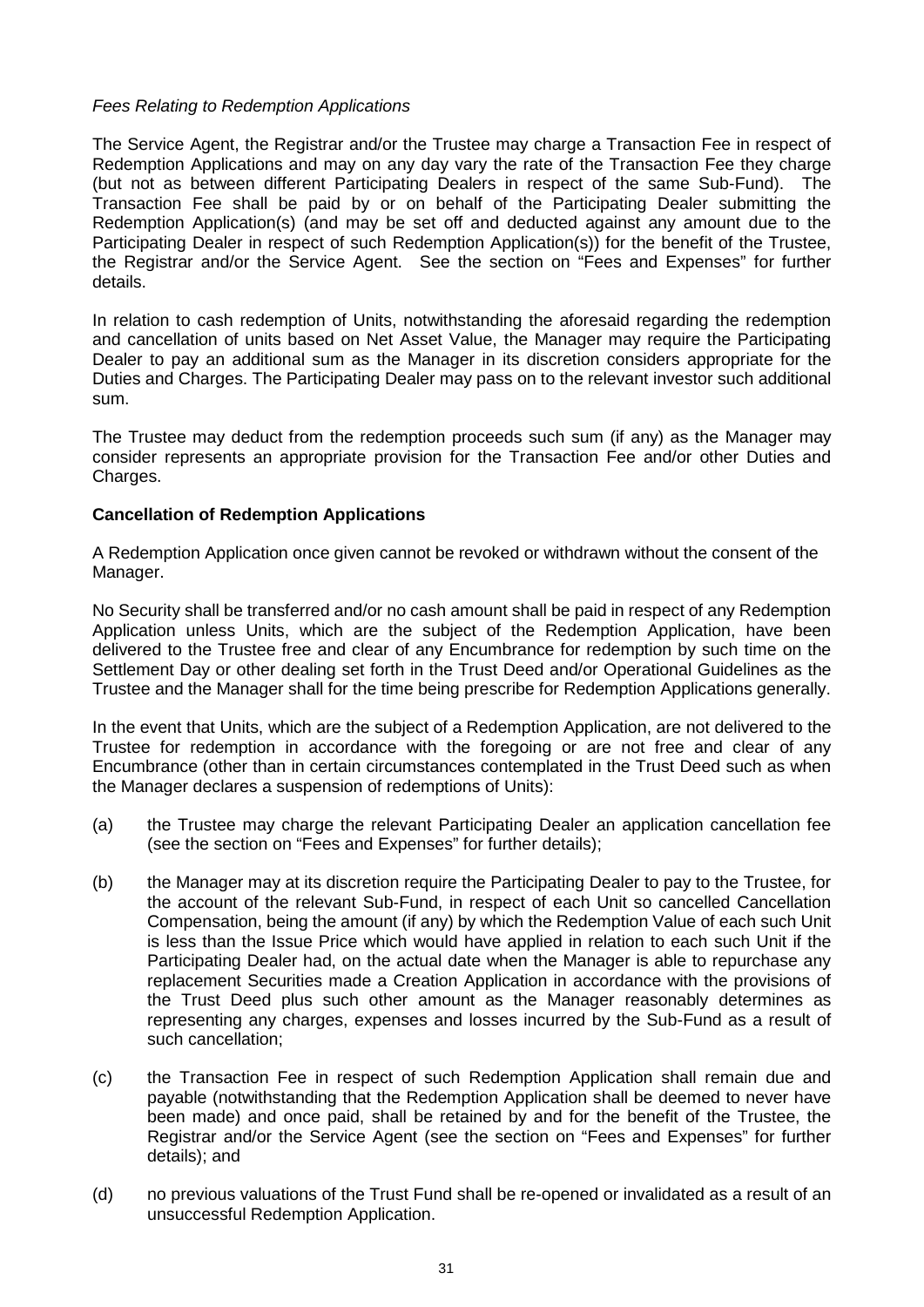*Fees Relating to Redemption Applications*

The Service Agent, the Registrar and/or the Trustee may charge a Transaction Fee in respect of Redemption Applications and may on any day vary the rate of the Transaction Fee they charge (but not as between different Participating Dealers in respect of the same Sub-Fund). The Transaction Fee shall be paid by or on behalf of the Participating Dealer submitting the Redemption Application(s) (and may be set off and deducted against any amount due to the Participating Dealer in respect of such Redemption Application(s)) for the benefit of the Trustee, the Registrar and/or the Service Agent. See the section on "Fees and Expenses" for further details.

In relation to cash redemption of Units, notwithstanding the aforesaid regarding the redemption and cancellation of units based on Net Asset Value, the Manager may require the Participating Dealer to pay an additional sum as the Manager in its discretion considers appropriate for the Duties and Charges. The Participating Dealer may pass on to the relevant investor such additional sum.

The Trustee may deduct from the redemption proceeds such sum (if any) as the Manager may consider represents an appropriate provision for the Transaction Fee and/or other Duties and Charges.

**Cancellation of Redemption Applications**

A Redemption Application once given cannot be revoked or withdrawn without the consent of the Manager.

No Security shall be transferred and/or no cash amount shall be paid in respect of any Redemption Application unless Units, which are the subject of the Redemption Application, have been delivered to the Trustee free and clear of any Encumbrance for redemption by such time on the Settlement Day or other dealing set forth in the Trust Deed and/or Operational Guidelines as the Trustee and the Manager shall for the time being prescribe for Redemption Applications generally.

In the event that Units, which are the subject of a Redemption Application, are not delivered to the Trustee for redemption in accordance with the foregoing or are not free and clear of any Encumbrance (other than in certain circumstances contemplated in the Trust Deed such as when the Manager declares a suspension of redemptions of Units):

(a) the Trustee may charge the relevant Participating Dealer an application cancellation fee (see the section on "Fees and Expenses" for further details);

(b) the Manager may at its discretion require the Participating Dealer to pay to the Trustee, for the account of the relevant Sub-Fund, in respect of each Unit so cancelled Cancellation Compensation, being the amount (if any) by which the Redemption Value of each such Unit is less than the Issue Price which would have applied in relation to each such Unit if the Participating Dealer had, on the actual date when the Manager is able to repurchase any replacement Securities made a Creation Application in accordance with the provisions of the Trust Deed plus such other amount as the Manager reasonably determines as representing any charges, expenses and losses incurred by the Sub-Fund as a result of such cancellation;

(c) the Transaction Fee in respect of such Redemption Application shall remain due and payable (notwithstanding that the Redemption Application shall be deemed to never have been made) and once paid, shall be retained by and for the benefit of the Trustee, the Registrar and/or the Service Agent (see the section on "Fees and Expenses" for further details); and

(d) no previous valuations of the Trust Fund shall be re-opened or invalidated as a result of an unsuccessful Redemption Application.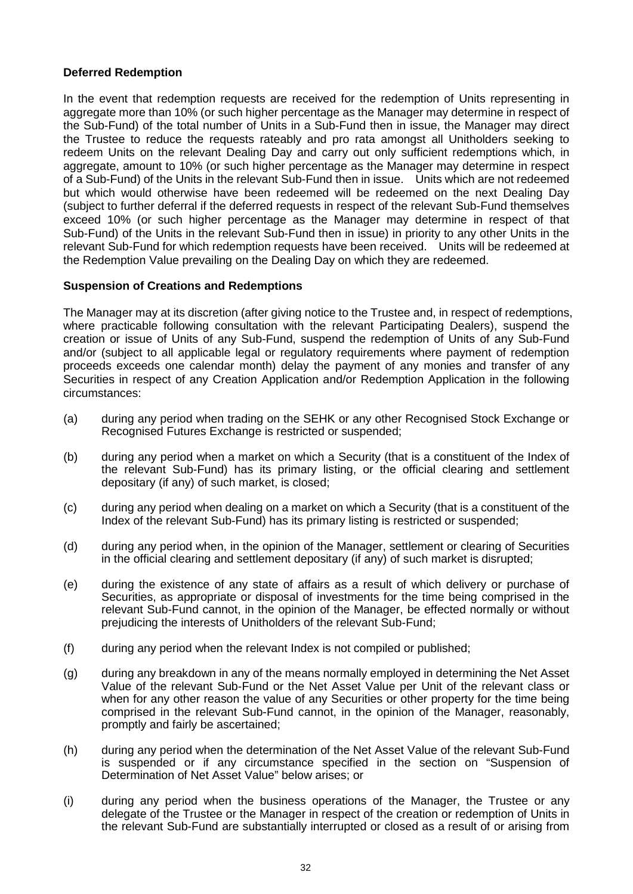**Deferred Redemption**

In the event that redemption requests are received for the redemption of Units representing in aggregate more than 10% (or such higher percentage as the Manager may determine in respect of the Sub-Fund) of the total number of Units in a Sub-Fund then in issue, the Manager may direct the Trustee to reduce the requests rateably and pro rata amongst all Unitholders seeking to redeem Units on the relevant Dealing Day and carry out only sufficient redemptions which, in aggregate, amount to 10% (or such higher percentage as the Manager may determine in respect of a Sub-Fund) of the Units in the relevant Sub-Fund then in issue. Units which are not redeemed but which would otherwise have been redeemed will be redeemed on the next Dealing Day (subject to further deferral if the deferred requests in respect of the relevant Sub-Fund themselves exceed 10% (or such higher percentage as the Manager may determine in respect of that Sub-Fund) of the Units in the relevant Sub-Fund then in issue) in priority to any other Units in the relevant Sub-Fund for which redemption requests have been received. Units will be redeemed at the Redemption Value prevailing on the Dealing Day on which they are redeemed.

**Suspension of Creations and Redemptions**

The Manager may at its discretion (after giving notice to the Trustee and, in respect of redemptions, where practicable following consultation with the relevant Participating Dealers), suspend the creation or issue of Units of any Sub-Fund, suspend the redemption of Units of any Sub-Fund and/or (subject to all applicable legal or regulatory requirements where payment of redemption proceeds exceeds one calendar month) delay the payment of any monies and transfer of any Securities in respect of any Creation Application and/or Redemption Application in the following circumstances:

(a) during any period when trading on the SEHK or any other Recognised Stock Exchange or Recognised Futures Exchange is restricted or suspended;

(b) during any period when a market on which a Security (that is a constituent of the Index of the relevant Sub-Fund) has its primary listing, or the official clearing and settlement depositary (if any) of such market, is closed;

(c) during any period when dealing on a market on which a Security (that is a constituent of the Index of the relevant Sub-Fund) has its primary listing is restricted or suspended;

(d) during any period when, in the opinion of the Manager, settlement or clearing of Securities in the official clearing and settlement depositary (if any) of such market is disrupted;

(e) during the existence of any state of affairs as a result of which delivery or purchase of Securities, as appropriate or disposal of investments for the time being comprised in the relevant Sub-Fund cannot, in the opinion of the Manager, be effected normally or without prejudicing the interests of Unitholders of the relevant Sub-Fund;

(f) during any period when the relevant Index is not compiled or published;

(g) during any breakdown in any of the means normally employed in determining the Net Asset Value of the relevant Sub-Fund or the Net Asset Value per Unit of the relevant class or when for any other reason the value of any Securities or other property for the time being comprised in the relevant Sub-Fund cannot, in the opinion of the Manager, reasonably, promptly and fairly be ascertained;

(h) during any period when the determination of the Net Asset Value of the relevant Sub-Fund is suspended or if any circumstance specified in the section on "Suspension of Determination of Net Asset Value" below arises; or

(i) during any period when the business operations of the Manager, the Trustee or any delegate of the Trustee or the Manager in respect of the creation or redemption of Units in the relevant Sub-Fund are substantially interrupted or closed as a result of or arising from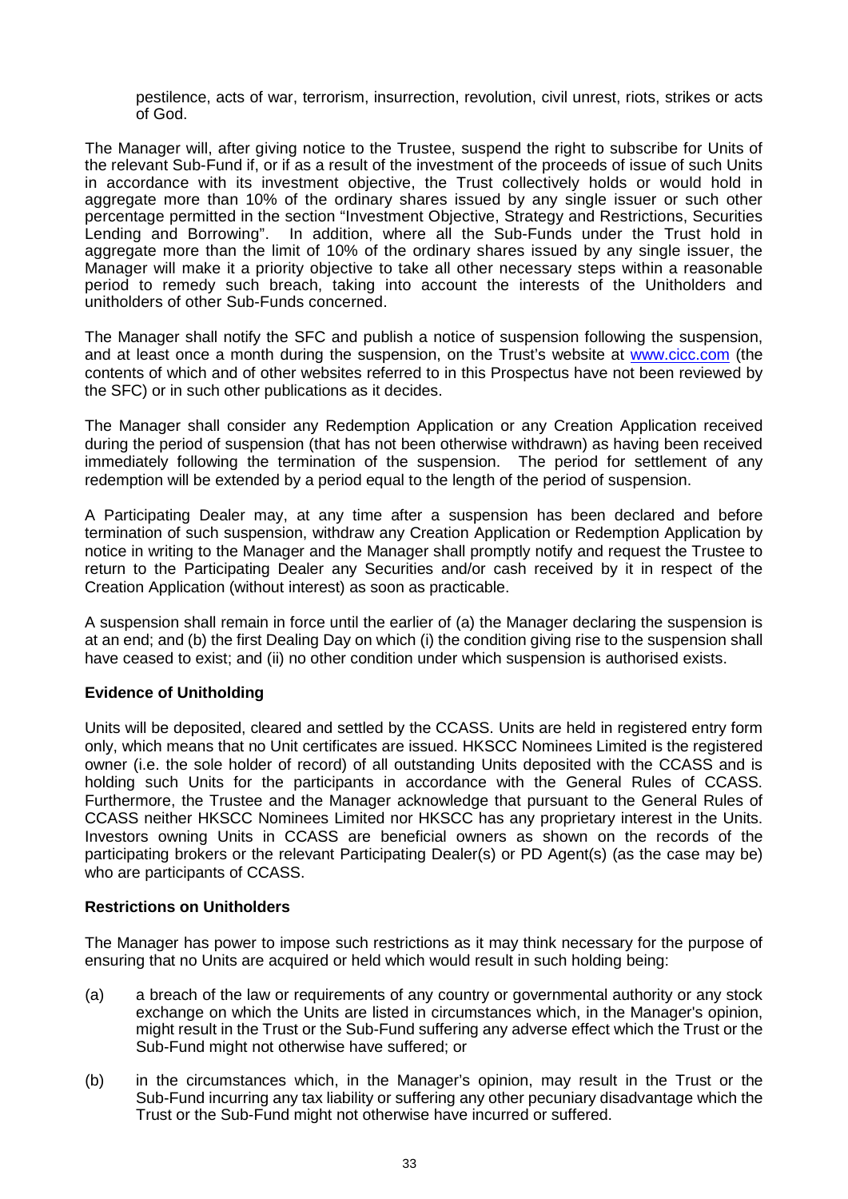pestilence, acts of war, terrorism, insurrection, revolution, civil unrest, riots, strikes or acts of God.

The Manager will, after giving notice to the Trustee, suspend the right to subscribe for Units of the relevant Sub-Fund if, or if as a result of the investment of the proceeds of issue of such Units in accordance with its investment objective, the Trust collectively holds or would hold in aggregate more than 10% of the ordinary shares issued by any single issuer or such other percentage permitted in the section "Investment Objective, Strategy and Restrictions, Securities Lending and Borrowing". In addition, where all the Sub-Funds under the Trust hold in aggregate more than the limit of 10% of the ordinary shares issued by any single issuer, the Manager will make it a priority objective to take all other necessary steps within a reasonable period to remedy such breach, taking into account the interests of the Unitholders and unitholders of other Sub-Funds concerned.

The Manager shall notify the SFC and publish a notice of suspension following the suspension, and at least once a month during the suspension, on the Trust's website at www.cicc.com (the contents of which and of other websites referred to in this Prospectus have not been reviewed by the SFC) or in such other publications as it decides.

The Manager shall consider any Redemption Application or any Creation Application received during the period of suspension (that has not been otherwise withdrawn) as having been received immediately following the termination of the suspension. The period for settlement of any redemption will be extended by a period equal to the length of the period of suspension.

A Participating Dealer may, at any time after a suspension has been declared and before termination of such suspension, withdraw any Creation Application or Redemption Application by notice in writing to the Manager and the Manager shall promptly notify and request the Trustee to return to the Participating Dealer any Securities and/or cash received by it in respect of the Creation Application (without interest) as soon as practicable.

A suspension shall remain in force until the earlier of (a) the Manager declaring the suspension is at an end; and (b) the first Dealing Day on which (i) the condition giving rise to the suspension shall have ceased to exist; and (ii) no other condition under which suspension is authorised exists.

**Evidence of Unitholding**

Units will be deposited, cleared and settled by the CCASS. Units are held in registered entry form only, which means that no Unit certificates are issued. HKSCC Nominees Limited is the registered owner (i.e. the sole holder of record) of all outstanding Units deposited with the CCASS and is holding such Units for the participants in accordance with the General Rules of CCASS. Furthermore, the Trustee and the Manager acknowledge that pursuant to the General Rules of CCASS neither HKSCC Nominees Limited nor HKSCC has any proprietary interest in the Units. Investors owning Units in CCASS are beneficial owners as shown on the records of the participating brokers or the relevant Participating Dealer(s) or PD Agent(s) (as the case may be) who are participants of CCASS.

**Restrictions on Unitholders**

The Manager has power to impose such restrictions as it may think necessary for the purpose of ensuring that no Units are acquired or held which would result in such holding being:

(a) a breach of the law or requirements of any country or governmental authority or any stock exchange on which the Units are listed in circumstances which, in the Manager's opinion, might result in the Trust or the Sub-Fund suffering any adverse effect which the Trust or the Sub-Fund might not otherwise have suffered; or

(b) in the circumstances which, in the Manager's opinion, may result in the Trust or the Sub-Fund incurring any tax liability or suffering any other pecuniary disadvantage which the Trust or the Sub-Fund might not otherwise have incurred or suffered.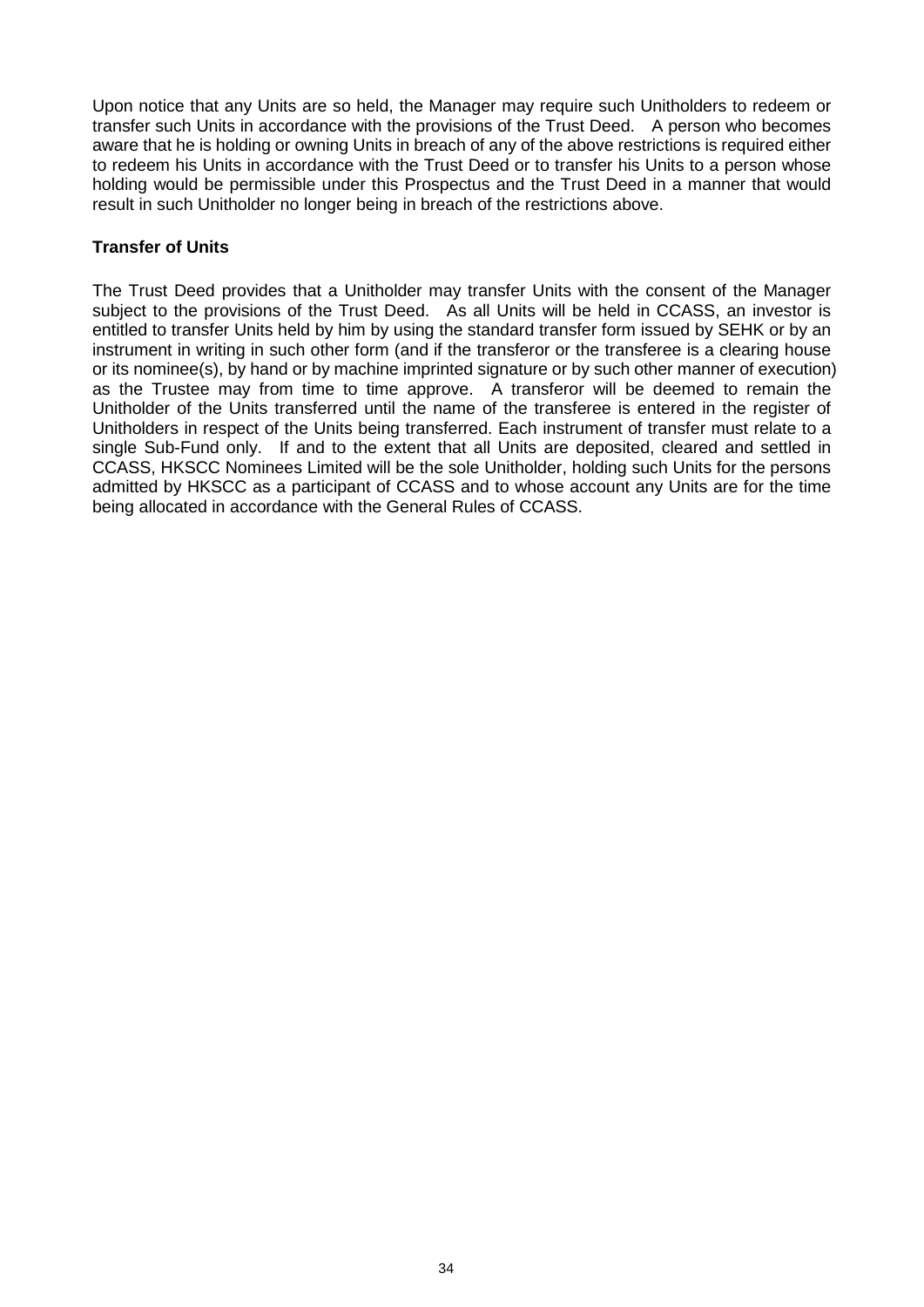Upon notice that any Units are so held, the Manager may require such Unitholders to redeem or transfer such Units in accordance with the provisions of the Trust Deed. A person who becomes aware that he is holding or owning Units in breach of any of the above restrictions is required either to redeem his Units in accordance with the Trust Deed or to transfer his Units to a person whose holding would be permissible under this Prospectus and the Trust Deed in a manner that would result in such Unitholder no longer being in breach of the restrictions above.

**Transfer of Units**

The Trust Deed provides that a Unitholder may transfer Units with the consent of the Manager subject to the provisions of the Trust Deed. As all Units will be held in CCASS, an investor is entitled to transfer Units held by him by using the standard transfer form issued by SEHK or by an instrument in writing in such other form (and if the transferor or the transferee is a clearing house or its nominee(s), by hand or by machine imprinted signature or by such other manner of execution) as the Trustee may from time to time approve. A transferor will be deemed to remain the Unitholder of the Units transferred until the name of the transferee is entered in the register of Unitholders in respect of the Units being transferred. Each instrument of transfer must relate to a single Sub-Fund only. If and to the extent that all Units are deposited, cleared and settled in CCASS, HKSCC Nominees Limited will be the sole Unitholder, holding such Units for the persons admitted by HKSCC as a participant of CCASS and to whose account any Units are for the time being allocated in accordance with the General Rules of CCASS.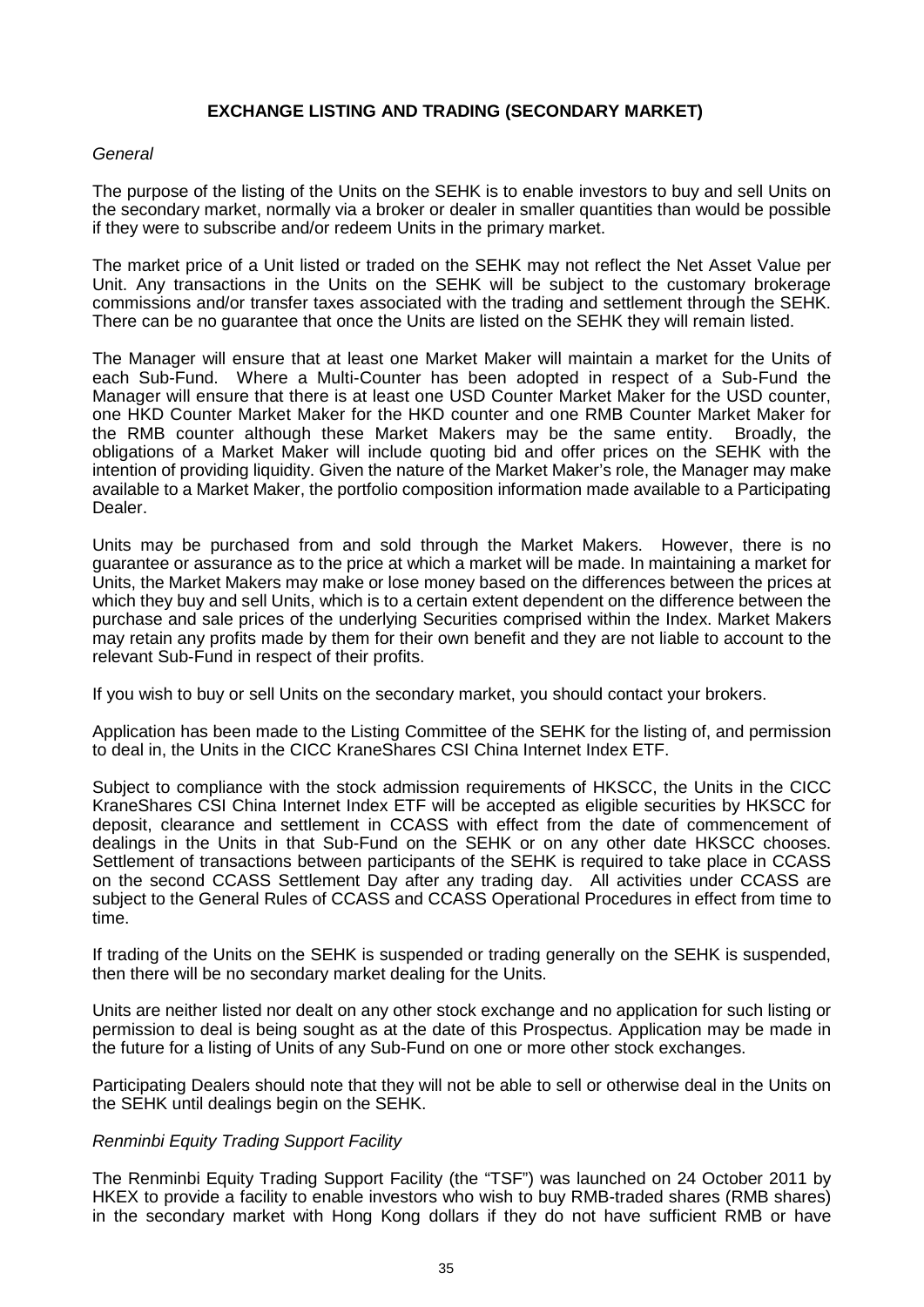## EXCHANGE LISTING AND TRADING (SECONDARY MARKET)

*General*

The purpose of the listing of the Units on the SEHK is to enable investors to buy and sell Units on the secondary market, normally via a broker or dealer in smaller quantities than would be possible if they were to subscribe and/or redeem Units in the primary market.

The market price of a Unit listed or traded on the SEHK may not reflect the Net Asset Value per Unit. Any transactions in the Units on the SEHK will be subject to the customary brokerage commissions and/or transfer taxes associated with the trading and settlement through the SEHK. There can be no guarantee that once the Units are listed on the SEHK they will remain listed.

The Manager will ensure that at least one Market Maker will maintain a market for the Units of each Sub-Fund. Where a Multi-Counter has been adopted in respect of a Sub-Fund the Manager will ensure that there is at least one USD Counter Market Maker for the USD counter, one HKD Counter Market Maker for the HKD counter and one RMB Counter Market Maker for the RMB counter although these Market Makers may be the same entity. Broadly, the obligations of a Market Maker will include quoting bid and offer prices on the SEHK with the intention of providing liquidity. Given the nature of the Market Maker's role, the Manager may make available to a Market Maker, the portfolio composition information made available to a Participating Dealer.

Units may be purchased from and sold through the Market Makers. However, there is no guarantee or assurance as to the price at which a market will be made. In maintaining a market for Units, the Market Makers may make or lose money based on the differences between the prices at which they buy and sell Units, which is to a certain extent dependent on the difference between the purchase and sale prices of the underlying Securities comprised within the Index. Market Makers may retain any profits made by them for their own benefit and they are not liable to account to the relevant Sub-Fund in respect of their profits.

If you wish to buy or sell Units on the secondary market, you should contact your brokers.

Application has been made to the Listing Committee of the SEHK for the listing of, and permission to deal in, the Units in the CICC KraneShares CSI China Internet Index ETF.

Subject to compliance with the stock admission requirements of HKSCC, the Units in the CICC KraneShares CSI China Internet Index ETF will be accepted as eligible securities by HKSCC for deposit, clearance and settlement in CCASS with effect from the date of commencement of dealings in the Units in that Sub-Fund on the SEHK or on any other date HKSCC chooses. Settlement of transactions between participants of the SEHK is required to take place in CCASS on the second CCASS Settlement Day after any trading day. All activities under CCASS are subject to the General Rules of CCASS and CCASS Operational Procedures in effect from time to time.

If trading of the Units on the SEHK is suspended or trading generally on the SEHK is suspended, then there will be no secondary market dealing for the Units.

Units are neither listed nor dealt on any other stock exchange and no application for such listing or permission to deal is being sought as at the date of this Prospectus. Application may be made in the future for a listing of Units of any Sub-Fund on one or more other stock exchanges.

Participating Dealers should note that they will not be able to sell or otherwise deal in the Units on the SEHK until dealings begin on the SEHK.

*Renminbi Equity Trading Support Facility*

The Renminbi Equity Trading Support Facility (the "TSF") was launched on 24 October 2011 by HKEX to provide a facility to enable investors who wish to buy RMB-traded shares (RMB shares) in the secondary market with Hong Kong dollars if they do not have sufficient RMB or have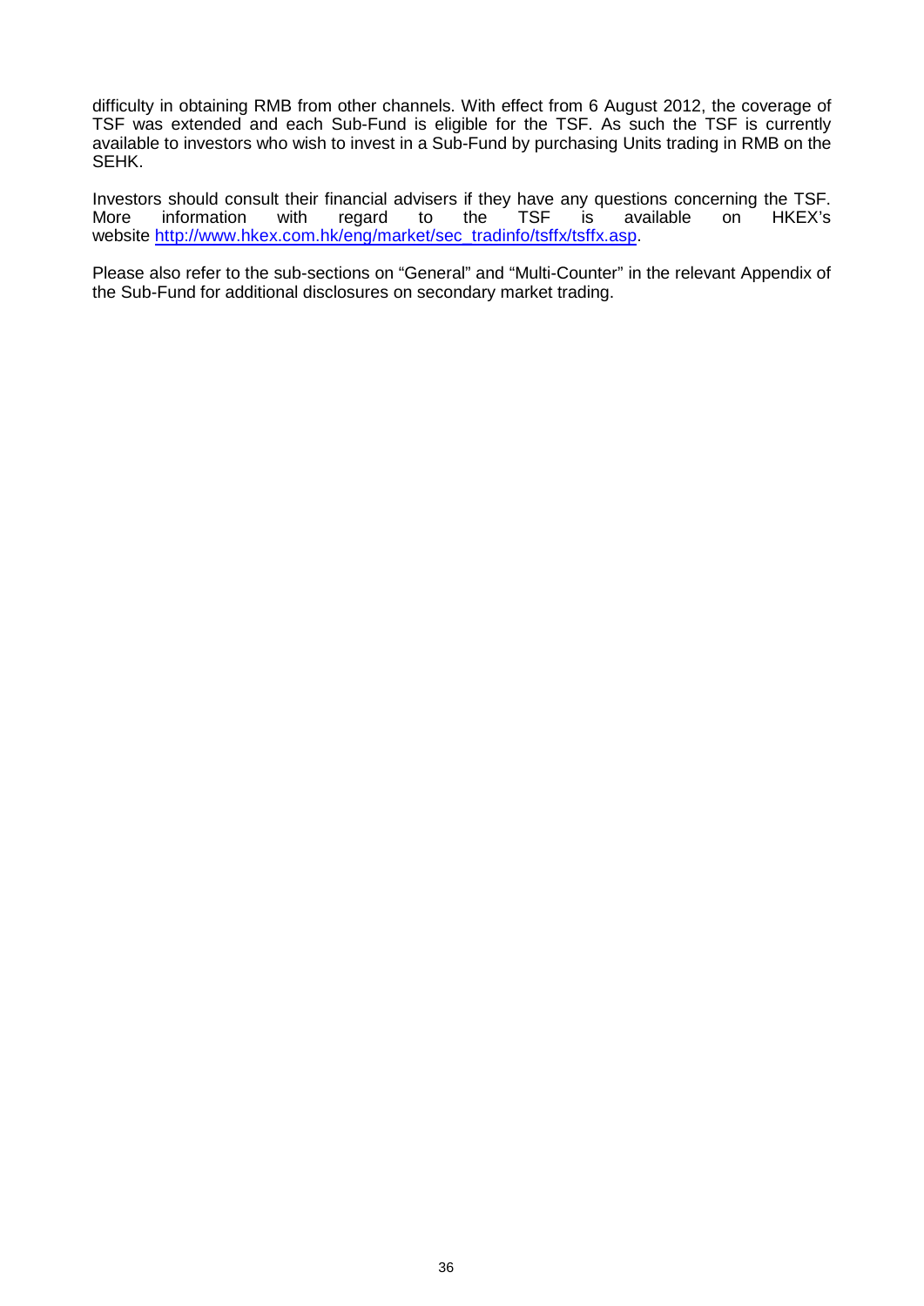difficulty in obtaining RMB from other channels. With effect from 6 August 2012, the coverage of TSF was extended and each Sub-Fund is eligible for the TSF. As such the TSF is currently available to investors who wish to invest in a Sub-Fund by purchasing Units trading in RMB on the SEHK.

Investors should consult their financial advisers if they have any questions concerning the TSF. More information with regard to the TSF is available on HKEX's website http://www.hkex.com.hk/eng/market/sec_tradinfo/tsffx/tsffx.asp.

Please also refer to the sub-sections on "General" and "Multi-Counter" in the relevant Appendix of the Sub-Fund for additional disclosures on secondary market trading.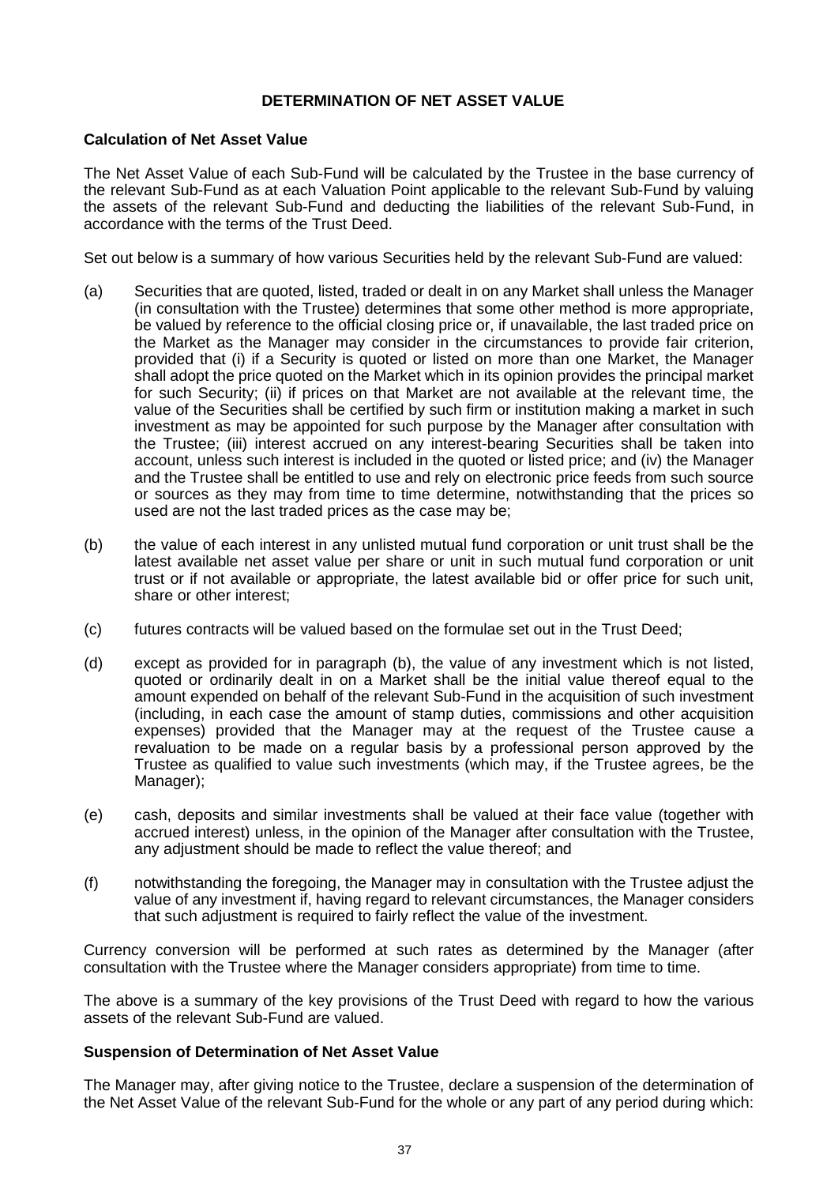## DETERMINATION OF NET ASSET VALUE

### Calculation of Net Asset Value

The Net Asset Value of each Sub-Fund will be calculated by the Trustee in the base currency of the relevant Sub-Fund as at each Valuation Point applicable to the relevant Sub-Fund by valuing the assets of the relevant Sub-Fund and deducting the liabilities of the relevant Sub-Fund, in accordance with the terms of the Trust Deed.

Set out below is a summary of how various Securities held by the relevant Sub-Fund are valued:

(a) Securities that are quoted, listed, traded or dealt in on any Market shall unless the Manager (in consultation with the Trustee) determines that some other method is more appropriate, be valued by reference to the official closing price or, if unavailable, the last traded price on the Market as the Manager may consider in the circumstances to provide fair criterion, provided that (i) if a Security is quoted or listed on more than one Market, the Manager shall adopt the price quoted on the Market which in its opinion provides the principal market for such Security; (ii) if prices on that Market are not available at the relevant time, the value of the Securities shall be certified by such firm or institution making a market in such investment as may be appointed for such purpose by the Manager after consultation with the Trustee; (iii) interest accrued on any interest-bearing Securities shall be taken into account, unless such interest is included in the quoted or listed price; and (iv) the Manager and the Trustee shall be entitled to use and rely on electronic price feeds from such source or sources as they may from time to time determine, notwithstanding that the prices so used are not the last traded prices as the case may be;

(b) the value of each interest in any unlisted mutual fund corporation or unit trust shall be the latest available net asset value per share or unit in such mutual fund corporation or unit trust or if not available or appropriate, the latest available bid or offer price for such unit, share or other interest;

(c) futures contracts will be valued based on the formulae set out in the Trust Deed;

(d) except as provided for in paragraph (b), the value of any investment which is not listed, quoted or ordinarily dealt in on a Market shall be the initial value thereof equal to the amount expended on behalf of the relevant Sub-Fund in the acquisition of such investment (including, in each case the amount of stamp duties, commissions and other acquisition expenses) provided that the Manager may at the request of the Trustee cause a revaluation to be made on a regular basis by a professional person approved by the Trustee as qualified to value such investments (which may, if the Trustee agrees, be the Manager);

(e) cash, deposits and similar investments shall be valued at their face value (together with accrued interest) unless, in the opinion of the Manager after consultation with the Trustee, any adjustment should be made to reflect the value thereof; and

(f) notwithstanding the foregoing, the Manager may in consultation with the Trustee adjust the value of any investment if, having regard to relevant circumstances, the Manager considers that such adjustment is required to fairly reflect the value of the investment.

Currency conversion will be performed at such rates as determined by the Manager (after consultation with the Trustee where the Manager considers appropriate) from time to time.

The above is a summary of the key provisions of the Trust Deed with regard to how the various assets of the relevant Sub-Fund are valued.

### Suspension of Determination of Net Asset Value

The Manager may, after giving notice to the Trustee, declare a suspension of the determination of the Net Asset Value of the relevant Sub-Fund for the whole or any part of any period during which: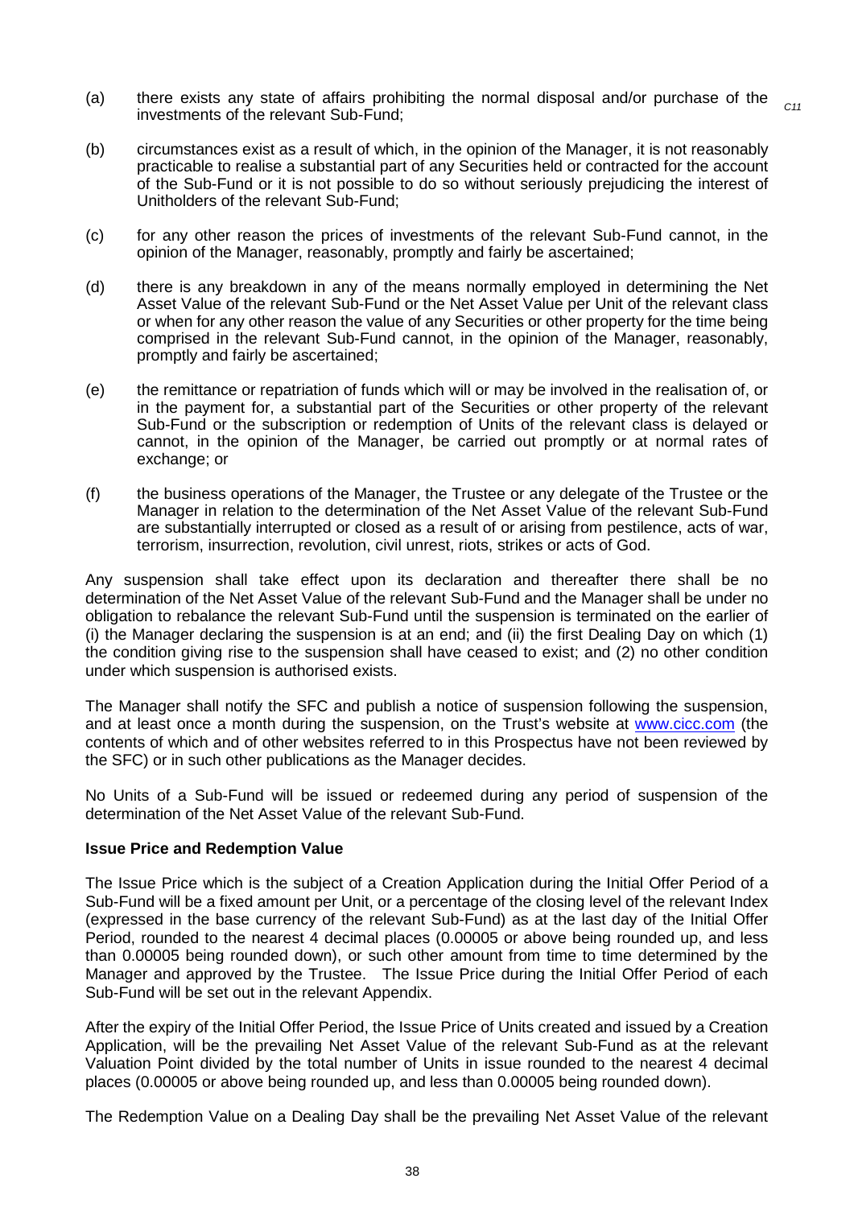(a) there exists any state of affairs prohibiting the normal disposal and/or purchase of the investments of the relevant Sub-Fund;

*C11*

(b) circumstances exist as a result of which, in the opinion of the Manager, it is not reasonably practicable to realise a substantial part of any Securities held or contracted for the account of the Sub-Fund or it is not possible to do so without seriously prejudicing the interest of Unitholders of the relevant Sub-Fund;

(c) for any other reason the prices of investments of the relevant Sub-Fund cannot, in the opinion of the Manager, reasonably, promptly and fairly be ascertained;

(d) there is any breakdown in any of the means normally employed in determining the Net Asset Value of the relevant Sub-Fund or the Net Asset Value per Unit of the relevant class or when for any other reason the value of any Securities or other property for the time being comprised in the relevant Sub-Fund cannot, in the opinion of the Manager, reasonably, promptly and fairly be ascertained;

(e) the remittance or repatriation of funds which will or may be involved in the realisation of, or in the payment for, a substantial part of the Securities or other property of the relevant Sub-Fund or the subscription or redemption of Units of the relevant class is delayed or cannot, in the opinion of the Manager, be carried out promptly or at normal rates of exchange; or

(f) the business operations of the Manager, the Trustee or any delegate of the Trustee or the Manager in relation to the determination of the Net Asset Value of the relevant Sub-Fund are substantially interrupted or closed as a result of or arising from pestilence, acts of war, terrorism, insurrection, revolution, civil unrest, riots, strikes or acts of God.

Any suspension shall take effect upon its declaration and thereafter there shall be no determination of the Net Asset Value of the relevant Sub-Fund and the Manager shall be under no obligation to rebalance the relevant Sub-Fund until the suspension is terminated on the earlier of (i) the Manager declaring the suspension is at an end; and (ii) the first Dealing Day on which (1) the condition giving rise to the suspension shall have ceased to exist; and (2) no other condition under which suspension is authorised exists.

The Manager shall notify the SFC and publish a notice of suspension following the suspension, and at least once a month during the suspension, on the Trust's website at www.cicc.com (the contents of which and of other websites referred to in this Prospectus have not been reviewed by the SFC) or in such other publications as the Manager decides.

No Units of a Sub-Fund will be issued or redeemed during any period of suspension of the determination of the Net Asset Value of the relevant Sub-Fund.

**Issue Price and Redemption Value**

The Issue Price which is the subject of a Creation Application during the Initial Offer Period of a Sub-Fund will be a fixed amount per Unit, or a percentage of the closing level of the relevant Index (expressed in the base currency of the relevant Sub-Fund) as at the last day of the Initial Offer Period, rounded to the nearest 4 decimal places (0.00005 or above being rounded up, and less than 0.00005 being rounded down), or such other amount from time to time determined by the Manager and approved by the Trustee. The Issue Price during the Initial Offer Period of each Sub-Fund will be set out in the relevant Appendix.

After the expiry of the Initial Offer Period, the Issue Price of Units created and issued by a Creation Application, will be the prevailing Net Asset Value of the relevant Sub-Fund as at the relevant Valuation Point divided by the total number of Units in issue rounded to the nearest 4 decimal places (0.00005 or above being rounded up, and less than 0.00005 being rounded down).

The Redemption Value on a Dealing Day shall be the prevailing Net Asset Value of the relevant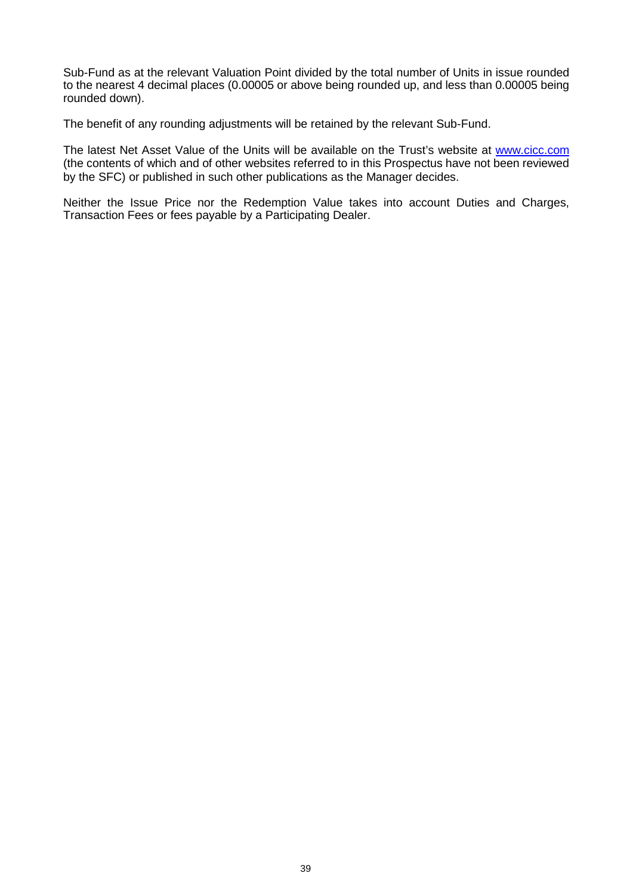Sub-Fund as at the relevant Valuation Point divided by the total number of Units in issue rounded to the nearest 4 decimal places (0.00005 or above being rounded up, and less than 0.00005 being rounded down).

The benefit of any rounding adjustments will be retained by the relevant Sub-Fund.

The latest Net Asset Value of the Units will be available on the Trust's website at www.cicc.com (the contents of which and of other websites referred to in this Prospectus have not been reviewed by the SFC) or published in such other publications as the Manager decides.

Neither the Issue Price nor the Redemption Value takes into account Duties and Charges, Transaction Fees or fees payable by a Participating Dealer.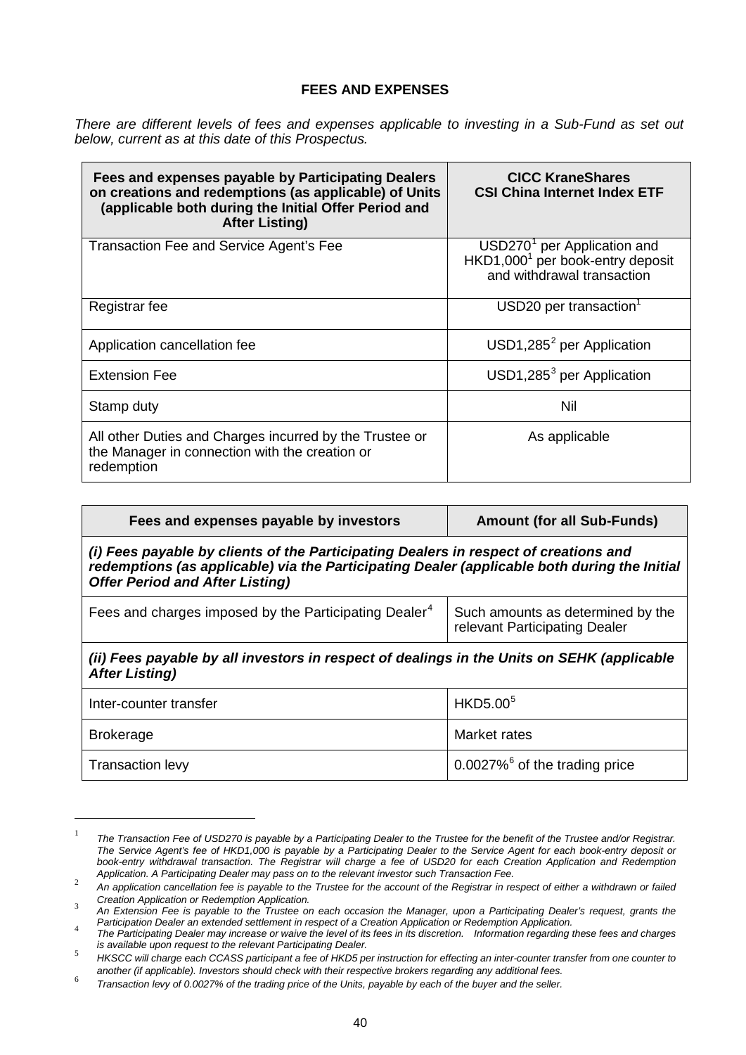## FEES AND EXPENSES

*There are different levels of fees and expenses applicable to investing in a Sub-Fund as set out below, current as at this date of this Prospectus.*

| Fees and expenses payable by Participating Dealers on creations and redemptions (as applicable) of Units (applicable both during the Initial Offer Period and After Listing) | CICC KraneShares CSI China Internet Index ETF |
|---|---|
| Transaction Fee and Service Agent's Fee | USD270[1] per Application and HKD1,000[1] per book-entry deposit and withdrawal transaction |
| Registrar fee | USD20 per transaction[1] |
| Application cancellation fee | USD1,285[2] per Application |
| Extension Fee | USD1,285[3] per Application |
| Stamp duty | Nil |
| All other Duties and Charges incurred by the Trustee or the Manager in connection with the creation or redemption | As applicable |

| Fees and expenses payable by investors | Amount (for all Sub-Funds) |
|---|---|
| ***(i) Fees payable by clients of the Participating Dealers in respect of creations and redemptions (as applicable) via the Participating Dealer (applicable both during the Initial Offer Period and After Listing)*** | |
| Fees and charges imposed by the Participating Dealer[4] | Such amounts as determined by the relevant Participating Dealer |
| ***(ii) Fees payable by all investors in respect of dealings in the Units on SEHK (applicable After Listing)*** | |
| Inter-counter transfer | HKD5.00[5] |
| Brokerage | Market rates |
| Transaction levy | 0.0027%[6] of the trading price |

---

[1] *The Transaction Fee of USD270 is payable by a Participating Dealer to the Trustee for the benefit of the Trustee and/or Registrar. The Service Agent's fee of HKD1,000 is payable by a Participating Dealer to the Service Agent for each book-entry deposit or book-entry withdrawal transaction. The Registrar will charge a fee of USD20 for each Creation Application and Redemption Application. A Participating Dealer may pass on to the relevant investor such Transaction Fee.*

[2] *An application cancellation fee is payable to the Trustee for the account of the Registrar in respect of either a withdrawn or failed Creation Application or Redemption Application.*

[3] *An Extension Fee is payable to the Trustee on each occasion the Manager, upon a Participating Dealer's request, grants the Participation Dealer an extended settlement in respect of a Creation Application or Redemption Application.*

[4] *The Participating Dealer may increase or waive the level of its fees in its discretion. Information regarding these fees and charges is available upon request to the relevant Participating Dealer.*

[5] *HKSCC will charge each CCASS participant a fee of HKD5 per instruction for effecting an inter-counter transfer from one counter to another (if applicable). Investors should check with their respective brokers regarding any additional fees.*

[6] *Transaction levy of 0.0027% of the trading price of the Units, payable by each of the buyer and the seller.*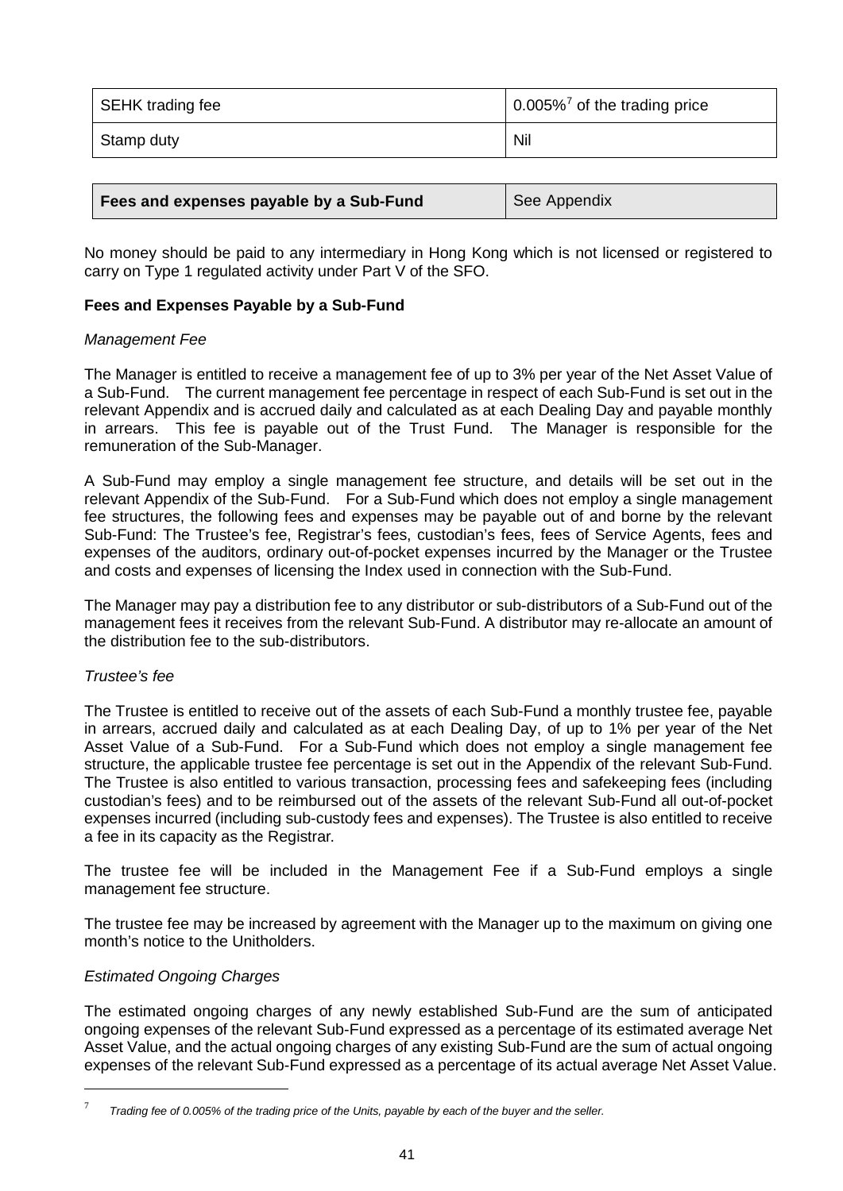| SEHK trading fee | 0.005%[7] of the trading price |
| --- | --- |
| Stamp duty | Nil |

| **Fees and expenses payable by a Sub-Fund** | See Appendix |
| --- | --- |

No money should be paid to any intermediary in Hong Kong which is not licensed or registered to carry on Type 1 regulated activity under Part V of the SFO.

**Fees and Expenses Payable by a Sub-Fund**

*Management Fee*

The Manager is entitled to receive a management fee of up to 3% per year of the Net Asset Value of a Sub-Fund. The current management fee percentage in respect of each Sub-Fund is set out in the relevant Appendix and is accrued daily and calculated as at each Dealing Day and payable monthly in arrears. This fee is payable out of the Trust Fund. The Manager is responsible for the remuneration of the Sub-Manager.

A Sub-Fund may employ a single management fee structure, and details will be set out in the relevant Appendix of the Sub-Fund. For a Sub-Fund which does not employ a single management fee structures, the following fees and expenses may be payable out of and borne by the relevant Sub-Fund: The Trustee's fee, Registrar's fees, custodian's fees, fees of Service Agents, fees and expenses of the auditors, ordinary out-of-pocket expenses incurred by the Manager or the Trustee and costs and expenses of licensing the Index used in connection with the Sub-Fund.

The Manager may pay a distribution fee to any distributor or sub-distributors of a Sub-Fund out of the management fees it receives from the relevant Sub-Fund. A distributor may re-allocate an amount of the distribution fee to the sub-distributors.

*Trustee's fee*

The Trustee is entitled to receive out of the assets of each Sub-Fund a monthly trustee fee, payable in arrears, accrued daily and calculated as at each Dealing Day, of up to 1% per year of the Net Asset Value of a Sub-Fund. For a Sub-Fund which does not employ a single management fee structure, the applicable trustee fee percentage is set out in the Appendix of the relevant Sub-Fund. The Trustee is also entitled to various transaction, processing fees and safekeeping fees (including custodian's fees) and to be reimbursed out of the assets of the relevant Sub-Fund all out-of-pocket expenses incurred (including sub-custody fees and expenses). The Trustee is also entitled to receive a fee in its capacity as the Registrar.

The trustee fee will be included in the Management Fee if a Sub-Fund employs a single management fee structure.

The trustee fee may be increased by agreement with the Manager up to the maximum on giving one month's notice to the Unitholders.

*Estimated Ongoing Charges*

The estimated ongoing charges of any newly established Sub-Fund are the sum of anticipated ongoing expenses of the relevant Sub-Fund expressed as a percentage of its estimated average Net Asset Value, and the actual ongoing charges of any existing Sub-Fund are the sum of actual ongoing expenses of the relevant Sub-Fund expressed as a percentage of its actual average Net Asset Value.

---

[7] *Trading fee of 0.005% of the trading price of the Units, payable by each of the buyer and the seller.*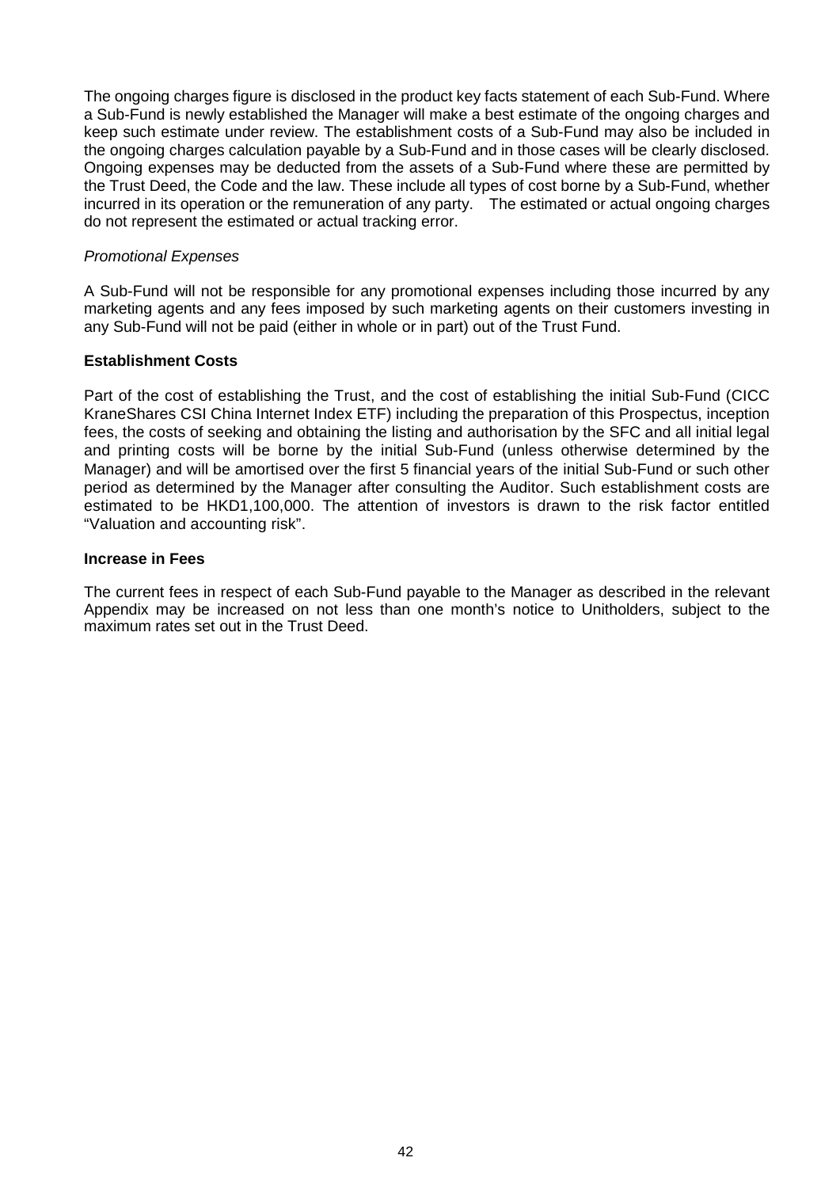The ongoing charges figure is disclosed in the product key facts statement of each Sub-Fund. Where a Sub-Fund is newly established the Manager will make a best estimate of the ongoing charges and keep such estimate under review. The establishment costs of a Sub-Fund may also be included in the ongoing charges calculation payable by a Sub-Fund and in those cases will be clearly disclosed. Ongoing expenses may be deducted from the assets of a Sub-Fund where these are permitted by the Trust Deed, the Code and the law. These include all types of cost borne by a Sub-Fund, whether incurred in its operation or the remuneration of any party. The estimated or actual ongoing charges do not represent the estimated or actual tracking error.

*Promotional Expenses*

A Sub-Fund will not be responsible for any promotional expenses including those incurred by any marketing agents and any fees imposed by such marketing agents on their customers investing in any Sub-Fund will not be paid (either in whole or in part) out of the Trust Fund.

**Establishment Costs**

Part of the cost of establishing the Trust, and the cost of establishing the initial Sub-Fund (CICC KraneShares CSI China Internet Index ETF) including the preparation of this Prospectus, inception fees, the costs of seeking and obtaining the listing and authorisation by the SFC and all initial legal and printing costs will be borne by the initial Sub-Fund (unless otherwise determined by the Manager) and will be amortised over the first 5 financial years of the initial Sub-Fund or such other period as determined by the Manager after consulting the Auditor. Such establishment costs are estimated to be HKD1,100,000. The attention of investors is drawn to the risk factor entitled "Valuation and accounting risk".

**Increase in Fees**

The current fees in respect of each Sub-Fund payable to the Manager as described in the relevant Appendix may be increased on not less than one month's notice to Unitholders, subject to the maximum rates set out in the Trust Deed.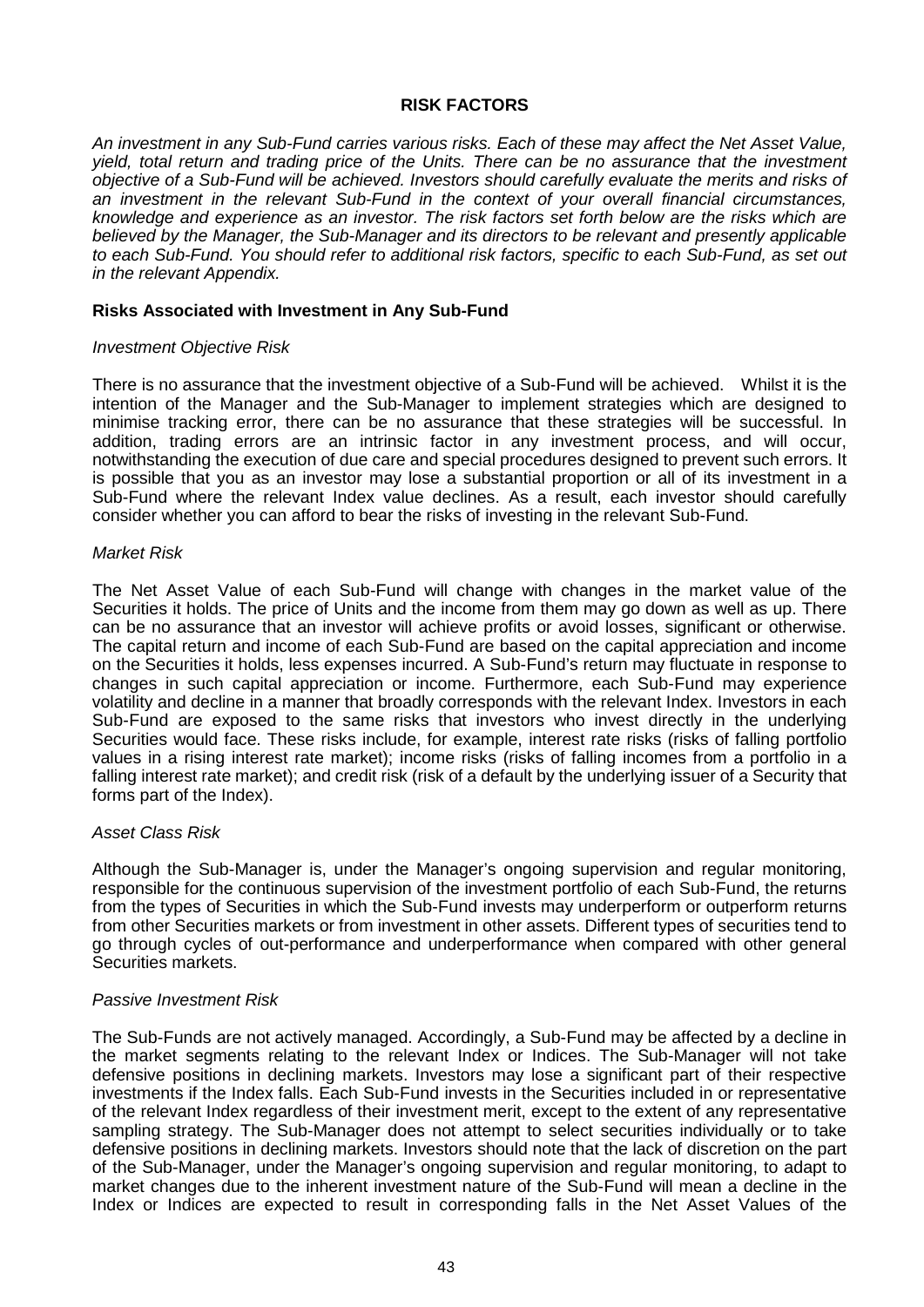## RISK FACTORS

*An investment in any Sub-Fund carries various risks. Each of these may affect the Net Asset Value, yield, total return and trading price of the Units. There can be no assurance that the investment objective of a Sub-Fund will be achieved. Investors should carefully evaluate the merits and risks of an investment in the relevant Sub-Fund in the context of your overall financial circumstances, knowledge and experience as an investor. The risk factors set forth below are the risks which are believed by the Manager, the Sub-Manager and its directors to be relevant and presently applicable to each Sub-Fund. You should refer to additional risk factors, specific to each Sub-Fund, as set out in the relevant Appendix.*

### Risks Associated with Investment in Any Sub-Fund

*Investment Objective Risk*

There is no assurance that the investment objective of a Sub-Fund will be achieved. Whilst it is the intention of the Manager and the Sub-Manager to implement strategies which are designed to minimise tracking error, there can be no assurance that these strategies will be successful. In addition, trading errors are an intrinsic factor in any investment process, and will occur, notwithstanding the execution of due care and special procedures designed to prevent such errors. It is possible that you as an investor may lose a substantial proportion or all of its investment in a Sub-Fund where the relevant Index value declines. As a result, each investor should carefully consider whether you can afford to bear the risks of investing in the relevant Sub-Fund.

*Market Risk*

The Net Asset Value of each Sub-Fund will change with changes in the market value of the Securities it holds. The price of Units and the income from them may go down as well as up. There can be no assurance that an investor will achieve profits or avoid losses, significant or otherwise. The capital return and income of each Sub-Fund are based on the capital appreciation and income on the Securities it holds, less expenses incurred. A Sub-Fund's return may fluctuate in response to changes in such capital appreciation or income. Furthermore, each Sub-Fund may experience volatility and decline in a manner that broadly corresponds with the relevant Index. Investors in each Sub-Fund are exposed to the same risks that investors who invest directly in the underlying Securities would face. These risks include, for example, interest rate risks (risks of falling portfolio values in a rising interest rate market); income risks (risks of falling incomes from a portfolio in a falling interest rate market); and credit risk (risk of a default by the underlying issuer of a Security that forms part of the Index).

*Asset Class Risk*

Although the Sub-Manager is, under the Manager's ongoing supervision and regular monitoring, responsible for the continuous supervision of the investment portfolio of each Sub-Fund, the returns from the types of Securities in which the Sub-Fund invests may underperform or outperform returns from other Securities markets or from investment in other assets. Different types of securities tend to go through cycles of out-performance and underperformance when compared with other general Securities markets.

*Passive Investment Risk*

The Sub-Funds are not actively managed. Accordingly, a Sub-Fund may be affected by a decline in the market segments relating to the relevant Index or Indices. The Sub-Manager will not take defensive positions in declining markets. Investors may lose a significant part of their respective investments if the Index falls. Each Sub-Fund invests in the Securities included in or representative of the relevant Index regardless of their investment merit, except to the extent of any representative sampling strategy. The Sub-Manager does not attempt to select securities individually or to take defensive positions in declining markets. Investors should note that the lack of discretion on the part of the Sub-Manager, under the Manager's ongoing supervision and regular monitoring, to adapt to market changes due to the inherent investment nature of the Sub-Fund will mean a decline in the Index or Indices are expected to result in corresponding falls in the Net Asset Values of the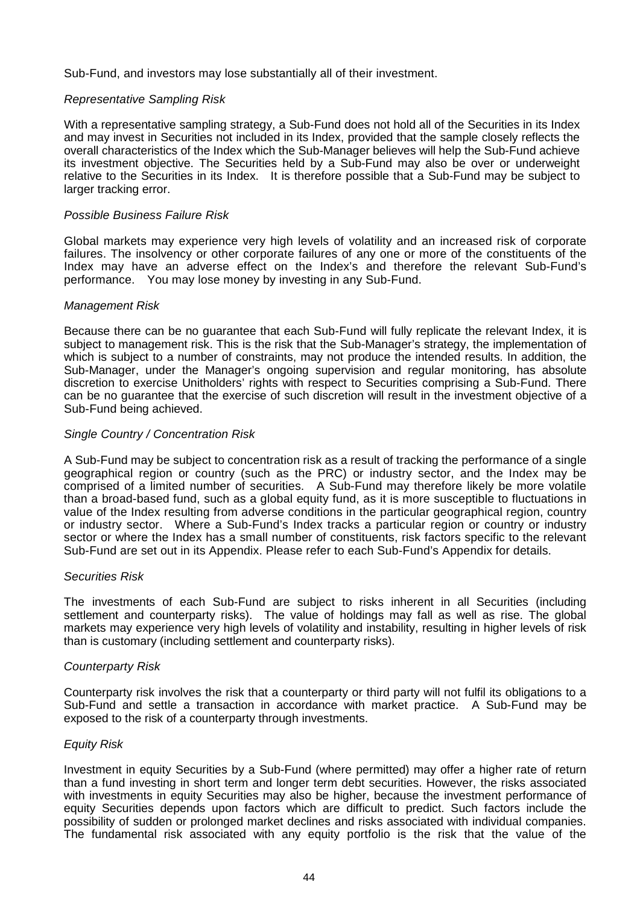Sub-Fund, and investors may lose substantially all of their investment.

*Representative Sampling Risk*

With a representative sampling strategy, a Sub-Fund does not hold all of the Securities in its Index and may invest in Securities not included in its Index, provided that the sample closely reflects the overall characteristics of the Index which the Sub-Manager believes will help the Sub-Fund achieve its investment objective. The Securities held by a Sub-Fund may also be over or underweight relative to the Securities in its Index. It is therefore possible that a Sub-Fund may be subject to larger tracking error.

*Possible Business Failure Risk*

Global markets may experience very high levels of volatility and an increased risk of corporate failures. The insolvency or other corporate failures of any one or more of the constituents of the Index may have an adverse effect on the Index's and therefore the relevant Sub-Fund's performance. You may lose money by investing in any Sub-Fund.

*Management Risk*

Because there can be no guarantee that each Sub-Fund will fully replicate the relevant Index, it is subject to management risk. This is the risk that the Sub-Manager's strategy, the implementation of which is subject to a number of constraints, may not produce the intended results. In addition, the Sub-Manager, under the Manager's ongoing supervision and regular monitoring, has absolute discretion to exercise Unitholders' rights with respect to Securities comprising a Sub-Fund. There can be no guarantee that the exercise of such discretion will result in the investment objective of a Sub-Fund being achieved.

*Single Country / Concentration Risk*

A Sub-Fund may be subject to concentration risk as a result of tracking the performance of a single geographical region or country (such as the PRC) or industry sector, and the Index may be comprised of a limited number of securities. A Sub-Fund may therefore likely be more volatile than a broad-based fund, such as a global equity fund, as it is more susceptible to fluctuations in value of the Index resulting from adverse conditions in the particular geographical region, country or industry sector. Where a Sub-Fund's Index tracks a particular region or country or industry sector or where the Index has a small number of constituents, risk factors specific to the relevant Sub-Fund are set out in its Appendix. Please refer to each Sub-Fund's Appendix for details.

*Securities Risk*

The investments of each Sub-Fund are subject to risks inherent in all Securities (including settlement and counterparty risks). The value of holdings may fall as well as rise. The global markets may experience very high levels of volatility and instability, resulting in higher levels of risk than is customary (including settlement and counterparty risks).

*Counterparty Risk*

Counterparty risk involves the risk that a counterparty or third party will not fulfil its obligations to a Sub-Fund and settle a transaction in accordance with market practice. A Sub-Fund may be exposed to the risk of a counterparty through investments.

*Equity Risk*

Investment in equity Securities by a Sub-Fund (where permitted) may offer a higher rate of return than a fund investing in short term and longer term debt securities. However, the risks associated with investments in equity Securities may also be higher, because the investment performance of equity Securities depends upon factors which are difficult to predict. Such factors include the possibility of sudden or prolonged market declines and risks associated with individual companies. The fundamental risk associated with any equity portfolio is the risk that the value of the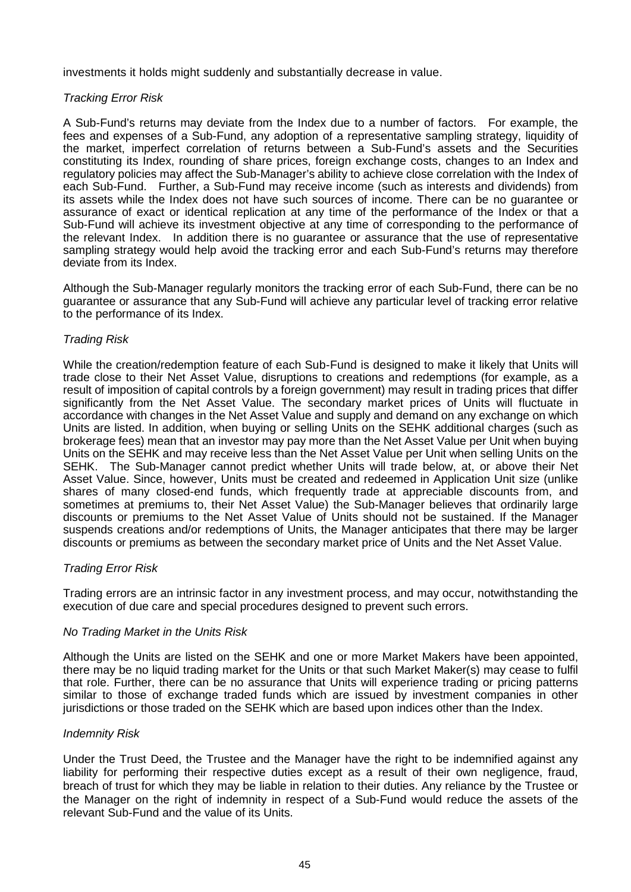investments it holds might suddenly and substantially decrease in value.

*Tracking Error Risk*

A Sub-Fund's returns may deviate from the Index due to a number of factors. For example, the fees and expenses of a Sub-Fund, any adoption of a representative sampling strategy, liquidity of the market, imperfect correlation of returns between a Sub-Fund's assets and the Securities constituting its Index, rounding of share prices, foreign exchange costs, changes to an Index and regulatory policies may affect the Sub-Manager's ability to achieve close correlation with the Index of each Sub-Fund. Further, a Sub-Fund may receive income (such as interests and dividends) from its assets while the Index does not have such sources of income. There can be no guarantee or assurance of exact or identical replication at any time of the performance of the Index or that a Sub-Fund will achieve its investment objective at any time of corresponding to the performance of the relevant Index. In addition there is no guarantee or assurance that the use of representative sampling strategy would help avoid the tracking error and each Sub-Fund's returns may therefore deviate from its Index.

Although the Sub-Manager regularly monitors the tracking error of each Sub-Fund, there can be no guarantee or assurance that any Sub-Fund will achieve any particular level of tracking error relative to the performance of its Index.

*Trading Risk*

While the creation/redemption feature of each Sub-Fund is designed to make it likely that Units will trade close to their Net Asset Value, disruptions to creations and redemptions (for example, as a result of imposition of capital controls by a foreign government) may result in trading prices that differ significantly from the Net Asset Value. The secondary market prices of Units will fluctuate in accordance with changes in the Net Asset Value and supply and demand on any exchange on which Units are listed. In addition, when buying or selling Units on the SEHK additional charges (such as brokerage fees) mean that an investor may pay more than the Net Asset Value per Unit when buying Units on the SEHK and may receive less than the Net Asset Value per Unit when selling Units on the SEHK. The Sub-Manager cannot predict whether Units will trade below, at, or above their Net Asset Value. Since, however, Units must be created and redeemed in Application Unit size (unlike shares of many closed-end funds, which frequently trade at appreciable discounts from, and sometimes at premiums to, their Net Asset Value) the Sub-Manager believes that ordinarily large discounts or premiums to the Net Asset Value of Units should not be sustained. If the Manager suspends creations and/or redemptions of Units, the Manager anticipates that there may be larger discounts or premiums as between the secondary market price of Units and the Net Asset Value.

*Trading Error Risk*

Trading errors are an intrinsic factor in any investment process, and may occur, notwithstanding the execution of due care and special procedures designed to prevent such errors.

*No Trading Market in the Units Risk*

Although the Units are listed on the SEHK and one or more Market Makers have been appointed, there may be no liquid trading market for the Units or that such Market Maker(s) may cease to fulfil that role. Further, there can be no assurance that Units will experience trading or pricing patterns similar to those of exchange traded funds which are issued by investment companies in other jurisdictions or those traded on the SEHK which are based upon indices other than the Index.

*Indemnity Risk*

Under the Trust Deed, the Trustee and the Manager have the right to be indemnified against any liability for performing their respective duties except as a result of their own negligence, fraud, breach of trust for which they may be liable in relation to their duties. Any reliance by the Trustee or the Manager on the right of indemnity in respect of a Sub-Fund would reduce the assets of the relevant Sub-Fund and the value of its Units.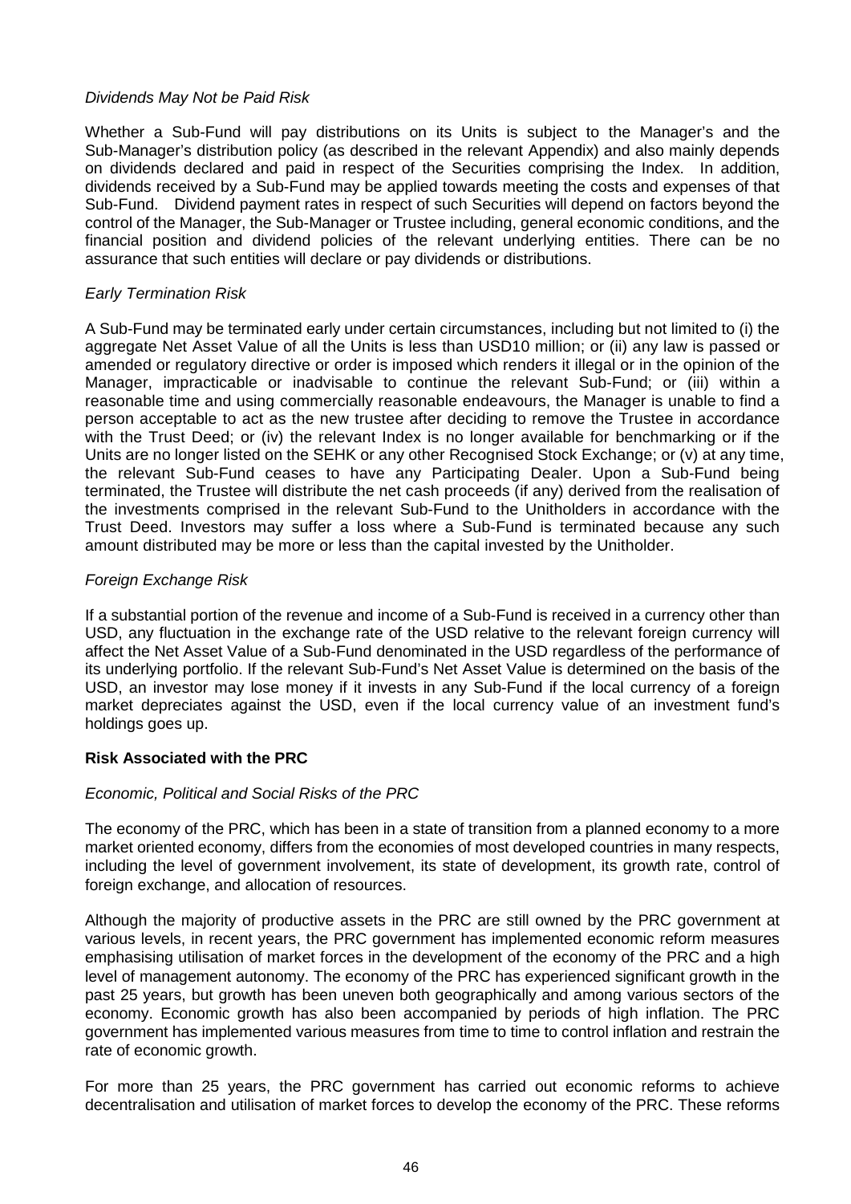*Dividends May Not be Paid Risk*

Whether a Sub-Fund will pay distributions on its Units is subject to the Manager's and the Sub-Manager's distribution policy (as described in the relevant Appendix) and also mainly depends on dividends declared and paid in respect of the Securities comprising the Index. In addition, dividends received by a Sub-Fund may be applied towards meeting the costs and expenses of that Sub-Fund. Dividend payment rates in respect of such Securities will depend on factors beyond the control of the Manager, the Sub-Manager or Trustee including, general economic conditions, and the financial position and dividend policies of the relevant underlying entities. There can be no assurance that such entities will declare or pay dividends or distributions.

*Early Termination Risk*

A Sub-Fund may be terminated early under certain circumstances, including but not limited to (i) the aggregate Net Asset Value of all the Units is less than USD10 million; or (ii) any law is passed or amended or regulatory directive or order is imposed which renders it illegal or in the opinion of the Manager, impracticable or inadvisable to continue the relevant Sub-Fund; or (iii) within a reasonable time and using commercially reasonable endeavours, the Manager is unable to find a person acceptable to act as the new trustee after deciding to remove the Trustee in accordance with the Trust Deed; or (iv) the relevant Index is no longer available for benchmarking or if the Units are no longer listed on the SEHK or any other Recognised Stock Exchange; or (v) at any time, the relevant Sub-Fund ceases to have any Participating Dealer. Upon a Sub-Fund being terminated, the Trustee will distribute the net cash proceeds (if any) derived from the realisation of the investments comprised in the relevant Sub-Fund to the Unitholders in accordance with the Trust Deed. Investors may suffer a loss where a Sub-Fund is terminated because any such amount distributed may be more or less than the capital invested by the Unitholder.

*Foreign Exchange Risk*

If a substantial portion of the revenue and income of a Sub-Fund is received in a currency other than USD, any fluctuation in the exchange rate of the USD relative to the relevant foreign currency will affect the Net Asset Value of a Sub-Fund denominated in the USD regardless of the performance of its underlying portfolio. If the relevant Sub-Fund's Net Asset Value is determined on the basis of the USD, an investor may lose money if it invests in any Sub-Fund if the local currency of a foreign market depreciates against the USD, even if the local currency value of an investment fund's holdings goes up.

**Risk Associated with the PRC**

*Economic, Political and Social Risks of the PRC*

The economy of the PRC, which has been in a state of transition from a planned economy to a more market oriented economy, differs from the economies of most developed countries in many respects, including the level of government involvement, its state of development, its growth rate, control of foreign exchange, and allocation of resources.

Although the majority of productive assets in the PRC are still owned by the PRC government at various levels, in recent years, the PRC government has implemented economic reform measures emphasising utilisation of market forces in the development of the economy of the PRC and a high level of management autonomy. The economy of the PRC has experienced significant growth in the past 25 years, but growth has been uneven both geographically and among various sectors of the economy. Economic growth has also been accompanied by periods of high inflation. The PRC government has implemented various measures from time to time to control inflation and restrain the rate of economic growth.

For more than 25 years, the PRC government has carried out economic reforms to achieve decentralisation and utilisation of market forces to develop the economy of the PRC. These reforms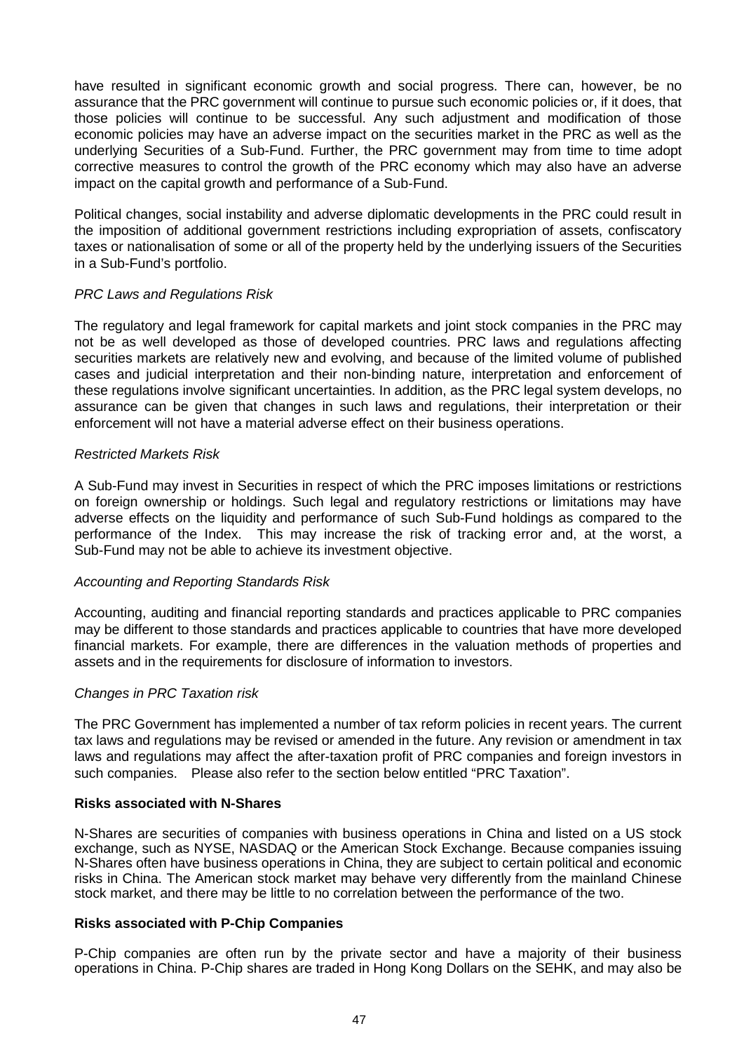have resulted in significant economic growth and social progress. There can, however, be no assurance that the PRC government will continue to pursue such economic policies or, if it does, that those policies will continue to be successful. Any such adjustment and modification of those economic policies may have an adverse impact on the securities market in the PRC as well as the underlying Securities of a Sub-Fund. Further, the PRC government may from time to time adopt corrective measures to control the growth of the PRC economy which may also have an adverse impact on the capital growth and performance of a Sub-Fund.

Political changes, social instability and adverse diplomatic developments in the PRC could result in the imposition of additional government restrictions including expropriation of assets, confiscatory taxes or nationalisation of some or all of the property held by the underlying issuers of the Securities in a Sub-Fund's portfolio.

*PRC Laws and Regulations Risk*

The regulatory and legal framework for capital markets and joint stock companies in the PRC may not be as well developed as those of developed countries. PRC laws and regulations affecting securities markets are relatively new and evolving, and because of the limited volume of published cases and judicial interpretation and their non-binding nature, interpretation and enforcement of these regulations involve significant uncertainties. In addition, as the PRC legal system develops, no assurance can be given that changes in such laws and regulations, their interpretation or their enforcement will not have a material adverse effect on their business operations.

*Restricted Markets Risk*

A Sub-Fund may invest in Securities in respect of which the PRC imposes limitations or restrictions on foreign ownership or holdings. Such legal and regulatory restrictions or limitations may have adverse effects on the liquidity and performance of such Sub-Fund holdings as compared to the performance of the Index. This may increase the risk of tracking error and, at the worst, a Sub-Fund may not be able to achieve its investment objective.

*Accounting and Reporting Standards Risk*

Accounting, auditing and financial reporting standards and practices applicable to PRC companies may be different to those standards and practices applicable to countries that have more developed financial markets. For example, there are differences in the valuation methods of properties and assets and in the requirements for disclosure of information to investors.

*Changes in PRC Taxation risk*

The PRC Government has implemented a number of tax reform policies in recent years. The current tax laws and regulations may be revised or amended in the future. Any revision or amendment in tax laws and regulations may affect the after-taxation profit of PRC companies and foreign investors in such companies. Please also refer to the section below entitled "PRC Taxation".

**Risks associated with N-Shares**

N-Shares are securities of companies with business operations in China and listed on a US stock exchange, such as NYSE, NASDAQ or the American Stock Exchange. Because companies issuing N-Shares often have business operations in China, they are subject to certain political and economic risks in China. The American stock market may behave very differently from the mainland Chinese stock market, and there may be little to no correlation between the performance of the two.

**Risks associated with P-Chip Companies**

P-Chip companies are often run by the private sector and have a majority of their business operations in China. P-Chip shares are traded in Hong Kong Dollars on the SEHK, and may also be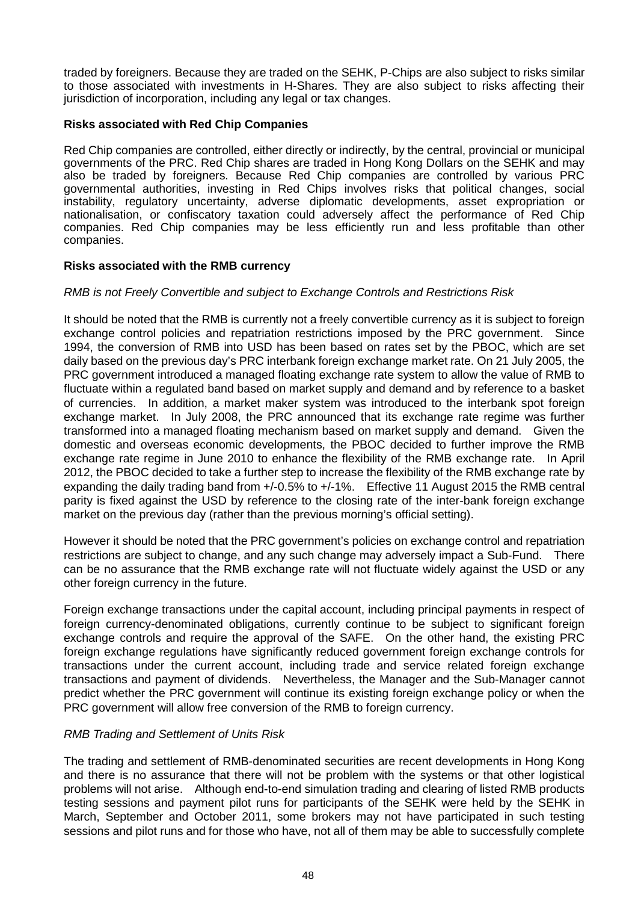traded by foreigners. Because they are traded on the SEHK, P-Chips are also subject to risks similar to those associated with investments in H-Shares. They are also subject to risks affecting their jurisdiction of incorporation, including any legal or tax changes.

**Risks associated with Red Chip Companies**

Red Chip companies are controlled, either directly or indirectly, by the central, provincial or municipal governments of the PRC. Red Chip shares are traded in Hong Kong Dollars on the SEHK and may also be traded by foreigners. Because Red Chip companies are controlled by various PRC governmental authorities, investing in Red Chips involves risks that political changes, social instability, regulatory uncertainty, adverse diplomatic developments, asset expropriation or nationalisation, or confiscatory taxation could adversely affect the performance of Red Chip companies. Red Chip companies may be less efficiently run and less profitable than other companies.

**Risks associated with the RMB currency**

*RMB is not Freely Convertible and subject to Exchange Controls and Restrictions Risk*

It should be noted that the RMB is currently not a freely convertible currency as it is subject to foreign exchange control policies and repatriation restrictions imposed by the PRC government. Since 1994, the conversion of RMB into USD has been based on rates set by the PBOC, which are set daily based on the previous day's PRC interbank foreign exchange market rate. On 21 July 2005, the PRC government introduced a managed floating exchange rate system to allow the value of RMB to fluctuate within a regulated band based on market supply and demand and by reference to a basket of currencies. In addition, a market maker system was introduced to the interbank spot foreign exchange market. In July 2008, the PRC announced that its exchange rate regime was further transformed into a managed floating mechanism based on market supply and demand. Given the domestic and overseas economic developments, the PBOC decided to further improve the RMB exchange rate regime in June 2010 to enhance the flexibility of the RMB exchange rate. In April 2012, the PBOC decided to take a further step to increase the flexibility of the RMB exchange rate by expanding the daily trading band from +/-0.5% to +/-1%. Effective 11 August 2015 the RMB central parity is fixed against the USD by reference to the closing rate of the inter-bank foreign exchange market on the previous day (rather than the previous morning's official setting).

However it should be noted that the PRC government's policies on exchange control and repatriation restrictions are subject to change, and any such change may adversely impact a Sub-Fund. There can be no assurance that the RMB exchange rate will not fluctuate widely against the USD or any other foreign currency in the future.

Foreign exchange transactions under the capital account, including principal payments in respect of foreign currency-denominated obligations, currently continue to be subject to significant foreign exchange controls and require the approval of the SAFE. On the other hand, the existing PRC foreign exchange regulations have significantly reduced government foreign exchange controls for transactions under the current account, including trade and service related foreign exchange transactions and payment of dividends. Nevertheless, the Manager and the Sub-Manager cannot predict whether the PRC government will continue its existing foreign exchange policy or when the PRC government will allow free conversion of the RMB to foreign currency.

*RMB Trading and Settlement of Units Risk*

The trading and settlement of RMB-denominated securities are recent developments in Hong Kong and there is no assurance that there will not be problem with the systems or that other logistical problems will not arise. Although end-to-end simulation trading and clearing of listed RMB products testing sessions and payment pilot runs for participants of the SEHK were held by the SEHK in March, September and October 2011, some brokers may not have participated in such testing sessions and pilot runs and for those who have, not all of them may be able to successfully complete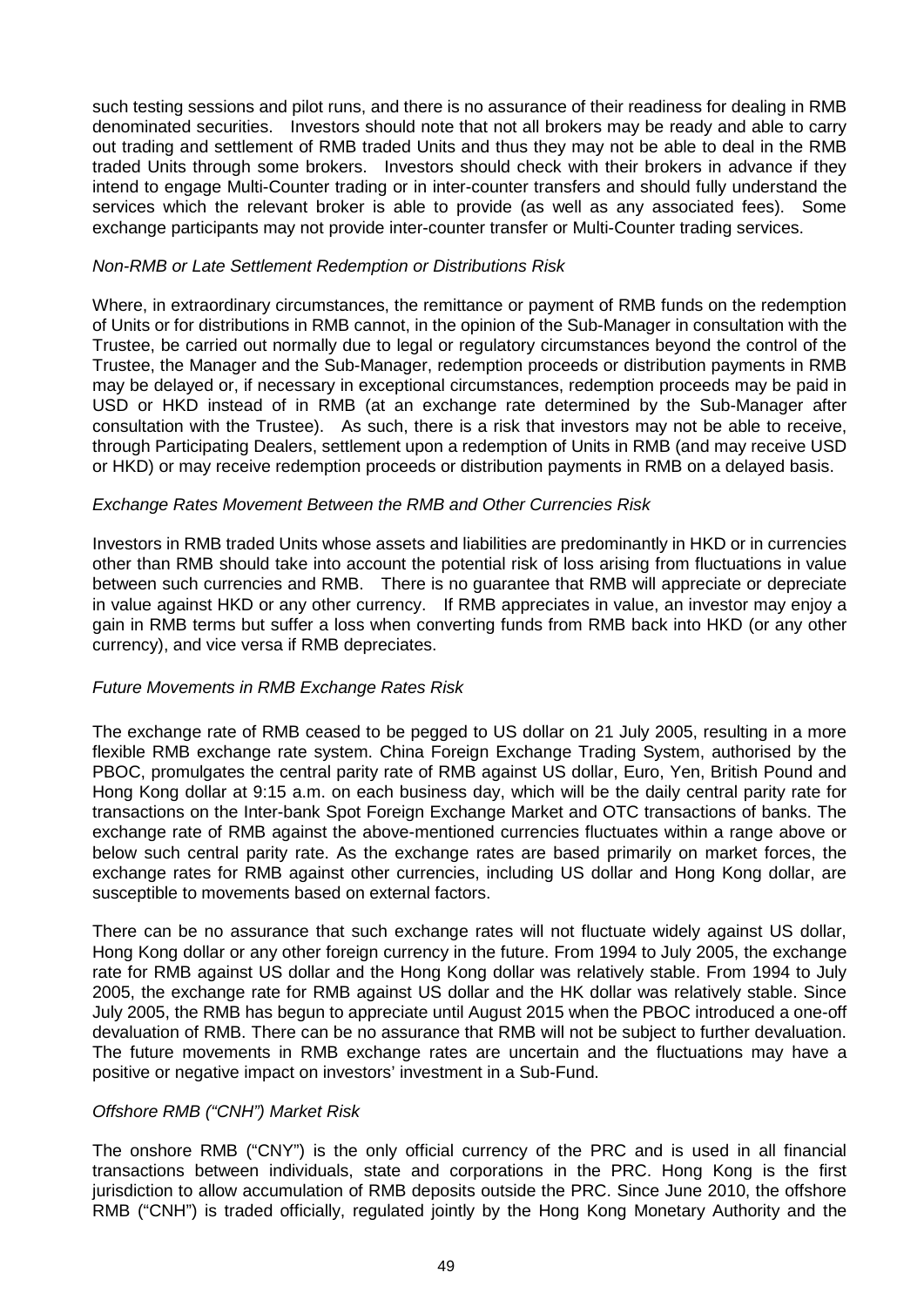such testing sessions and pilot runs, and there is no assurance of their readiness for dealing in RMB denominated securities. Investors should note that not all brokers may be ready and able to carry out trading and settlement of RMB traded Units and thus they may not be able to deal in the RMB traded Units through some brokers. Investors should check with their brokers in advance if they intend to engage Multi-Counter trading or in inter-counter transfers and should fully understand the services which the relevant broker is able to provide (as well as any associated fees). Some exchange participants may not provide inter-counter transfer or Multi-Counter trading services.

*Non-RMB or Late Settlement Redemption or Distributions Risk*

Where, in extraordinary circumstances, the remittance or payment of RMB funds on the redemption of Units or for distributions in RMB cannot, in the opinion of the Sub-Manager in consultation with the Trustee, be carried out normally due to legal or regulatory circumstances beyond the control of the Trustee, the Manager and the Sub-Manager, redemption proceeds or distribution payments in RMB may be delayed or, if necessary in exceptional circumstances, redemption proceeds may be paid in USD or HKD instead of in RMB (at an exchange rate determined by the Sub-Manager after consultation with the Trustee). As such, there is a risk that investors may not be able to receive, through Participating Dealers, settlement upon a redemption of Units in RMB (and may receive USD or HKD) or may receive redemption proceeds or distribution payments in RMB on a delayed basis.

*Exchange Rates Movement Between the RMB and Other Currencies Risk*

Investors in RMB traded Units whose assets and liabilities are predominantly in HKD or in currencies other than RMB should take into account the potential risk of loss arising from fluctuations in value between such currencies and RMB. There is no guarantee that RMB will appreciate or depreciate in value against HKD or any other currency. If RMB appreciates in value, an investor may enjoy a gain in RMB terms but suffer a loss when converting funds from RMB back into HKD (or any other currency), and vice versa if RMB depreciates.

*Future Movements in RMB Exchange Rates Risk*

The exchange rate of RMB ceased to be pegged to US dollar on 21 July 2005, resulting in a more flexible RMB exchange rate system. China Foreign Exchange Trading System, authorised by the PBOC, promulgates the central parity rate of RMB against US dollar, Euro, Yen, British Pound and Hong Kong dollar at 9:15 a.m. on each business day, which will be the daily central parity rate for transactions on the Inter-bank Spot Foreign Exchange Market and OTC transactions of banks. The exchange rate of RMB against the above-mentioned currencies fluctuates within a range above or below such central parity rate. As the exchange rates are based primarily on market forces, the exchange rates for RMB against other currencies, including US dollar and Hong Kong dollar, are susceptible to movements based on external factors.

There can be no assurance that such exchange rates will not fluctuate widely against US dollar, Hong Kong dollar or any other foreign currency in the future. From 1994 to July 2005, the exchange rate for RMB against US dollar and the Hong Kong dollar was relatively stable. From 1994 to July 2005, the exchange rate for RMB against US dollar and the HK dollar was relatively stable. Since July 2005, the RMB has begun to appreciate until August 2015 when the PBOC introduced a one-off devaluation of RMB. There can be no assurance that RMB will not be subject to further devaluation. The future movements in RMB exchange rates are uncertain and the fluctuations may have a positive or negative impact on investors' investment in a Sub-Fund.

*Offshore RMB ("CNH") Market Risk*

The onshore RMB ("CNY") is the only official currency of the PRC and is used in all financial transactions between individuals, state and corporations in the PRC. Hong Kong is the first jurisdiction to allow accumulation of RMB deposits outside the PRC. Since June 2010, the offshore RMB ("CNH") is traded officially, regulated jointly by the Hong Kong Monetary Authority and the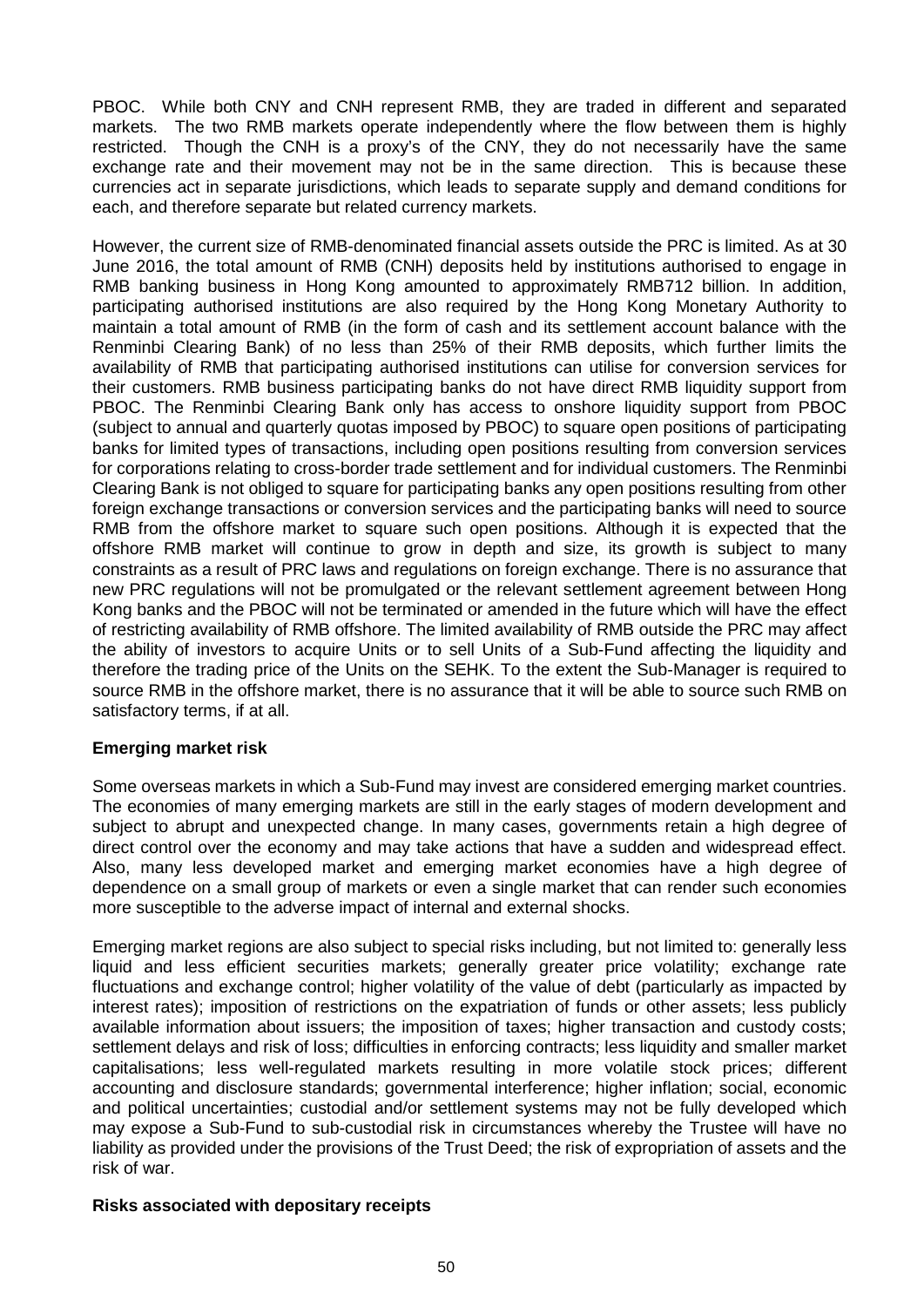PBOC. While both CNY and CNH represent RMB, they are traded in different and separated markets. The two RMB markets operate independently where the flow between them is highly restricted. Though the CNH is a proxy's of the CNY, they do not necessarily have the same exchange rate and their movement may not be in the same direction. This is because these currencies act in separate jurisdictions, which leads to separate supply and demand conditions for each, and therefore separate but related currency markets.

However, the current size of RMB-denominated financial assets outside the PRC is limited. As at 30 June 2016, the total amount of RMB (CNH) deposits held by institutions authorised to engage in RMB banking business in Hong Kong amounted to approximately RMB712 billion. In addition, participating authorised institutions are also required by the Hong Kong Monetary Authority to maintain a total amount of RMB (in the form of cash and its settlement account balance with the Renminbi Clearing Bank) of no less than 25% of their RMB deposits, which further limits the availability of RMB that participating authorised institutions can utilise for conversion services for their customers. RMB business participating banks do not have direct RMB liquidity support from PBOC. The Renminbi Clearing Bank only has access to onshore liquidity support from PBOC (subject to annual and quarterly quotas imposed by PBOC) to square open positions of participating banks for limited types of transactions, including open positions resulting from conversion services for corporations relating to cross-border trade settlement and for individual customers. The Renminbi Clearing Bank is not obliged to square for participating banks any open positions resulting from other foreign exchange transactions or conversion services and the participating banks will need to source RMB from the offshore market to square such open positions. Although it is expected that the offshore RMB market will continue to grow in depth and size, its growth is subject to many constraints as a result of PRC laws and regulations on foreign exchange. There is no assurance that new PRC regulations will not be promulgated or the relevant settlement agreement between Hong Kong banks and the PBOC will not be terminated or amended in the future which will have the effect of restricting availability of RMB offshore. The limited availability of RMB outside the PRC may affect the ability of investors to acquire Units or to sell Units of a Sub-Fund affecting the liquidity and therefore the trading price of the Units on the SEHK. To the extent the Sub-Manager is required to source RMB in the offshore market, there is no assurance that it will be able to source such RMB on satisfactory terms, if at all.

**Emerging market risk**

Some overseas markets in which a Sub-Fund may invest are considered emerging market countries. The economies of many emerging markets are still in the early stages of modern development and subject to abrupt and unexpected change. In many cases, governments retain a high degree of direct control over the economy and may take actions that have a sudden and widespread effect. Also, many less developed market and emerging market economies have a high degree of dependence on a small group of markets or even a single market that can render such economies more susceptible to the adverse impact of internal and external shocks.

Emerging market regions are also subject to special risks including, but not limited to: generally less liquid and less efficient securities markets; generally greater price volatility; exchange rate fluctuations and exchange control; higher volatility of the value of debt (particularly as impacted by interest rates); imposition of restrictions on the expatriation of funds or other assets; less publicly available information about issuers; the imposition of taxes; higher transaction and custody costs; settlement delays and risk of loss; difficulties in enforcing contracts; less liquidity and smaller market capitalisations; less well-regulated markets resulting in more volatile stock prices; different accounting and disclosure standards; governmental interference; higher inflation; social, economic and political uncertainties; custodial and/or settlement systems may not be fully developed which may expose a Sub-Fund to sub-custodial risk in circumstances whereby the Trustee will have no liability as provided under the provisions of the Trust Deed; the risk of expropriation of assets and the risk of war.

**Risks associated with depositary receipts**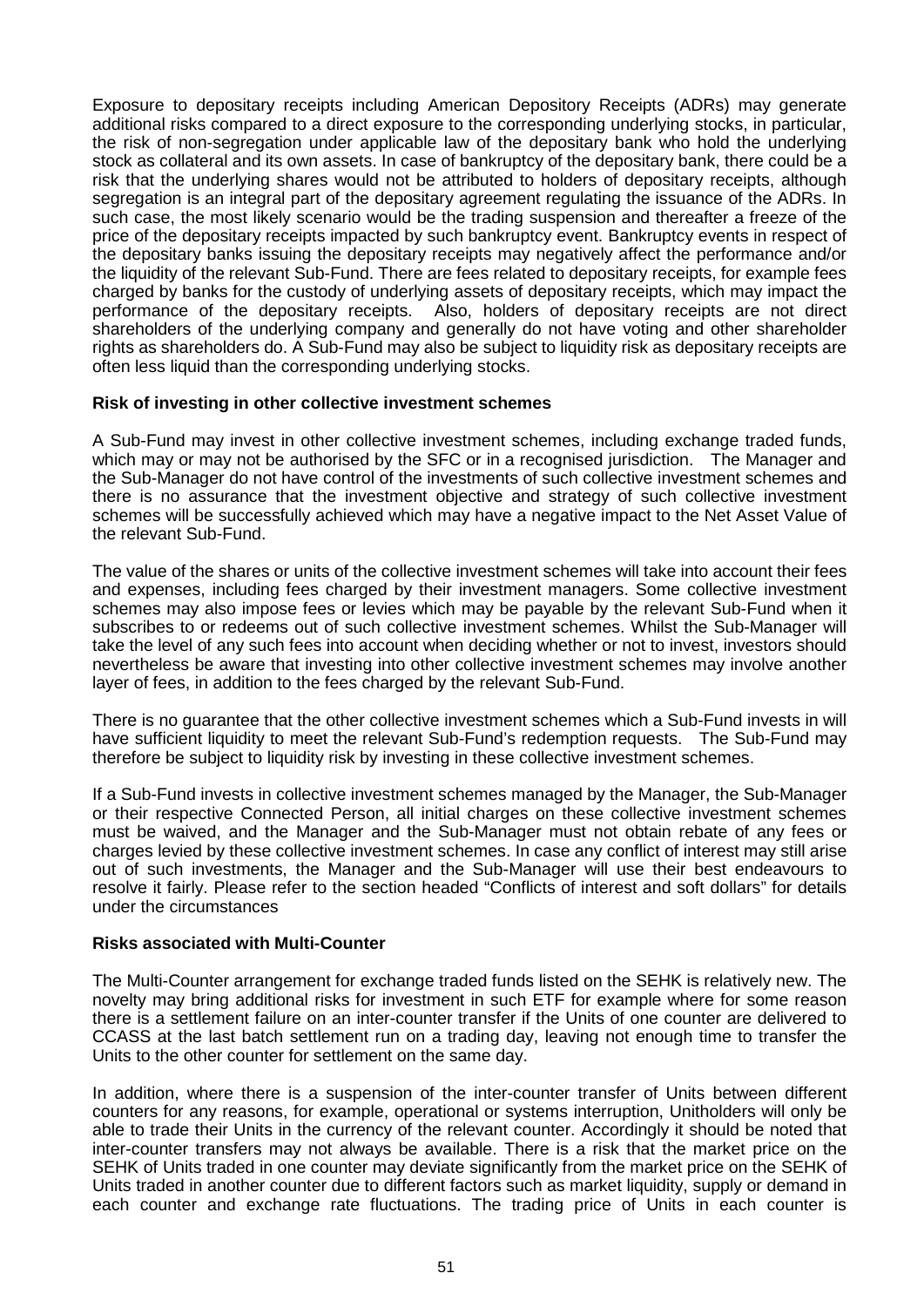Exposure to depositary receipts including American Depository Receipts (ADRs) may generate additional risks compared to a direct exposure to the corresponding underlying stocks, in particular, the risk of non-segregation under applicable law of the depositary bank who hold the underlying stock as collateral and its own assets. In case of bankruptcy of the depositary bank, there could be a risk that the underlying shares would not be attributed to holders of depositary receipts, although segregation is an integral part of the depositary agreement regulating the issuance of the ADRs. In such case, the most likely scenario would be the trading suspension and thereafter a freeze of the price of the depositary receipts impacted by such bankruptcy event. Bankruptcy events in respect of the depositary banks issuing the depositary receipts may negatively affect the performance and/or the liquidity of the relevant Sub-Fund. There are fees related to depositary receipts, for example fees charged by banks for the custody of underlying assets of depositary receipts, which may impact the performance of the depositary receipts. Also, holders of depositary receipts are not direct shareholders of the underlying company and generally do not have voting and other shareholder rights as shareholders do. A Sub-Fund may also be subject to liquidity risk as depositary receipts are often less liquid than the corresponding underlying stocks.

**Risk of investing in other collective investment schemes**

A Sub-Fund may invest in other collective investment schemes, including exchange traded funds, which may or may not be authorised by the SFC or in a recognised jurisdiction. The Manager and the Sub-Manager do not have control of the investments of such collective investment schemes and there is no assurance that the investment objective and strategy of such collective investment schemes will be successfully achieved which may have a negative impact to the Net Asset Value of the relevant Sub-Fund.

The value of the shares or units of the collective investment schemes will take into account their fees and expenses, including fees charged by their investment managers. Some collective investment schemes may also impose fees or levies which may be payable by the relevant Sub-Fund when it subscribes to or redeems out of such collective investment schemes. Whilst the Sub-Manager will take the level of any such fees into account when deciding whether or not to invest, investors should nevertheless be aware that investing into other collective investment schemes may involve another layer of fees, in addition to the fees charged by the relevant Sub-Fund.

There is no guarantee that the other collective investment schemes which a Sub-Fund invests in will have sufficient liquidity to meet the relevant Sub-Fund's redemption requests. The Sub-Fund may therefore be subject to liquidity risk by investing in these collective investment schemes.

If a Sub-Fund invests in collective investment schemes managed by the Manager, the Sub-Manager or their respective Connected Person, all initial charges on these collective investment schemes must be waived, and the Manager and the Sub-Manager must not obtain rebate of any fees or charges levied by these collective investment schemes. In case any conflict of interest may still arise out of such investments, the Manager and the Sub-Manager will use their best endeavours to resolve it fairly. Please refer to the section headed "Conflicts of interest and soft dollars" for details under the circumstances

**Risks associated with Multi-Counter**

The Multi-Counter arrangement for exchange traded funds listed on the SEHK is relatively new. The novelty may bring additional risks for investment in such ETF for example where for some reason there is a settlement failure on an inter-counter transfer if the Units of one counter are delivered to CCASS at the last batch settlement run on a trading day, leaving not enough time to transfer the Units to the other counter for settlement on the same day.

In addition, where there is a suspension of the inter-counter transfer of Units between different counters for any reasons, for example, operational or systems interruption, Unitholders will only be able to trade their Units in the currency of the relevant counter. Accordingly it should be noted that inter-counter transfers may not always be available. There is a risk that the market price on the SEHK of Units traded in one counter may deviate significantly from the market price on the SEHK of Units traded in another counter due to different factors such as market liquidity, supply or demand in each counter and exchange rate fluctuations. The trading price of Units in each counter is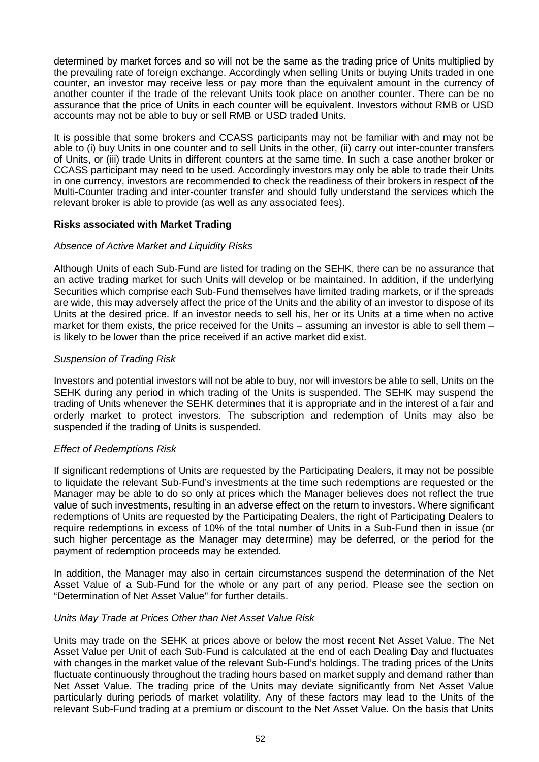determined by market forces and so will not be the same as the trading price of Units multiplied by the prevailing rate of foreign exchange. Accordingly when selling Units or buying Units traded in one counter, an investor may receive less or pay more than the equivalent amount in the currency of another counter if the trade of the relevant Units took place on another counter. There can be no assurance that the price of Units in each counter will be equivalent. Investors without RMB or USD accounts may not be able to buy or sell RMB or USD traded Units.

It is possible that some brokers and CCASS participants may not be familiar with and may not be able to (i) buy Units in one counter and to sell Units in the other, (ii) carry out inter-counter transfers of Units, or (iii) trade Units in different counters at the same time. In such a case another broker or CCASS participant may need to be used. Accordingly investors may only be able to trade their Units in one currency, investors are recommended to check the readiness of their brokers in respect of the Multi-Counter trading and inter-counter transfer and should fully understand the services which the relevant broker is able to provide (as well as any associated fees).

**Risks associated with Market Trading**

*Absence of Active Market and Liquidity Risks*

Although Units of each Sub-Fund are listed for trading on the SEHK, there can be no assurance that an active trading market for such Units will develop or be maintained. In addition, if the underlying Securities which comprise each Sub-Fund themselves have limited trading markets, or if the spreads are wide, this may adversely affect the price of the Units and the ability of an investor to dispose of its Units at the desired price. If an investor needs to sell his, her or its Units at a time when no active market for them exists, the price received for the Units – assuming an investor is able to sell them – is likely to be lower than the price received if an active market did exist.

*Suspension of Trading Risk*

Investors and potential investors will not be able to buy, nor will investors be able to sell, Units on the SEHK during any period in which trading of the Units is suspended. The SEHK may suspend the trading of Units whenever the SEHK determines that it is appropriate and in the interest of a fair and orderly market to protect investors. The subscription and redemption of Units may also be suspended if the trading of Units is suspended.

*Effect of Redemptions Risk*

If significant redemptions of Units are requested by the Participating Dealers, it may not be possible to liquidate the relevant Sub-Fund's investments at the time such redemptions are requested or the Manager may be able to do so only at prices which the Manager believes does not reflect the true value of such investments, resulting in an adverse effect on the return to investors. Where significant redemptions of Units are requested by the Participating Dealers, the right of Participating Dealers to require redemptions in excess of 10% of the total number of Units in a Sub-Fund then in issue (or such higher percentage as the Manager may determine) may be deferred, or the period for the payment of redemption proceeds may be extended.

In addition, the Manager may also in certain circumstances suspend the determination of the Net Asset Value of a Sub-Fund for the whole or any part of any period. Please see the section on "Determination of Net Asset Value" for further details.

*Units May Trade at Prices Other than Net Asset Value Risk*

Units may trade on the SEHK at prices above or below the most recent Net Asset Value. The Net Asset Value per Unit of each Sub-Fund is calculated at the end of each Dealing Day and fluctuates with changes in the market value of the relevant Sub-Fund's holdings. The trading prices of the Units fluctuate continuously throughout the trading hours based on market supply and demand rather than Net Asset Value. The trading price of the Units may deviate significantly from Net Asset Value particularly during periods of market volatility. Any of these factors may lead to the Units of the relevant Sub-Fund trading at a premium or discount to the Net Asset Value. On the basis that Units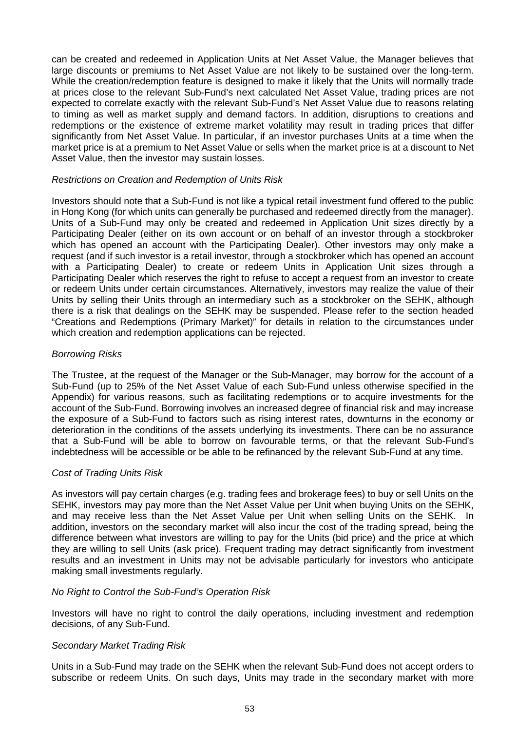can be created and redeemed in Application Units at Net Asset Value, the Manager believes that large discounts or premiums to Net Asset Value are not likely to be sustained over the long-term. While the creation/redemption feature is designed to make it likely that the Units will normally trade at prices close to the relevant Sub-Fund's next calculated Net Asset Value, trading prices are not expected to correlate exactly with the relevant Sub-Fund's Net Asset Value due to reasons relating to timing as well as market supply and demand factors. In addition, disruptions to creations and redemptions or the existence of extreme market volatility may result in trading prices that differ significantly from Net Asset Value. In particular, if an investor purchases Units at a time when the market price is at a premium to Net Asset Value or sells when the market price is at a discount to Net Asset Value, then the investor may sustain losses.

*Restrictions on Creation and Redemption of Units Risk*

Investors should note that a Sub-Fund is not like a typical retail investment fund offered to the public in Hong Kong (for which units can generally be purchased and redeemed directly from the manager). Units of a Sub-Fund may only be created and redeemed in Application Unit sizes directly by a Participating Dealer (either on its own account or on behalf of an investor through a stockbroker which has opened an account with the Participating Dealer). Other investors may only make a request (and if such investor is a retail investor, through a stockbroker which has opened an account with a Participating Dealer) to create or redeem Units in Application Unit sizes through a Participating Dealer which reserves the right to refuse to accept a request from an investor to create or redeem Units under certain circumstances. Alternatively, investors may realize the value of their Units by selling their Units through an intermediary such as a stockbroker on the SEHK, although there is a risk that dealings on the SEHK may be suspended. Please refer to the section headed "Creations and Redemptions (Primary Market)" for details in relation to the circumstances under which creation and redemption applications can be rejected.

*Borrowing Risks*

The Trustee, at the request of the Manager or the Sub-Manager, may borrow for the account of a Sub-Fund (up to 25% of the Net Asset Value of each Sub-Fund unless otherwise specified in the Appendix) for various reasons, such as facilitating redemptions or to acquire investments for the account of the Sub-Fund. Borrowing involves an increased degree of financial risk and may increase the exposure of a Sub-Fund to factors such as rising interest rates, downturns in the economy or deterioration in the conditions of the assets underlying its investments. There can be no assurance that a Sub-Fund will be able to borrow on favourable terms, or that the relevant Sub-Fund's indebtedness will be accessible or be able to be refinanced by the relevant Sub-Fund at any time.

*Cost of Trading Units Risk*

As investors will pay certain charges (e.g. trading fees and brokerage fees) to buy or sell Units on the SEHK, investors may pay more than the Net Asset Value per Unit when buying Units on the SEHK, and may receive less than the Net Asset Value per Unit when selling Units on the SEHK. In addition, investors on the secondary market will also incur the cost of the trading spread, being the difference between what investors are willing to pay for the Units (bid price) and the price at which they are willing to sell Units (ask price). Frequent trading may detract significantly from investment results and an investment in Units may not be advisable particularly for investors who anticipate making small investments regularly.

*No Right to Control the Sub-Fund's Operation Risk*

Investors will have no right to control the daily operations, including investment and redemption decisions, of any Sub-Fund.

*Secondary Market Trading Risk*

Units in a Sub-Fund may trade on the SEHK when the relevant Sub-Fund does not accept orders to subscribe or redeem Units. On such days, Units may trade in the secondary market with more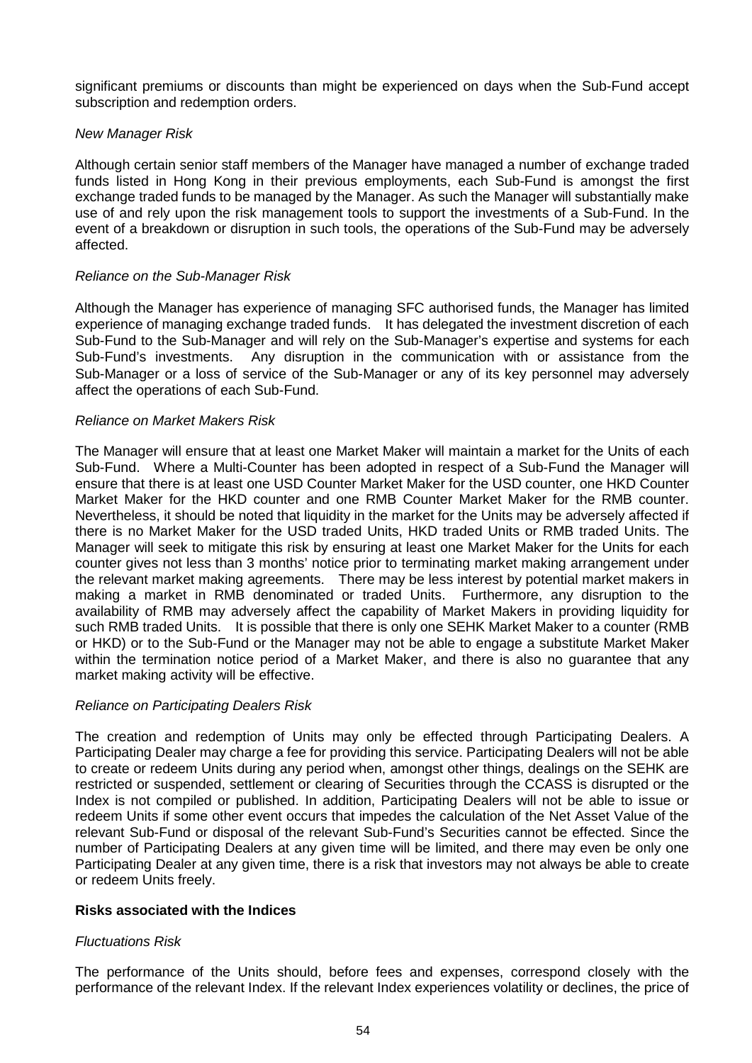significant premiums or discounts than might be experienced on days when the Sub-Fund accept subscription and redemption orders.

*New Manager Risk*

Although certain senior staff members of the Manager have managed a number of exchange traded funds listed in Hong Kong in their previous employments, each Sub-Fund is amongst the first exchange traded funds to be managed by the Manager. As such the Manager will substantially make use of and rely upon the risk management tools to support the investments of a Sub-Fund. In the event of a breakdown or disruption in such tools, the operations of the Sub-Fund may be adversely affected.

*Reliance on the Sub-Manager Risk*

Although the Manager has experience of managing SFC authorised funds, the Manager has limited experience of managing exchange traded funds. It has delegated the investment discretion of each Sub-Fund to the Sub-Manager and will rely on the Sub-Manager's expertise and systems for each Sub-Fund's investments. Any disruption in the communication with or assistance from the Sub-Manager or a loss of service of the Sub-Manager or any of its key personnel may adversely affect the operations of each Sub-Fund.

*Reliance on Market Makers Risk*

The Manager will ensure that at least one Market Maker will maintain a market for the Units of each Sub-Fund. Where a Multi-Counter has been adopted in respect of a Sub-Fund the Manager will ensure that there is at least one USD Counter Market Maker for the USD counter, one HKD Counter Market Maker for the HKD counter and one RMB Counter Market Maker for the RMB counter. Nevertheless, it should be noted that liquidity in the market for the Units may be adversely affected if there is no Market Maker for the USD traded Units, HKD traded Units or RMB traded Units. The Manager will seek to mitigate this risk by ensuring at least one Market Maker for the Units for each counter gives not less than 3 months' notice prior to terminating market making arrangement under the relevant market making agreements. There may be less interest by potential market makers in making a market in RMB denominated or traded Units. Furthermore, any disruption to the availability of RMB may adversely affect the capability of Market Makers in providing liquidity for such RMB traded Units. It is possible that there is only one SEHK Market Maker to a counter (RMB or HKD) or to the Sub-Fund or the Manager may not be able to engage a substitute Market Maker within the termination notice period of a Market Maker, and there is also no guarantee that any market making activity will be effective.

*Reliance on Participating Dealers Risk*

The creation and redemption of Units may only be effected through Participating Dealers. A Participating Dealer may charge a fee for providing this service. Participating Dealers will not be able to create or redeem Units during any period when, amongst other things, dealings on the SEHK are restricted or suspended, settlement or clearing of Securities through the CCASS is disrupted or the Index is not compiled or published. In addition, Participating Dealers will not be able to issue or redeem Units if some other event occurs that impedes the calculation of the Net Asset Value of the relevant Sub-Fund or disposal of the relevant Sub-Fund's Securities cannot be effected. Since the number of Participating Dealers at any given time will be limited, and there may even be only one Participating Dealer at any given time, there is a risk that investors may not always be able to create or redeem Units freely.

**Risks associated with the Indices**

*Fluctuations Risk*

The performance of the Units should, before fees and expenses, correspond closely with the performance of the relevant Index. If the relevant Index experiences volatility or declines, the price of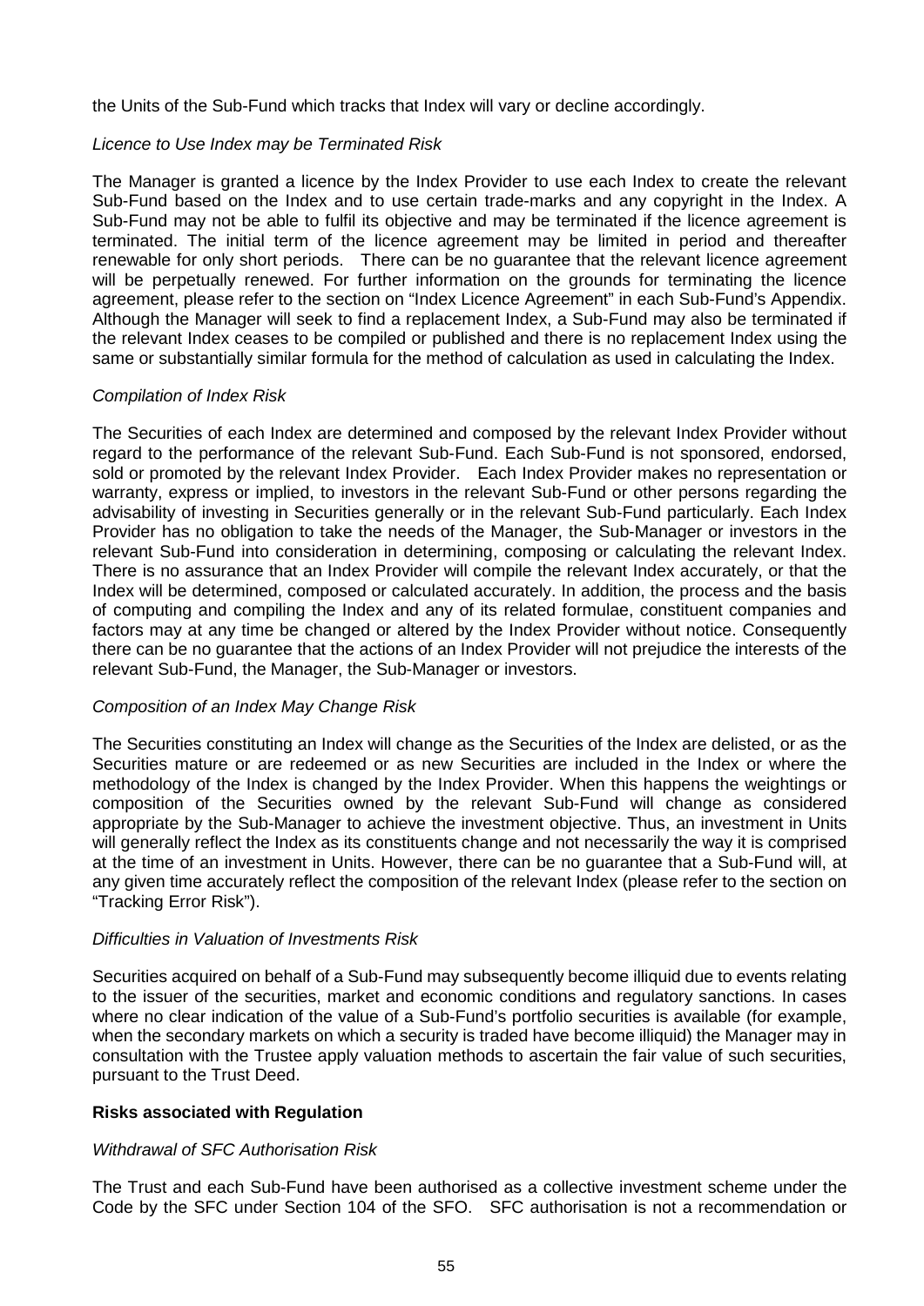the Units of the Sub-Fund which tracks that Index will vary or decline accordingly.

*Licence to Use Index may be Terminated Risk*

The Manager is granted a licence by the Index Provider to use each Index to create the relevant Sub-Fund based on the Index and to use certain trade-marks and any copyright in the Index. A Sub-Fund may not be able to fulfil its objective and may be terminated if the licence agreement is terminated. The initial term of the licence agreement may be limited in period and thereafter renewable for only short periods. There can be no guarantee that the relevant licence agreement will be perpetually renewed. For further information on the grounds for terminating the licence agreement, please refer to the section on "Index Licence Agreement" in each Sub-Fund's Appendix. Although the Manager will seek to find a replacement Index, a Sub-Fund may also be terminated if the relevant Index ceases to be compiled or published and there is no replacement Index using the same or substantially similar formula for the method of calculation as used in calculating the Index.

*Compilation of Index Risk*

The Securities of each Index are determined and composed by the relevant Index Provider without regard to the performance of the relevant Sub-Fund. Each Sub-Fund is not sponsored, endorsed, sold or promoted by the relevant Index Provider. Each Index Provider makes no representation or warranty, express or implied, to investors in the relevant Sub-Fund or other persons regarding the advisability of investing in Securities generally or in the relevant Sub-Fund particularly. Each Index Provider has no obligation to take the needs of the Manager, the Sub-Manager or investors in the relevant Sub-Fund into consideration in determining, composing or calculating the relevant Index. There is no assurance that an Index Provider will compile the relevant Index accurately, or that the Index will be determined, composed or calculated accurately. In addition, the process and the basis of computing and compiling the Index and any of its related formulae, constituent companies and factors may at any time be changed or altered by the Index Provider without notice. Consequently there can be no guarantee that the actions of an Index Provider will not prejudice the interests of the relevant Sub-Fund, the Manager, the Sub-Manager or investors.

*Composition of an Index May Change Risk*

The Securities constituting an Index will change as the Securities of the Index are delisted, or as the Securities mature or are redeemed or as new Securities are included in the Index or where the methodology of the Index is changed by the Index Provider. When this happens the weightings or composition of the Securities owned by the relevant Sub-Fund will change as considered appropriate by the Sub-Manager to achieve the investment objective. Thus, an investment in Units will generally reflect the Index as its constituents change and not necessarily the way it is comprised at the time of an investment in Units. However, there can be no guarantee that a Sub-Fund will, at any given time accurately reflect the composition of the relevant Index (please refer to the section on "Tracking Error Risk").

*Difficulties in Valuation of Investments Risk*

Securities acquired on behalf of a Sub-Fund may subsequently become illiquid due to events relating to the issuer of the securities, market and economic conditions and regulatory sanctions. In cases where no clear indication of the value of a Sub-Fund's portfolio securities is available (for example, when the secondary markets on which a security is traded have become illiquid) the Manager may in consultation with the Trustee apply valuation methods to ascertain the fair value of such securities, pursuant to the Trust Deed.

**Risks associated with Regulation**

*Withdrawal of SFC Authorisation Risk*

The Trust and each Sub-Fund have been authorised as a collective investment scheme under the Code by the SFC under Section 104 of the SFO. SFC authorisation is not a recommendation or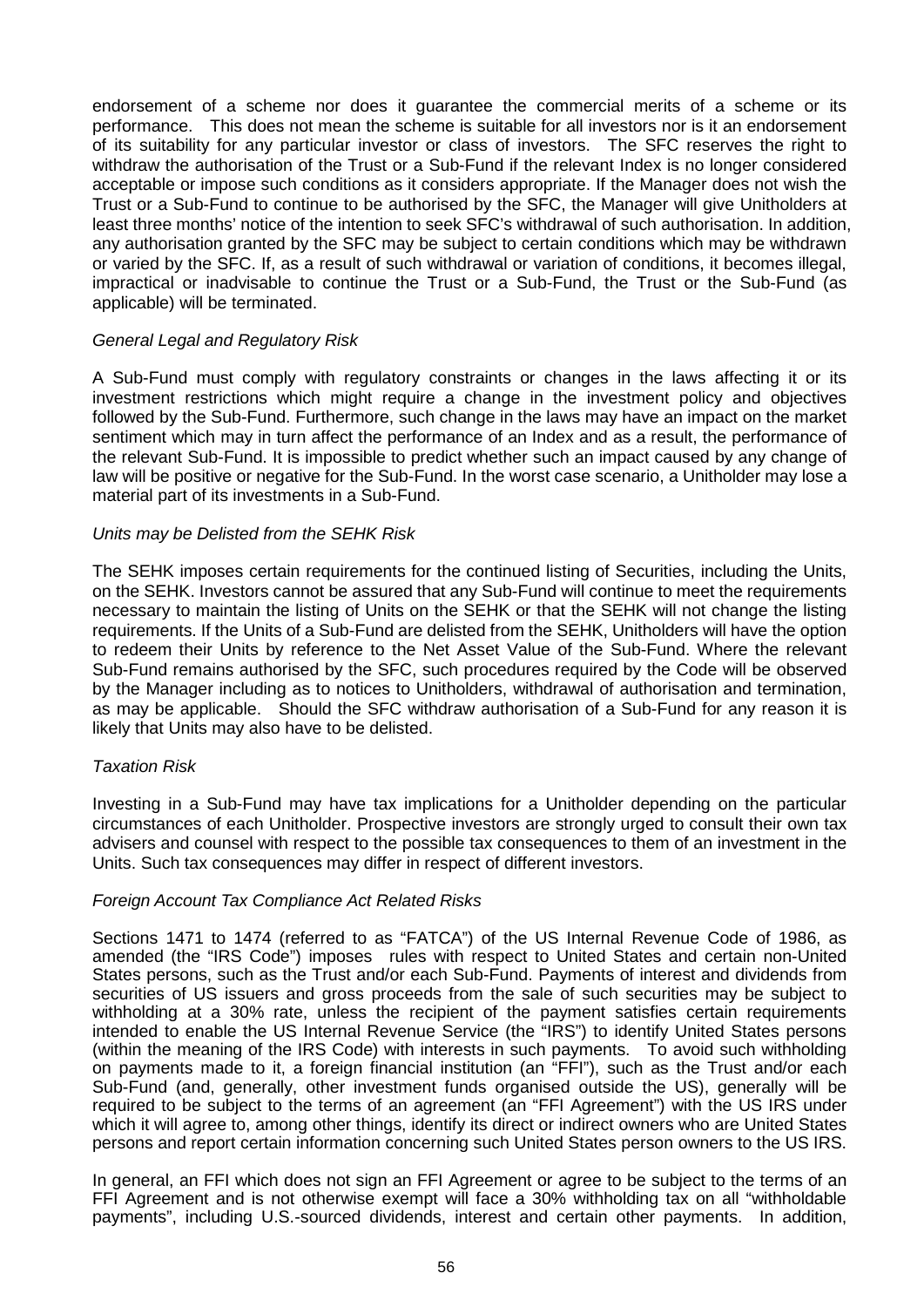endorsement of a scheme nor does it guarantee the commercial merits of a scheme or its performance. This does not mean the scheme is suitable for all investors nor is it an endorsement of its suitability for any particular investor or class of investors. The SFC reserves the right to withdraw the authorisation of the Trust or a Sub-Fund if the relevant Index is no longer considered acceptable or impose such conditions as it considers appropriate. If the Manager does not wish the Trust or a Sub-Fund to continue to be authorised by the SFC, the Manager will give Unitholders at least three months' notice of the intention to seek SFC's withdrawal of such authorisation. In addition, any authorisation granted by the SFC may be subject to certain conditions which may be withdrawn or varied by the SFC. If, as a result of such withdrawal or variation of conditions, it becomes illegal, impractical or inadvisable to continue the Trust or a Sub-Fund, the Trust or the Sub-Fund (as applicable) will be terminated.

*General Legal and Regulatory Risk*

A Sub-Fund must comply with regulatory constraints or changes in the laws affecting it or its investment restrictions which might require a change in the investment policy and objectives followed by the Sub-Fund. Furthermore, such change in the laws may have an impact on the market sentiment which may in turn affect the performance of an Index and as a result, the performance of the relevant Sub-Fund. It is impossible to predict whether such an impact caused by any change of law will be positive or negative for the Sub-Fund. In the worst case scenario, a Unitholder may lose a material part of its investments in a Sub-Fund.

*Units may be Delisted from the SEHK Risk*

The SEHK imposes certain requirements for the continued listing of Securities, including the Units, on the SEHK. Investors cannot be assured that any Sub-Fund will continue to meet the requirements necessary to maintain the listing of Units on the SEHK or that the SEHK will not change the listing requirements. If the Units of a Sub-Fund are delisted from the SEHK, Unitholders will have the option to redeem their Units by reference to the Net Asset Value of the Sub-Fund. Where the relevant Sub-Fund remains authorised by the SFC, such procedures required by the Code will be observed by the Manager including as to notices to Unitholders, withdrawal of authorisation and termination, as may be applicable. Should the SFC withdraw authorisation of a Sub-Fund for any reason it is likely that Units may also have to be delisted.

*Taxation Risk*

Investing in a Sub-Fund may have tax implications for a Unitholder depending on the particular circumstances of each Unitholder. Prospective investors are strongly urged to consult their own tax advisers and counsel with respect to the possible tax consequences to them of an investment in the Units. Such tax consequences may differ in respect of different investors.

*Foreign Account Tax Compliance Act Related Risks*

Sections 1471 to 1474 (referred to as "FATCA") of the US Internal Revenue Code of 1986, as amended (the "IRS Code") imposes rules with respect to United States and certain non-United States persons, such as the Trust and/or each Sub-Fund. Payments of interest and dividends from securities of US issuers and gross proceeds from the sale of such securities may be subject to withholding at a 30% rate, unless the recipient of the payment satisfies certain requirements intended to enable the US Internal Revenue Service (the "IRS") to identify United States persons (within the meaning of the IRS Code) with interests in such payments. To avoid such withholding on payments made to it, a foreign financial institution (an "FFI"), such as the Trust and/or each Sub-Fund (and, generally, other investment funds organised outside the US), generally will be required to be subject to the terms of an agreement (an "FFI Agreement") with the US IRS under which it will agree to, among other things, identify its direct or indirect owners who are United States persons and report certain information concerning such United States person owners to the US IRS.

In general, an FFI which does not sign an FFI Agreement or agree to be subject to the terms of an FFI Agreement and is not otherwise exempt will face a 30% withholding tax on all "withholdable payments", including U.S.-sourced dividends, interest and certain other payments. In addition,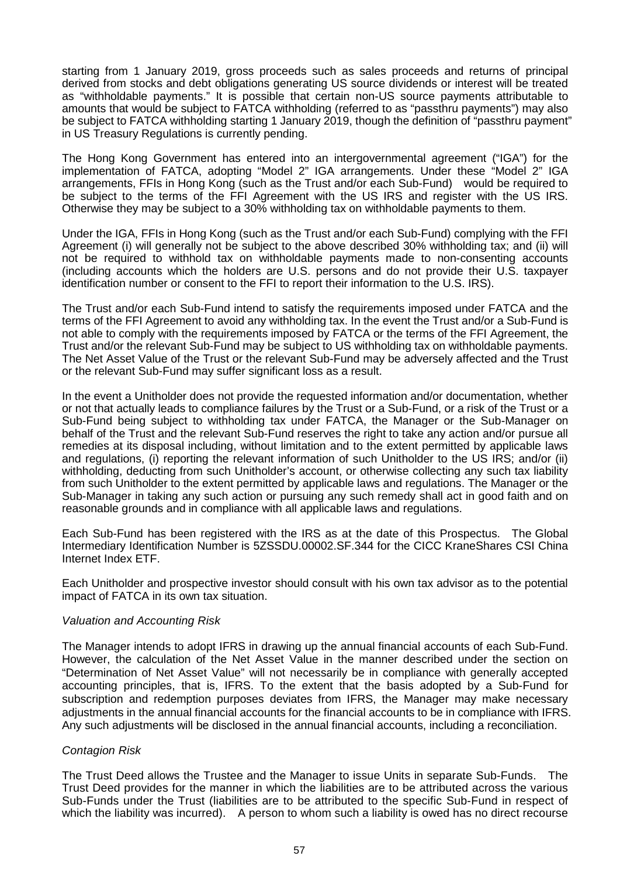starting from 1 January 2019, gross proceeds such as sales proceeds and returns of principal derived from stocks and debt obligations generating US source dividends or interest will be treated as "withholdable payments." It is possible that certain non-US source payments attributable to amounts that would be subject to FATCA withholding (referred to as "passthru payments") may also be subject to FATCA withholding starting 1 January 2019, though the definition of "passthru payment" in US Treasury Regulations is currently pending.

The Hong Kong Government has entered into an intergovernmental agreement ("IGA") for the implementation of FATCA, adopting "Model 2" IGA arrangements. Under these "Model 2" IGA arrangements, FFIs in Hong Kong (such as the Trust and/or each Sub-Fund) would be required to be subject to the terms of the FFI Agreement with the US IRS and register with the US IRS. Otherwise they may be subject to a 30% withholding tax on withholdable payments to them.

Under the IGA, FFIs in Hong Kong (such as the Trust and/or each Sub-Fund) complying with the FFI Agreement (i) will generally not be subject to the above described 30% withholding tax; and (ii) will not be required to withhold tax on withholdable payments made to non-consenting accounts (including accounts which the holders are U.S. persons and do not provide their U.S. taxpayer identification number or consent to the FFI to report their information to the U.S. IRS).

The Trust and/or each Sub-Fund intend to satisfy the requirements imposed under FATCA and the terms of the FFI Agreement to avoid any withholding tax. In the event the Trust and/or a Sub-Fund is not able to comply with the requirements imposed by FATCA or the terms of the FFI Agreement, the Trust and/or the relevant Sub-Fund may be subject to US withholding tax on withholdable payments. The Net Asset Value of the Trust or the relevant Sub-Fund may be adversely affected and the Trust or the relevant Sub-Fund may suffer significant loss as a result.

In the event a Unitholder does not provide the requested information and/or documentation, whether or not that actually leads to compliance failures by the Trust or a Sub-Fund, or a risk of the Trust or a Sub-Fund being subject to withholding tax under FATCA, the Manager or the Sub-Manager on behalf of the Trust and the relevant Sub-Fund reserves the right to take any action and/or pursue all remedies at its disposal including, without limitation and to the extent permitted by applicable laws and regulations, (i) reporting the relevant information of such Unitholder to the US IRS; and/or (ii) withholding, deducting from such Unitholder's account, or otherwise collecting any such tax liability from such Unitholder to the extent permitted by applicable laws and regulations. The Manager or the Sub-Manager in taking any such action or pursuing any such remedy shall act in good faith and on reasonable grounds and in compliance with all applicable laws and regulations.

Each Sub-Fund has been registered with the IRS as at the date of this Prospectus. The Global Intermediary Identification Number is 5ZSSDU.00002.SF.344 for the CICC KraneShares CSI China Internet Index ETF.

Each Unitholder and prospective investor should consult with his own tax advisor as to the potential impact of FATCA in its own tax situation.

*Valuation and Accounting Risk*

The Manager intends to adopt IFRS in drawing up the annual financial accounts of each Sub-Fund. However, the calculation of the Net Asset Value in the manner described under the section on "Determination of Net Asset Value" will not necessarily be in compliance with generally accepted accounting principles, that is, IFRS. To the extent that the basis adopted by a Sub-Fund for subscription and redemption purposes deviates from IFRS, the Manager may make necessary adjustments in the annual financial accounts for the financial accounts to be in compliance with IFRS. Any such adjustments will be disclosed in the annual financial accounts, including a reconciliation.

*Contagion Risk*

The Trust Deed allows the Trustee and the Manager to issue Units in separate Sub-Funds. The Trust Deed provides for the manner in which the liabilities are to be attributed across the various Sub-Funds under the Trust (liabilities are to be attributed to the specific Sub-Fund in respect of which the liability was incurred). A person to whom such a liability is owed has no direct recourse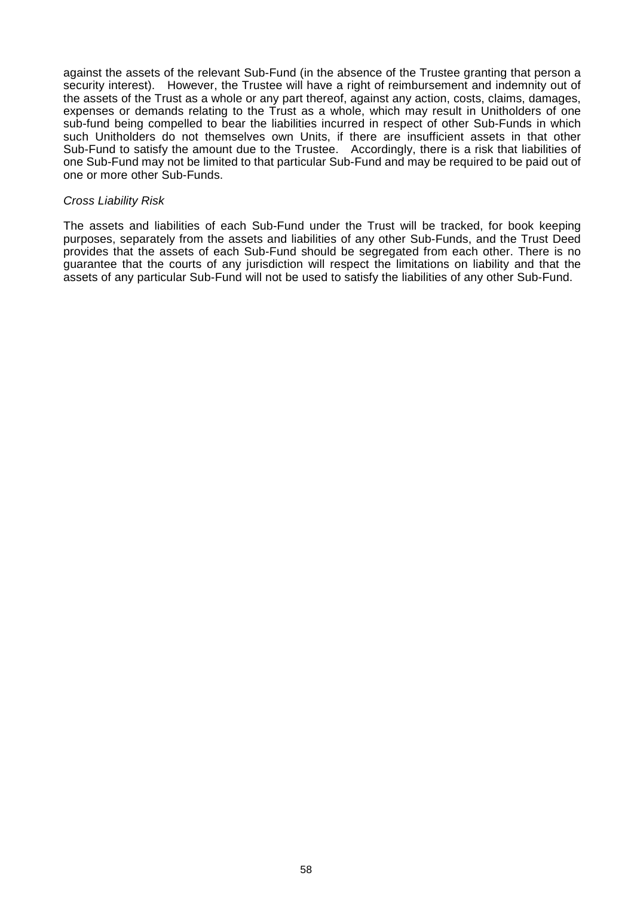against the assets of the relevant Sub-Fund (in the absence of the Trustee granting that person a security interest). However, the Trustee will have a right of reimbursement and indemnity out of the assets of the Trust as a whole or any part thereof, against any action, costs, claims, damages, expenses or demands relating to the Trust as a whole, which may result in Unitholders of one sub-fund being compelled to bear the liabilities incurred in respect of other Sub-Funds in which such Unitholders do not themselves own Units, if there are insufficient assets in that other Sub-Fund to satisfy the amount due to the Trustee. Accordingly, there is a risk that liabilities of one Sub-Fund may not be limited to that particular Sub-Fund and may be required to be paid out of one or more other Sub-Funds.

*Cross Liability Risk*

The assets and liabilities of each Sub-Fund under the Trust will be tracked, for book keeping purposes, separately from the assets and liabilities of any other Sub-Funds, and the Trust Deed provides that the assets of each Sub-Fund should be segregated from each other. There is no guarantee that the courts of any jurisdiction will respect the limitations on liability and that the assets of any particular Sub-Fund will not be used to satisfy the liabilities of any other Sub-Fund.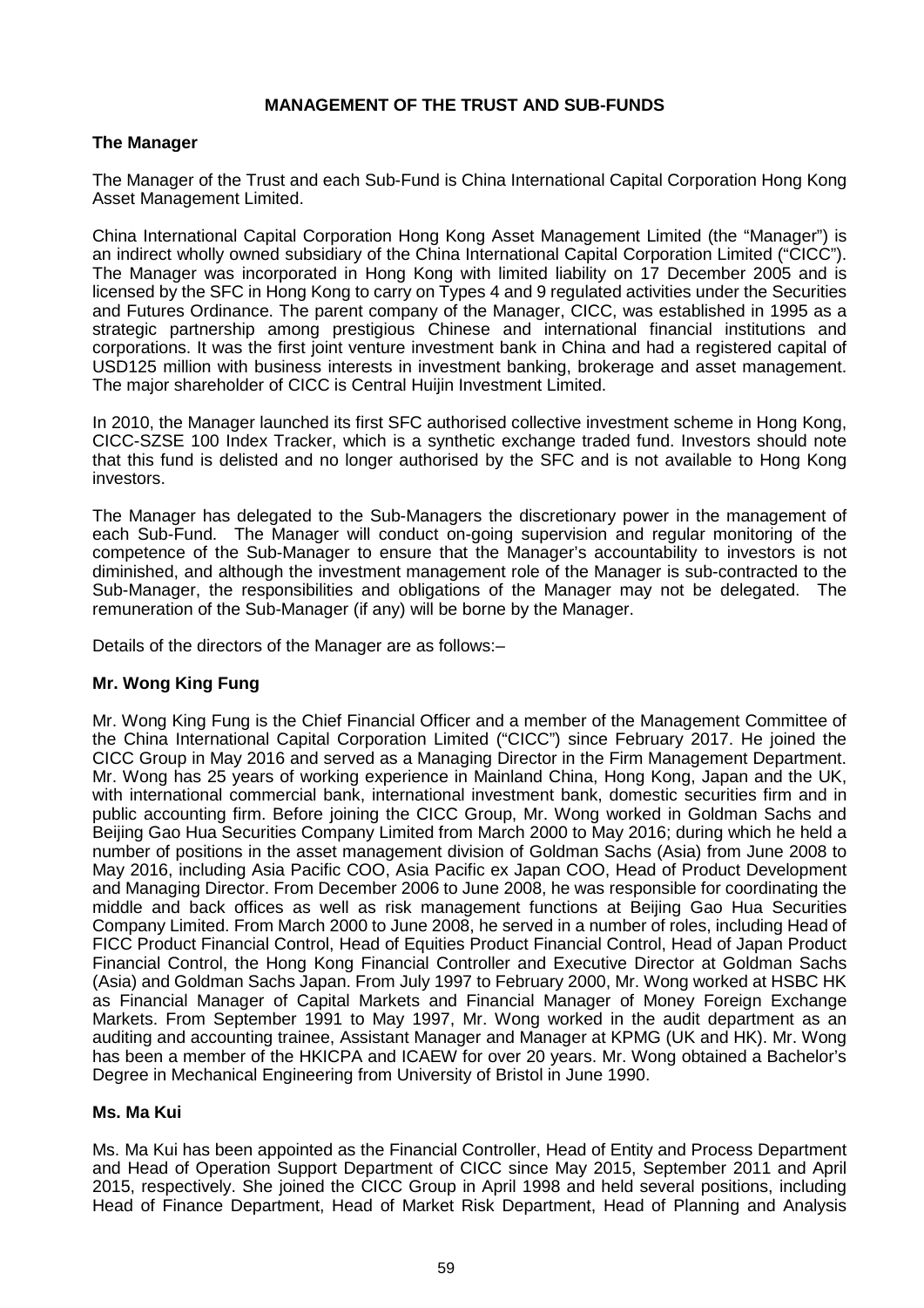## MANAGEMENT OF THE TRUST AND SUB-FUNDS

### The Manager

The Manager of the Trust and each Sub-Fund is China International Capital Corporation Hong Kong Asset Management Limited.

China International Capital Corporation Hong Kong Asset Management Limited (the "Manager") is an indirect wholly owned subsidiary of the China International Capital Corporation Limited ("CICC"). The Manager was incorporated in Hong Kong with limited liability on 17 December 2005 and is licensed by the SFC in Hong Kong to carry on Types 4 and 9 regulated activities under the Securities and Futures Ordinance. The parent company of the Manager, CICC, was established in 1995 as a strategic partnership among prestigious Chinese and international financial institutions and corporations. It was the first joint venture investment bank in China and had a registered capital of USD125 million with business interests in investment banking, brokerage and asset management. The major shareholder of CICC is Central Huijin Investment Limited.

In 2010, the Manager launched its first SFC authorised collective investment scheme in Hong Kong, CICC-SZSE 100 Index Tracker, which is a synthetic exchange traded fund. Investors should note that this fund is delisted and no longer authorised by the SFC and is not available to Hong Kong investors.

The Manager has delegated to the Sub-Managers the discretionary power in the management of each Sub-Fund. The Manager will conduct on-going supervision and regular monitoring of the competence of the Sub-Manager to ensure that the Manager's accountability to investors is not diminished, and although the investment management role of the Manager is sub-contracted to the Sub-Manager, the responsibilities and obligations of the Manager may not be delegated. The remuneration of the Sub-Manager (if any) will be borne by the Manager.

Details of the directors of the Manager are as follows:–

### Mr. Wong King Fung

Mr. Wong King Fung is the Chief Financial Officer and a member of the Management Committee of the China International Capital Corporation Limited ("CICC") since February 2017. He joined the CICC Group in May 2016 and served as a Managing Director in the Firm Management Department. Mr. Wong has 25 years of working experience in Mainland China, Hong Kong, Japan and the UK, with international commercial bank, international investment bank, domestic securities firm and in public accounting firm. Before joining the CICC Group, Mr. Wong worked in Goldman Sachs and Beijing Gao Hua Securities Company Limited from March 2000 to May 2016; during which he held a number of positions in the asset management division of Goldman Sachs (Asia) from June 2008 to May 2016, including Asia Pacific COO, Asia Pacific ex Japan COO, Head of Product Development and Managing Director. From December 2006 to June 2008, he was responsible for coordinating the middle and back offices as well as risk management functions at Beijing Gao Hua Securities Company Limited. From March 2000 to June 2008, he served in a number of roles, including Head of FICC Product Financial Control, Head of Equities Product Financial Control, Head of Japan Product Financial Control, the Hong Kong Financial Controller and Executive Director at Goldman Sachs (Asia) and Goldman Sachs Japan. From July 1997 to February 2000, Mr. Wong worked at HSBC HK as Financial Manager of Capital Markets and Financial Manager of Money Foreign Exchange Markets. From September 1991 to May 1997, Mr. Wong worked in the audit department as an auditing and accounting trainee, Assistant Manager and Manager at KPMG (UK and HK). Mr. Wong has been a member of the HKICPA and ICAEW for over 20 years. Mr. Wong obtained a Bachelor's Degree in Mechanical Engineering from University of Bristol in June 1990.

### Ms. Ma Kui

Ms. Ma Kui has been appointed as the Financial Controller, Head of Entity and Process Department and Head of Operation Support Department of CICC since May 2015, September 2011 and April 2015, respectively. She joined the CICC Group in April 1998 and held several positions, including Head of Finance Department, Head of Market Risk Department, Head of Planning and Analysis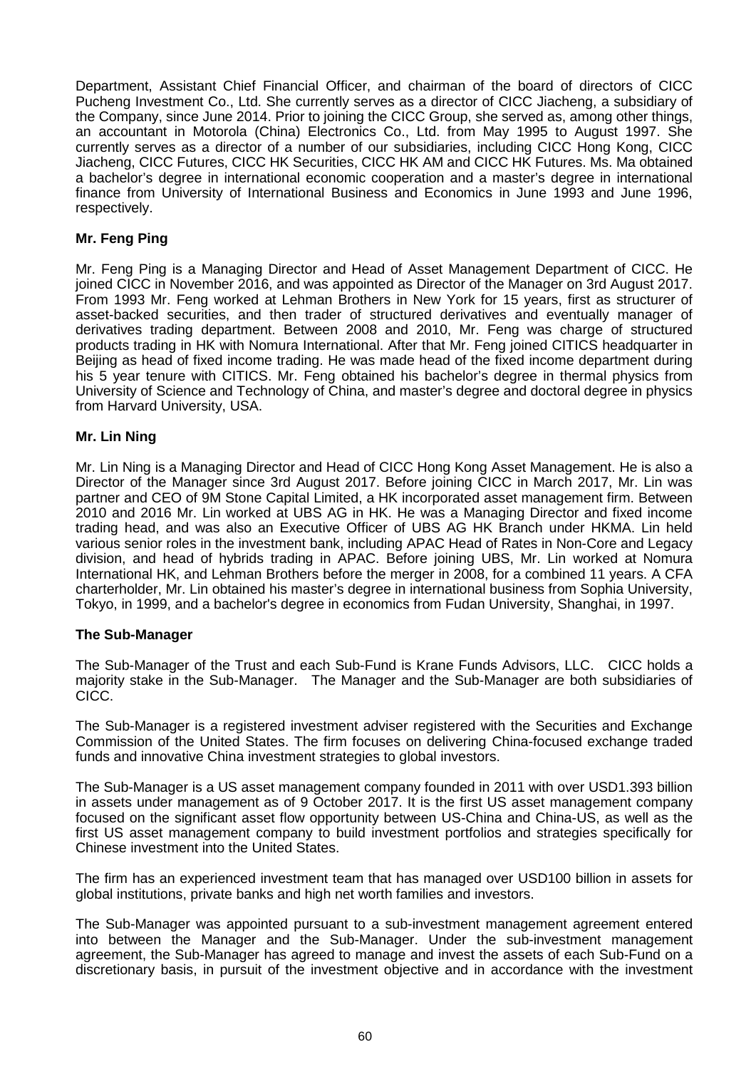Department, Assistant Chief Financial Officer, and chairman of the board of directors of CICC Pucheng Investment Co., Ltd. She currently serves as a director of CICC Jiacheng, a subsidiary of the Company, since June 2014. Prior to joining the CICC Group, she served as, among other things, an accountant in Motorola (China) Electronics Co., Ltd. from May 1995 to August 1997. She currently serves as a director of a number of our subsidiaries, including CICC Hong Kong, CICC Jiacheng, CICC Futures, CICC HK Securities, CICC HK AM and CICC HK Futures. Ms. Ma obtained a bachelor's degree in international economic cooperation and a master's degree in international finance from University of International Business and Economics in June 1993 and June 1996, respectively.

**Mr. Feng Ping**

Mr. Feng Ping is a Managing Director and Head of Asset Management Department of CICC. He joined CICC in November 2016, and was appointed as Director of the Manager on 3rd August 2017. From 1993 Mr. Feng worked at Lehman Brothers in New York for 15 years, first as structurer of asset-backed securities, and then trader of structured derivatives and eventually manager of derivatives trading department. Between 2008 and 2010, Mr. Feng was charge of structured products trading in HK with Nomura International. After that Mr. Feng joined CITICS headquarter in Beijing as head of fixed income trading. He was made head of the fixed income department during his 5 year tenure with CITICS. Mr. Feng obtained his bachelor's degree in thermal physics from University of Science and Technology of China, and master's degree and doctoral degree in physics from Harvard University, USA.

**Mr. Lin Ning**

Mr. Lin Ning is a Managing Director and Head of CICC Hong Kong Asset Management. He is also a Director of the Manager since 3rd August 2017. Before joining CICC in March 2017, Mr. Lin was partner and CEO of 9M Stone Capital Limited, a HK incorporated asset management firm. Between 2010 and 2016 Mr. Lin worked at UBS AG in HK. He was a Managing Director and fixed income trading head, and was also an Executive Officer of UBS AG HK Branch under HKMA. Lin held various senior roles in the investment bank, including APAC Head of Rates in Non-Core and Legacy division, and head of hybrids trading in APAC. Before joining UBS, Mr. Lin worked at Nomura International HK, and Lehman Brothers before the merger in 2008, for a combined 11 years. A CFA charterholder, Mr. Lin obtained his master's degree in international business from Sophia University, Tokyo, in 1999, and a bachelor's degree in economics from Fudan University, Shanghai, in 1997.

**The Sub-Manager**

The Sub-Manager of the Trust and each Sub-Fund is Krane Funds Advisors, LLC. CICC holds a majority stake in the Sub-Manager. The Manager and the Sub-Manager are both subsidiaries of CICC.

The Sub-Manager is a registered investment adviser registered with the Securities and Exchange Commission of the United States. The firm focuses on delivering China-focused exchange traded funds and innovative China investment strategies to global investors.

The Sub-Manager is a US asset management company founded in 2011 with over USD1.393 billion in assets under management as of 9 October 2017. It is the first US asset management company focused on the significant asset flow opportunity between US-China and China-US, as well as the first US asset management company to build investment portfolios and strategies specifically for Chinese investment into the United States.

The firm has an experienced investment team that has managed over USD100 billion in assets for global institutions, private banks and high net worth families and investors.

The Sub-Manager was appointed pursuant to a sub-investment management agreement entered into between the Manager and the Sub-Manager. Under the sub-investment management agreement, the Sub-Manager has agreed to manage and invest the assets of each Sub-Fund on a discretionary basis, in pursuit of the investment objective and in accordance with the investment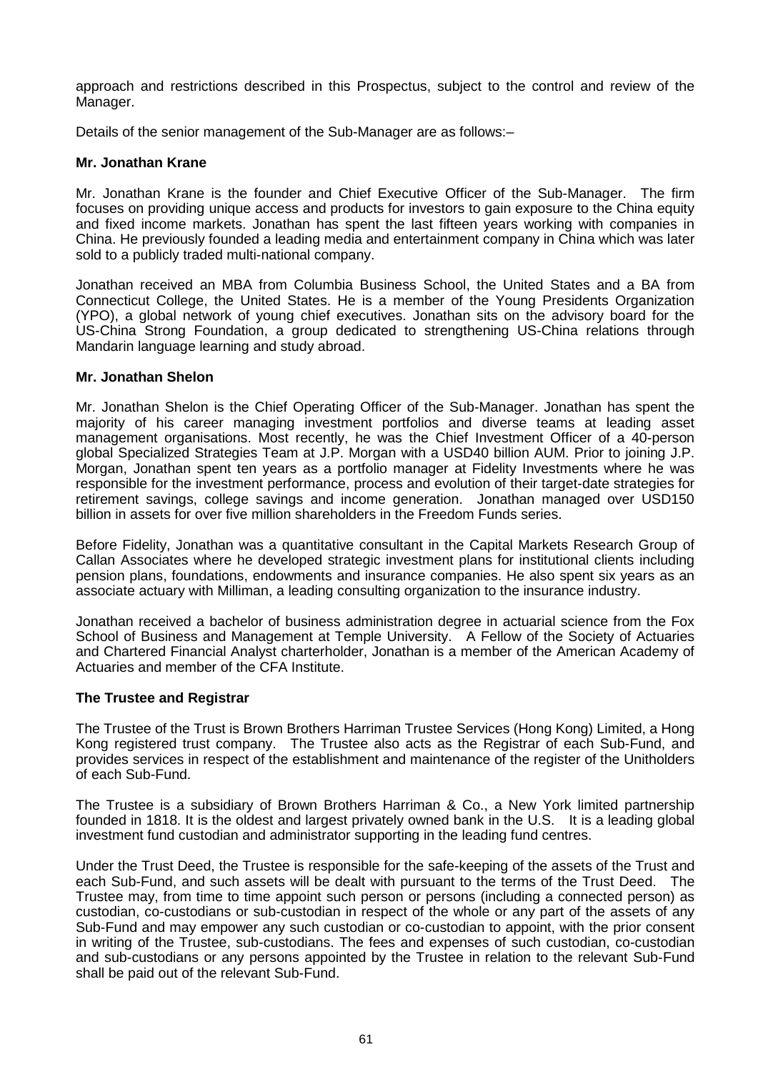approach and restrictions described in this Prospectus, subject to the control and review of the Manager.

Details of the senior management of the Sub-Manager are as follows:–

**Mr. Jonathan Krane**

Mr. Jonathan Krane is the founder and Chief Executive Officer of the Sub-Manager. The firm focuses on providing unique access and products for investors to gain exposure to the China equity and fixed income markets. Jonathan has spent the last fifteen years working with companies in China. He previously founded a leading media and entertainment company in China which was later sold to a publicly traded multi-national company.

Jonathan received an MBA from Columbia Business School, the United States and a BA from Connecticut College, the United States. He is a member of the Young Presidents Organization (YPO), a global network of young chief executives. Jonathan sits on the advisory board for the US-China Strong Foundation, a group dedicated to strengthening US-China relations through Mandarin language learning and study abroad.

**Mr. Jonathan Shelon**

Mr. Jonathan Shelon is the Chief Operating Officer of the Sub-Manager. Jonathan has spent the majority of his career managing investment portfolios and diverse teams at leading asset management organisations. Most recently, he was the Chief Investment Officer of a 40-person global Specialized Strategies Team at J.P. Morgan with a USD40 billion AUM. Prior to joining J.P. Morgan, Jonathan spent ten years as a portfolio manager at Fidelity Investments where he was responsible for the investment performance, process and evolution of their target-date strategies for retirement savings, college savings and income generation. Jonathan managed over USD150 billion in assets for over five million shareholders in the Freedom Funds series.

Before Fidelity, Jonathan was a quantitative consultant in the Capital Markets Research Group of Callan Associates where he developed strategic investment plans for institutional clients including pension plans, foundations, endowments and insurance companies. He also spent six years as an associate actuary with Milliman, a leading consulting organization to the insurance industry.

Jonathan received a bachelor of business administration degree in actuarial science from the Fox School of Business and Management at Temple University. A Fellow of the Society of Actuaries and Chartered Financial Analyst charterholder, Jonathan is a member of the American Academy of Actuaries and member of the CFA Institute.

**The Trustee and Registrar**

The Trustee of the Trust is Brown Brothers Harriman Trustee Services (Hong Kong) Limited, a Hong Kong registered trust company. The Trustee also acts as the Registrar of each Sub-Fund, and provides services in respect of the establishment and maintenance of the register of the Unitholders of each Sub-Fund.

The Trustee is a subsidiary of Brown Brothers Harriman & Co., a New York limited partnership founded in 1818. It is the oldest and largest privately owned bank in the U.S. It is a leading global investment fund custodian and administrator supporting in the leading fund centres.

Under the Trust Deed, the Trustee is responsible for the safe-keeping of the assets of the Trust and each Sub-Fund, and such assets will be dealt with pursuant to the terms of the Trust Deed. The Trustee may, from time to time appoint such person or persons (including a connected person) as custodian, co-custodians or sub-custodian in respect of the whole or any part of the assets of any Sub-Fund and may empower any such custodian or co-custodian to appoint, with the prior consent in writing of the Trustee, sub-custodians. The fees and expenses of such custodian, co-custodian and sub-custodians or any persons appointed by the Trustee in relation to the relevant Sub-Fund shall be paid out of the relevant Sub-Fund.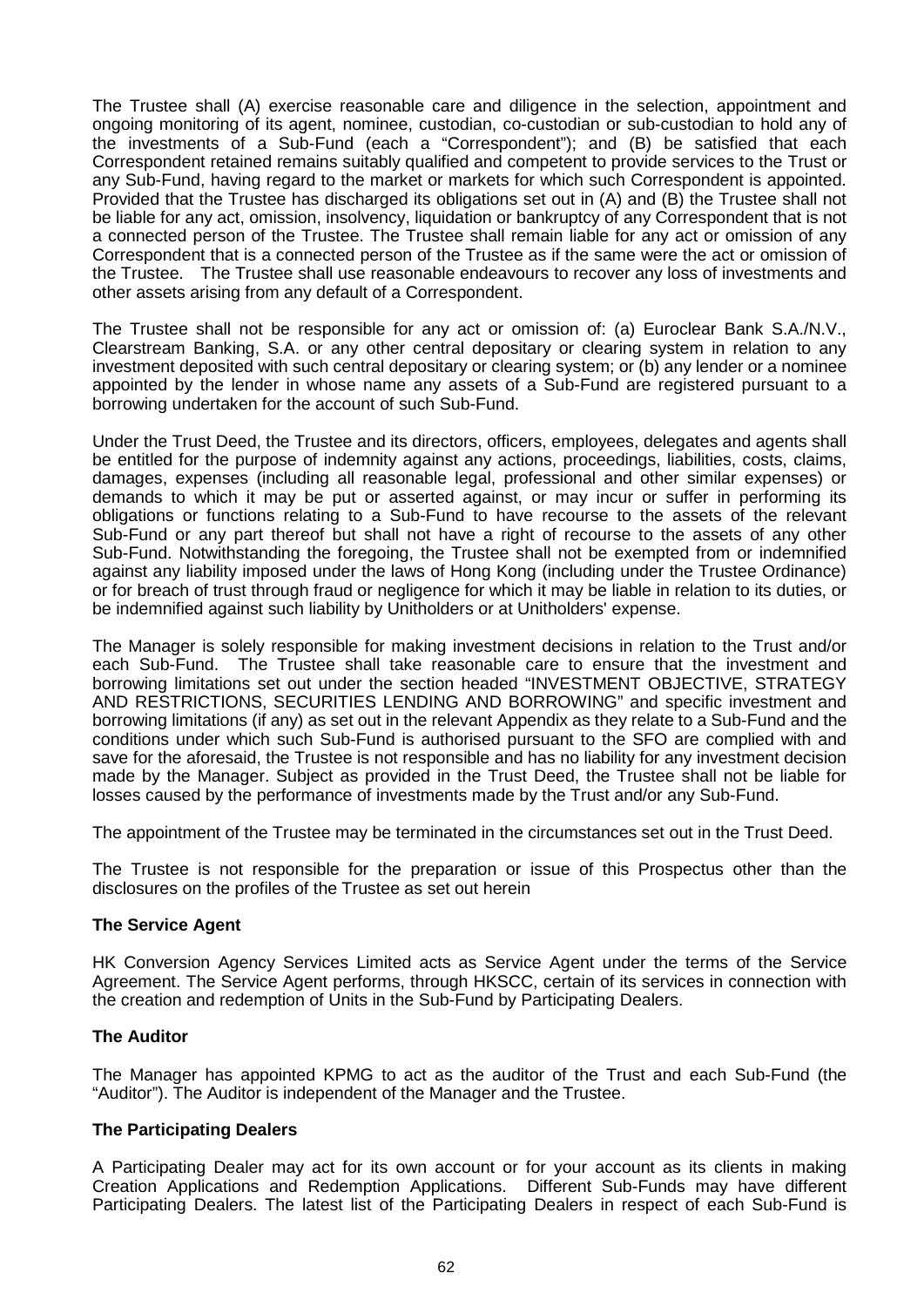The Trustee shall (A) exercise reasonable care and diligence in the selection, appointment and ongoing monitoring of its agent, nominee, custodian, co-custodian or sub-custodian to hold any of the investments of a Sub-Fund (each a "Correspondent"); and (B) be satisfied that each Correspondent retained remains suitably qualified and competent to provide services to the Trust or any Sub-Fund, having regard to the market or markets for which such Correspondent is appointed. Provided that the Trustee has discharged its obligations set out in (A) and (B) the Trustee shall not be liable for any act, omission, insolvency, liquidation or bankruptcy of any Correspondent that is not a connected person of the Trustee. The Trustee shall remain liable for any act or omission of any Correspondent that is a connected person of the Trustee as if the same were the act or omission of the Trustee. The Trustee shall use reasonable endeavours to recover any loss of investments and other assets arising from any default of a Correspondent.

The Trustee shall not be responsible for any act or omission of: (a) Euroclear Bank S.A./N.V., Clearstream Banking, S.A. or any other central depositary or clearing system in relation to any investment deposited with such central depositary or clearing system; or (b) any lender or a nominee appointed by the lender in whose name any assets of a Sub-Fund are registered pursuant to a borrowing undertaken for the account of such Sub-Fund.

Under the Trust Deed, the Trustee and its directors, officers, employees, delegates and agents shall be entitled for the purpose of indemnity against any actions, proceedings, liabilities, costs, claims, damages, expenses (including all reasonable legal, professional and other similar expenses) or demands to which it may be put or asserted against, or may incur or suffer in performing its obligations or functions relating to a Sub-Fund to have recourse to the assets of the relevant Sub-Fund or any part thereof but shall not have a right of recourse to the assets of any other Sub-Fund. Notwithstanding the foregoing, the Trustee shall not be exempted from or indemnified against any liability imposed under the laws of Hong Kong (including under the Trustee Ordinance) or for breach of trust through fraud or negligence for which it may be liable in relation to its duties, or be indemnified against such liability by Unitholders or at Unitholders' expense.

The Manager is solely responsible for making investment decisions in relation to the Trust and/or each Sub-Fund. The Trustee shall take reasonable care to ensure that the investment and borrowing limitations set out under the section headed "INVESTMENT OBJECTIVE, STRATEGY AND RESTRICTIONS, SECURITIES LENDING AND BORROWING" and specific investment and borrowing limitations (if any) as set out in the relevant Appendix as they relate to a Sub-Fund and the conditions under which such Sub-Fund is authorised pursuant to the SFO are complied with and save for the aforesaid, the Trustee is not responsible and has no liability for any investment decision made by the Manager. Subject as provided in the Trust Deed, the Trustee shall not be liable for losses caused by the performance of investments made by the Trust and/or any Sub-Fund.

The appointment of the Trustee may be terminated in the circumstances set out in the Trust Deed.

The Trustee is not responsible for the preparation or issue of this Prospectus other than the disclosures on the profiles of the Trustee as set out herein

**The Service Agent**

HK Conversion Agency Services Limited acts as Service Agent under the terms of the Service Agreement. The Service Agent performs, through HKSCC, certain of its services in connection with the creation and redemption of Units in the Sub-Fund by Participating Dealers.

**The Auditor**

The Manager has appointed KPMG to act as the auditor of the Trust and each Sub-Fund (the "Auditor"). The Auditor is independent of the Manager and the Trustee.

**The Participating Dealers**

A Participating Dealer may act for its own account or for your account as its clients in making Creation Applications and Redemption Applications. Different Sub-Funds may have different Participating Dealers. The latest list of the Participating Dealers in respect of each Sub-Fund is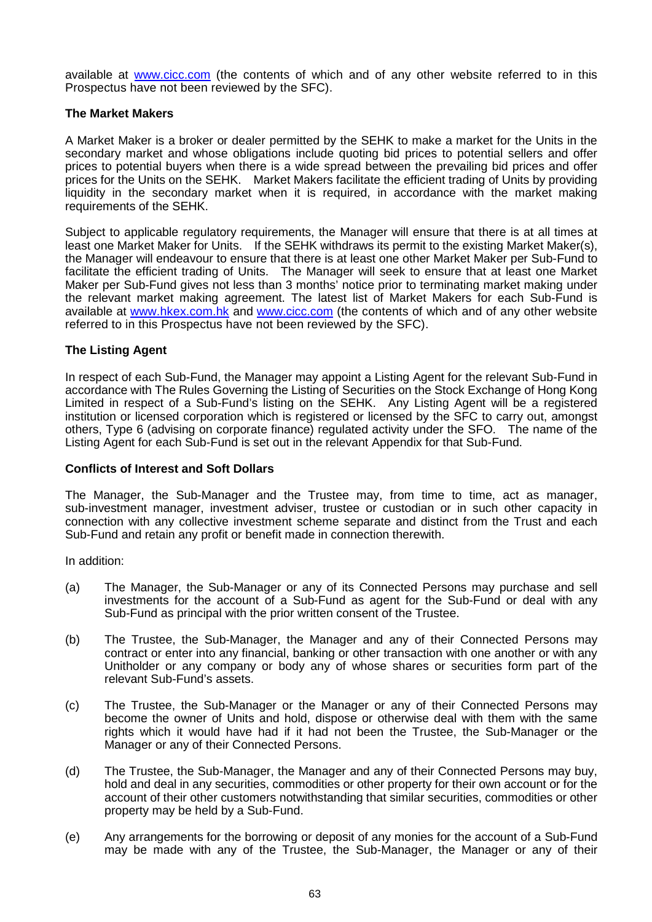available at www.cicc.com (the contents of which and of any other website referred to in this Prospectus have not been reviewed by the SFC).

### The Market Makers

A Market Maker is a broker or dealer permitted by the SEHK to make a market for the Units in the secondary market and whose obligations include quoting bid prices to potential sellers and offer prices to potential buyers when there is a wide spread between the prevailing bid prices and offer prices for the Units on the SEHK. Market Makers facilitate the efficient trading of Units by providing liquidity in the secondary market when it is required, in accordance with the market making requirements of the SEHK.

Subject to applicable regulatory requirements, the Manager will ensure that there is at all times at least one Market Maker for Units. If the SEHK withdraws its permit to the existing Market Maker(s), the Manager will endeavour to ensure that there is at least one other Market Maker per Sub-Fund to facilitate the efficient trading of Units. The Manager will seek to ensure that at least one Market Maker per Sub-Fund gives not less than 3 months' notice prior to terminating market making under the relevant market making agreement. The latest list of Market Makers for each Sub-Fund is available at www.hkex.com.hk and www.cicc.com (the contents of which and of any other website referred to in this Prospectus have not been reviewed by the SFC).

### The Listing Agent

In respect of each Sub-Fund, the Manager may appoint a Listing Agent for the relevant Sub-Fund in accordance with The Rules Governing the Listing of Securities on the Stock Exchange of Hong Kong Limited in respect of a Sub-Fund's listing on the SEHK. Any Listing Agent will be a registered institution or licensed corporation which is registered or licensed by the SFC to carry out, amongst others, Type 6 (advising on corporate finance) regulated activity under the SFO. The name of the Listing Agent for each Sub-Fund is set out in the relevant Appendix for that Sub-Fund.

### Conflicts of Interest and Soft Dollars

The Manager, the Sub-Manager and the Trustee may, from time to time, act as manager, sub-investment manager, investment adviser, trustee or custodian or in such other capacity in connection with any collective investment scheme separate and distinct from the Trust and each Sub-Fund and retain any profit or benefit made in connection therewith.

In addition:

(a) The Manager, the Sub-Manager or any of its Connected Persons may purchase and sell investments for the account of a Sub-Fund as agent for the Sub-Fund or deal with any Sub-Fund as principal with the prior written consent of the Trustee.

(b) The Trustee, the Sub-Manager, the Manager and any of their Connected Persons may contract or enter into any financial, banking or other transaction with one another or with any Unitholder or any company or body any of whose shares or securities form part of the relevant Sub-Fund's assets.

(c) The Trustee, the Sub-Manager or the Manager or any of their Connected Persons may become the owner of Units and hold, dispose or otherwise deal with them with the same rights which it would have had if it had not been the Trustee, the Sub-Manager or the Manager or any of their Connected Persons.

(d) The Trustee, the Sub-Manager, the Manager and any of their Connected Persons may buy, hold and deal in any securities, commodities or other property for their own account or for the account of their other customers notwithstanding that similar securities, commodities or other property may be held by a Sub-Fund.

(e) Any arrangements for the borrowing or deposit of any monies for the account of a Sub-Fund may be made with any of the Trustee, the Sub-Manager, the Manager or any of their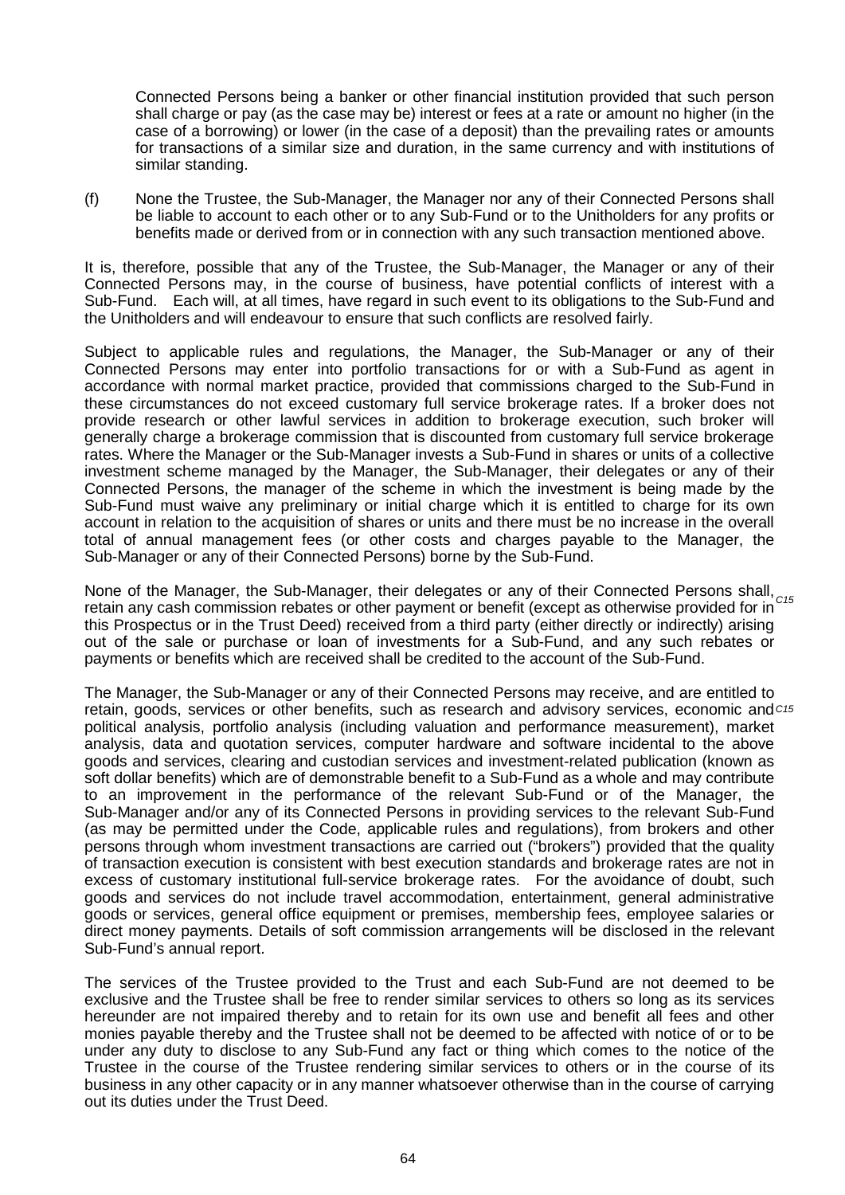Connected Persons being a banker or other financial institution provided that such person shall charge or pay (as the case may be) interest or fees at a rate or amount no higher (in the case of a borrowing) or lower (in the case of a deposit) than the prevailing rates or amounts for transactions of a similar size and duration, in the same currency and with institutions of similar standing.

(f) None the Trustee, the Sub-Manager, the Manager nor any of their Connected Persons shall be liable to account to each other or to any Sub-Fund or to the Unitholders for any profits or benefits made or derived from or in connection with any such transaction mentioned above.

It is, therefore, possible that any of the Trustee, the Sub-Manager, the Manager or any of their Connected Persons may, in the course of business, have potential conflicts of interest with a Sub-Fund. Each will, at all times, have regard in such event to its obligations to the Sub-Fund and the Unitholders and will endeavour to ensure that such conflicts are resolved fairly.

Subject to applicable rules and regulations, the Manager, the Sub-Manager or any of their Connected Persons may enter into portfolio transactions for or with a Sub-Fund as agent in accordance with normal market practice, provided that commissions charged to the Sub-Fund in these circumstances do not exceed customary full service brokerage rates. If a broker does not provide research or other lawful services in addition to brokerage execution, such broker will generally charge a brokerage commission that is discounted from customary full service brokerage rates. Where the Manager or the Sub-Manager invests a Sub-Fund in shares or units of a collective investment scheme managed by the Manager, the Sub-Manager, their delegates or any of their Connected Persons, the manager of the scheme in which the investment is being made by the Sub-Fund must waive any preliminary or initial charge which it is entitled to charge for its own account in relation to the acquisition of shares or units and there must be no increase in the overall total of annual management fees (or other costs and charges payable to the Manager, the Sub-Manager or any of their Connected Persons) borne by the Sub-Fund.

None of the Manager, the Sub-Manager, their delegates or any of their Connected Persons shall, retain any cash commission rebates or other payment or benefit (except as otherwise provided for in this Prospectus or in the Trust Deed) received from a third party (either directly or indirectly) arising out of the sale or purchase or loan of investments for a Sub-Fund, and any such rebates or payments or benefits which are received shall be credited to the account of the Sub-Fund. *C15*

The Manager, the Sub-Manager or any of their Connected Persons may receive, and are entitled to retain, goods, services or other benefits, such as research and advisory services, economic and political analysis, portfolio analysis (including valuation and performance measurement), market analysis, data and quotation services, computer hardware and software incidental to the above goods and services, clearing and custodian services and investment-related publication (known as soft dollar benefits) which are of demonstrable benefit to a Sub-Fund as a whole and may contribute to an improvement in the performance of the relevant Sub-Fund or of the Manager, the Sub-Manager and/or any of its Connected Persons in providing services to the relevant Sub-Fund (as may be permitted under the Code, applicable rules and regulations), from brokers and other persons through whom investment transactions are carried out ("brokers") provided that the quality of transaction execution is consistent with best execution standards and brokerage rates are not in excess of customary institutional full-service brokerage rates. For the avoidance of doubt, such goods and services do not include travel accommodation, entertainment, general administrative goods or services, general office equipment or premises, membership fees, employee salaries or direct money payments. Details of soft commission arrangements will be disclosed in the relevant Sub-Fund's annual report. *C15*

The services of the Trustee provided to the Trust and each Sub-Fund are not deemed to be exclusive and the Trustee shall be free to render similar services to others so long as its services hereunder are not impaired thereby and to retain for its own use and benefit all fees and other monies payable thereby and the Trustee shall not be deemed to be affected with notice of or to be under any duty to disclose to any Sub-Fund any fact or thing which comes to the notice of the Trustee in the course of the Trustee rendering similar services to others or in the course of its business in any other capacity or in any manner whatsoever otherwise than in the course of carrying out its duties under the Trust Deed.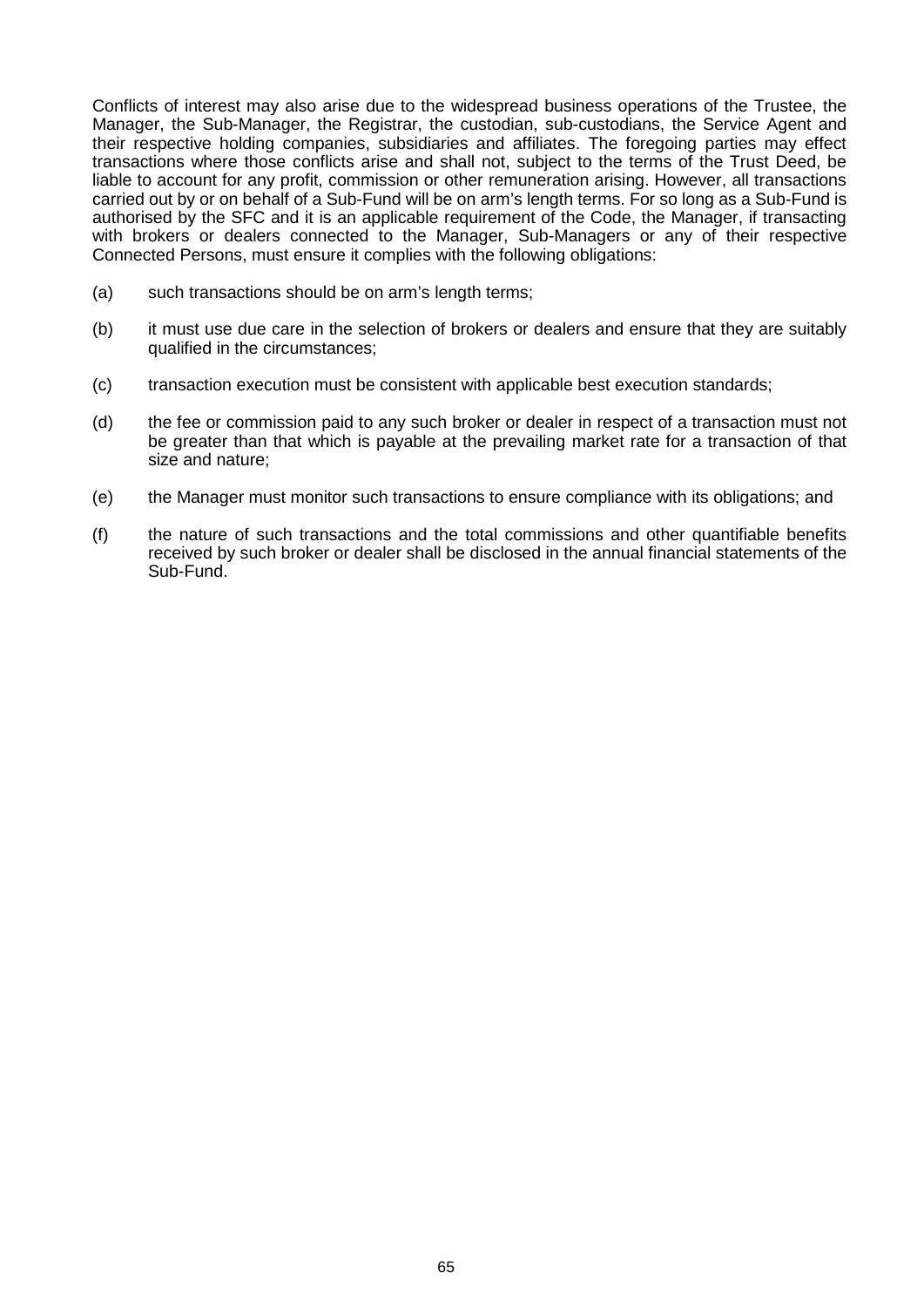Conflicts of interest may also arise due to the widespread business operations of the Trustee, the Manager, the Sub-Manager, the Registrar, the custodian, sub-custodians, the Service Agent and their respective holding companies, subsidiaries and affiliates. The foregoing parties may effect transactions where those conflicts arise and shall not, subject to the terms of the Trust Deed, be liable to account for any profit, commission or other remuneration arising. However, all transactions carried out by or on behalf of a Sub-Fund will be on arm's length terms. For so long as a Sub-Fund is authorised by the SFC and it is an applicable requirement of the Code, the Manager, if transacting with brokers or dealers connected to the Manager, Sub-Managers or any of their respective Connected Persons, must ensure it complies with the following obligations:

(a) such transactions should be on arm's length terms;

(b) it must use due care in the selection of brokers or dealers and ensure that they are suitably qualified in the circumstances;

(c) transaction execution must be consistent with applicable best execution standards;

(d) the fee or commission paid to any such broker or dealer in respect of a transaction must not be greater than that which is payable at the prevailing market rate for a transaction of that size and nature;

(e) the Manager must monitor such transactions to ensure compliance with its obligations; and

(f) the nature of such transactions and the total commissions and other quantifiable benefits received by such broker or dealer shall be disclosed in the annual financial statements of the Sub-Fund.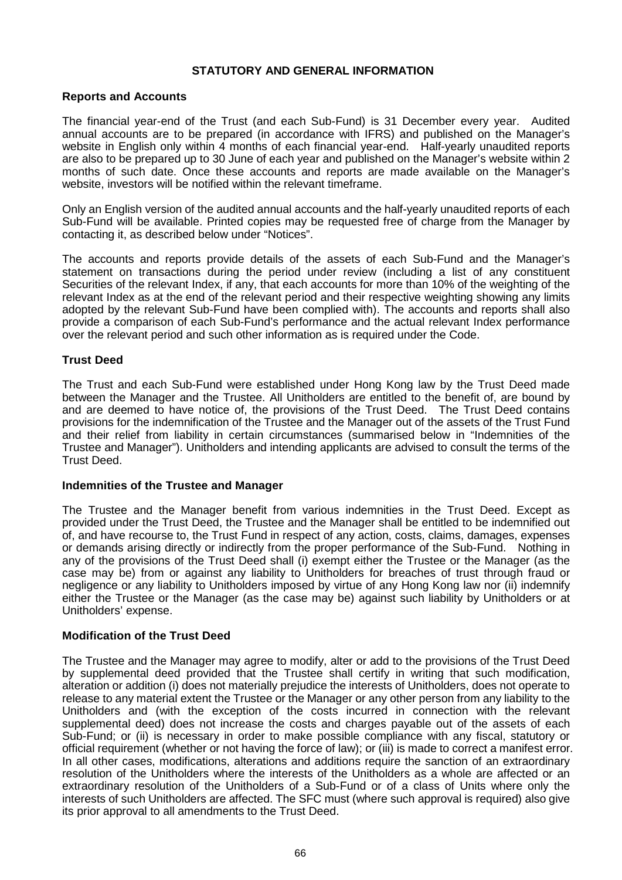# STATUTORY AND GENERAL INFORMATION

## Reports and Accounts

The financial year-end of the Trust (and each Sub-Fund) is 31 December every year. Audited annual accounts are to be prepared (in accordance with IFRS) and published on the Manager's website in English only within 4 months of each financial year-end. Half-yearly unaudited reports are also to be prepared up to 30 June of each year and published on the Manager's website within 2 months of such date. Once these accounts and reports are made available on the Manager's website, investors will be notified within the relevant timeframe.

Only an English version of the audited annual accounts and the half-yearly unaudited reports of each Sub-Fund will be available. Printed copies may be requested free of charge from the Manager by contacting it, as described below under "Notices".

The accounts and reports provide details of the assets of each Sub-Fund and the Manager's statement on transactions during the period under review (including a list of any constituent Securities of the relevant Index, if any, that each accounts for more than 10% of the weighting of the relevant Index as at the end of the relevant period and their respective weighting showing any limits adopted by the relevant Sub-Fund have been complied with). The accounts and reports shall also provide a comparison of each Sub-Fund's performance and the actual relevant Index performance over the relevant period and such other information as is required under the Code.

## Trust Deed

The Trust and each Sub-Fund were established under Hong Kong law by the Trust Deed made between the Manager and the Trustee. All Unitholders are entitled to the benefit of, are bound by and are deemed to have notice of, the provisions of the Trust Deed. The Trust Deed contains provisions for the indemnification of the Trustee and the Manager out of the assets of the Trust Fund and their relief from liability in certain circumstances (summarised below in "Indemnities of the Trustee and Manager"). Unitholders and intending applicants are advised to consult the terms of the Trust Deed.

## Indemnities of the Trustee and Manager

The Trustee and the Manager benefit from various indemnities in the Trust Deed. Except as provided under the Trust Deed, the Trustee and the Manager shall be entitled to be indemnified out of, and have recourse to, the Trust Fund in respect of any action, costs, claims, damages, expenses or demands arising directly or indirectly from the proper performance of the Sub-Fund. Nothing in any of the provisions of the Trust Deed shall (i) exempt either the Trustee or the Manager (as the case may be) from or against any liability to Unitholders for breaches of trust through fraud or negligence or any liability to Unitholders imposed by virtue of any Hong Kong law nor (ii) indemnify either the Trustee or the Manager (as the case may be) against such liability by Unitholders or at Unitholders' expense.

## Modification of the Trust Deed

The Trustee and the Manager may agree to modify, alter or add to the provisions of the Trust Deed by supplemental deed provided that the Trustee shall certify in writing that such modification, alteration or addition (i) does not materially prejudice the interests of Unitholders, does not operate to release to any material extent the Trustee or the Manager or any other person from any liability to the Unitholders and (with the exception of the costs incurred in connection with the relevant supplemental deed) does not increase the costs and charges payable out of the assets of each Sub-Fund; or (ii) is necessary in order to make possible compliance with any fiscal, statutory or official requirement (whether or not having the force of law); or (iii) is made to correct a manifest error. In all other cases, modifications, alterations and additions require the sanction of an extraordinary resolution of the Unitholders where the interests of the Unitholders as a whole are affected or an extraordinary resolution of the Unitholders of a Sub-Fund or of a class of Units where only the interests of such Unitholders are affected. The SFC must (where such approval is required) also give its prior approval to all amendments to the Trust Deed.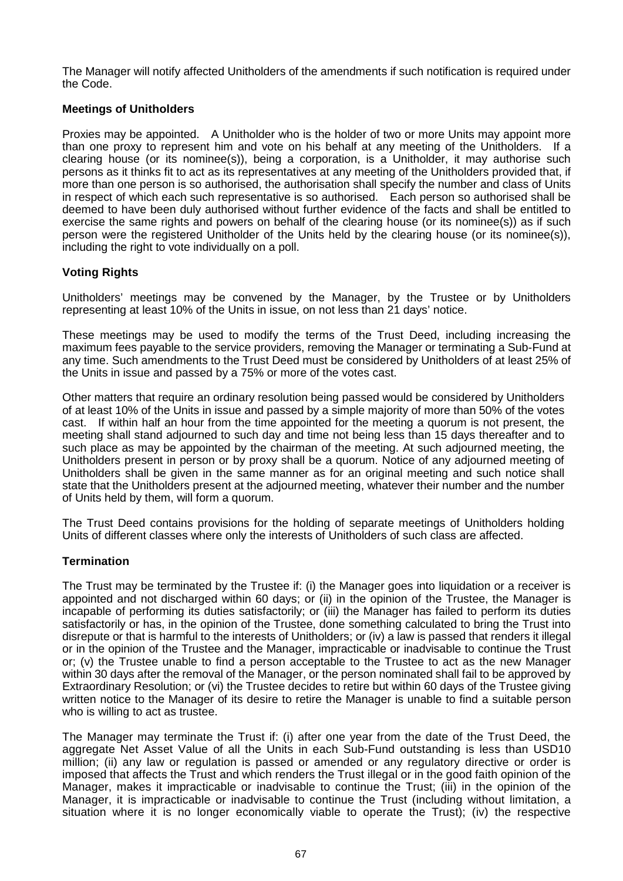The Manager will notify affected Unitholders of the amendments if such notification is required under the Code.

**Meetings of Unitholders**

Proxies may be appointed. A Unitholder who is the holder of two or more Units may appoint more than one proxy to represent him and vote on his behalf at any meeting of the Unitholders. If a clearing house (or its nominee(s)), being a corporation, is a Unitholder, it may authorise such persons as it thinks fit to act as its representatives at any meeting of the Unitholders provided that, if more than one person is so authorised, the authorisation shall specify the number and class of Units in respect of which each such representative is so authorised. Each person so authorised shall be deemed to have been duly authorised without further evidence of the facts and shall be entitled to exercise the same rights and powers on behalf of the clearing house (or its nominee(s)) as if such person were the registered Unitholder of the Units held by the clearing house (or its nominee(s)), including the right to vote individually on a poll.

**Voting Rights**

Unitholders' meetings may be convened by the Manager, by the Trustee or by Unitholders representing at least 10% of the Units in issue, on not less than 21 days' notice.

These meetings may be used to modify the terms of the Trust Deed, including increasing the maximum fees payable to the service providers, removing the Manager or terminating a Sub-Fund at any time. Such amendments to the Trust Deed must be considered by Unitholders of at least 25% of the Units in issue and passed by a 75% or more of the votes cast.

Other matters that require an ordinary resolution being passed would be considered by Unitholders of at least 10% of the Units in issue and passed by a simple majority of more than 50% of the votes cast. If within half an hour from the time appointed for the meeting a quorum is not present, the meeting shall stand adjourned to such day and time not being less than 15 days thereafter and to such place as may be appointed by the chairman of the meeting. At such adjourned meeting, the Unitholders present in person or by proxy shall be a quorum. Notice of any adjourned meeting of Unitholders shall be given in the same manner as for an original meeting and such notice shall state that the Unitholders present at the adjourned meeting, whatever their number and the number of Units held by them, will form a quorum.

The Trust Deed contains provisions for the holding of separate meetings of Unitholders holding Units of different classes where only the interests of Unitholders of such class are affected.

**Termination**

The Trust may be terminated by the Trustee if: (i) the Manager goes into liquidation or a receiver is appointed and not discharged within 60 days; or (ii) in the opinion of the Trustee, the Manager is incapable of performing its duties satisfactorily; or (iii) the Manager has failed to perform its duties satisfactorily or has, in the opinion of the Trustee, done something calculated to bring the Trust into disrepute or that is harmful to the interests of Unitholders; or (iv) a law is passed that renders it illegal or in the opinion of the Trustee and the Manager, impracticable or inadvisable to continue the Trust or; (v) the Trustee unable to find a person acceptable to the Trustee to act as the new Manager within 30 days after the removal of the Manager, or the person nominated shall fail to be approved by Extraordinary Resolution; or (vi) the Trustee decides to retire but within 60 days of the Trustee giving written notice to the Manager of its desire to retire the Manager is unable to find a suitable person who is willing to act as trustee.

The Manager may terminate the Trust if: (i) after one year from the date of the Trust Deed, the aggregate Net Asset Value of all the Units in each Sub-Fund outstanding is less than USD10 million; (ii) any law or regulation is passed or amended or any regulatory directive or order is imposed that affects the Trust and which renders the Trust illegal or in the good faith opinion of the Manager, makes it impracticable or inadvisable to continue the Trust; (iii) in the opinion of the Manager, it is impracticable or inadvisable to continue the Trust (including without limitation, a situation where it is no longer economically viable to operate the Trust); (iv) the respective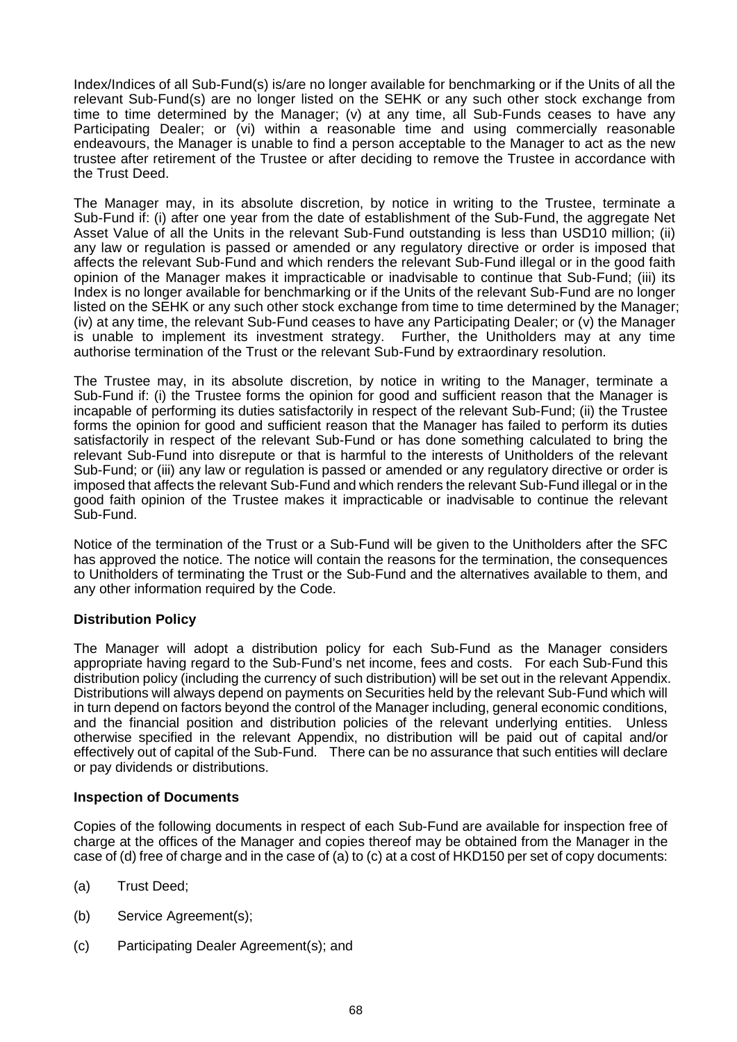Index/Indices of all Sub-Fund(s) is/are no longer available for benchmarking or if the Units of all the relevant Sub-Fund(s) are no longer listed on the SEHK or any such other stock exchange from time to time determined by the Manager; (v) at any time, all Sub-Funds ceases to have any Participating Dealer; or (vi) within a reasonable time and using commercially reasonable endeavours, the Manager is unable to find a person acceptable to the Manager to act as the new trustee after retirement of the Trustee or after deciding to remove the Trustee in accordance with the Trust Deed.

The Manager may, in its absolute discretion, by notice in writing to the Trustee, terminate a Sub-Fund if: (i) after one year from the date of establishment of the Sub-Fund, the aggregate Net Asset Value of all the Units in the relevant Sub-Fund outstanding is less than USD10 million; (ii) any law or regulation is passed or amended or any regulatory directive or order is imposed that affects the relevant Sub-Fund and which renders the relevant Sub-Fund illegal or in the good faith opinion of the Manager makes it impracticable or inadvisable to continue that Sub-Fund; (iii) its Index is no longer available for benchmarking or if the Units of the relevant Sub-Fund are no longer listed on the SEHK or any such other stock exchange from time to time determined by the Manager; (iv) at any time, the relevant Sub-Fund ceases to have any Participating Dealer; or (v) the Manager is unable to implement its investment strategy. Further, the Unitholders may at any time authorise termination of the Trust or the relevant Sub-Fund by extraordinary resolution.

The Trustee may, in its absolute discretion, by notice in writing to the Manager, terminate a Sub-Fund if: (i) the Trustee forms the opinion for good and sufficient reason that the Manager is incapable of performing its duties satisfactorily in respect of the relevant Sub-Fund; (ii) the Trustee forms the opinion for good and sufficient reason that the Manager has failed to perform its duties satisfactorily in respect of the relevant Sub-Fund or has done something calculated to bring the relevant Sub-Fund into disrepute or that is harmful to the interests of Unitholders of the relevant Sub-Fund; or (iii) any law or regulation is passed or amended or any regulatory directive or order is imposed that affects the relevant Sub-Fund and which renders the relevant Sub-Fund illegal or in the good faith opinion of the Trustee makes it impracticable or inadvisable to continue the relevant Sub-Fund.

Notice of the termination of the Trust or a Sub-Fund will be given to the Unitholders after the SFC has approved the notice. The notice will contain the reasons for the termination, the consequences to Unitholders of terminating the Trust or the Sub-Fund and the alternatives available to them, and any other information required by the Code.

**Distribution Policy**

The Manager will adopt a distribution policy for each Sub-Fund as the Manager considers appropriate having regard to the Sub-Fund's net income, fees and costs. For each Sub-Fund this distribution policy (including the currency of such distribution) will be set out in the relevant Appendix. Distributions will always depend on payments on Securities held by the relevant Sub-Fund which will in turn depend on factors beyond the control of the Manager including, general economic conditions, and the financial position and distribution policies of the relevant underlying entities. Unless otherwise specified in the relevant Appendix, no distribution will be paid out of capital and/or effectively out of capital of the Sub-Fund. There can be no assurance that such entities will declare or pay dividends or distributions.

**Inspection of Documents**

Copies of the following documents in respect of each Sub-Fund are available for inspection free of charge at the offices of the Manager and copies thereof may be obtained from the Manager in the case of (d) free of charge and in the case of (a) to (c) at a cost of HKD150 per set of copy documents:

(a) Trust Deed;

(b) Service Agreement(s);

(c) Participating Dealer Agreement(s); and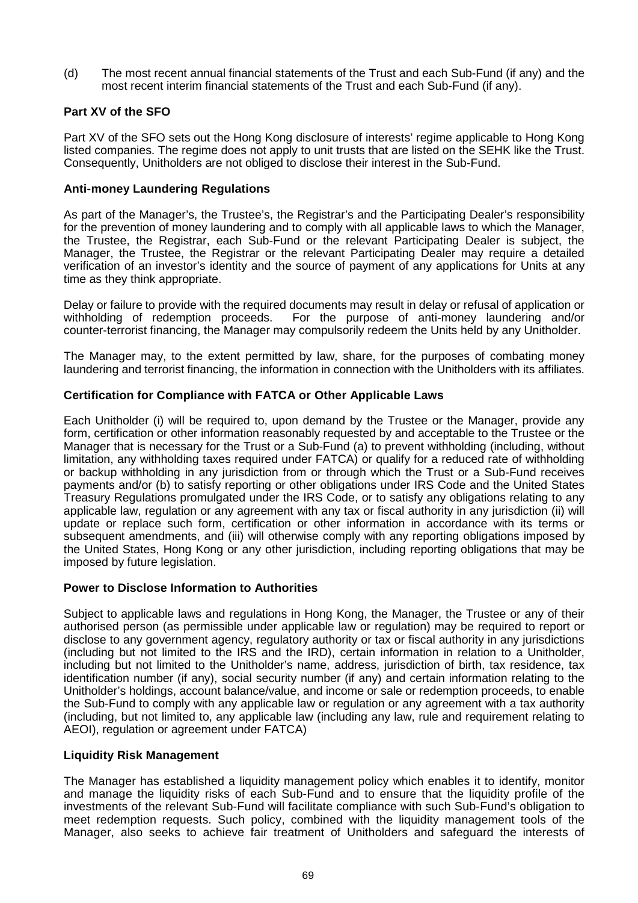(d) The most recent annual financial statements of the Trust and each Sub-Fund (if any) and the most recent interim financial statements of the Trust and each Sub-Fund (if any).

**Part XV of the SFO**

Part XV of the SFO sets out the Hong Kong disclosure of interests' regime applicable to Hong Kong listed companies. The regime does not apply to unit trusts that are listed on the SEHK like the Trust. Consequently, Unitholders are not obliged to disclose their interest in the Sub-Fund.

**Anti-money Laundering Regulations**

As part of the Manager's, the Trustee's, the Registrar's and the Participating Dealer's responsibility for the prevention of money laundering and to comply with all applicable laws to which the Manager, the Trustee, the Registrar, each Sub-Fund or the relevant Participating Dealer is subject, the Manager, the Trustee, the Registrar or the relevant Participating Dealer may require a detailed verification of an investor's identity and the source of payment of any applications for Units at any time as they think appropriate.

Delay or failure to provide with the required documents may result in delay or refusal of application or withholding of redemption proceeds. For the purpose of anti-money laundering and/or counter-terrorist financing, the Manager may compulsorily redeem the Units held by any Unitholder.

The Manager may, to the extent permitted by law, share, for the purposes of combating money laundering and terrorist financing, the information in connection with the Unitholders with its affiliates.

**Certification for Compliance with FATCA or Other Applicable Laws**

Each Unitholder (i) will be required to, upon demand by the Trustee or the Manager, provide any form, certification or other information reasonably requested by and acceptable to the Trustee or the Manager that is necessary for the Trust or a Sub-Fund (a) to prevent withholding (including, without limitation, any withholding taxes required under FATCA) or qualify for a reduced rate of withholding or backup withholding in any jurisdiction from or through which the Trust or a Sub-Fund receives payments and/or (b) to satisfy reporting or other obligations under IRS Code and the United States Treasury Regulations promulgated under the IRS Code, or to satisfy any obligations relating to any applicable law, regulation or any agreement with any tax or fiscal authority in any jurisdiction (ii) will update or replace such form, certification or other information in accordance with its terms or subsequent amendments, and (iii) will otherwise comply with any reporting obligations imposed by the United States, Hong Kong or any other jurisdiction, including reporting obligations that may be imposed by future legislation.

**Power to Disclose Information to Authorities**

Subject to applicable laws and regulations in Hong Kong, the Manager, the Trustee or any of their authorised person (as permissible under applicable law or regulation) may be required to report or disclose to any government agency, regulatory authority or tax or fiscal authority in any jurisdictions (including but not limited to the IRS and the IRD), certain information in relation to a Unitholder, including but not limited to the Unitholder's name, address, jurisdiction of birth, tax residence, tax identification number (if any), social security number (if any) and certain information relating to the Unitholder's holdings, account balance/value, and income or sale or redemption proceeds, to enable the Sub-Fund to comply with any applicable law or regulation or any agreement with a tax authority (including, but not limited to, any applicable law (including any law, rule and requirement relating to AEOI), regulation or agreement under FATCA)

**Liquidity Risk Management**

The Manager has established a liquidity management policy which enables it to identify, monitor and manage the liquidity risks of each Sub-Fund and to ensure that the liquidity profile of the investments of the relevant Sub-Fund will facilitate compliance with such Sub-Fund's obligation to meet redemption requests. Such policy, combined with the liquidity management tools of the Manager, also seeks to achieve fair treatment of Unitholders and safeguard the interests of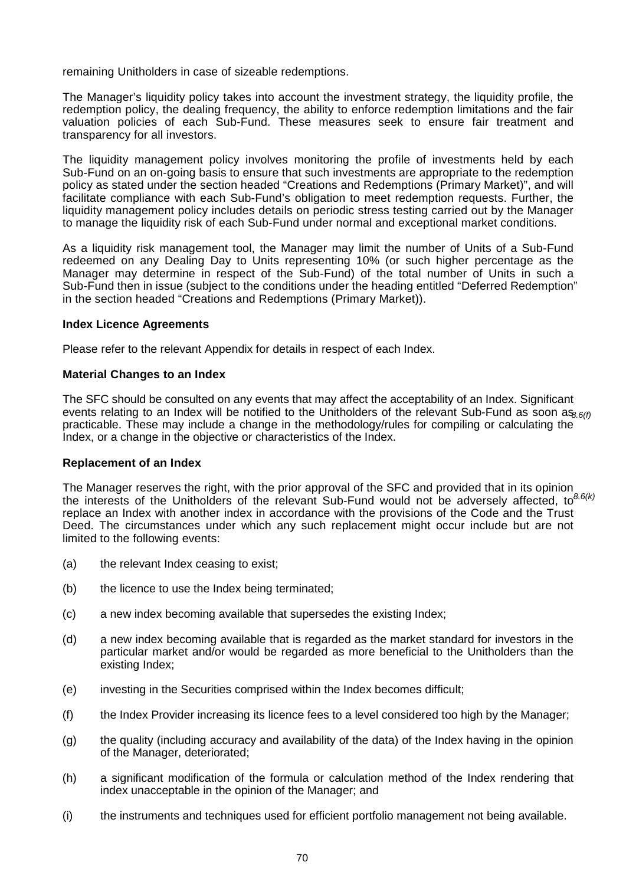remaining Unitholders in case of sizeable redemptions.

The Manager's liquidity policy takes into account the investment strategy, the liquidity profile, the redemption policy, the dealing frequency, the ability to enforce redemption limitations and the fair valuation policies of each Sub-Fund. These measures seek to ensure fair treatment and transparency for all investors.

The liquidity management policy involves monitoring the profile of investments held by each Sub-Fund on an on-going basis to ensure that such investments are appropriate to the redemption policy as stated under the section headed "Creations and Redemptions (Primary Market)", and will facilitate compliance with each Sub-Fund's obligation to meet redemption requests. Further, the liquidity management policy includes details on periodic stress testing carried out by the Manager to manage the liquidity risk of each Sub-Fund under normal and exceptional market conditions.

As a liquidity risk management tool, the Manager may limit the number of Units of a Sub-Fund redeemed on any Dealing Day to Units representing 10% (or such higher percentage as the Manager may determine in respect of the Sub-Fund) of the total number of Units in such a Sub-Fund then in issue (subject to the conditions under the heading entitled "Deferred Redemption" in the section headed "Creations and Redemptions (Primary Market)).

**Index Licence Agreements**

Please refer to the relevant Appendix for details in respect of each Index.

**Material Changes to an Index**

The SFC should be consulted on any events that may affect the acceptability of an Index. Significant events relating to an Index will be notified to the Unitholders of the relevant Sub-Fund as soon as practicable. These may include a change in the methodology/rules for compiling or calculating the Index, or a change in the objective or characteristics of the Index. *8.6(f)*

**Replacement of an Index**

The Manager reserves the right, with the prior approval of the SFC and provided that in its opinion the interests of the Unitholders of the relevant Sub-Fund would not be adversely affected, to replace an Index with another index in accordance with the provisions of the Code and the Trust Deed. The circumstances under which any such replacement might occur include but are not limited to the following events: *8.6(k)*

(a) the relevant Index ceasing to exist;

(b) the licence to use the Index being terminated;

(c) a new index becoming available that supersedes the existing Index;

(d) a new index becoming available that is regarded as the market standard for investors in the particular market and/or would be regarded as more beneficial to the Unitholders than the existing Index;

(e) investing in the Securities comprised within the Index becomes difficult;

(f) the Index Provider increasing its licence fees to a level considered too high by the Manager;

(g) the quality (including accuracy and availability of the data) of the Index having in the opinion of the Manager, deteriorated;

(h) a significant modification of the formula or calculation method of the Index rendering that index unacceptable in the opinion of the Manager; and

(i) the instruments and techniques used for efficient portfolio management not being available.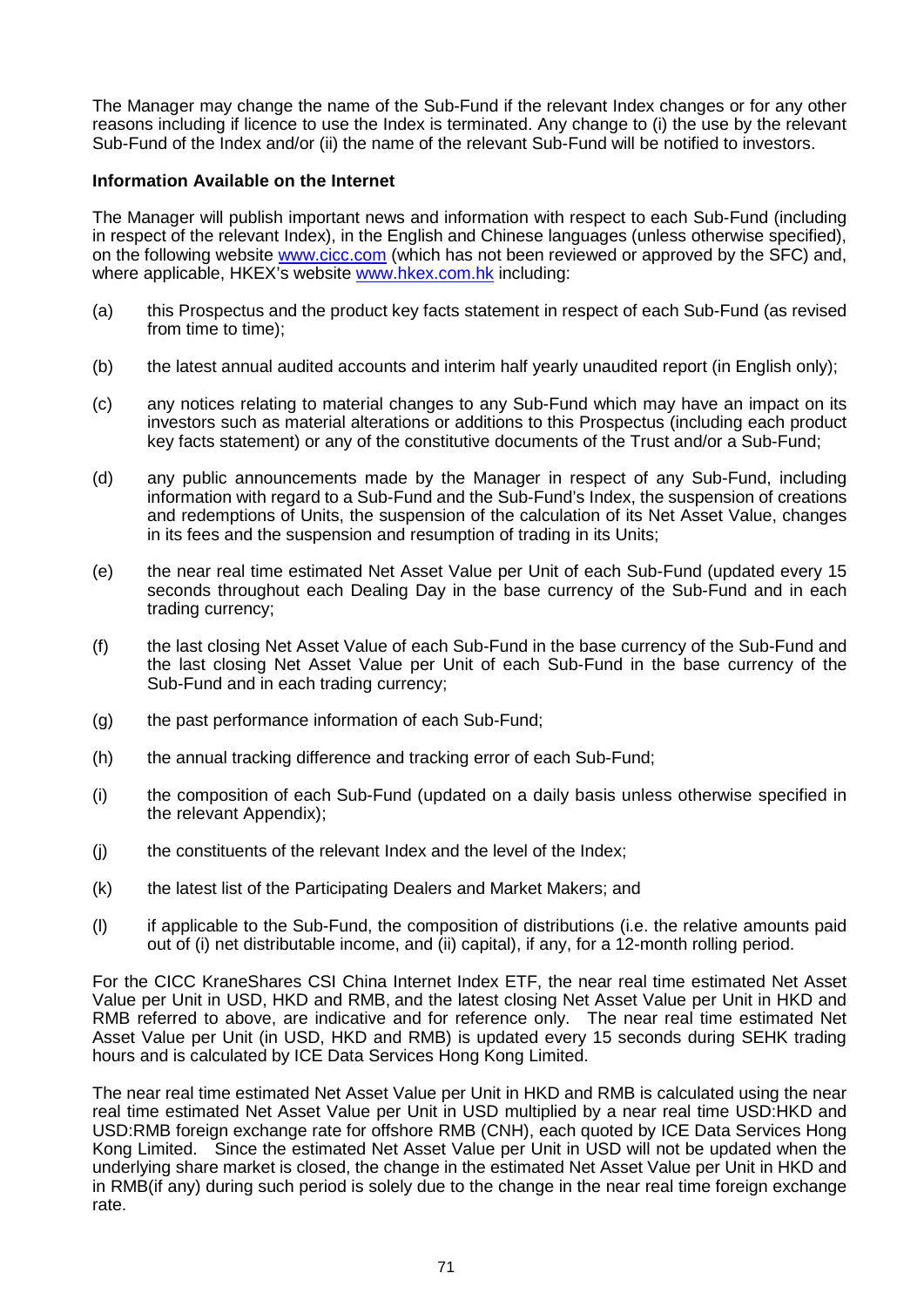The Manager may change the name of the Sub-Fund if the relevant Index changes or for any other reasons including if licence to use the Index is terminated. Any change to (i) the use by the relevant Sub-Fund of the Index and/or (ii) the name of the relevant Sub-Fund will be notified to investors.

**Information Available on the Internet**

The Manager will publish important news and information with respect to each Sub-Fund (including in respect of the relevant Index), in the English and Chinese languages (unless otherwise specified), on the following website www.cicc.com (which has not been reviewed or approved by the SFC) and, where applicable, HKEX's website www.hkex.com.hk including:

(a) this Prospectus and the product key facts statement in respect of each Sub-Fund (as revised from time to time);

(b) the latest annual audited accounts and interim half yearly unaudited report (in English only);

(c) any notices relating to material changes to any Sub-Fund which may have an impact on its investors such as material alterations or additions to this Prospectus (including each product key facts statement) or any of the constitutive documents of the Trust and/or a Sub-Fund;

(d) any public announcements made by the Manager in respect of any Sub-Fund, including information with regard to a Sub-Fund and the Sub-Fund's Index, the suspension of creations and redemptions of Units, the suspension of the calculation of its Net Asset Value, changes in its fees and the suspension and resumption of trading in its Units;

(e) the near real time estimated Net Asset Value per Unit of each Sub-Fund (updated every 15 seconds throughout each Dealing Day in the base currency of the Sub-Fund and in each trading currency;

(f) the last closing Net Asset Value of each Sub-Fund in the base currency of the Sub-Fund and the last closing Net Asset Value per Unit of each Sub-Fund in the base currency of the Sub-Fund and in each trading currency;

(g) the past performance information of each Sub-Fund;

(h) the annual tracking difference and tracking error of each Sub-Fund;

(i) the composition of each Sub-Fund (updated on a daily basis unless otherwise specified in the relevant Appendix);

(j) the constituents of the relevant Index and the level of the Index;

(k) the latest list of the Participating Dealers and Market Makers; and

(l) if applicable to the Sub-Fund, the composition of distributions (i.e. the relative amounts paid out of (i) net distributable income, and (ii) capital), if any, for a 12-month rolling period.

For the CICC KraneShares CSI China Internet Index ETF, the near real time estimated Net Asset Value per Unit in USD, HKD and RMB, and the latest closing Net Asset Value per Unit in HKD and RMB referred to above, are indicative and for reference only. The near real time estimated Net Asset Value per Unit (in USD, HKD and RMB) is updated every 15 seconds during SEHK trading hours and is calculated by ICE Data Services Hong Kong Limited.

The near real time estimated Net Asset Value per Unit in HKD and RMB is calculated using the near real time estimated Net Asset Value per Unit in USD multiplied by a near real time USD:HKD and USD:RMB foreign exchange rate for offshore RMB (CNH), each quoted by ICE Data Services Hong Kong Limited. Since the estimated Net Asset Value per Unit in USD will not be updated when the underlying share market is closed, the change in the estimated Net Asset Value per Unit in HKD and in RMB(if any) during such period is solely due to the change in the near real time foreign exchange rate.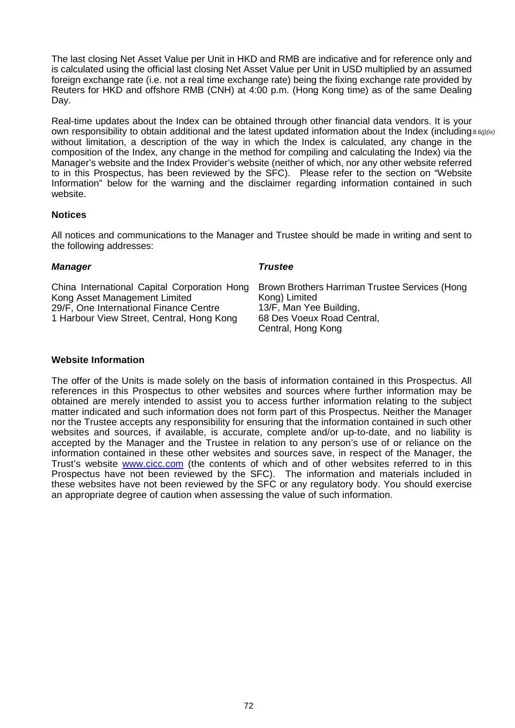The last closing Net Asset Value per Unit in HKD and RMB are indicative and for reference only and is calculated using the official last closing Net Asset Value per Unit in USD multiplied by an assumed foreign exchange rate (i.e. not a real time exchange rate) being the fixing exchange rate provided by Reuters for HKD and offshore RMB (CNH) at 4:00 p.m. (Hong Kong time) as of the same Dealing Day.

Real-time updates about the Index can be obtained through other financial data vendors. It is your own responsibility to obtain additional and the latest updated information about the Index (including without limitation, a description of the way in which the Index is calculated, any change in the composition of the Index, any change in the method for compiling and calculating the Index) via the Manager's website and the Index Provider's website (neither of which, nor any other website referred to in this Prospectus, has been reviewed by the SFC). Please refer to the section on "Website Information" below for the warning and the disclaimer regarding information contained in such website. *8.6(j)(ix)*

### Notices

All notices and communications to the Manager and Trustee should be made in writing and sent to the following addresses:

| ***Manager*** | ***Trustee*** |
| --- | --- |
| China International Capital Corporation Hong Kong Asset Management Limited<br>29/F, One International Finance Centre<br>1 Harbour View Street, Central, Hong Kong | Brown Brothers Harriman Trustee Services (Hong Kong) Limited<br>13/F, Man Yee Building,<br>68 Des Voeux Road Central,<br>Central, Hong Kong |

### Website Information

The offer of the Units is made solely on the basis of information contained in this Prospectus. All references in this Prospectus to other websites and sources where further information may be obtained are merely intended to assist you to access further information relating to the subject matter indicated and such information does not form part of this Prospectus. Neither the Manager nor the Trustee accepts any responsibility for ensuring that the information contained in such other websites and sources, if available, is accurate, complete and/or up-to-date, and no liability is accepted by the Manager and the Trustee in relation to any person's use of or reliance on the information contained in these other websites and sources save, in respect of the Manager, the Trust's website www.cicc.com (the contents of which and of other websites referred to in this Prospectus have not been reviewed by the SFC). The information and materials included in these websites have not been reviewed by the SFC or any regulatory body. You should exercise an appropriate degree of caution when assessing the value of such information.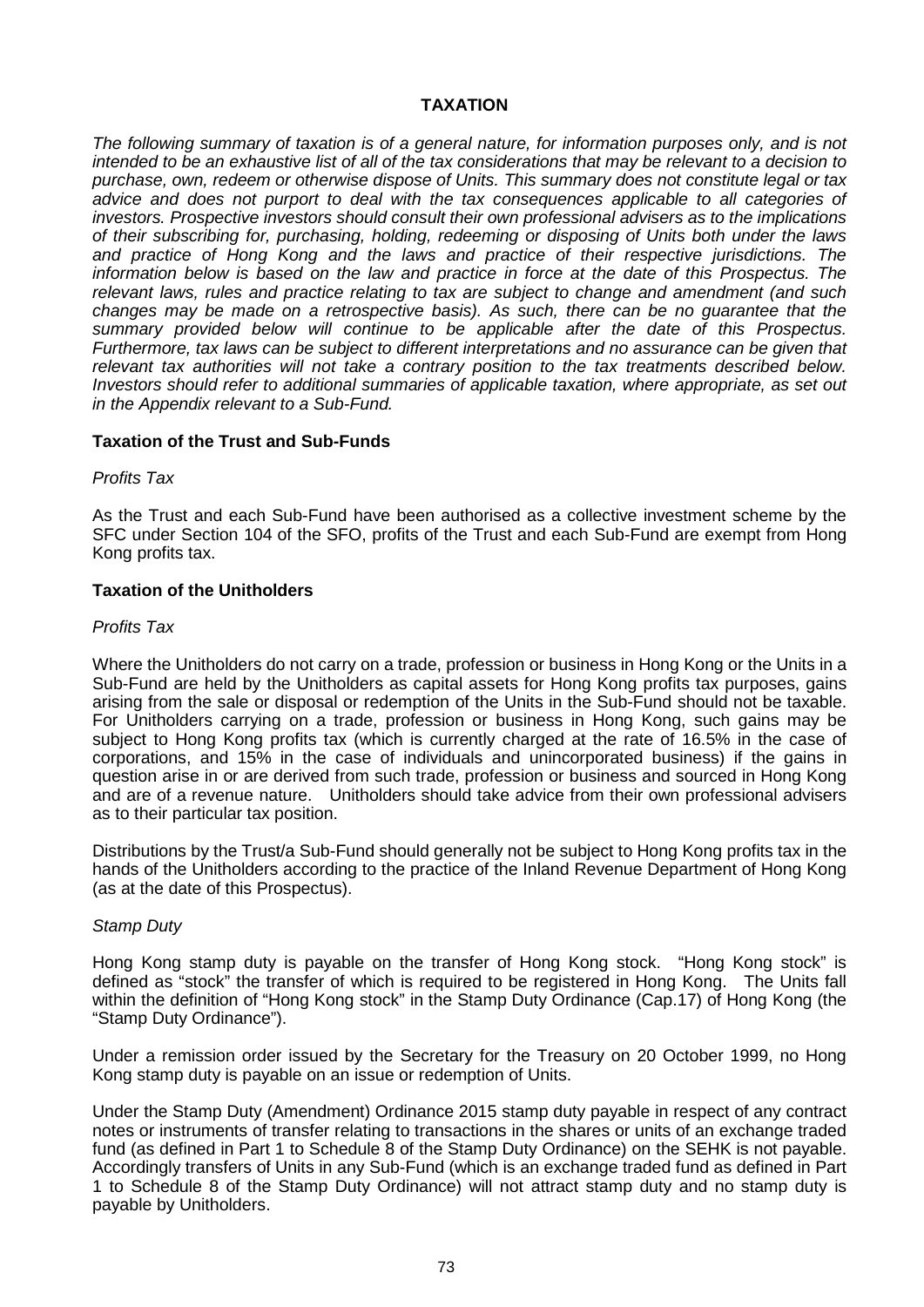# TAXATION

*The following summary of taxation is of a general nature, for information purposes only, and is not intended to be an exhaustive list of all of the tax considerations that may be relevant to a decision to purchase, own, redeem or otherwise dispose of Units. This summary does not constitute legal or tax advice and does not purport to deal with the tax consequences applicable to all categories of investors. Prospective investors should consult their own professional advisers as to the implications of their subscribing for, purchasing, holding, redeeming or disposing of Units both under the laws and practice of Hong Kong and the laws and practice of their respective jurisdictions. The information below is based on the law and practice in force at the date of this Prospectus. The relevant laws, rules and practice relating to tax are subject to change and amendment (and such changes may be made on a retrospective basis). As such, there can be no guarantee that the summary provided below will continue to be applicable after the date of this Prospectus. Furthermore, tax laws can be subject to different interpretations and no assurance can be given that relevant tax authorities will not take a contrary position to the tax treatments described below. Investors should refer to additional summaries of applicable taxation, where appropriate, as set out in the Appendix relevant to a Sub-Fund.*

## Taxation of the Trust and Sub-Funds

*Profits Tax*

As the Trust and each Sub-Fund have been authorised as a collective investment scheme by the SFC under Section 104 of the SFO, profits of the Trust and each Sub-Fund are exempt from Hong Kong profits tax.

## Taxation of the Unitholders

*Profits Tax*

Where the Unitholders do not carry on a trade, profession or business in Hong Kong or the Units in a Sub-Fund are held by the Unitholders as capital assets for Hong Kong profits tax purposes, gains arising from the sale or disposal or redemption of the Units in the Sub-Fund should not be taxable. For Unitholders carrying on a trade, profession or business in Hong Kong, such gains may be subject to Hong Kong profits tax (which is currently charged at the rate of 16.5% in the case of corporations, and 15% in the case of individuals and unincorporated business) if the gains in question arise in or are derived from such trade, profession or business and sourced in Hong Kong and are of a revenue nature. Unitholders should take advice from their own professional advisers as to their particular tax position.

Distributions by the Trust/a Sub-Fund should generally not be subject to Hong Kong profits tax in the hands of the Unitholders according to the practice of the Inland Revenue Department of Hong Kong (as at the date of this Prospectus).

*Stamp Duty*

Hong Kong stamp duty is payable on the transfer of Hong Kong stock. "Hong Kong stock" is defined as "stock" the transfer of which is required to be registered in Hong Kong. The Units fall within the definition of "Hong Kong stock" in the Stamp Duty Ordinance (Cap.17) of Hong Kong (the "Stamp Duty Ordinance").

Under a remission order issued by the Secretary for the Treasury on 20 October 1999, no Hong Kong stamp duty is payable on an issue or redemption of Units.

Under the Stamp Duty (Amendment) Ordinance 2015 stamp duty payable in respect of any contract notes or instruments of transfer relating to transactions in the shares or units of an exchange traded fund (as defined in Part 1 to Schedule 8 of the Stamp Duty Ordinance) on the SEHK is not payable. Accordingly transfers of Units in any Sub-Fund (which is an exchange traded fund as defined in Part 1 to Schedule 8 of the Stamp Duty Ordinance) will not attract stamp duty and no stamp duty is payable by Unitholders.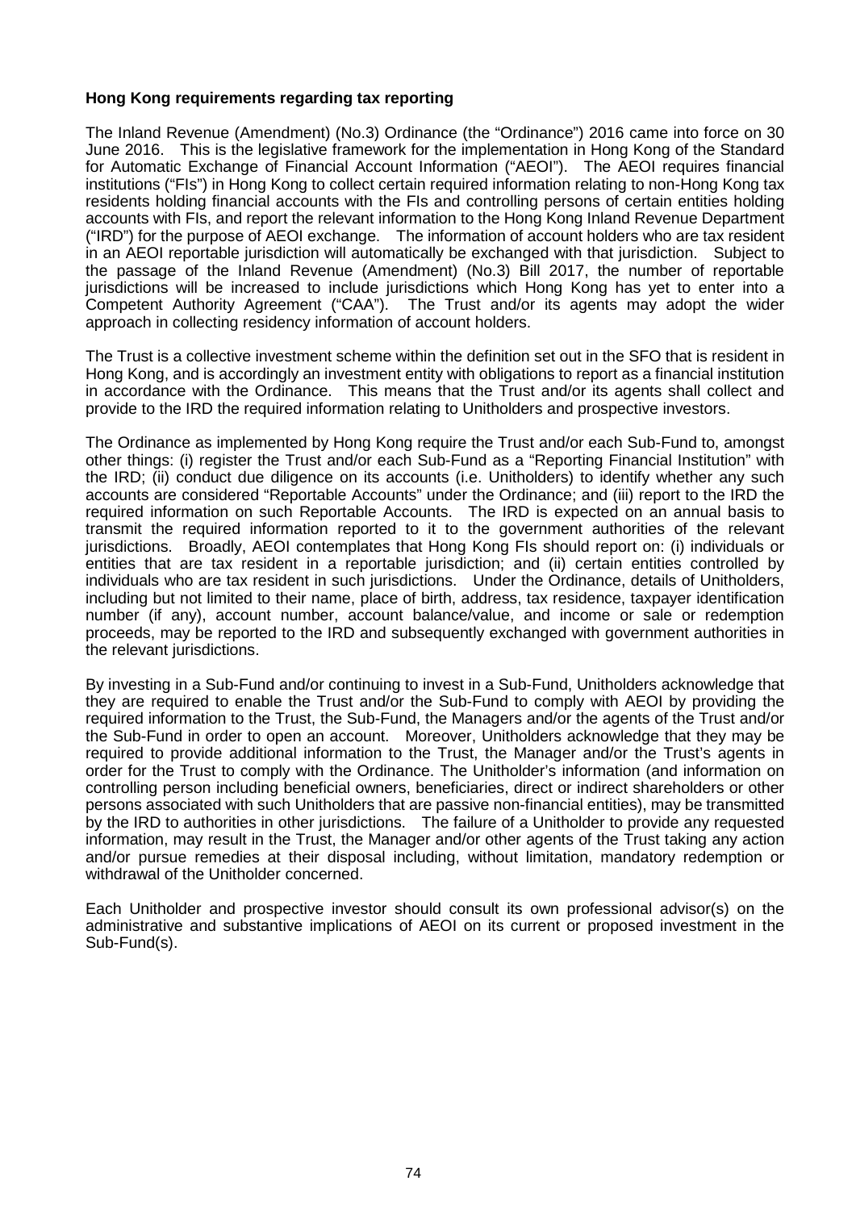**Hong Kong requirements regarding tax reporting**

The Inland Revenue (Amendment) (No.3) Ordinance (the "Ordinance") 2016 came into force on 30 June 2016. This is the legislative framework for the implementation in Hong Kong of the Standard for Automatic Exchange of Financial Account Information ("AEOI"). The AEOI requires financial institutions ("FIs") in Hong Kong to collect certain required information relating to non-Hong Kong tax residents holding financial accounts with the FIs and controlling persons of certain entities holding accounts with FIs, and report the relevant information to the Hong Kong Inland Revenue Department ("IRD") for the purpose of AEOI exchange. The information of account holders who are tax resident in an AEOI reportable jurisdiction will automatically be exchanged with that jurisdiction. Subject to the passage of the Inland Revenue (Amendment) (No.3) Bill 2017, the number of reportable jurisdictions will be increased to include jurisdictions which Hong Kong has yet to enter into a Competent Authority Agreement ("CAA"). The Trust and/or its agents may adopt the wider approach in collecting residency information of account holders.

The Trust is a collective investment scheme within the definition set out in the SFO that is resident in Hong Kong, and is accordingly an investment entity with obligations to report as a financial institution in accordance with the Ordinance. This means that the Trust and/or its agents shall collect and provide to the IRD the required information relating to Unitholders and prospective investors.

The Ordinance as implemented by Hong Kong require the Trust and/or each Sub-Fund to, amongst other things: (i) register the Trust and/or each Sub-Fund as a "Reporting Financial Institution" with the IRD; (ii) conduct due diligence on its accounts (i.e. Unitholders) to identify whether any such accounts are considered "Reportable Accounts" under the Ordinance; and (iii) report to the IRD the required information on such Reportable Accounts. The IRD is expected on an annual basis to transmit the required information reported to it to the government authorities of the relevant jurisdictions. Broadly, AEOI contemplates that Hong Kong FIs should report on: (i) individuals or entities that are tax resident in a reportable jurisdiction; and (ii) certain entities controlled by individuals who are tax resident in such jurisdictions. Under the Ordinance, details of Unitholders, including but not limited to their name, place of birth, address, tax residence, taxpayer identification number (if any), account number, account balance/value, and income or sale or redemption proceeds, may be reported to the IRD and subsequently exchanged with government authorities in the relevant jurisdictions.

By investing in a Sub-Fund and/or continuing to invest in a Sub-Fund, Unitholders acknowledge that they are required to enable the Trust and/or the Sub-Fund to comply with AEOI by providing the required information to the Trust, the Sub-Fund, the Managers and/or the agents of the Trust and/or the Sub-Fund in order to open an account. Moreover, Unitholders acknowledge that they may be required to provide additional information to the Trust, the Manager and/or the Trust's agents in order for the Trust to comply with the Ordinance. The Unitholder's information (and information on controlling person including beneficial owners, beneficiaries, direct or indirect shareholders or other persons associated with such Unitholders that are passive non-financial entities), may be transmitted by the IRD to authorities in other jurisdictions. The failure of a Unitholder to provide any requested information, may result in the Trust, the Manager and/or other agents of the Trust taking any action and/or pursue remedies at their disposal including, without limitation, mandatory redemption or withdrawal of the Unitholder concerned.

Each Unitholder and prospective investor should consult its own professional advisor(s) on the administrative and substantive implications of AEOI on its current or proposed investment in the Sub-Fund(s).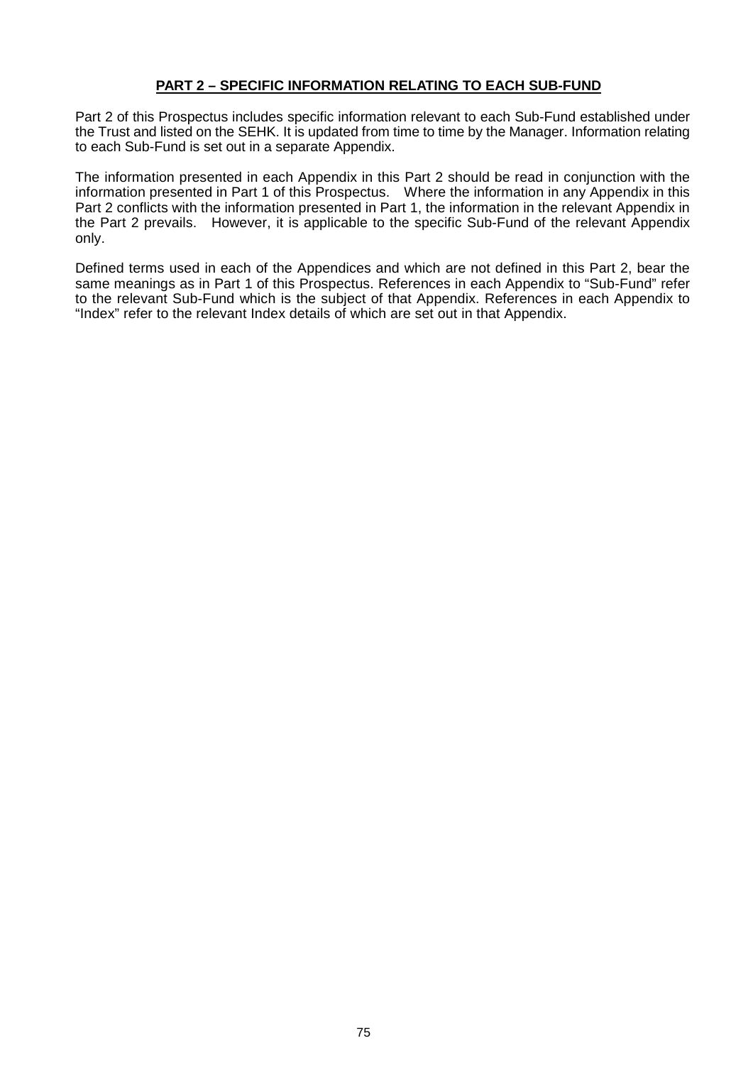## PART 2 – SPECIFIC INFORMATION RELATING TO EACH SUB-FUND

Part 2 of this Prospectus includes specific information relevant to each Sub-Fund established under the Trust and listed on the SEHK. It is updated from time to time by the Manager. Information relating to each Sub-Fund is set out in a separate Appendix.

The information presented in each Appendix in this Part 2 should be read in conjunction with the information presented in Part 1 of this Prospectus. Where the information in any Appendix in this Part 2 conflicts with the information presented in Part 1, the information in the relevant Appendix in the Part 2 prevails. However, it is applicable to the specific Sub-Fund of the relevant Appendix only.

Defined terms used in each of the Appendices and which are not defined in this Part 2, bear the same meanings as in Part 1 of this Prospectus. References in each Appendix to "Sub-Fund" refer to the relevant Sub-Fund which is the subject of that Appendix. References in each Appendix to "Index" refer to the relevant Index details of which are set out in that Appendix.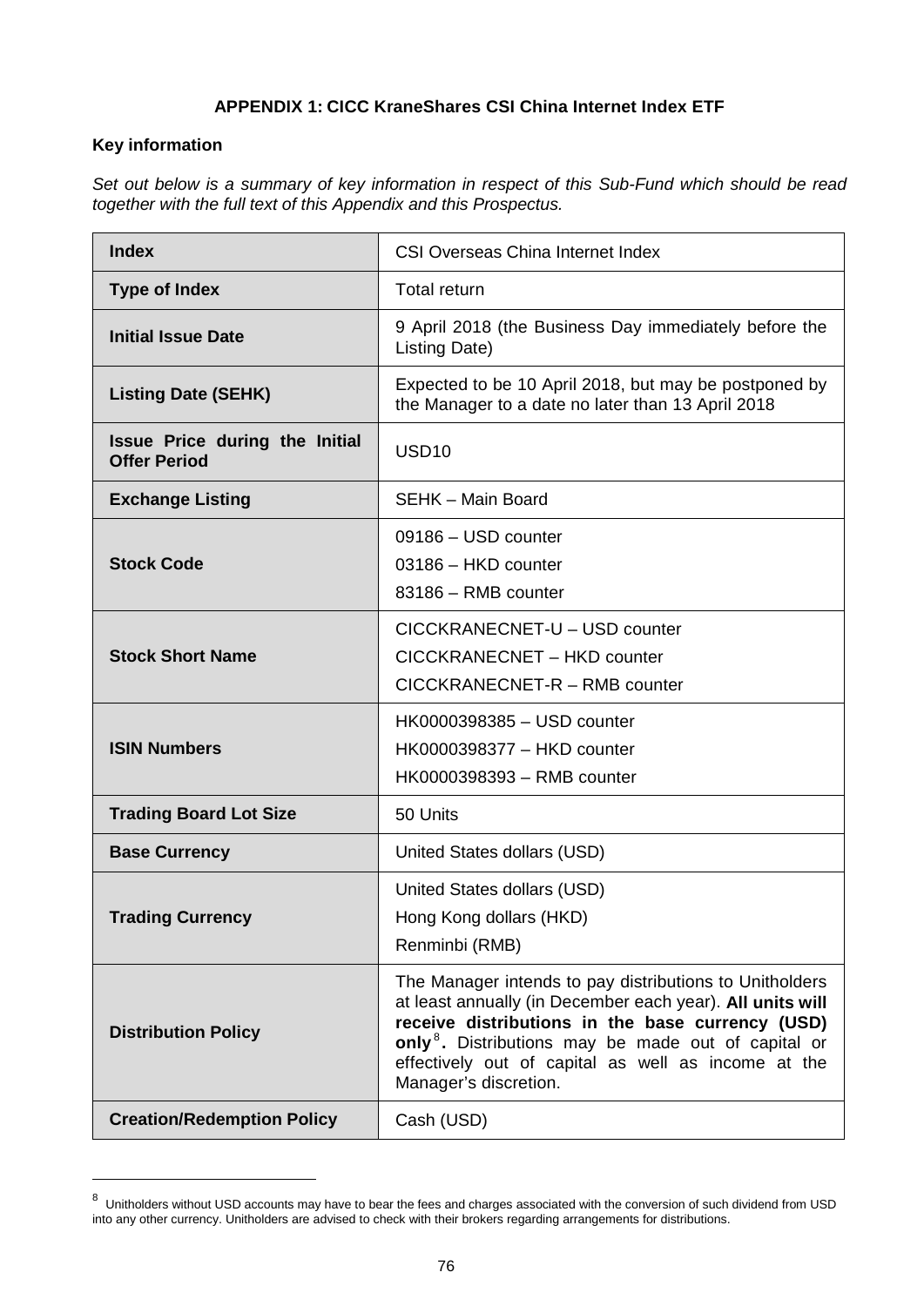## APPENDIX 1: CICC KraneShares CSI China Internet Index ETF

### Key information

*Set out below is a summary of key information in respect of this Sub-Fund which should be read together with the full text of this Appendix and this Prospectus.*

| | |
|---|---|
| **Index** | CSI Overseas China Internet Index |
| **Type of Index** | Total return |
| **Initial Issue Date** | 9 April 2018 (the Business Day immediately before the Listing Date) |
| **Listing Date (SEHK)** | Expected to be 10 April 2018, but may be postponed by the Manager to a date no later than 13 April 2018 |
| **Issue Price during the Initial Offer Period** | USD10 |
| **Exchange Listing** | SEHK – Main Board |
| **Stock Code** | 09186 – USD counter<br>03186 – HKD counter<br>83186 – RMB counter |
| **Stock Short Name** | CICCKRANECNET-U – USD counter<br>CICCKRANECNET – HKD counter<br>CICCKRANECNET-R – RMB counter |
| **ISIN Numbers** | HK0000398385 – USD counter<br>HK0000398377 – HKD counter<br>HK0000398393 – RMB counter |
| **Trading Board Lot Size** | 50 Units |
| **Base Currency** | United States dollars (USD) |
| **Trading Currency** | United States dollars (USD)<br>Hong Kong dollars (HKD)<br>Renminbi (RMB) |
| **Distribution Policy** | The Manager intends to pay distributions to Unitholders at least annually (in December each year). **All units will receive distributions in the base currency (USD) only[8].** Distributions may be made out of capital or effectively out of capital as well as income at the Manager's discretion. |
| **Creation/Redemption Policy** | Cash (USD) |

[8] Unitholders without USD accounts may have to bear the fees and charges associated with the conversion of such dividend from USD into any other currency. Unitholders are advised to check with their brokers regarding arrangements for distributions.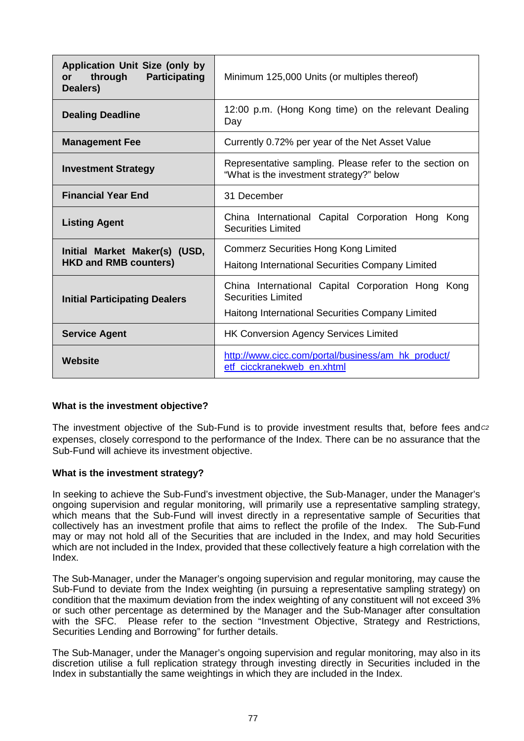| | |
|---|---|
| **Application Unit Size (only by or through Participating Dealers)** | Minimum 125,000 Units (or multiples thereof) |
| **Dealing Deadline** | 12:00 p.m. (Hong Kong time) on the relevant Dealing Day |
| **Management Fee** | Currently 0.72% per year of the Net Asset Value |
| **Investment Strategy** | Representative sampling. Please refer to the section on "What is the investment strategy?" below |
| **Financial Year End** | 31 December |
| **Listing Agent** | China International Capital Corporation Hong Kong Securities Limited |
| **Initial Market Maker(s) (USD, HKD and RMB counters)** | Commerz Securities Hong Kong Limited<br>Haitong International Securities Company Limited |
| **Initial Participating Dealers** | China International Capital Corporation Hong Kong Securities Limited<br>Haitong International Securities Company Limited |
| **Service Agent** | HK Conversion Agency Services Limited |
| **Website** | http://www.cicc.com/portal/business/am_hk_product/etf_cicckranekweb_en.xhtml |

**What is the investment objective?**

The investment objective of the Sub-Fund is to provide investment results that, before fees and expenses, closely correspond to the performance of the Index. There can be no assurance that the Sub-Fund will achieve its investment objective.

**What is the investment strategy?**

In seeking to achieve the Sub-Fund's investment objective, the Sub-Manager, under the Manager's ongoing supervision and regular monitoring, will primarily use a representative sampling strategy, which means that the Sub-Fund will invest directly in a representative sample of Securities that collectively has an investment profile that aims to reflect the profile of the Index. The Sub-Fund may or may not hold all of the Securities that are included in the Index, and may hold Securities which are not included in the Index, provided that these collectively feature a high correlation with the Index.

The Sub-Manager, under the Manager's ongoing supervision and regular monitoring, may cause the Sub-Fund to deviate from the Index weighting (in pursuing a representative sampling strategy) on condition that the maximum deviation from the index weighting of any constituent will not exceed 3% or such other percentage as determined by the Manager and the Sub-Manager after consultation with the SFC. Please refer to the section "Investment Objective, Strategy and Restrictions, Securities Lending and Borrowing" for further details.

The Sub-Manager, under the Manager's ongoing supervision and regular monitoring, may also in its discretion utilise a full replication strategy through investing directly in Securities included in the Index in substantially the same weightings in which they are included in the Index.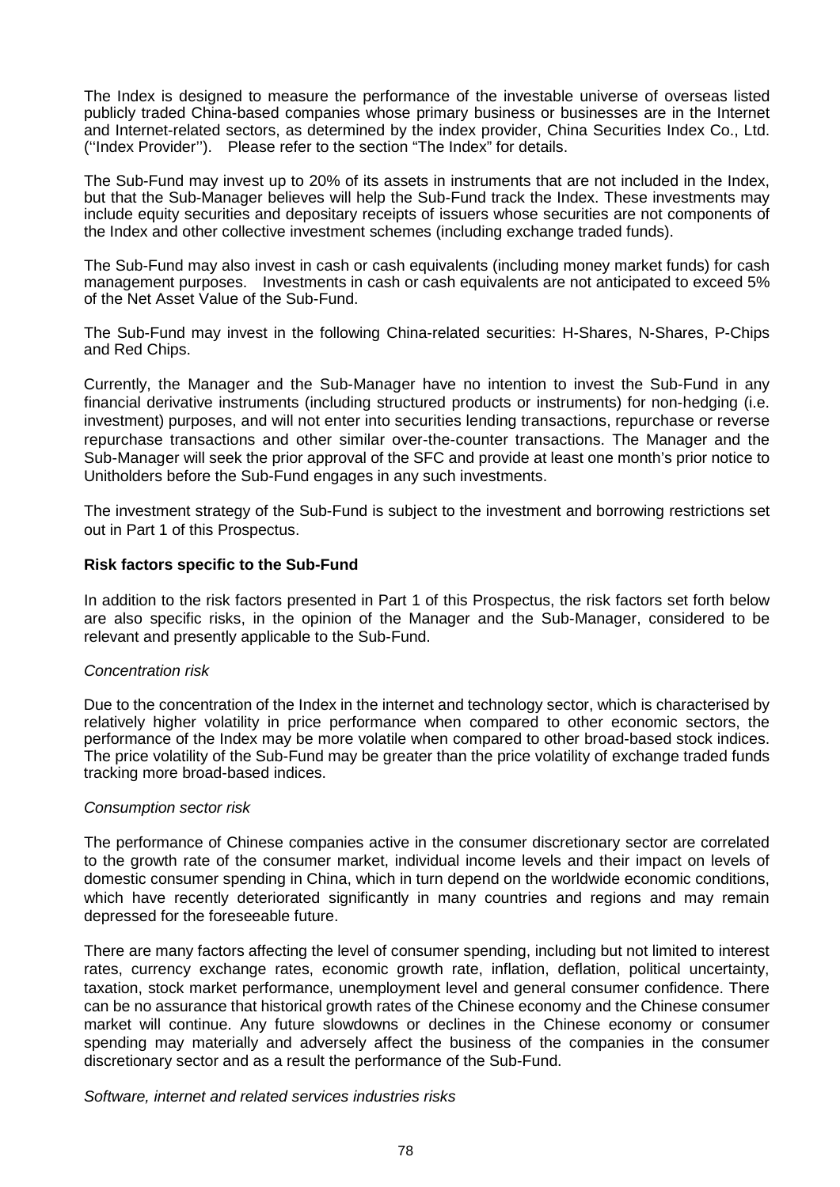The Index is designed to measure the performance of the investable universe of overseas listed publicly traded China-based companies whose primary business or businesses are in the Internet and Internet-related sectors, as determined by the index provider, China Securities Index Co., Ltd. (''Index Provider''). Please refer to the section "The Index" for details.

The Sub-Fund may invest up to 20% of its assets in instruments that are not included in the Index, but that the Sub-Manager believes will help the Sub-Fund track the Index. These investments may include equity securities and depositary receipts of issuers whose securities are not components of the Index and other collective investment schemes (including exchange traded funds).

The Sub-Fund may also invest in cash or cash equivalents (including money market funds) for cash management purposes. Investments in cash or cash equivalents are not anticipated to exceed 5% of the Net Asset Value of the Sub-Fund.

The Sub-Fund may invest in the following China-related securities: H-Shares, N-Shares, P-Chips and Red Chips.

Currently, the Manager and the Sub-Manager have no intention to invest the Sub-Fund in any financial derivative instruments (including structured products or instruments) for non-hedging (i.e. investment) purposes, and will not enter into securities lending transactions, repurchase or reverse repurchase transactions and other similar over-the-counter transactions. The Manager and the Sub-Manager will seek the prior approval of the SFC and provide at least one month's prior notice to Unitholders before the Sub-Fund engages in any such investments.

The investment strategy of the Sub-Fund is subject to the investment and borrowing restrictions set out in Part 1 of this Prospectus.

**Risk factors specific to the Sub-Fund**

In addition to the risk factors presented in Part 1 of this Prospectus, the risk factors set forth below are also specific risks, in the opinion of the Manager and the Sub-Manager, considered to be relevant and presently applicable to the Sub-Fund.

*Concentration risk*

Due to the concentration of the Index in the internet and technology sector, which is characterised by relatively higher volatility in price performance when compared to other economic sectors, the performance of the Index may be more volatile when compared to other broad-based stock indices. The price volatility of the Sub-Fund may be greater than the price volatility of exchange traded funds tracking more broad-based indices.

*Consumption sector risk*

The performance of Chinese companies active in the consumer discretionary sector are correlated to the growth rate of the consumer market, individual income levels and their impact on levels of domestic consumer spending in China, which in turn depend on the worldwide economic conditions, which have recently deteriorated significantly in many countries and regions and may remain depressed for the foreseeable future.

There are many factors affecting the level of consumer spending, including but not limited to interest rates, currency exchange rates, economic growth rate, inflation, deflation, political uncertainty, taxation, stock market performance, unemployment level and general consumer confidence. There can be no assurance that historical growth rates of the Chinese economy and the Chinese consumer market will continue. Any future slowdowns or declines in the Chinese economy or consumer spending may materially and adversely affect the business of the companies in the consumer discretionary sector and as a result the performance of the Sub-Fund.

*Software, internet and related services industries risks*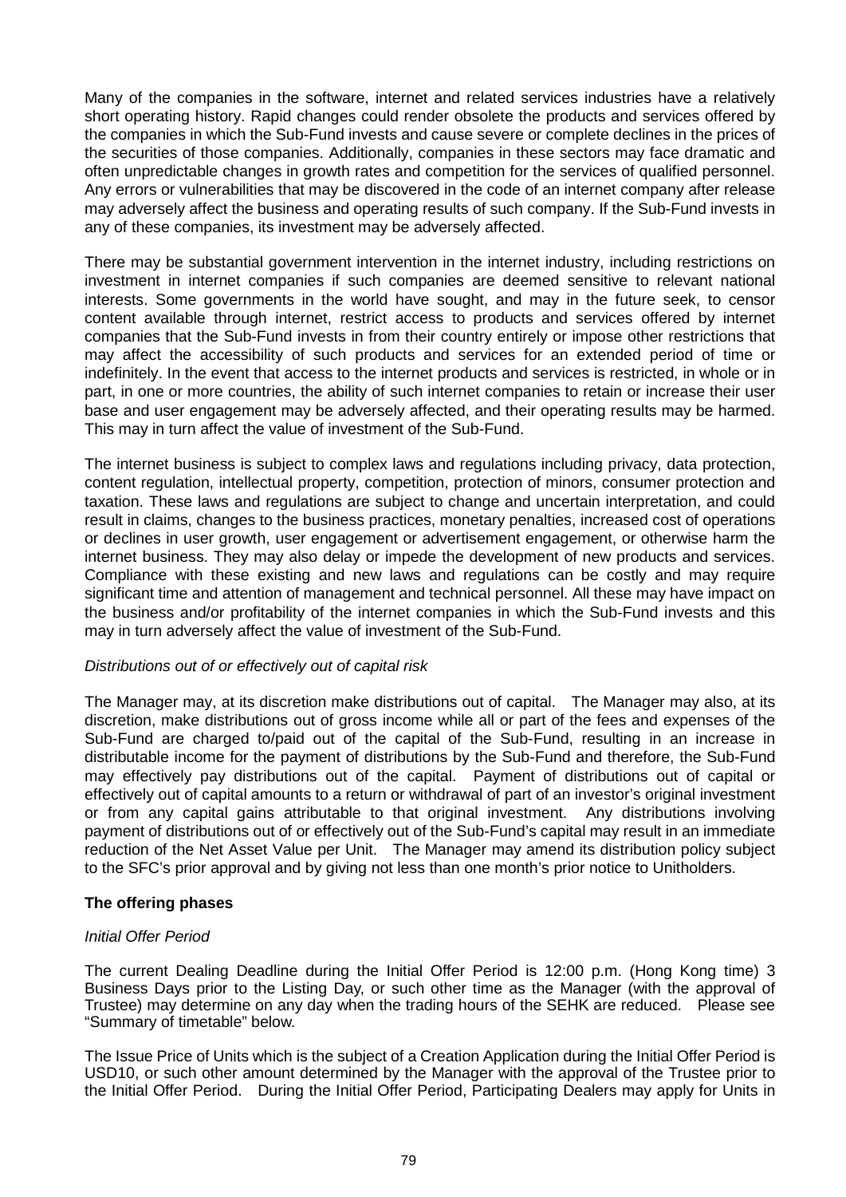Many of the companies in the software, internet and related services industries have a relatively short operating history. Rapid changes could render obsolete the products and services offered by the companies in which the Sub-Fund invests and cause severe or complete declines in the prices of the securities of those companies. Additionally, companies in these sectors may face dramatic and often unpredictable changes in growth rates and competition for the services of qualified personnel. Any errors or vulnerabilities that may be discovered in the code of an internet company after release may adversely affect the business and operating results of such company. If the Sub-Fund invests in any of these companies, its investment may be adversely affected.

There may be substantial government intervention in the internet industry, including restrictions on investment in internet companies if such companies are deemed sensitive to relevant national interests. Some governments in the world have sought, and may in the future seek, to censor content available through internet, restrict access to products and services offered by internet companies that the Sub-Fund invests in from their country entirely or impose other restrictions that may affect the accessibility of such products and services for an extended period of time or indefinitely. In the event that access to the internet products and services is restricted, in whole or in part, in one or more countries, the ability of such internet companies to retain or increase their user base and user engagement may be adversely affected, and their operating results may be harmed. This may in turn affect the value of investment of the Sub-Fund.

The internet business is subject to complex laws and regulations including privacy, data protection, content regulation, intellectual property, competition, protection of minors, consumer protection and taxation. These laws and regulations are subject to change and uncertain interpretation, and could result in claims, changes to the business practices, monetary penalties, increased cost of operations or declines in user growth, user engagement or advertisement engagement, or otherwise harm the internet business. They may also delay or impede the development of new products and services. Compliance with these existing and new laws and regulations can be costly and may require significant time and attention of management and technical personnel. All these may have impact on the business and/or profitability of the internet companies in which the Sub-Fund invests and this may in turn adversely affect the value of investment of the Sub-Fund.

*Distributions out of or effectively out of capital risk*

The Manager may, at its discretion make distributions out of capital. The Manager may also, at its discretion, make distributions out of gross income while all or part of the fees and expenses of the Sub-Fund are charged to/paid out of the capital of the Sub-Fund, resulting in an increase in distributable income for the payment of distributions by the Sub-Fund and therefore, the Sub-Fund may effectively pay distributions out of the capital. Payment of distributions out of capital or effectively out of capital amounts to a return or withdrawal of part of an investor's original investment or from any capital gains attributable to that original investment. Any distributions involving payment of distributions out of or effectively out of the Sub-Fund's capital may result in an immediate reduction of the Net Asset Value per Unit. The Manager may amend its distribution policy subject to the SFC's prior approval and by giving not less than one month's prior notice to Unitholders.

**The offering phases**

*Initial Offer Period*

The current Dealing Deadline during the Initial Offer Period is 12:00 p.m. (Hong Kong time) 3 Business Days prior to the Listing Day, or such other time as the Manager (with the approval of Trustee) may determine on any day when the trading hours of the SEHK are reduced. Please see "Summary of timetable" below.

The Issue Price of Units which is the subject of a Creation Application during the Initial Offer Period is USD10, or such other amount determined by the Manager with the approval of the Trustee prior to the Initial Offer Period. During the Initial Offer Period, Participating Dealers may apply for Units in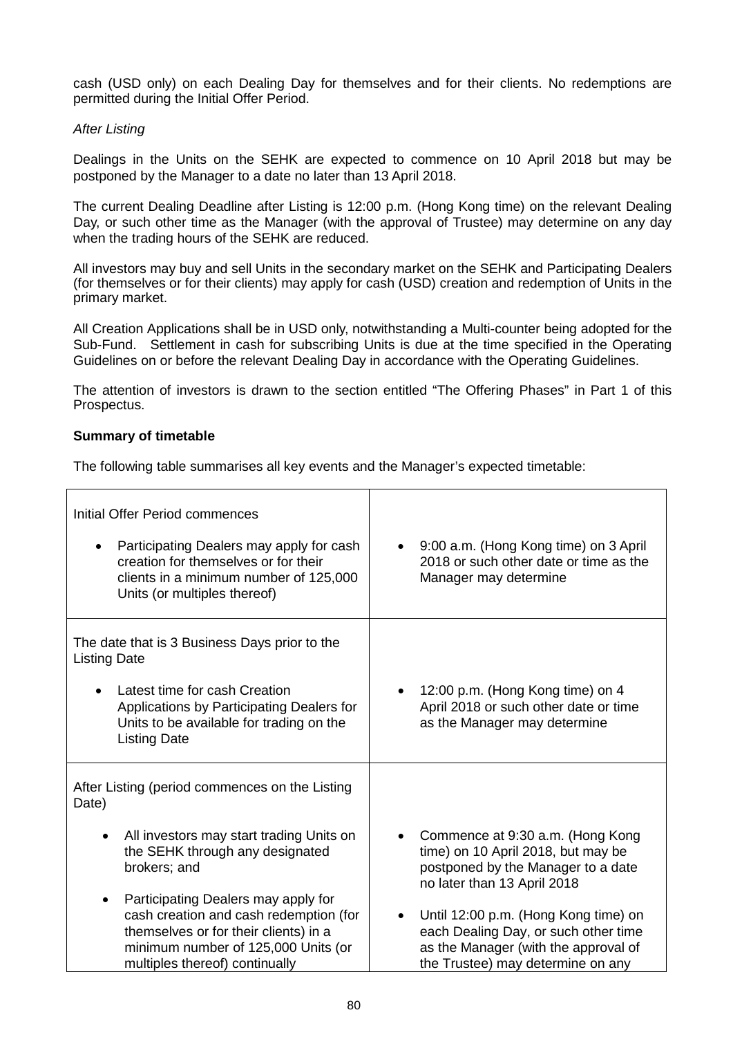cash (USD only) on each Dealing Day for themselves and for their clients. No redemptions are permitted during the Initial Offer Period.

*After Listing*

Dealings in the Units on the SEHK are expected to commence on 10 April 2018 but may be postponed by the Manager to a date no later than 13 April 2018.

The current Dealing Deadline after Listing is 12:00 p.m. (Hong Kong time) on the relevant Dealing Day, or such other time as the Manager (with the approval of Trustee) may determine on any day when the trading hours of the SEHK are reduced.

All investors may buy and sell Units in the secondary market on the SEHK and Participating Dealers (for themselves or for their clients) may apply for cash (USD) creation and redemption of Units in the primary market.

All Creation Applications shall be in USD only, notwithstanding a Multi-counter being adopted for the Sub-Fund. Settlement in cash for subscribing Units is due at the time specified in the Operating Guidelines on or before the relevant Dealing Day in accordance with the Operating Guidelines.

The attention of investors is drawn to the section entitled "The Offering Phases" in Part 1 of this Prospectus.

**Summary of timetable**

The following table summarises all key events and the Manager's expected timetable:

| | |
|---|---|
| Initial Offer Period commences<br><br>• Participating Dealers may apply for cash creation for themselves or for their clients in a minimum number of 125,000 Units (or multiples thereof) | • 9:00 a.m. (Hong Kong time) on 3 April 2018 or such other date or time as the Manager may determine |
| The date that is 3 Business Days prior to the Listing Date<br><br>• Latest time for cash Creation Applications by Participating Dealers for Units to be available for trading on the Listing Date | • 12:00 p.m. (Hong Kong time) on 4 April 2018 or such other date or time as the Manager may determine |
| After Listing (period commences on the Listing Date)<br><br>• All investors may start trading Units on the SEHK through any designated brokers; and<br><br>• Participating Dealers may apply for cash creation and cash redemption (for themselves or for their clients) in a minimum number of 125,000 Units (or multiples thereof) continually | • Commence at 9:30 a.m. (Hong Kong time) on 10 April 2018, but may be postponed by the Manager to a date no later than 13 April 2018<br><br>• Until 12:00 p.m. (Hong Kong time) on each Dealing Day, or such other time as the Manager (with the approval of the Trustee) may determine on any |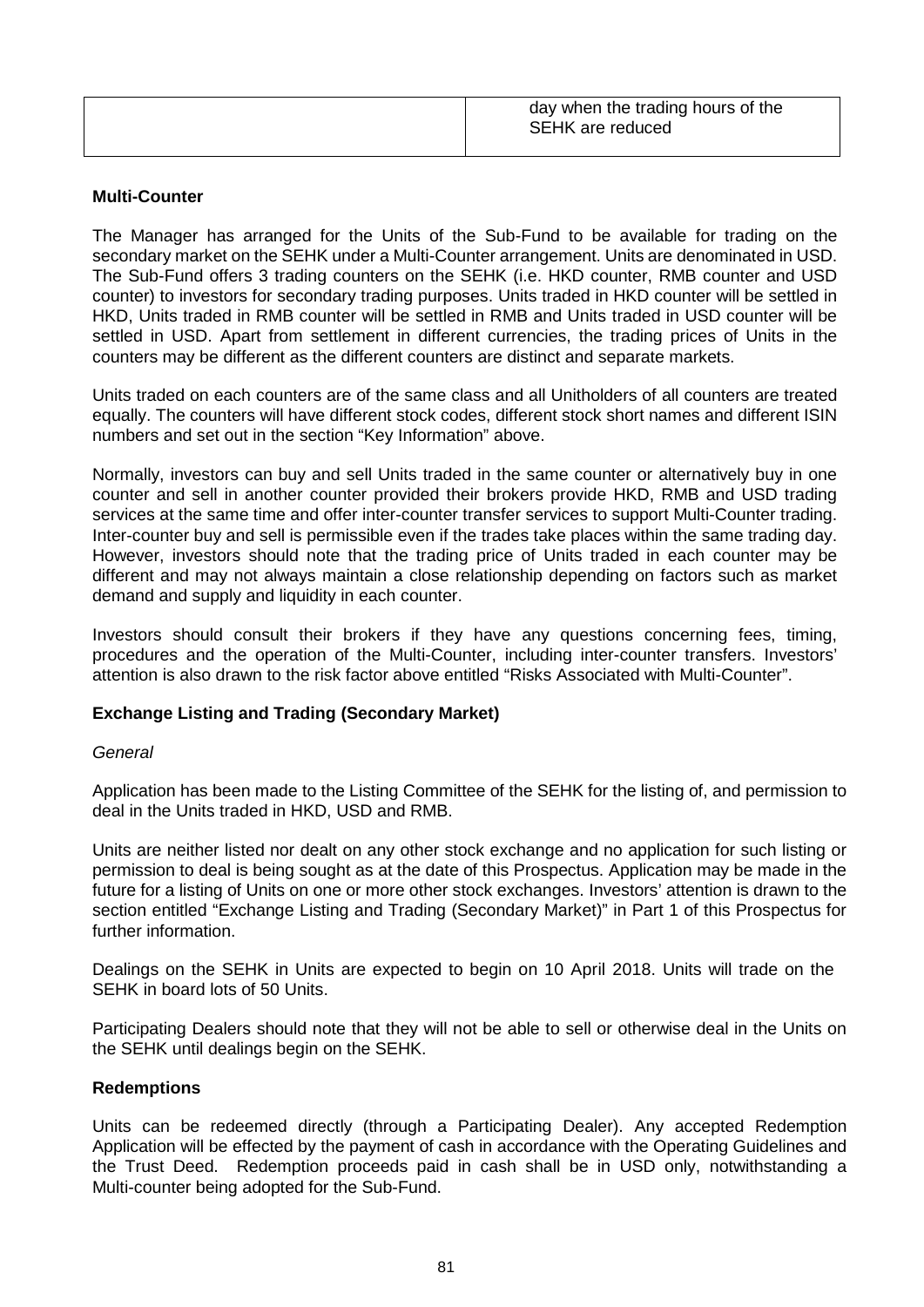| | day when the trading hours of the SEHK are reduced |
|---|---|

**Multi-Counter**

The Manager has arranged for the Units of the Sub-Fund to be available for trading on the secondary market on the SEHK under a Multi-Counter arrangement. Units are denominated in USD. The Sub-Fund offers 3 trading counters on the SEHK (i.e. HKD counter, RMB counter and USD counter) to investors for secondary trading purposes. Units traded in HKD counter will be settled in HKD, Units traded in RMB counter will be settled in RMB and Units traded in USD counter will be settled in USD. Apart from settlement in different currencies, the trading prices of Units in the counters may be different as the different counters are distinct and separate markets.

Units traded on each counters are of the same class and all Unitholders of all counters are treated equally. The counters will have different stock codes, different stock short names and different ISIN numbers and set out in the section "Key Information" above.

Normally, investors can buy and sell Units traded in the same counter or alternatively buy in one counter and sell in another counter provided their brokers provide HKD, RMB and USD trading services at the same time and offer inter-counter transfer services to support Multi-Counter trading. Inter-counter buy and sell is permissible even if the trades take places within the same trading day. However, investors should note that the trading price of Units traded in each counter may be different and may not always maintain a close relationship depending on factors such as market demand and supply and liquidity in each counter.

Investors should consult their brokers if they have any questions concerning fees, timing, procedures and the operation of the Multi-Counter, including inter-counter transfers. Investors' attention is also drawn to the risk factor above entitled "Risks Associated with Multi-Counter".

**Exchange Listing and Trading (Secondary Market)**

*General*

Application has been made to the Listing Committee of the SEHK for the listing of, and permission to deal in the Units traded in HKD, USD and RMB.

Units are neither listed nor dealt on any other stock exchange and no application for such listing or permission to deal is being sought as at the date of this Prospectus. Application may be made in the future for a listing of Units on one or more other stock exchanges. Investors' attention is drawn to the section entitled "Exchange Listing and Trading (Secondary Market)" in Part 1 of this Prospectus for further information.

Dealings on the SEHK in Units are expected to begin on 10 April 2018. Units will trade on the SEHK in board lots of 50 Units.

Participating Dealers should note that they will not be able to sell or otherwise deal in the Units on the SEHK until dealings begin on the SEHK.

**Redemptions**

Units can be redeemed directly (through a Participating Dealer). Any accepted Redemption Application will be effected by the payment of cash in accordance with the Operating Guidelines and the Trust Deed. Redemption proceeds paid in cash shall be in USD only, notwithstanding a Multi-counter being adopted for the Sub-Fund.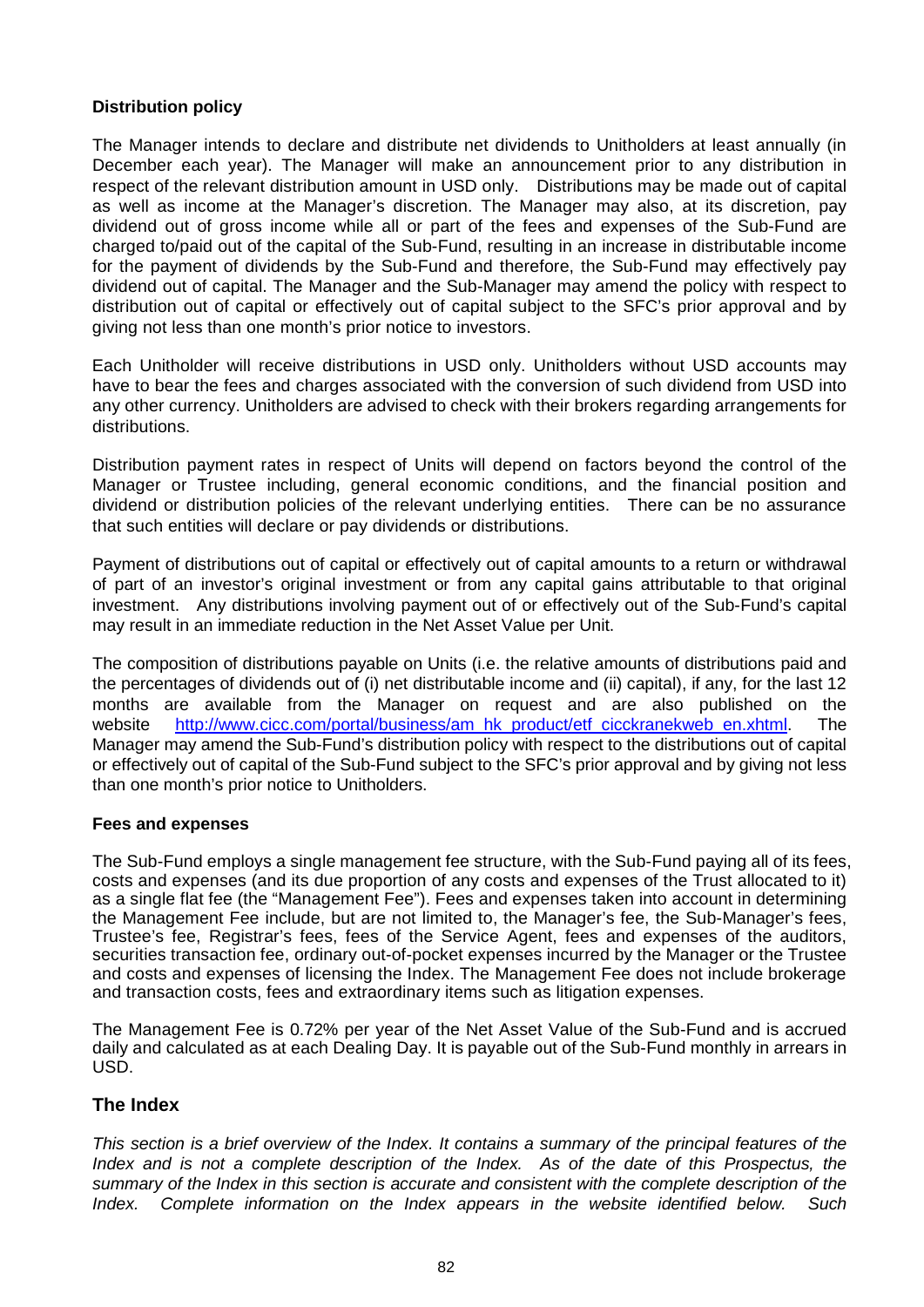**Distribution policy**

The Manager intends to declare and distribute net dividends to Unitholders at least annually (in December each year). The Manager will make an announcement prior to any distribution in respect of the relevant distribution amount in USD only. Distributions may be made out of capital as well as income at the Manager's discretion. The Manager may also, at its discretion, pay dividend out of gross income while all or part of the fees and expenses of the Sub-Fund are charged to/paid out of the capital of the Sub-Fund, resulting in an increase in distributable income for the payment of dividends by the Sub-Fund and therefore, the Sub-Fund may effectively pay dividend out of capital. The Manager and the Sub-Manager may amend the policy with respect to distribution out of capital or effectively out of capital subject to the SFC's prior approval and by giving not less than one month's prior notice to investors.

Each Unitholder will receive distributions in USD only. Unitholders without USD accounts may have to bear the fees and charges associated with the conversion of such dividend from USD into any other currency. Unitholders are advised to check with their brokers regarding arrangements for distributions.

Distribution payment rates in respect of Units will depend on factors beyond the control of the Manager or Trustee including, general economic conditions, and the financial position and dividend or distribution policies of the relevant underlying entities. There can be no assurance that such entities will declare or pay dividends or distributions.

Payment of distributions out of capital or effectively out of capital amounts to a return or withdrawal of part of an investor's original investment or from any capital gains attributable to that original investment. Any distributions involving payment out of or effectively out of the Sub-Fund's capital may result in an immediate reduction in the Net Asset Value per Unit.

The composition of distributions payable on Units (i.e. the relative amounts of distributions paid and the percentages of dividends out of (i) net distributable income and (ii) capital), if any, for the last 12 months are available from the Manager on request and are also published on the website http://www.cicc.com/portal/business/am_hk_product/etf_cicckranekweb_en.xhtml. The Manager may amend the Sub-Fund's distribution policy with respect to the distributions out of capital or effectively out of capital of the Sub-Fund subject to the SFC's prior approval and by giving not less than one month's prior notice to Unitholders.

**Fees and expenses**

The Sub-Fund employs a single management fee structure, with the Sub-Fund paying all of its fees, costs and expenses (and its due proportion of any costs and expenses of the Trust allocated to it) as a single flat fee (the "Management Fee"). Fees and expenses taken into account in determining the Management Fee include, but are not limited to, the Manager's fee, the Sub-Manager's fees, Trustee's fee, Registrar's fees, fees of the Service Agent, fees and expenses of the auditors, securities transaction fee, ordinary out-of-pocket expenses incurred by the Manager or the Trustee and costs and expenses of licensing the Index. The Management Fee does not include brokerage and transaction costs, fees and extraordinary items such as litigation expenses.

The Management Fee is 0.72% per year of the Net Asset Value of the Sub-Fund and is accrued daily and calculated as at each Dealing Day. It is payable out of the Sub-Fund monthly in arrears in USD.

## The Index

*This section is a brief overview of the Index. It contains a summary of the principal features of the Index and is not a complete description of the Index. As of the date of this Prospectus, the summary of the Index in this section is accurate and consistent with the complete description of the Index. Complete information on the Index appears in the website identified below. Such*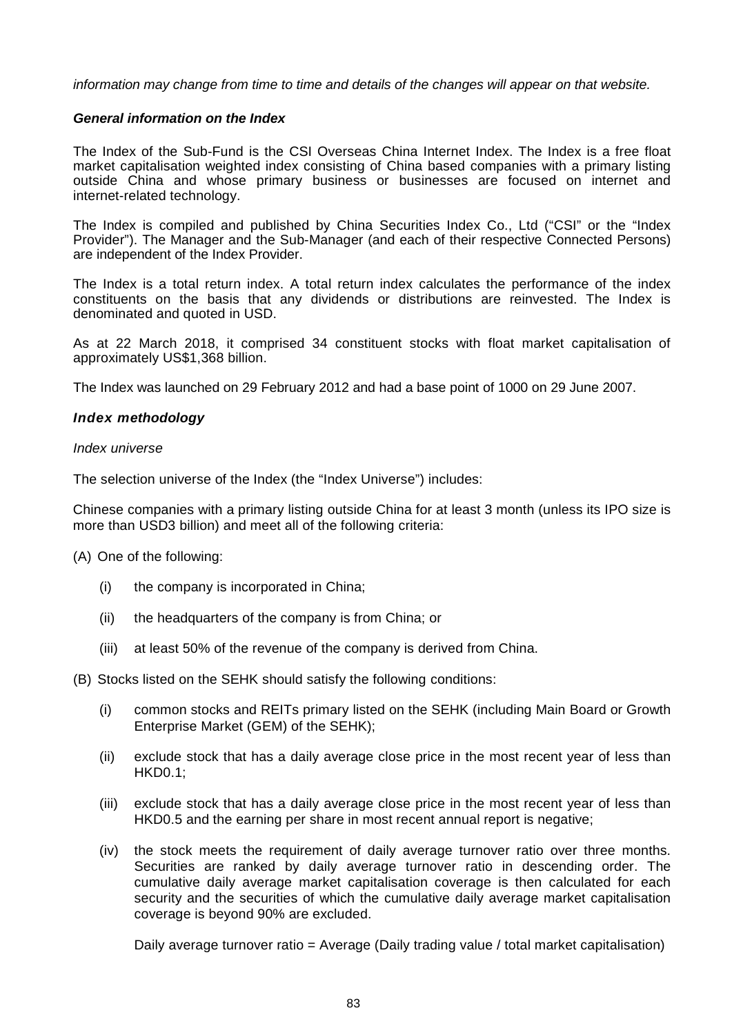*information may change from time to time and details of the changes will appear on that website.*

***General information on the Index***

The Index of the Sub-Fund is the CSI Overseas China Internet Index. The Index is a free float market capitalisation weighted index consisting of China based companies with a primary listing outside China and whose primary business or businesses are focused on internet and internet-related technology.

The Index is compiled and published by China Securities Index Co., Ltd ("CSI" or the "Index Provider"). The Manager and the Sub-Manager (and each of their respective Connected Persons) are independent of the Index Provider.

The Index is a total return index. A total return index calculates the performance of the index constituents on the basis that any dividends or distributions are reinvested. The Index is denominated and quoted in USD.

As at 22 March 2018, it comprised 34 constituent stocks with float market capitalisation of approximately US$1,368 billion.

The Index was launched on 29 February 2012 and had a base point of 1000 on 29 June 2007.

***Index methodology***

*Index universe*

The selection universe of the Index (the "Index Universe") includes:

Chinese companies with a primary listing outside China for at least 3 month (unless its IPO size is more than USD3 billion) and meet all of the following criteria:

(A) One of the following:

- (i) the company is incorporated in China;
- (ii) the headquarters of the company is from China; or
- (iii) at least 50% of the revenue of the company is derived from China.

(B) Stocks listed on the SEHK should satisfy the following conditions:

- (i) common stocks and REITs primary listed on the SEHK (including Main Board or Growth Enterprise Market (GEM) of the SEHK);
- (ii) exclude stock that has a daily average close price in the most recent year of less than HKD0.1;
- (iii) exclude stock that has a daily average close price in the most recent year of less than HKD0.5 and the earning per share in most recent annual report is negative;
- (iv) the stock meets the requirement of daily average turnover ratio over three months. Securities are ranked by daily average turnover ratio in descending order. The cumulative daily average market capitalisation coverage is then calculated for each security and the securities of which the cumulative daily average market capitalisation coverage is beyond 90% are excluded.

  Daily average turnover ratio = Average (Daily trading value / total market capitalisation)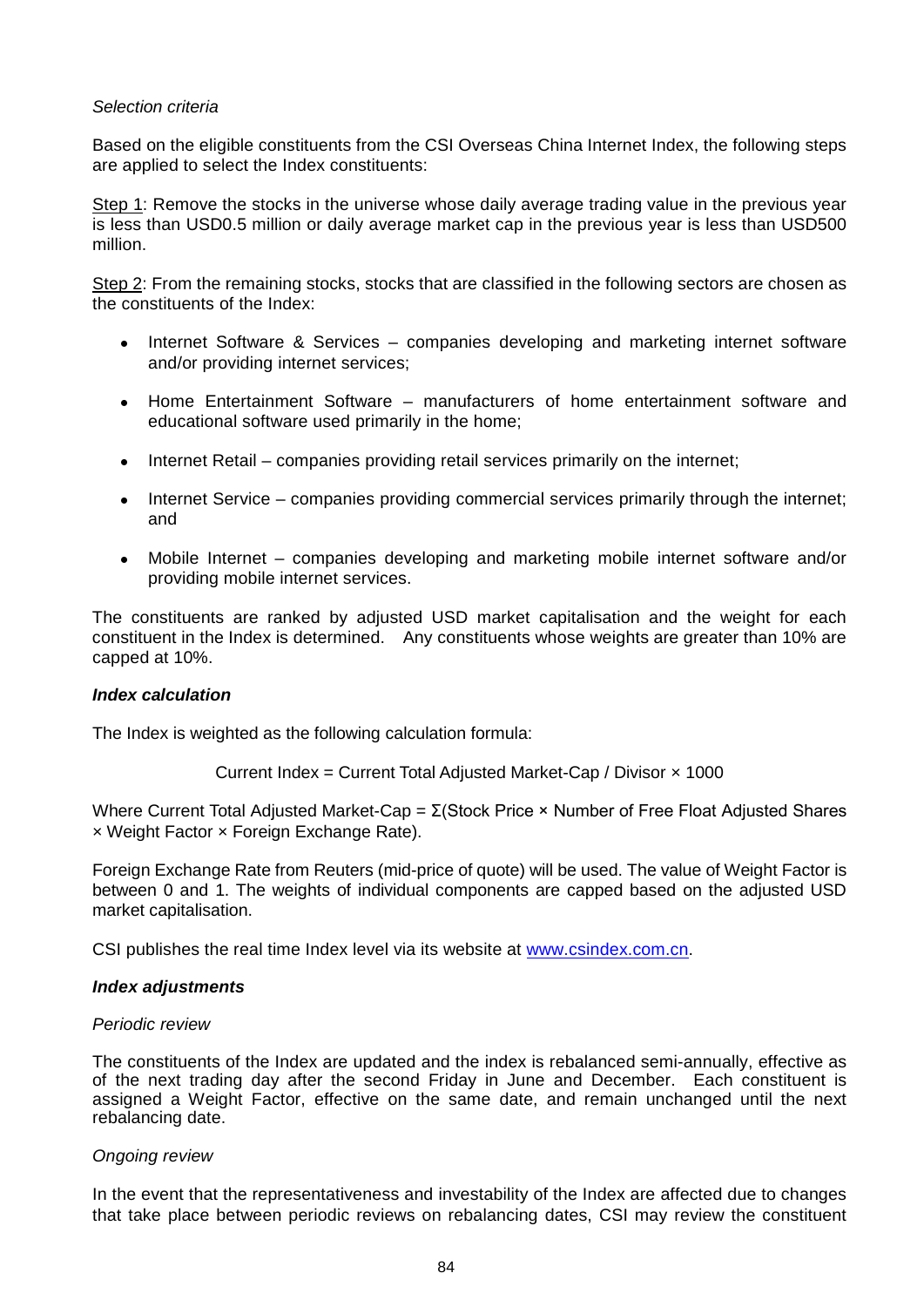*Selection criteria*

Based on the eligible constituents from the CSI Overseas China Internet Index, the following steps are applied to select the Index constituents:

Step 1: Remove the stocks in the universe whose daily average trading value in the previous year is less than USD0.5 million or daily average market cap in the previous year is less than USD500 million.

Step 2: From the remaining stocks, stocks that are classified in the following sectors are chosen as the constituents of the Index:

- Internet Software & Services – companies developing and marketing internet software and/or providing internet services;
- Home Entertainment Software – manufacturers of home entertainment software and educational software used primarily in the home;
- Internet Retail – companies providing retail services primarily on the internet;
- Internet Service – companies providing commercial services primarily through the internet; and
- Mobile Internet – companies developing and marketing mobile internet software and/or providing mobile internet services.

The constituents are ranked by adjusted USD market capitalisation and the weight for each constituent in the Index is determined. Any constituents whose weights are greater than 10% are capped at 10%.

***Index calculation***

The Index is weighted as the following calculation formula:

Current Index = Current Total Adjusted Market-Cap / Divisor × 1000

Where Current Total Adjusted Market-Cap = Σ(Stock Price × Number of Free Float Adjusted Shares × Weight Factor × Foreign Exchange Rate).

Foreign Exchange Rate from Reuters (mid-price of quote) will be used. The value of Weight Factor is between 0 and 1. The weights of individual components are capped based on the adjusted USD market capitalisation.

CSI publishes the real time Index level via its website at www.csindex.com.cn.

***Index adjustments***

*Periodic review*

The constituents of the Index are updated and the index is rebalanced semi-annually, effective as of the next trading day after the second Friday in June and December. Each constituent is assigned a Weight Factor, effective on the same date, and remain unchanged until the next rebalancing date.

*Ongoing review*

In the event that the representativeness and investability of the Index are affected due to changes that take place between periodic reviews on rebalancing dates, CSI may review the constituent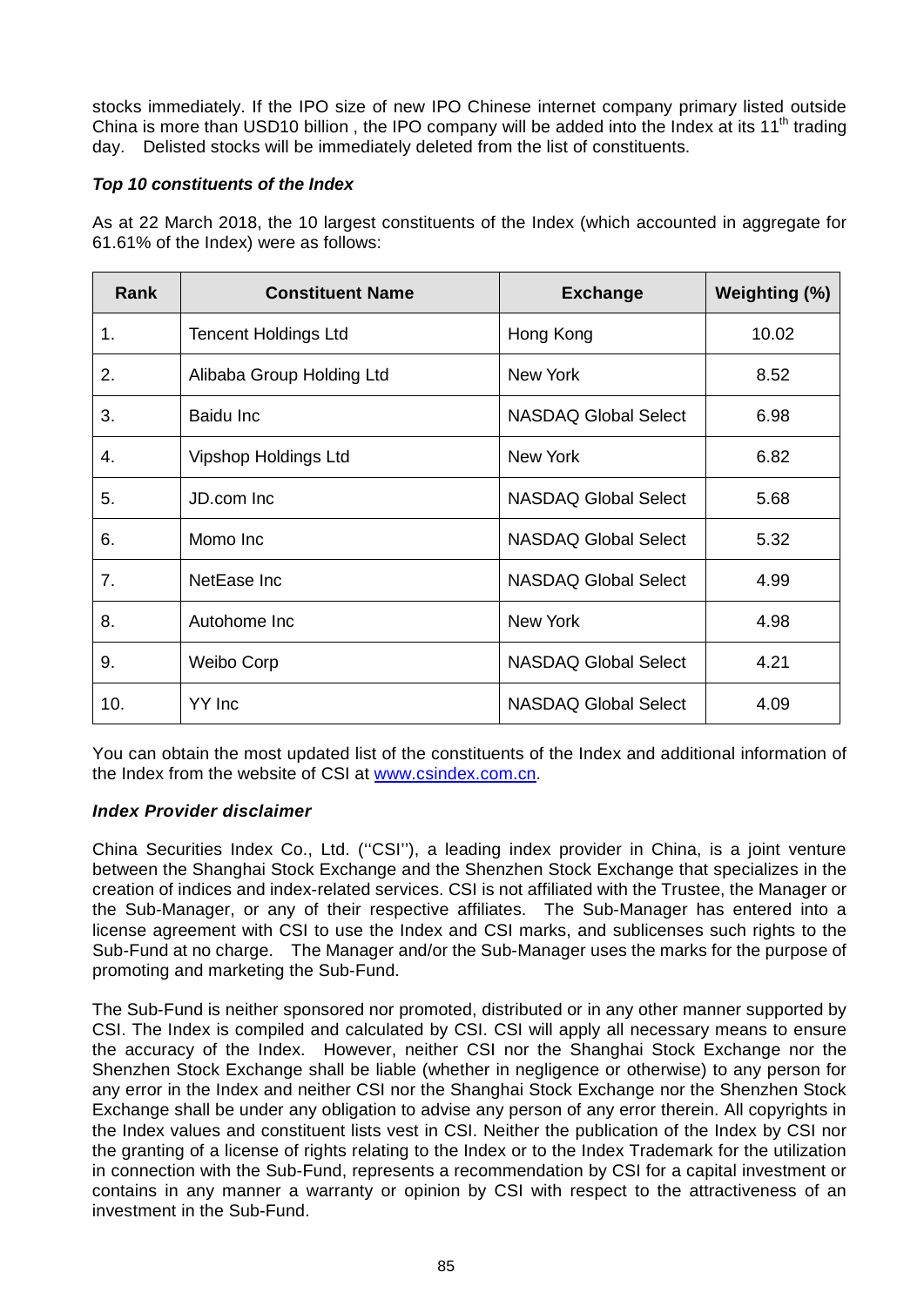stocks immediately. If the IPO size of new IPO Chinese internet company primary listed outside China is more than USD10 billion , the IPO company will be added into the Index at its 11th trading day. Delisted stocks will be immediately deleted from the list of constituents.

***Top 10 constituents of the Index***

As at 22 March 2018, the 10 largest constituents of the Index (which accounted in aggregate for 61.61% of the Index) were as follows:

| Rank | Constituent Name | Exchange | Weighting (%) |
|---|---|---|---|
| 1. | Tencent Holdings Ltd | Hong Kong | 10.02 |
| 2. | Alibaba Group Holding Ltd | New York | 8.52 |
| 3. | Baidu Inc | NASDAQ Global Select | 6.98 |
| 4. | Vipshop Holdings Ltd | New York | 6.82 |
| 5. | JD.com Inc | NASDAQ Global Select | 5.68 |
| 6. | Momo Inc | NASDAQ Global Select | 5.32 |
| 7. | NetEase Inc | NASDAQ Global Select | 4.99 |
| 8. | Autohome Inc | New York | 4.98 |
| 9. | Weibo Corp | NASDAQ Global Select | 4.21 |
| 10. | YY Inc | NASDAQ Global Select | 4.09 |

You can obtain the most updated list of the constituents of the Index and additional information of the Index from the website of CSI at www.csindex.com.cn.

***Index Provider disclaimer***

China Securities Index Co., Ltd. (''CSI''), a leading index provider in China, is a joint venture between the Shanghai Stock Exchange and the Shenzhen Stock Exchange that specializes in the creation of indices and index-related services. CSI is not affiliated with the Trustee, the Manager or the Sub-Manager, or any of their respective affiliates. The Sub-Manager has entered into a license agreement with CSI to use the Index and CSI marks, and sublicenses such rights to the Sub-Fund at no charge. The Manager and/or the Sub-Manager uses the marks for the purpose of promoting and marketing the Sub-Fund.

The Sub-Fund is neither sponsored nor promoted, distributed or in any other manner supported by CSI. The Index is compiled and calculated by CSI. CSI will apply all necessary means to ensure the accuracy of the Index. However, neither CSI nor the Shanghai Stock Exchange nor the Shenzhen Stock Exchange shall be liable (whether in negligence or otherwise) to any person for any error in the Index and neither CSI nor the Shanghai Stock Exchange nor the Shenzhen Stock Exchange shall be under any obligation to advise any person of any error therein. All copyrights in the Index values and constituent lists vest in CSI. Neither the publication of the Index by CSI nor the granting of a license of rights relating to the Index or to the Index Trademark for the utilization in connection with the Sub-Fund, represents a recommendation by CSI for a capital investment or contains in any manner a warranty or opinion by CSI with respect to the attractiveness of an investment in the Sub-Fund.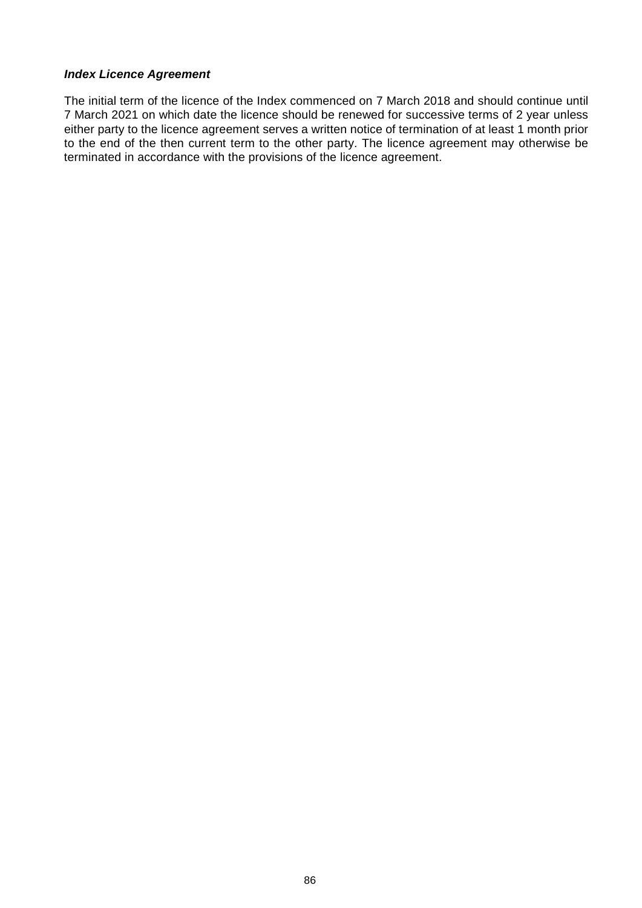***Index Licence Agreement***

The initial term of the licence of the Index commenced on 7 March 2018 and should continue until 7 March 2021 on which date the licence should be renewed for successive terms of 2 year unless either party to the licence agreement serves a written notice of termination of at least 1 month prior to the end of the then current term to the other party. The licence agreement may otherwise be terminated in accordance with the provisions of the licence agreement.